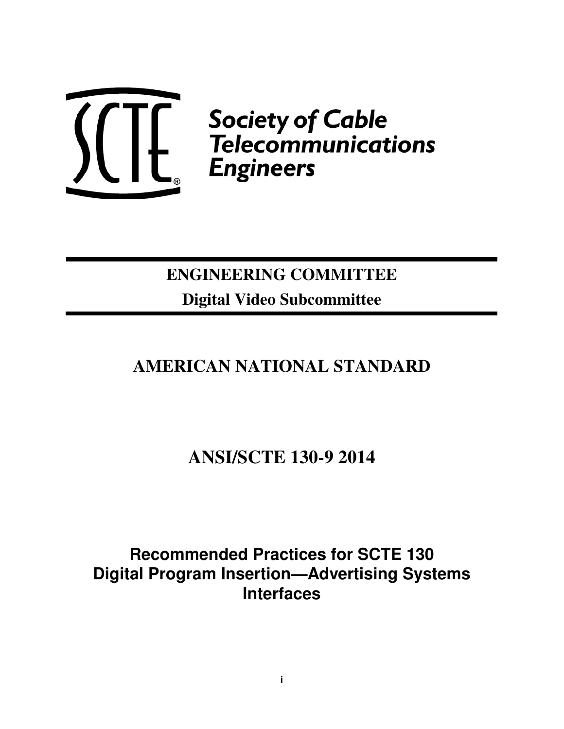Society of Cable Telecommunications Engineers

**ENGINEERING COMMITTEE**

**Digital Video Subcommittee**

# AMERICAN NATIONAL STANDARD

# ANSI/SCTE 130-9 2014

## Recommended Practices for SCTE 130 Digital Program Insertion—Advertising Systems Interfaces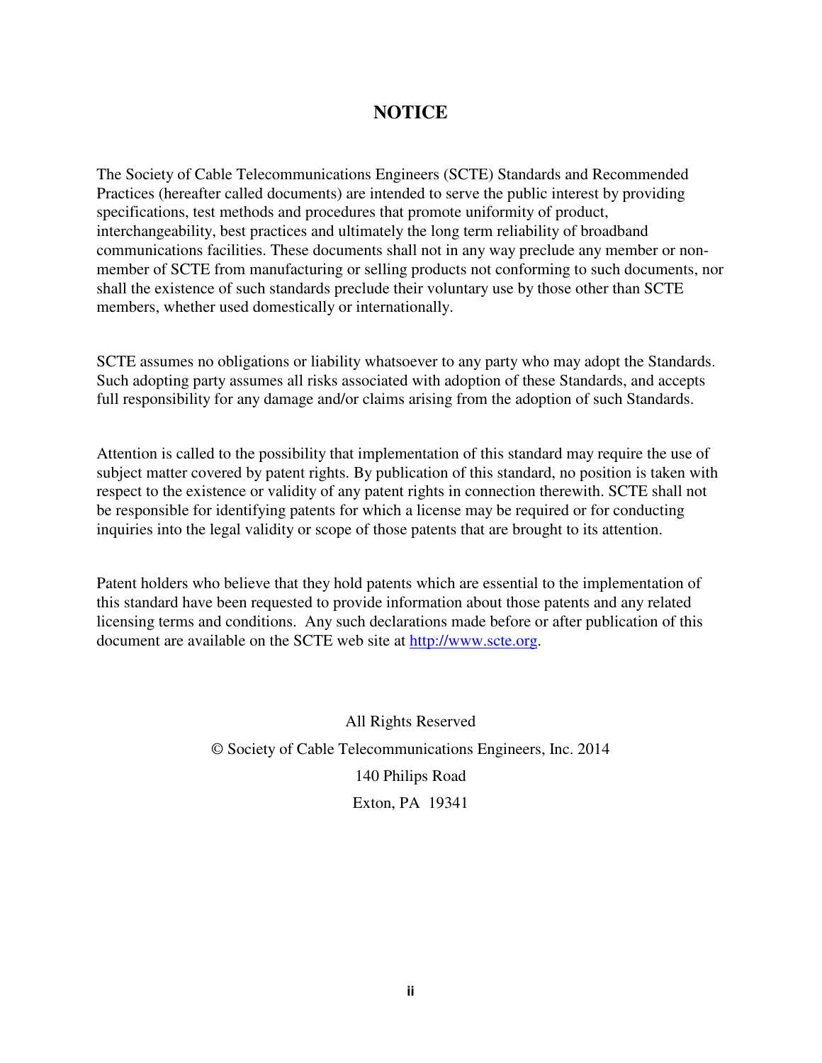## NOTICE

The Society of Cable Telecommunications Engineers (SCTE) Standards and Recommended Practices (hereafter called documents) are intended to serve the public interest by providing specifications, test methods and procedures that promote uniformity of product, interchangeability, best practices and ultimately the long term reliability of broadband communications facilities. These documents shall not in any way preclude any member or non-member of SCTE from manufacturing or selling products not conforming to such documents, nor shall the existence of such standards preclude their voluntary use by those other than SCTE members, whether used domestically or internationally.

SCTE assumes no obligations or liability whatsoever to any party who may adopt the Standards. Such adopting party assumes all risks associated with adoption of these Standards, and accepts full responsibility for any damage and/or claims arising from the adoption of such Standards.

Attention is called to the possibility that implementation of this standard may require the use of subject matter covered by patent rights. By publication of this standard, no position is taken with respect to the existence or validity of any patent rights in connection therewith. SCTE shall not be responsible for identifying patents for which a license may be required or for conducting inquiries into the legal validity or scope of those patents that are brought to its attention.

Patent holders who believe that they hold patents which are essential to the implementation of this standard have been requested to provide information about those patents and any related licensing terms and conditions. Any such declarations made before or after publication of this document are available on the SCTE web site at [http://www.scte.org](http://www.scte.org).

All Rights Reserved

© Society of Cable Telecommunications Engineers, Inc. 2014

140 Philips Road

Exton, PA 19341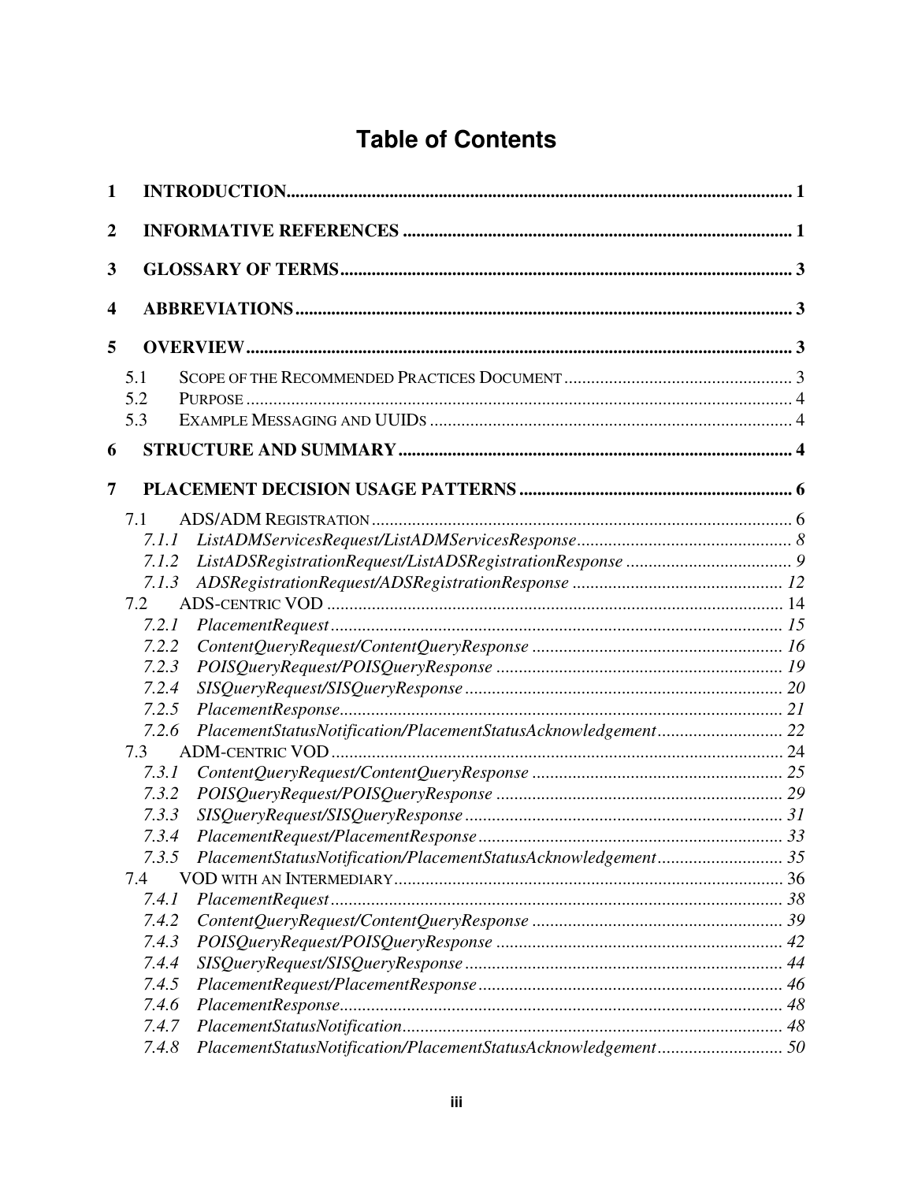# Table of Contents

1 INTRODUCTION ..... 1

2 INFORMATIVE REFERENCES ..... 1

3 GLOSSARY OF TERMS ..... 3

4 ABBREVIATIONS ..... 3

5 OVERVIEW ..... 3

- 5.1 SCOPE OF THE RECOMMENDED PRACTICES DOCUMENT ..... 3
- 5.2 PURPOSE ..... 4
- 5.3 EXAMPLE MESSAGING AND UUIDS ..... 4

6 STRUCTURE AND SUMMARY ..... 4

7 PLACEMENT DECISION USAGE PATTERNS ..... 6

- 7.1 ADS/ADM REGISTRATION ..... 6
  - *7.1.1 ListADMServicesRequest/ListADMServicesResponse ..... 8*
  - *7.1.2 ListADSRegistrationRequest/ListADSRegistrationResponse ..... 9*
  - *7.1.3 ADSRegistrationRequest/ADSRegistrationResponse ..... 12*
- 7.2 ADS-CENTRIC VOD ..... 14
  - *7.2.1 PlacementRequest ..... 15*
  - *7.2.2 ContentQueryRequest/ContentQueryResponse ..... 16*
  - *7.2.3 POISQueryRequest/POISQueryResponse ..... 19*
  - *7.2.4 SISQueryRequest/SISQueryResponse ..... 20*
  - *7.2.5 PlacementResponse ..... 21*
  - *7.2.6 PlacementStatusNotification/PlacementStatusAcknowledgement ..... 22*
- 7.3 ADM-CENTRIC VOD ..... 24
  - *7.3.1 ContentQueryRequest/ContentQueryResponse ..... 25*
  - *7.3.2 POISQueryRequest/POISQueryResponse ..... 29*
  - *7.3.3 SISQueryRequest/SISQueryResponse ..... 31*
  - *7.3.4 PlacementRequest/PlacementResponse ..... 33*
  - *7.3.5 PlacementStatusNotification/PlacementStatusAcknowledgement ..... 35*
- 7.4 VOD WITH AN INTERMEDIARY ..... 36
  - *7.4.1 PlacementRequest ..... 38*
  - *7.4.2 ContentQueryRequest/ContentQueryResponse ..... 39*
  - *7.4.3 POISQueryRequest/POISQueryResponse ..... 42*
  - *7.4.4 SISQueryRequest/SISQueryResponse ..... 44*
  - *7.4.5 PlacementRequest/PlacementResponse ..... 46*
  - *7.4.6 PlacementResponse ..... 48*
  - *7.4.7 PlacementStatusNotification ..... 48*
  - *7.4.8 PlacementStatusNotification/PlacementStatusAcknowledgement ..... 50*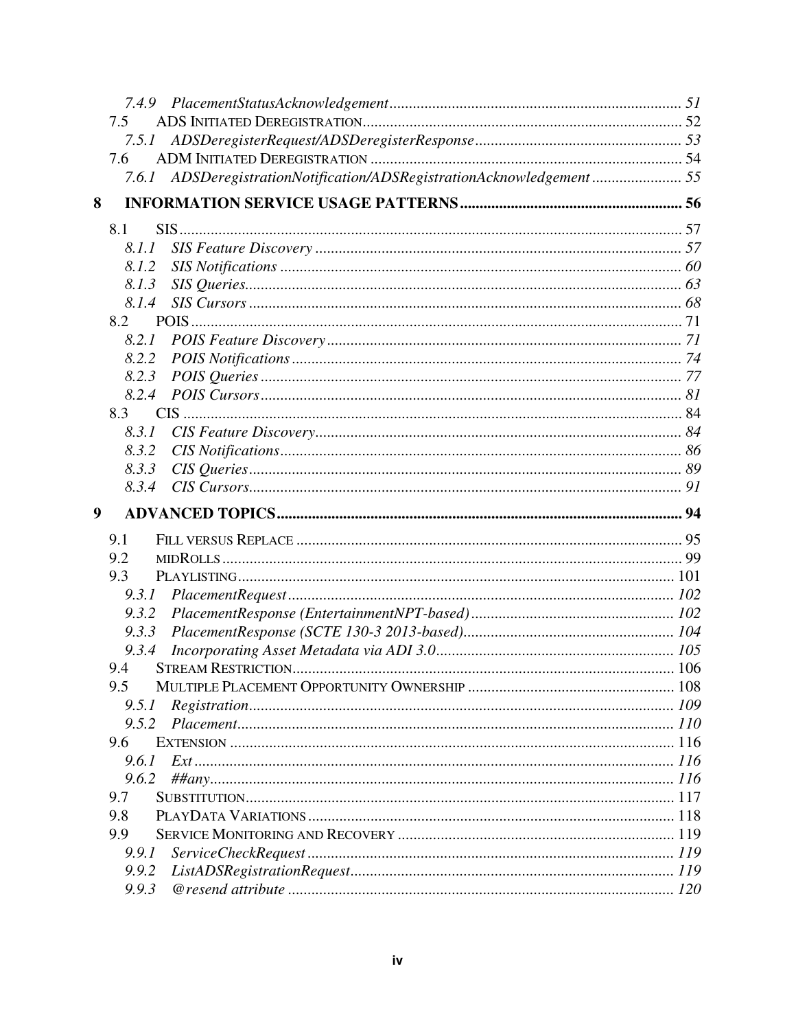7.4.9 *PlacementStatusAcknowledgement* ........ 51
7.5 ADS INITIATED DEREGISTRATION ........ 52
7.5.1 *ADSDeregisterRequest/ADSDeregisterResponse* ........ 53
7.6 ADM INITIATED DEREGISTRATION ........ 54
7.6.1 *ADSDeregistrationNotification/ADSRegistrationAcknowledgement* ........ 55

**8 INFORMATION SERVICE USAGE PATTERNS ........ 56**

8.1 SIS ........ 57
8.1.1 *SIS Feature Discovery* ........ 57
8.1.2 *SIS Notifications* ........ 60
8.1.3 *SIS Queries* ........ 63
8.1.4 *SIS Cursors* ........ 68
8.2 POIS ........ 71
8.2.1 *POIS Feature Discovery* ........ 71
8.2.2 *POIS Notifications* ........ 74
8.2.3 *POIS Queries* ........ 77
8.2.4 *POIS Cursors* ........ 81
8.3 CIS ........ 84
8.3.1 *CIS Feature Discovery* ........ 84
8.3.2 *CIS Notifications* ........ 86
8.3.3 *CIS Queries* ........ 89
8.3.4 *CIS Cursors* ........ 91

**9 ADVANCED TOPICS ........ 94**

9.1 FILL VERSUS REPLACE ........ 95
9.2 MIDROLLS ........ 99
9.3 PLAYLISTING ........ 101
9.3.1 *PlacementRequest* ........ 102
9.3.2 *PlacementResponse (EntertainmentNPT-based)* ........ 102
9.3.3 *PlacementResponse (SCTE 130-3 2013-based)* ........ 104
9.3.4 *Incorporating Asset Metadata via ADI 3.0* ........ 105
9.4 STREAM RESTRICTION ........ 106
9.5 MULTIPLE PLACEMENT OPPORTUNITY OWNERSHIP ........ 108
9.5.1 *Registration* ........ 109
9.5.2 *Placement* ........ 110
9.6 EXTENSION ........ 116
9.6.1 *Ext* ........ 116
9.6.2 *##any* ........ 116
9.7 SUBSTITUTION ........ 117
9.8 PLAYDATA VARIATIONS ........ 118
9.9 SERVICE MONITORING AND RECOVERY ........ 119
9.9.1 *ServiceCheckRequest* ........ 119
9.9.2 *ListADSRegistrationRequest* ........ 119
9.9.3 *@resend attribute* ........ 120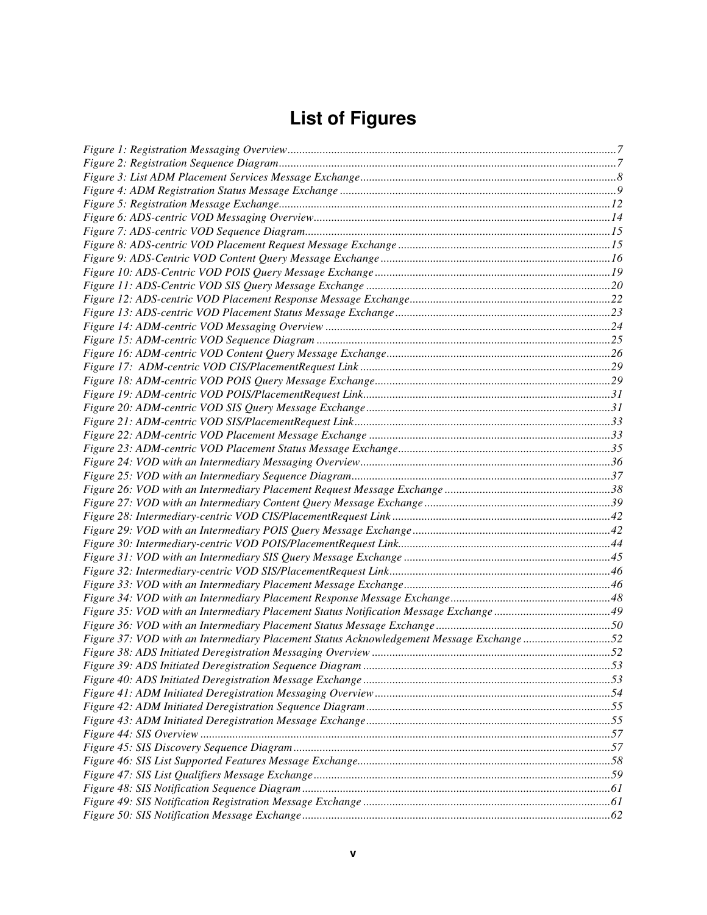# List of Figures

*Figure 1: Registration Messaging Overview* ........ 7
*Figure 2: Registration Sequence Diagram* ........ 7
*Figure 3: List ADM Placement Services Message Exchange* ........ 8
*Figure 4: ADM Registration Status Message Exchange* ........ 9
*Figure 5: Registration Message Exchange* ........ 12
*Figure 6: ADS-centric VOD Messaging Overview* ........ 14
*Figure 7: ADS-centric VOD Sequence Diagram* ........ 15
*Figure 8: ADS-centric VOD Placement Request Message Exchange* ........ 15
*Figure 9: ADS-Centric VOD Content Query Message Exchange* ........ 16
*Figure 10: ADS-Centric VOD POIS Query Message Exchange* ........ 19
*Figure 11: ADS-Centric VOD SIS Query Message Exchange* ........ 20
*Figure 12: ADS-centric VOD Placement Response Message Exchange* ........ 22
*Figure 13: ADS-centric VOD Placement Status Message Exchange* ........ 23
*Figure 14: ADM-centric VOD Messaging Overview* ........ 24
*Figure 15: ADM-centric VOD Sequence Diagram* ........ 25
*Figure 16: ADM-centric VOD Content Query Message Exchange* ........ 26
*Figure 17: ADM-centric VOD CIS/PlacementRequest Link* ........ 29
*Figure 18: ADM-centric VOD POIS Query Message Exchange* ........ 29
*Figure 19: ADM-centric VOD POIS/PlacementRequest Link* ........ 31
*Figure 20: ADM-centric VOD SIS Query Message Exchange* ........ 31
*Figure 21: ADM-centric VOD SIS/PlacementRequest Link* ........ 33
*Figure 22: ADM-centric VOD Placement Message Exchange* ........ 33
*Figure 23: ADM-centric VOD Placement Status Message Exchange* ........ 35
*Figure 24: VOD with an Intermediary Messaging Overview* ........ 36
*Figure 25: VOD with an Intermediary Sequence Diagram* ........ 37
*Figure 26: VOD with an Intermediary Placement Request Message Exchange* ........ 38
*Figure 27: VOD with an Intermediary Content Query Message Exchange* ........ 39
*Figure 28: Intermediary-centric VOD CIS/PlacementRequest Link* ........ 42
*Figure 29: VOD with an Intermediary POIS Query Message Exchange* ........ 42
*Figure 30: Intermediary-centric VOD POIS/PlacementRequest Link* ........ 44
*Figure 31: VOD with an Intermediary SIS Query Message Exchange* ........ 45
*Figure 32: Intermediary-centric VOD SIS/PlacementRequest Link* ........ 46
*Figure 33: VOD with an Intermediary Placement Message Exchange* ........ 46
*Figure 34: VOD with an Intermediary Placement Response Message Exchange* ........ 48
*Figure 35: VOD with an Intermediary Placement Status Notification Message Exchange* ........ 49
*Figure 36: VOD with an Intermediary Placement Status Message Exchange* ........ 50
*Figure 37: VOD with an Intermediary Placement Status Acknowledgement Message Exchange* ........ 52
*Figure 38: ADS Initiated Deregistration Messaging Overview* ........ 52
*Figure 39: ADS Initiated Deregistration Sequence Diagram* ........ 53
*Figure 40: ADS Initiated Deregistration Message Exchange* ........ 53
*Figure 41: ADM Initiated Deregistration Messaging Overview* ........ 54
*Figure 42: ADM Initiated Deregistration Sequence Diagram* ........ 55
*Figure 43: ADM Initiated Deregistration Message Exchange* ........ 55
*Figure 44: SIS Overview* ........ 57
*Figure 45: SIS Discovery Sequence Diagram* ........ 57
*Figure 46: SIS List Supported Features Message Exchange* ........ 58
*Figure 47: SIS List Qualifiers Message Exchange* ........ 59
*Figure 48: SIS Notification Sequence Diagram* ........ 61
*Figure 49: SIS Notification Registration Message Exchange* ........ 61
*Figure 50: SIS Notification Message Exchange* ........ 62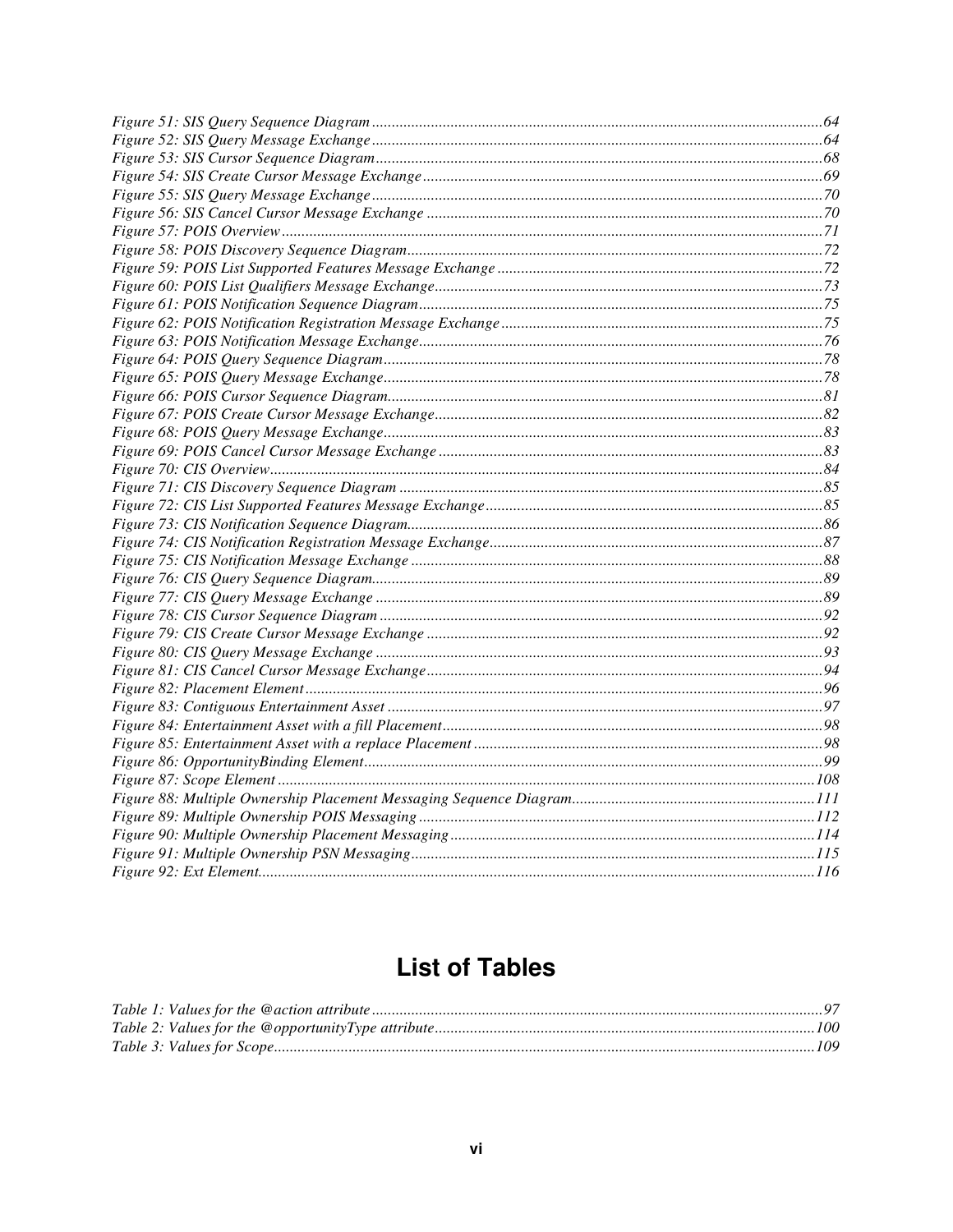*Figure 51: SIS Query Sequence Diagram* ...64
*Figure 52: SIS Query Message Exchange* ...64
*Figure 53: SIS Cursor Sequence Diagram* ...68
*Figure 54: SIS Create Cursor Message Exchange* ...69
*Figure 55: SIS Query Message Exchange* ...70
*Figure 56: SIS Cancel Cursor Message Exchange* ...70
*Figure 57: POIS Overview* ...71
*Figure 58: POIS Discovery Sequence Diagram* ...72
*Figure 59: POIS List Supported Features Message Exchange* ...72
*Figure 60: POIS List Qualifiers Message Exchange* ...73
*Figure 61: POIS Notification Sequence Diagram* ...75
*Figure 62: POIS Notification Registration Message Exchange* ...75
*Figure 63: POIS Notification Message Exchange* ...76
*Figure 64: POIS Query Sequence Diagram* ...78
*Figure 65: POIS Query Message Exchange* ...78
*Figure 66: POIS Cursor Sequence Diagram* ...81
*Figure 67: POIS Create Cursor Message Exchange* ...82
*Figure 68: POIS Query Message Exchange* ...83
*Figure 69: POIS Cancel Cursor Message Exchange* ...83
*Figure 70: CIS Overview* ...84
*Figure 71: CIS Discovery Sequence Diagram* ...85
*Figure 72: CIS List Supported Features Message Exchange* ...85
*Figure 73: CIS Notification Sequence Diagram* ...86
*Figure 74: CIS Notification Registration Message Exchange* ...87
*Figure 75: CIS Notification Message Exchange* ...88
*Figure 76: CIS Query Sequence Diagram* ...89
*Figure 77: CIS Query Message Exchange* ...89
*Figure 78: CIS Cursor Sequence Diagram* ...92
*Figure 79: CIS Create Cursor Message Exchange* ...92
*Figure 80: CIS Query Message Exchange* ...93
*Figure 81: CIS Cancel Cursor Message Exchange* ...94
*Figure 82: Placement Element* ...96
*Figure 83: Contiguous Entertainment Asset* ...97
*Figure 84: Entertainment Asset with a fill Placement* ...98
*Figure 85: Entertainment Asset with a replace Placement* ...98
*Figure 86: OpportunityBinding Element* ...99
*Figure 87: Scope Element* ...108
*Figure 88: Multiple Ownership Placement Messaging Sequence Diagram* ...111
*Figure 89: Multiple Ownership POIS Messaging* ...112
*Figure 90: Multiple Ownership Placement Messaging* ...114
*Figure 91: Multiple Ownership PSN Messaging* ...115
*Figure 92: Ext Element* ...116

# List of Tables

*Table 1: Values for the @action attribute* ...97
*Table 2: Values for the @opportunityType attribute* ...100
*Table 3: Values for Scope* ...109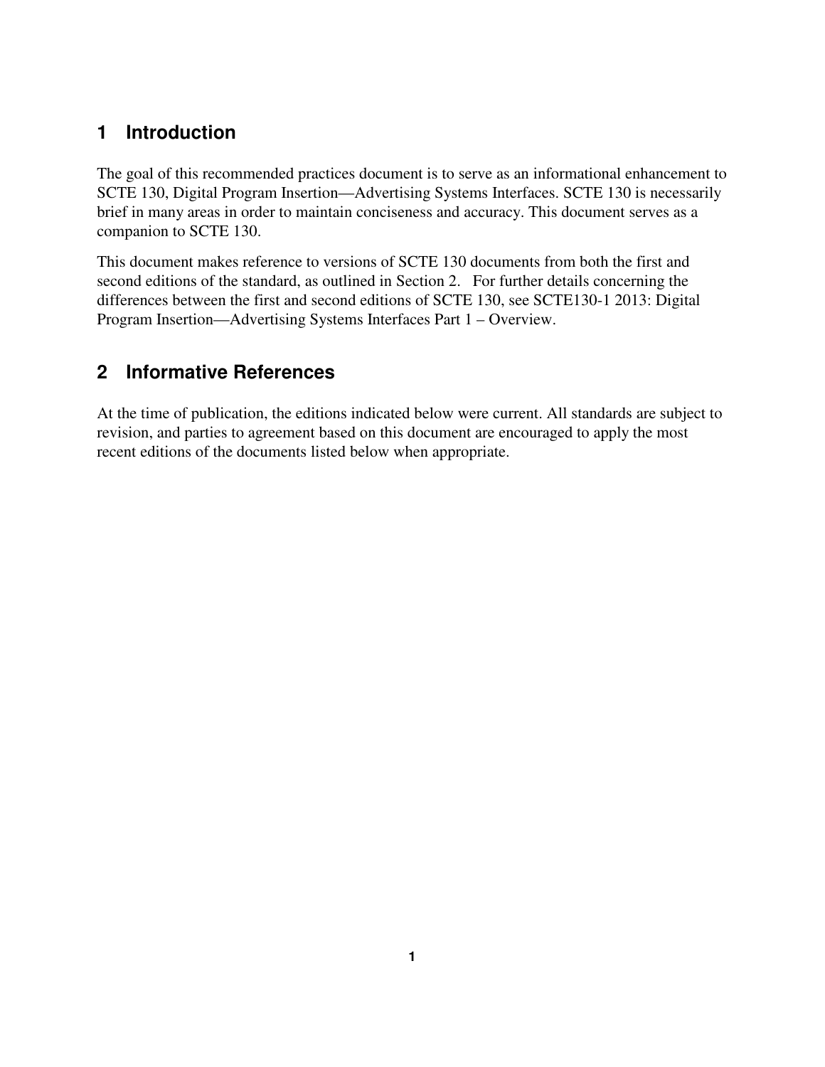# 1 Introduction

The goal of this recommended practices document is to serve as an informational enhancement to SCTE 130, Digital Program Insertion—Advertising Systems Interfaces. SCTE 130 is necessarily brief in many areas in order to maintain conciseness and accuracy. This document serves as a companion to SCTE 130.

This document makes reference to versions of SCTE 130 documents from both the first and second editions of the standard, as outlined in Section 2. For further details concerning the differences between the first and second editions of SCTE 130, see SCTE130-1 2013: Digital Program Insertion—Advertising Systems Interfaces Part 1 – Overview.

# 2 Informative References

At the time of publication, the editions indicated below were current. All standards are subject to revision, and parties to agreement based on this document are encouraged to apply the most recent editions of the documents listed below when appropriate.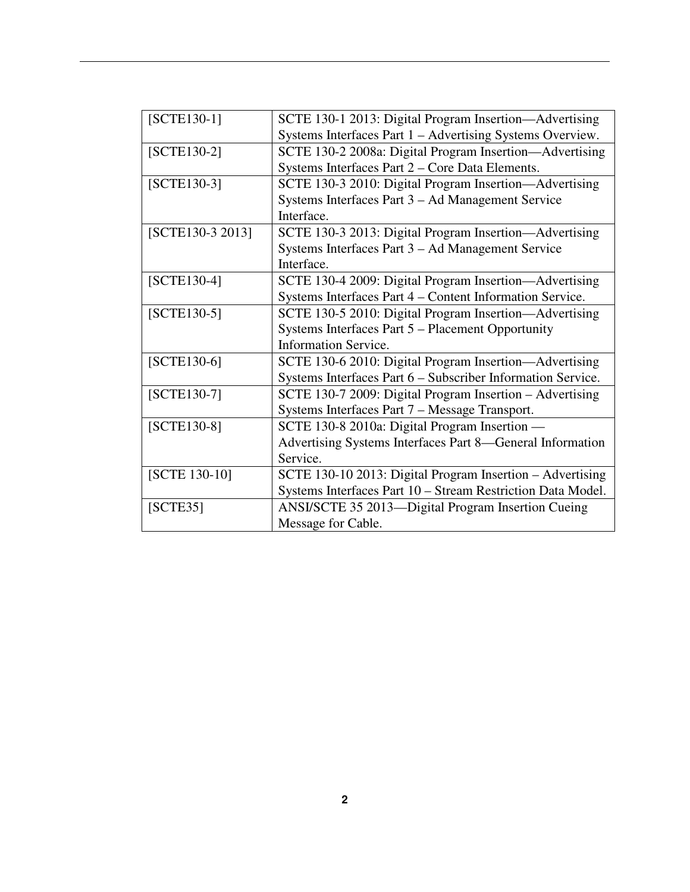| | |
|---|---|
| [SCTE130-1] | SCTE 130-1 2013: Digital Program Insertion—Advertising Systems Interfaces Part 1 – Advertising Systems Overview. |
| [SCTE130-2] | SCTE 130-2 2008a: Digital Program Insertion—Advertising Systems Interfaces Part 2 – Core Data Elements. |
| [SCTE130-3] | SCTE 130-3 2010: Digital Program Insertion—Advertising Systems Interfaces Part 3 – Ad Management Service Interface. |
| [SCTE130-3 2013] | SCTE 130-3 2013: Digital Program Insertion—Advertising Systems Interfaces Part 3 – Ad Management Service Interface. |
| [SCTE130-4] | SCTE 130-4 2009: Digital Program Insertion—Advertising Systems Interfaces Part 4 – Content Information Service. |
| [SCTE130-5] | SCTE 130-5 2010: Digital Program Insertion—Advertising Systems Interfaces Part 5 – Placement Opportunity Information Service. |
| [SCTE130-6] | SCTE 130-6 2010: Digital Program Insertion—Advertising Systems Interfaces Part 6 – Subscriber Information Service. |
| [SCTE130-7] | SCTE 130-7 2009: Digital Program Insertion – Advertising Systems Interfaces Part 7 – Message Transport. |
| [SCTE130-8] | SCTE 130-8 2010a: Digital Program Insertion — Advertising Systems Interfaces Part 8—General Information Service. |
| [SCTE 130-10] | SCTE 130-10 2013: Digital Program Insertion – Advertising Systems Interfaces Part 10 – Stream Restriction Data Model. |
| [SCTE35] | ANSI/SCTE 35 2013—Digital Program Insertion Cueing Message for Cable. |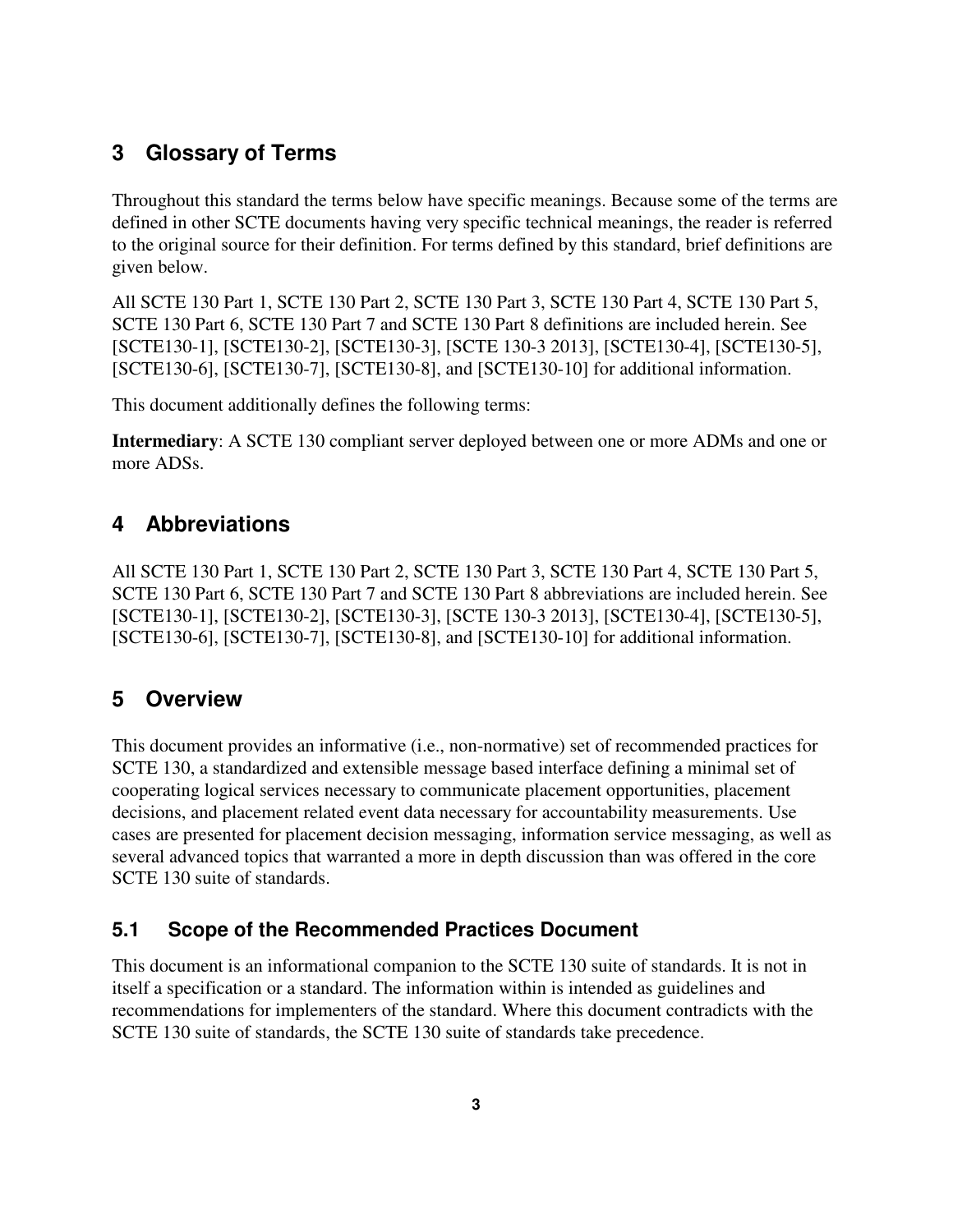# 3 Glossary of Terms

Throughout this standard the terms below have specific meanings. Because some of the terms are defined in other SCTE documents having very specific technical meanings, the reader is referred to the original source for their definition. For terms defined by this standard, brief definitions are given below.

All SCTE 130 Part 1, SCTE 130 Part 2, SCTE 130 Part 3, SCTE 130 Part 4, SCTE 130 Part 5, SCTE 130 Part 6, SCTE 130 Part 7 and SCTE 130 Part 8 definitions are included herein. See [SCTE130-1], [SCTE130-2], [SCTE130-3], [SCTE 130-3 2013], [SCTE130-4], [SCTE130-5], [SCTE130-6], [SCTE130-7], [SCTE130-8], and [SCTE130-10] for additional information.

This document additionally defines the following terms:

**Intermediary**: A SCTE 130 compliant server deployed between one or more ADMs and one or more ADSs.

# 4 Abbreviations

All SCTE 130 Part 1, SCTE 130 Part 2, SCTE 130 Part 3, SCTE 130 Part 4, SCTE 130 Part 5, SCTE 130 Part 6, SCTE 130 Part 7 and SCTE 130 Part 8 abbreviations are included herein. See [SCTE130-1], [SCTE130-2], [SCTE130-3], [SCTE 130-3 2013], [SCTE130-4], [SCTE130-5], [SCTE130-6], [SCTE130-7], [SCTE130-8], and [SCTE130-10] for additional information.

# 5 Overview

This document provides an informative (i.e., non-normative) set of recommended practices for SCTE 130, a standardized and extensible message based interface defining a minimal set of cooperating logical services necessary to communicate placement opportunities, placement decisions, and placement related event data necessary for accountability measurements. Use cases are presented for placement decision messaging, information service messaging, as well as several advanced topics that warranted a more in depth discussion than was offered in the core SCTE 130 suite of standards.

## 5.1 Scope of the Recommended Practices Document

This document is an informational companion to the SCTE 130 suite of standards. It is not in itself a specification or a standard. The information within is intended as guidelines and recommendations for implementers of the standard. Where this document contradicts with the SCTE 130 suite of standards, the SCTE 130 suite of standards take precedence.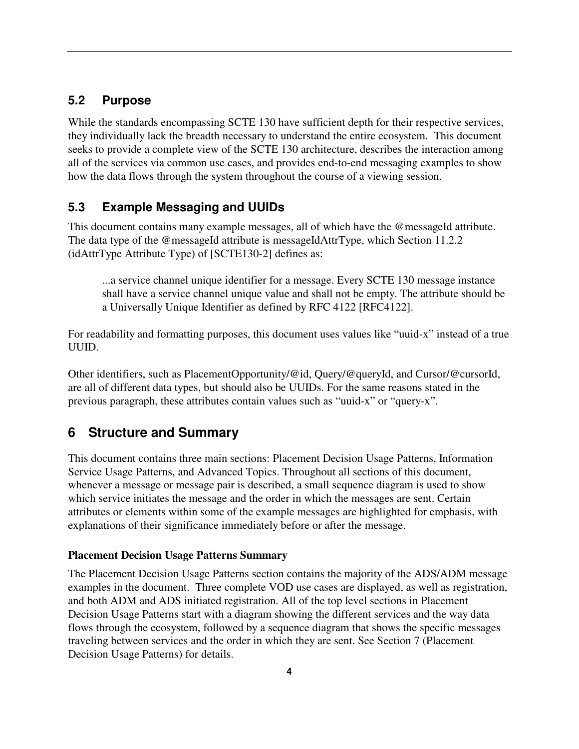## 5.2 Purpose

While the standards encompassing SCTE 130 have sufficient depth for their respective services, they individually lack the breadth necessary to understand the entire ecosystem. This document seeks to provide a complete view of the SCTE 130 architecture, describes the interaction among all of the services via common use cases, and provides end-to-end messaging examples to show how the data flows through the system throughout the course of a viewing session.

## 5.3 Example Messaging and UUIDs

This document contains many example messages, all of which have the @messageId attribute. The data type of the @messageId attribute is messageIdAttrType, which Section 11.2.2 (idAttrType Attribute Type) of [SCTE130-2] defines as:

> ...a service channel unique identifier for a message. Every SCTE 130 message instance shall have a service channel unique value and shall not be empty. The attribute should be a Universally Unique Identifier as defined by RFC 4122 [RFC4122].

For readability and formatting purposes, this document uses values like “uuid-x” instead of a true UUID.

Other identifiers, such as PlacementOpportunity/@id, Query/@queryId, and Cursor/@cursorId, are all of different data types, but should also be UUIDs. For the same reasons stated in the previous paragraph, these attributes contain values such as “uuid-x” or “query-x”.

# 6 Structure and Summary

This document contains three main sections: Placement Decision Usage Patterns, Information Service Usage Patterns, and Advanced Topics. Throughout all sections of this document, whenever a message or message pair is described, a small sequence diagram is used to show which service initiates the message and the order in which the messages are sent. Certain attributes or elements within some of the example messages are highlighted for emphasis, with explanations of their significance immediately before or after the message.

**Placement Decision Usage Patterns Summary**

The Placement Decision Usage Patterns section contains the majority of the ADS/ADM message examples in the document. Three complete VOD use cases are displayed, as well as registration, and both ADM and ADS initiated registration. All of the top level sections in Placement Decision Usage Patterns start with a diagram showing the different services and the way data flows through the ecosystem, followed by a sequence diagram that shows the specific messages traveling between services and the order in which they are sent. See Section 7 (Placement Decision Usage Patterns) for details.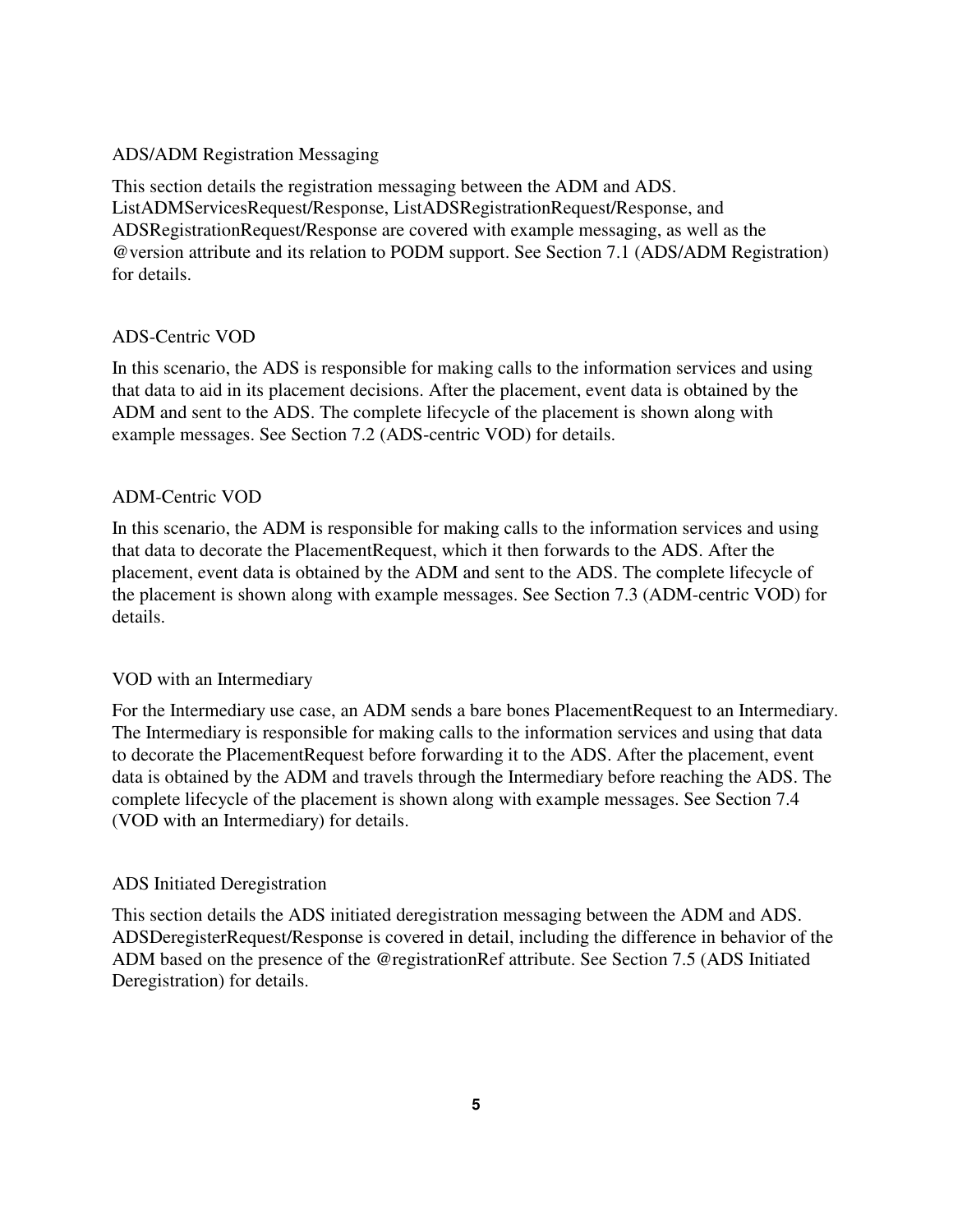### ADS/ADM Registration Messaging

This section details the registration messaging between the ADM and ADS. ListADMServicesRequest/Response, ListADSRegistrationRequest/Response, and ADSRegistrationRequest/Response are covered with example messaging, as well as the @version attribute and its relation to PODM support. See Section 7.1 (ADS/ADM Registration) for details.

### ADS-Centric VOD

In this scenario, the ADS is responsible for making calls to the information services and using that data to aid in its placement decisions. After the placement, event data is obtained by the ADM and sent to the ADS. The complete lifecycle of the placement is shown along with example messages. See Section 7.2 (ADS-centric VOD) for details.

### ADM-Centric VOD

In this scenario, the ADM is responsible for making calls to the information services and using that data to decorate the PlacementRequest, which it then forwards to the ADS. After the placement, event data is obtained by the ADM and sent to the ADS. The complete lifecycle of the placement is shown along with example messages. See Section 7.3 (ADM-centric VOD) for details.

### VOD with an Intermediary

For the Intermediary use case, an ADM sends a bare bones PlacementRequest to an Intermediary. The Intermediary is responsible for making calls to the information services and using that data to decorate the PlacementRequest before forwarding it to the ADS. After the placement, event data is obtained by the ADM and travels through the Intermediary before reaching the ADS. The complete lifecycle of the placement is shown along with example messages. See Section 7.4 (VOD with an Intermediary) for details.

### ADS Initiated Deregistration

This section details the ADS initiated deregistration messaging between the ADM and ADS. ADSDeregisterRequest/Response is covered in detail, including the difference in behavior of the ADM based on the presence of the @registrationRef attribute. See Section 7.5 (ADS Initiated Deregistration) for details.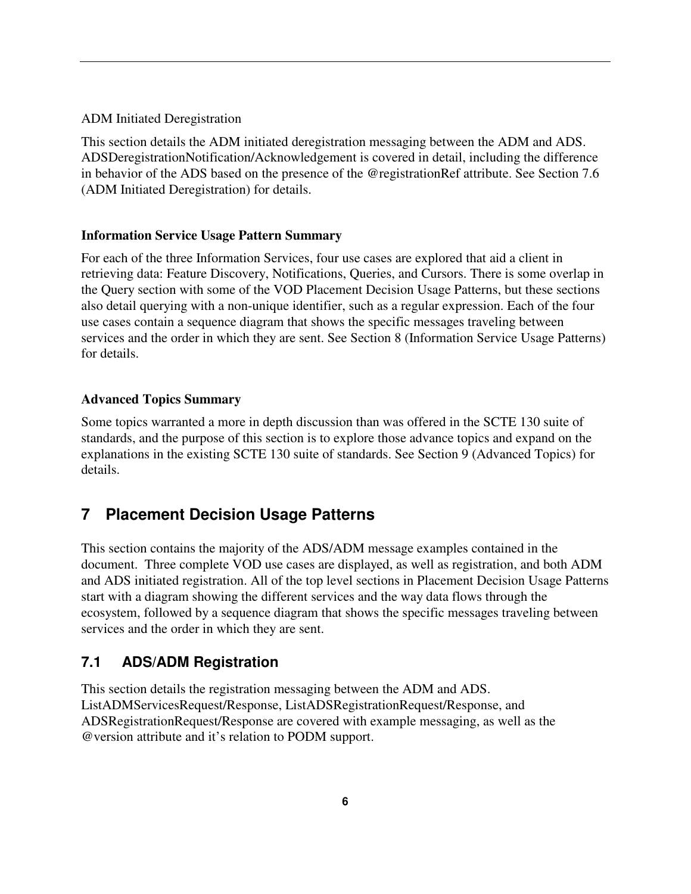ADM Initiated Deregistration

This section details the ADM initiated deregistration messaging between the ADM and ADS. ADSDeregistrationNotification/Acknowledgement is covered in detail, including the difference in behavior of the ADS based on the presence of the @registrationRef attribute. See Section 7.6 (ADM Initiated Deregistration) for details.

**Information Service Usage Pattern Summary**

For each of the three Information Services, four use cases are explored that aid a client in retrieving data: Feature Discovery, Notifications, Queries, and Cursors. There is some overlap in the Query section with some of the VOD Placement Decision Usage Patterns, but these sections also detail querying with a non-unique identifier, such as a regular expression. Each of the four use cases contain a sequence diagram that shows the specific messages traveling between services and the order in which they are sent. See Section 8 (Information Service Usage Patterns) for details.

**Advanced Topics Summary**

Some topics warranted a more in depth discussion than was offered in the SCTE 130 suite of standards, and the purpose of this section is to explore those advance topics and expand on the explanations in the existing SCTE 130 suite of standards. See Section 9 (Advanced Topics) for details.

# 7 Placement Decision Usage Patterns

This section contains the majority of the ADS/ADM message examples contained in the document. Three complete VOD use cases are displayed, as well as registration, and both ADM and ADS initiated registration. All of the top level sections in Placement Decision Usage Patterns start with a diagram showing the different services and the way data flows through the ecosystem, followed by a sequence diagram that shows the specific messages traveling between services and the order in which they are sent.

## 7.1 ADS/ADM Registration

This section details the registration messaging between the ADM and ADS. ListADMServicesRequest/Response, ListADSRegistrationRequest/Response, and ADSRegistrationRequest/Response are covered with example messaging, as well as the @version attribute and it's relation to PODM support.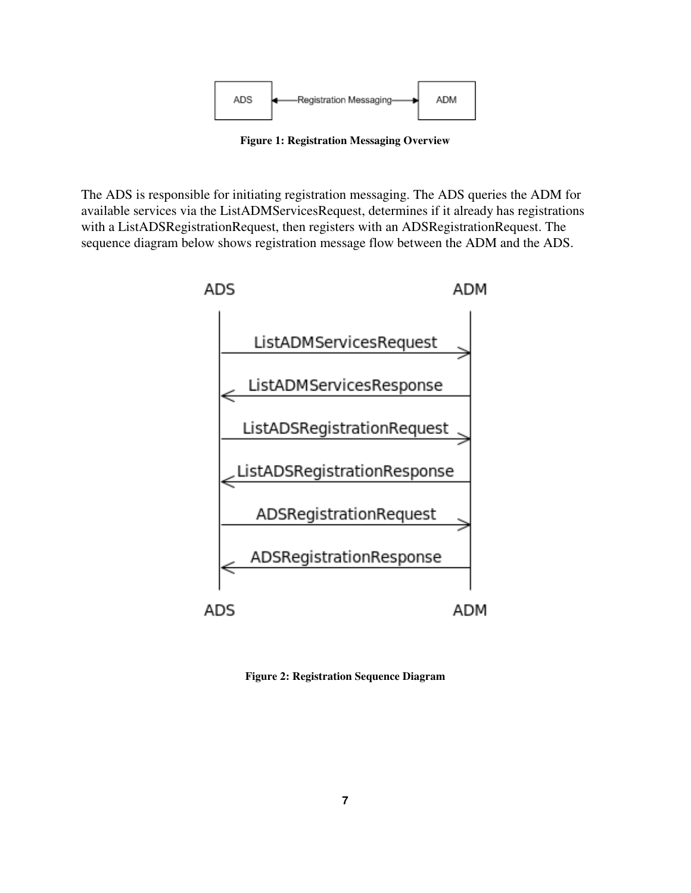Figure 1: Registration Messaging Overview

The ADS is responsible for initiating registration messaging. The ADS queries the ADM for available services via the ListADMServicesRequest, determines if it already has registrations with a ListADSRegistrationRequest, then registers with an ADSRegistrationRequest. The sequence diagram below shows registration message flow between the ADM and the ADS.

Figure 2: Registration Sequence Diagram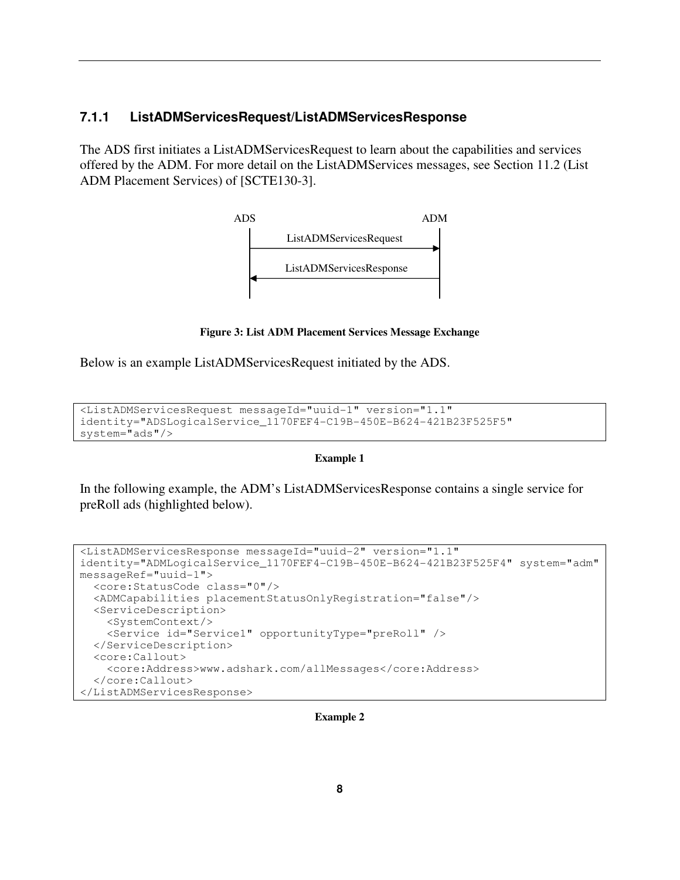### 7.1.1 ListADMServicesRequest/ListADMServicesResponse

The ADS first initiates a ListADMServicesRequest to learn about the capabilities and services offered by the ADM. For more detail on the ListADMServices messages, see Section 11.2 (List ADM Placement Services) of [SCTE130-3].

```
ADS                                    ADM
 |       ListADMServicesRequest         |
 |------------------------------------->|
 |       ListADMServicesResponse        |
 |<-------------------------------------|
 |                                      |
```

**Figure 3: List ADM Placement Services Message Exchange**

Below is an example ListADMServicesRequest initiated by the ADS.

```
<ListADMServicesRequest messageId="uuid-1" version="1.1"
identity="ADSLogicalService_1170FEF4-C19B-450E-B624-421B23F525F5"
system="ads"/>
```

**Example 1**

In the following example, the ADM's ListADMServicesResponse contains a single service for preRoll ads (highlighted below).

```
<ListADMServicesResponse messageId="uuid-2" version="1.1"
identity="ADMLogicalService_1170FEF4-C19B-450E-B624-421B23F525F4" system="adm"
messageRef="uuid-1">
  <core:StatusCode class="0"/>
  <ADMCapabilities placementStatusOnlyRegistration="false"/>
  <ServiceDescription>
    <SystemContext/>
    <Service id="Service1" opportunityType="preRoll" />
  </ServiceDescription>
  <core:Callout>
    <core:Address>www.adshark.com/allMessages</core:Address>
  </core:Callout>
</ListADMServicesResponse>
```

**Example 2**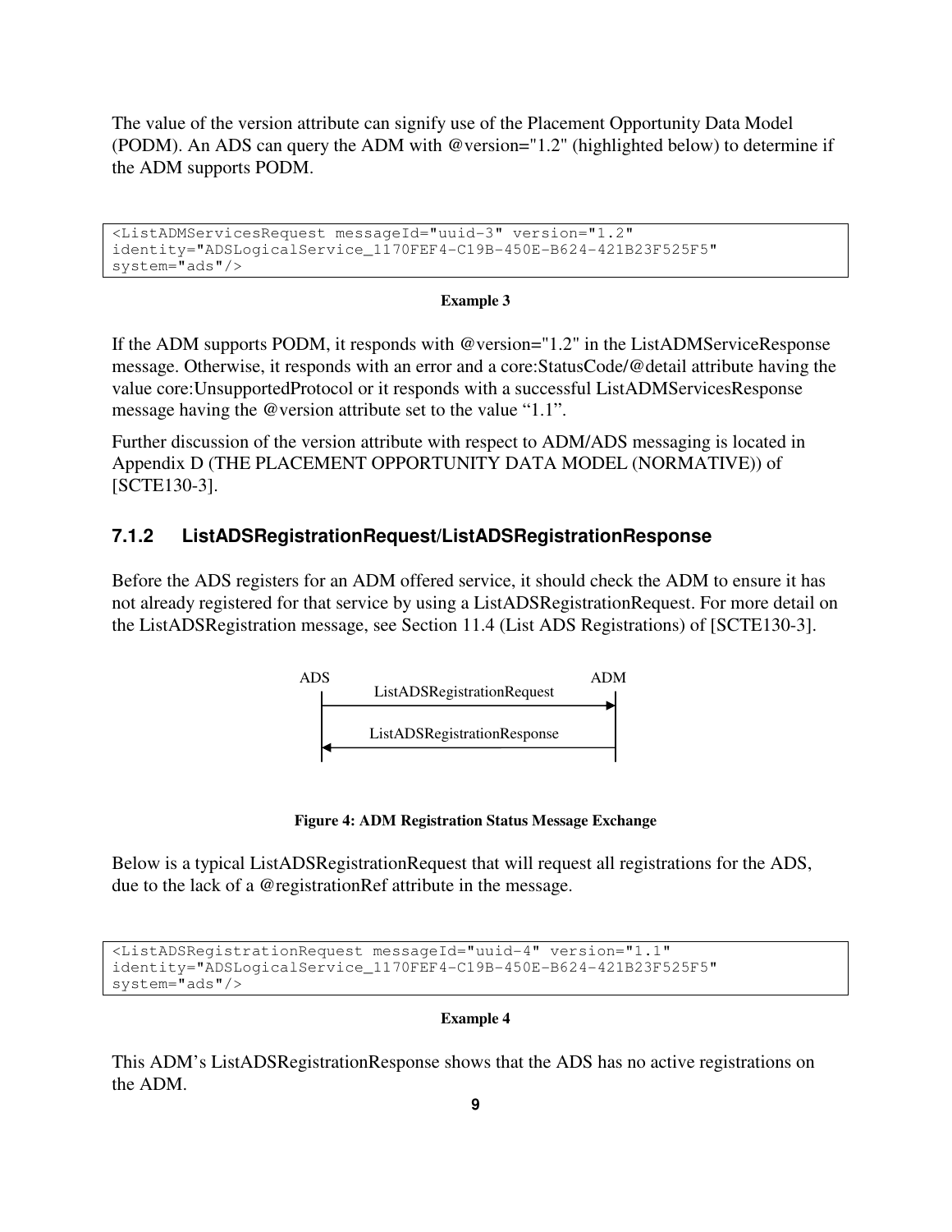The value of the version attribute can signify use of the Placement Opportunity Data Model (PODM). An ADS can query the ADM with @version="1.2" (highlighted below) to determine if the ADM supports PODM.

```
<ListADMServicesRequest messageId="uuid-3" version="1.2"
identity="ADSLogicalService_1170FEF4-C19B-450E-B624-421B23F525F5"
system="ads"/>
```

**Example 3**

If the ADM supports PODM, it responds with @version="1.2" in the ListADMServiceResponse message. Otherwise, it responds with an error and a core:StatusCode/@detail attribute having the value core:UnsupportedProtocol or it responds with a successful ListADMServicesResponse message having the @version attribute set to the value “1.1”.

Further discussion of the version attribute with respect to ADM/ADS messaging is located in Appendix D (THE PLACEMENT OPPORTUNITY DATA MODEL (NORMATIVE)) of [SCTE130-3].

### 7.1.2 ListADSRegistrationRequest/ListADSRegistrationResponse

Before the ADS registers for an ADM offered service, it should check the ADM to ensure it has not already registered for that service by using a ListADSRegistrationRequest. For more detail on the ListADSRegistration message, see Section 11.4 (List ADS Registrations) of [SCTE130-3].

ADS ADM

ListADSRegistrationRequest

ListADSRegistrationResponse

**Figure 4: ADM Registration Status Message Exchange**

Below is a typical ListADSRegistrationRequest that will request all registrations for the ADS, due to the lack of a @registrationRef attribute in the message.

```
<ListADSRegistrationRequest messageId="uuid-4" version="1.1"
identity="ADSLogicalService_1170FEF4-C19B-450E-B624-421B23F525F5"
system="ads"/>
```

**Example 4**

This ADM’s ListADSRegistrationResponse shows that the ADS has no active registrations on the ADM.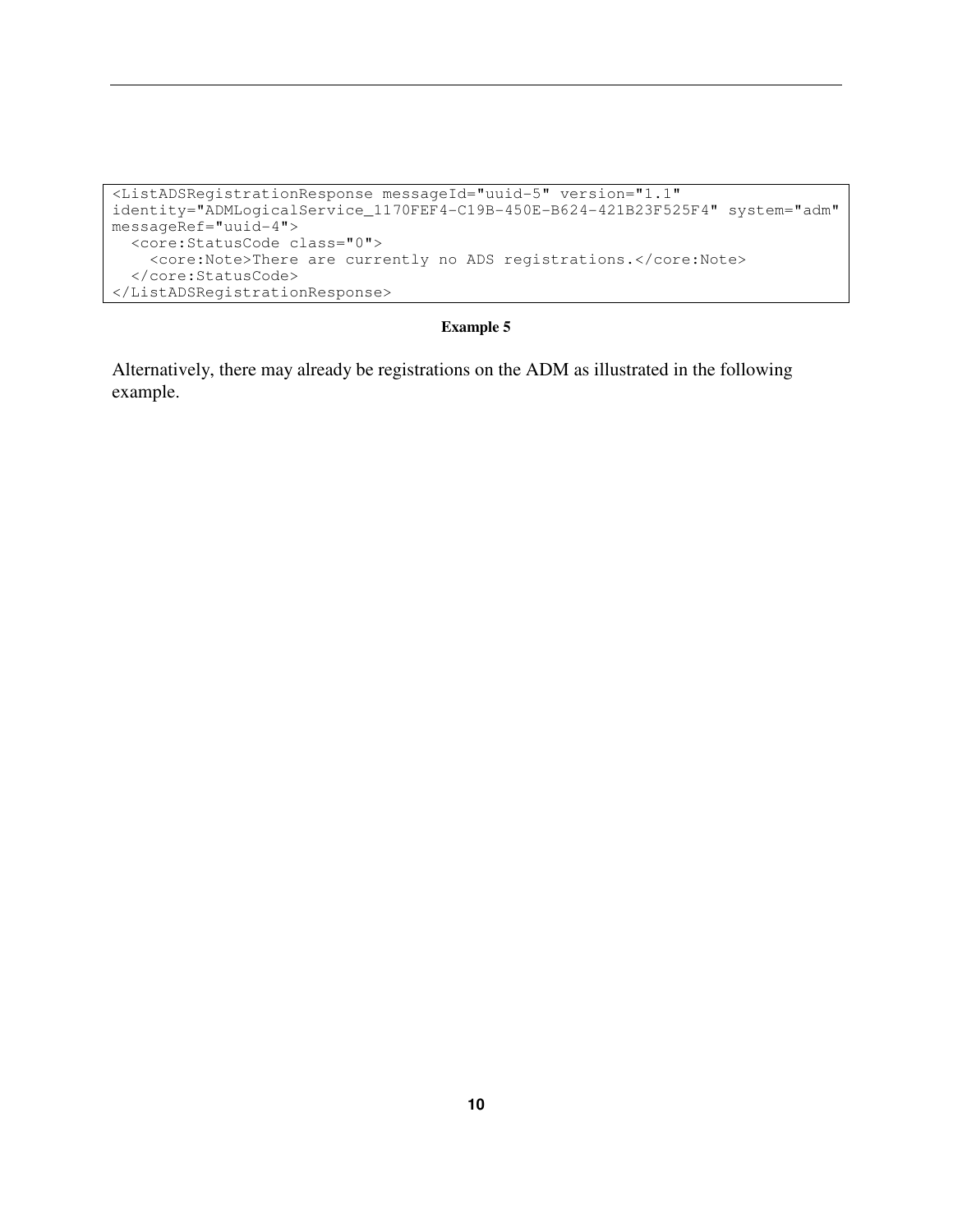```
<ListADSRegistrationResponse messageId="uuid-5" version="1.1"
identity="ADMLogicalService_1170FEF4-C19B-450E-B624-421B23F525F4" system="adm"
messageRef="uuid-4">
  <core:StatusCode class="0">
    <core:Note>There are currently no ADS registrations.</core:Note>
  </core:StatusCode>
</ListADSRegistrationResponse>
```

**Example 5**

Alternatively, there may already be registrations on the ADM as illustrated in the following example.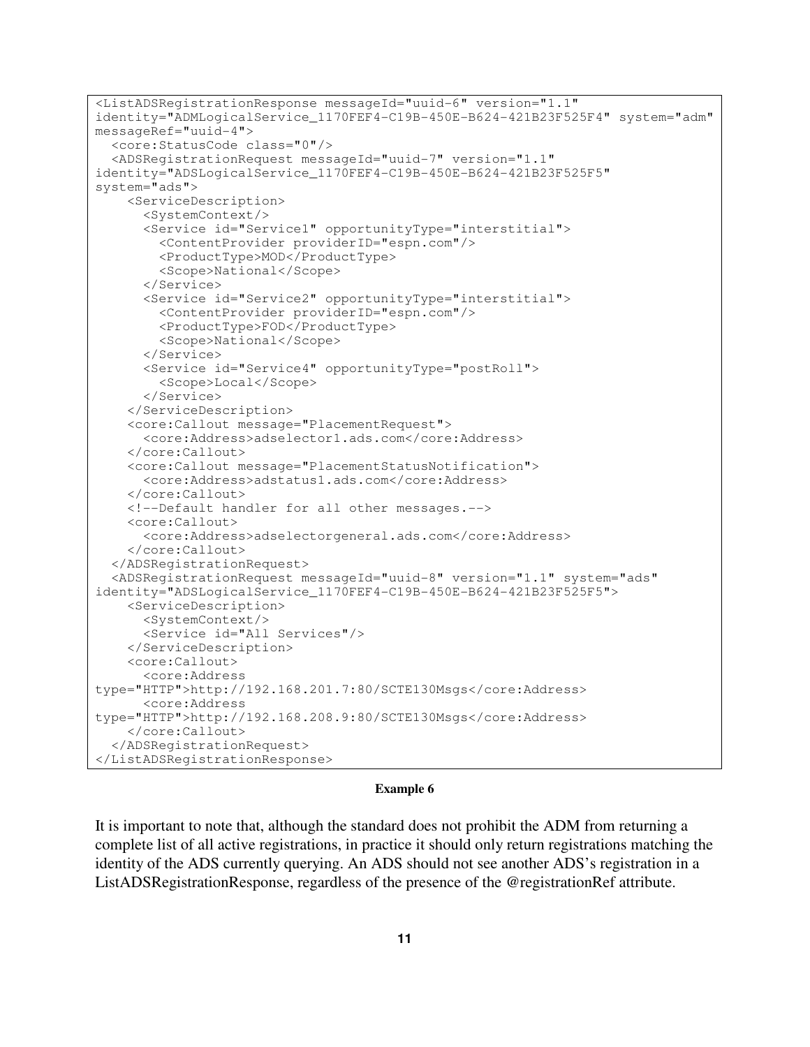```
<ListADSRegistrationResponse messageId="uuid-6" version="1.1"
identity="ADMLogicalService_1170FEF4-C19B-450E-B624-421B23F525F4" system="adm"
messageRef="uuid-4">
  <core:StatusCode class="0"/>
  <ADSRegistrationRequest messageId="uuid-7" version="1.1"
identity="ADSLogicalService_1170FEF4-C19B-450E-B624-421B23F525F5"
system="ads">
    <ServiceDescription>
      <SystemContext/>
      <Service id="Service1" opportunityType="interstitial">
        <ContentProvider providerID="espn.com"/>
        <ProductType>MOD</ProductType>
        <Scope>National</Scope>
      </Service>
      <Service id="Service2" opportunityType="interstitial">
        <ContentProvider providerID="espn.com"/>
        <ProductType>FOD</ProductType>
        <Scope>National</Scope>
      </Service>
      <Service id="Service4" opportunityType="postRoll">
        <Scope>Local</Scope>
      </Service>
    </ServiceDescription>
    <core:Callout message="PlacementRequest">
      <core:Address>adselector1.ads.com</core:Address>
    </core:Callout>
    <core:Callout message="PlacementStatusNotification">
      <core:Address>adstatus1.ads.com</core:Address>
    </core:Callout>
    <!--Default handler for all other messages.-->
    <core:Callout>
      <core:Address>adselectorgeneral.ads.com</core:Address>
    </core:Callout>
  </ADSRegistrationRequest>
  <ADSRegistrationRequest messageId="uuid-8" version="1.1" system="ads"
identity="ADSLogicalService_1170FEF4-C19B-450E-B624-421B23F525F5">
    <ServiceDescription>
      <SystemContext/>
      <Service id="All Services"/>
    </ServiceDescription>
    <core:Callout>
      <core:Address
type="HTTP">http://192.168.201.7:80/SCTE130Msgs</core:Address>
      <core:Address
type="HTTP">http://192.168.208.9:80/SCTE130Msgs</core:Address>
    </core:Callout>
  </ADSRegistrationRequest>
</ListADSRegistrationResponse>
```

**Example 6**

It is important to note that, although the standard does not prohibit the ADM from returning a complete list of all active registrations, in practice it should only return registrations matching the identity of the ADS currently querying. An ADS should not see another ADS's registration in a ListADSRegistrationResponse, regardless of the presence of the @registrationRef attribute.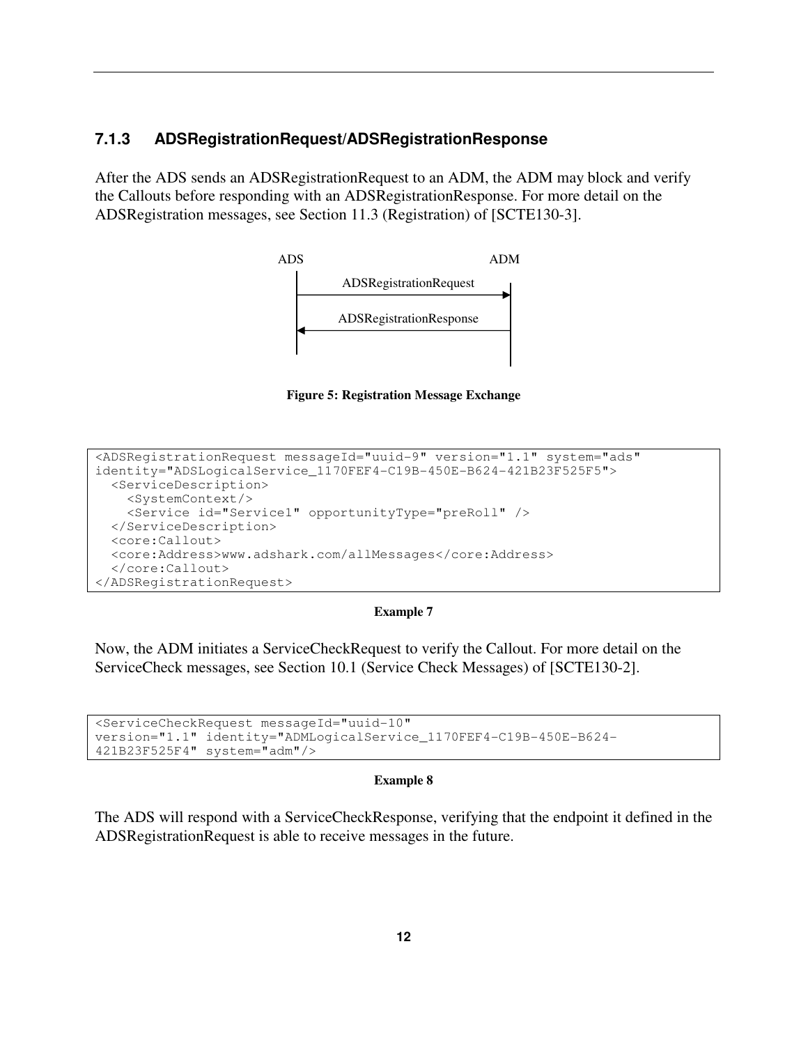### 7.1.3 ADSRegistrationRequest/ADSRegistrationResponse

After the ADS sends an ADSRegistrationRequest to an ADM, the ADM may block and verify the Callouts before responding with an ADSRegistrationResponse. For more detail on the ADSRegistration messages, see Section 11.3 (Registration) of [SCTE130-3].

ADS ADM

ADSRegistrationRequest

ADSRegistrationResponse

**Figure 5: Registration Message Exchange**

```
<ADSRegistrationRequest messageId="uuid-9" version="1.1" system="ads"
identity="ADSLogicalService_1170FEF4-C19B-450E-B624-421B23F525F5">
  <ServiceDescription>
    <SystemContext/>
    <Service id="Service1" opportunityType="preRoll" />
  </ServiceDescription>
  <core:Callout>
  <core:Address>www.adshark.com/allMessages</core:Address>
  </core:Callout>
</ADSRegistrationRequest>
```

**Example 7**

Now, the ADM initiates a ServiceCheckRequest to verify the Callout. For more detail on the ServiceCheck messages, see Section 10.1 (Service Check Messages) of [SCTE130-2].

```
<ServiceCheckRequest messageId="uuid-10"
version="1.1" identity="ADMLogicalService_1170FEF4-C19B-450E-B624-
421B23F525F4" system="adm"/>
```

**Example 8**

The ADS will respond with a ServiceCheckResponse, verifying that the endpoint it defined in the ADSRegistrationRequest is able to receive messages in the future.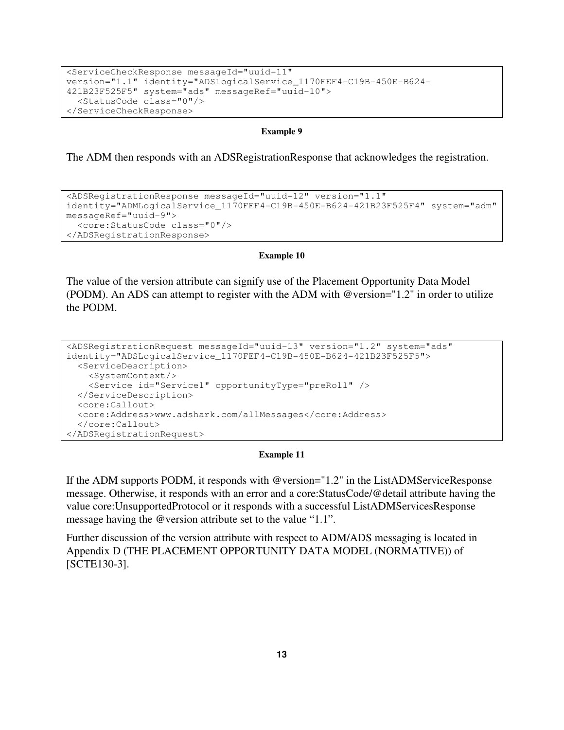```
<ServiceCheckResponse messageId="uuid-11"
version="1.1" identity="ADSLogicalService_1170FEF4-C19B-450E-B624-
421B23F525F5" system="ads" messageRef="uuid-10">
  <StatusCode class="0"/>
</ServiceCheckResponse>
```

**Example 9**

The ADM then responds with an ADSRegistrationResponse that acknowledges the registration.

```
<ADSRegistrationResponse messageId="uuid-12" version="1.1"
identity="ADMLogicalService_1170FEF4-C19B-450E-B624-421B23F525F4" system="adm"
messageRef="uuid-9">
  <core:StatusCode class="0"/>
</ADSRegistrationResponse>
```

**Example 10**

The value of the version attribute can signify use of the Placement Opportunity Data Model (PODM). An ADS can attempt to register with the ADM with @version="1.2" in order to utilize the PODM.

```
<ADSRegistrationRequest messageId="uuid-13" version="1.2" system="ads"
identity="ADSLogicalService_1170FEF4-C19B-450E-B624-421B23F525F5">
  <ServiceDescription>
    <SystemContext/>
    <Service id="Service1" opportunityType="preRoll" />
  </ServiceDescription>
  <core:Callout>
  <core:Address>www.adshark.com/allMessages</core:Address>
  </core:Callout>
</ADSRegistrationRequest>
```

**Example 11**

If the ADM supports PODM, it responds with @version="1.2" in the ListADMServiceResponse message. Otherwise, it responds with an error and a core:StatusCode/@detail attribute having the value core:UnsupportedProtocol or it responds with a successful ListADMServicesResponse message having the @version attribute set to the value "1.1".

Further discussion of the version attribute with respect to ADM/ADS messaging is located in Appendix D (THE PLACEMENT OPPORTUNITY DATA MODEL (NORMATIVE)) of [SCTE130-3].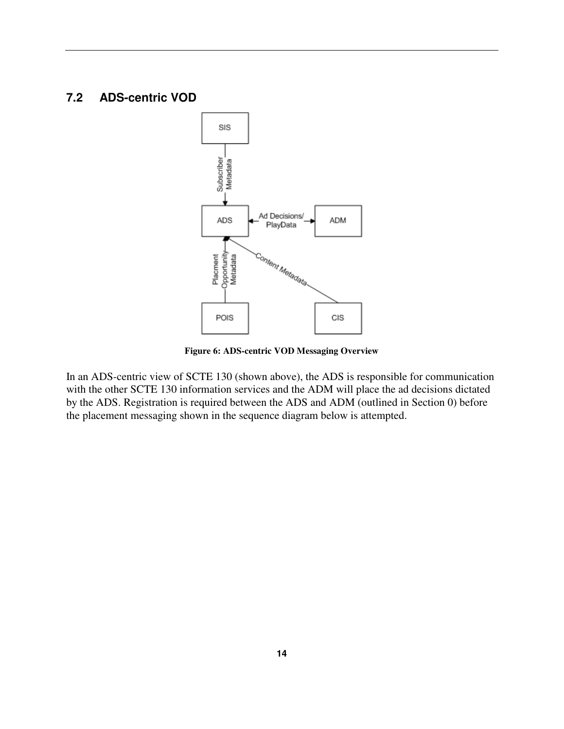## 7.2 ADS-centric VOD

Figure 6: ADS-centric VOD Messaging Overview

In an ADS-centric view of SCTE 130 (shown above), the ADS is responsible for communication with the other SCTE 130 information services and the ADM will place the ad decisions dictated by the ADS. Registration is required between the ADS and ADM (outlined in Section 0) before the placement messaging shown in the sequence diagram below is attempted.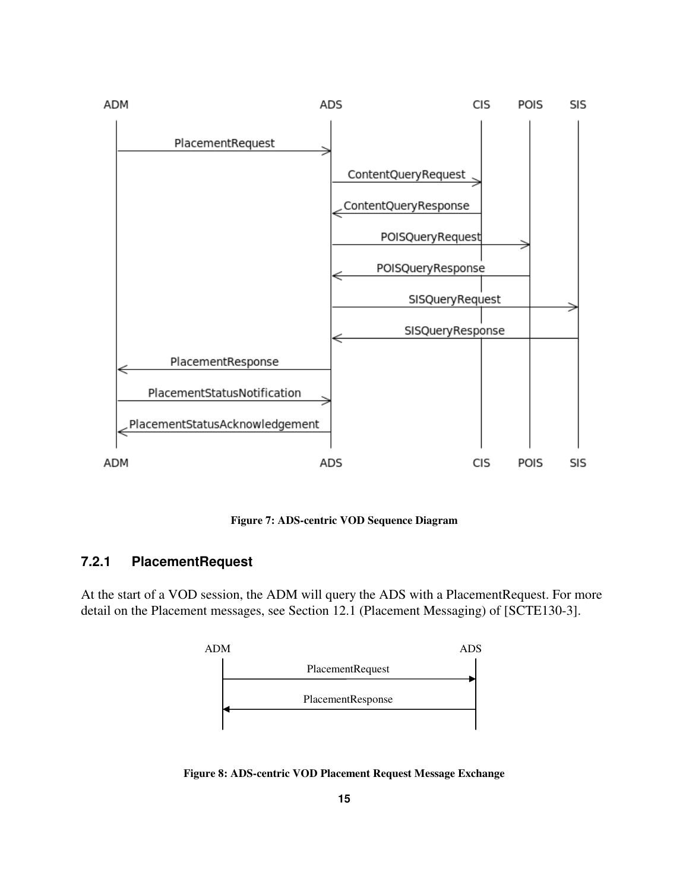Figure 7: ADS-centric VOD Sequence Diagram

### 7.2.1 PlacementRequest

At the start of a VOD session, the ADM will query the ADS with a PlacementRequest. For more detail on the Placement messages, see Section 12.1 (Placement Messaging) of [SCTE130-3].

Figure 8: ADS-centric VOD Placement Request Message Exchange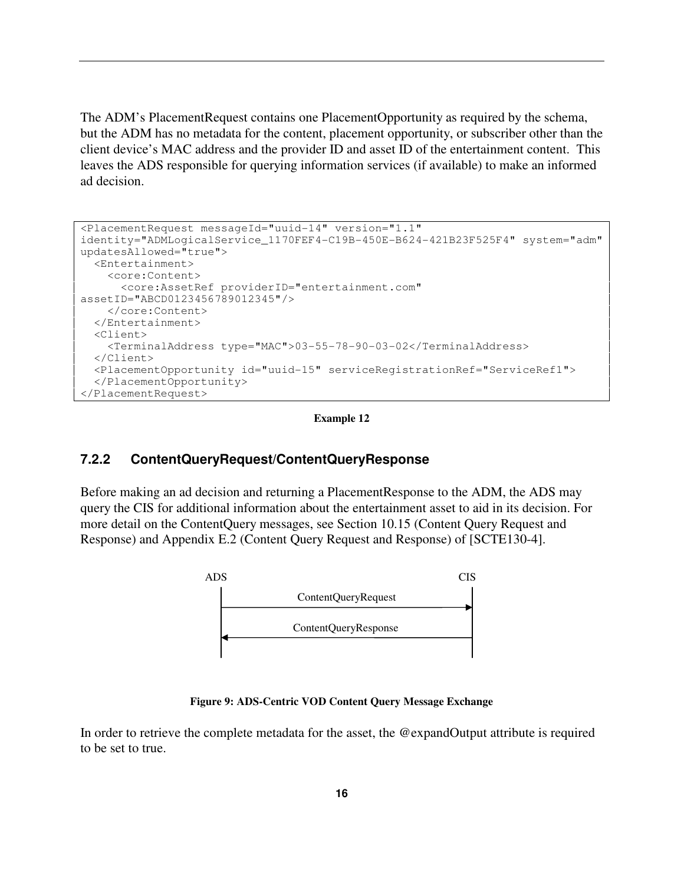The ADM's PlacementRequest contains one PlacementOpportunity as required by the schema, but the ADM has no metadata for the content, placement opportunity, or subscriber other than the client device's MAC address and the provider ID and asset ID of the entertainment content. This leaves the ADS responsible for querying information services (if available) to make an informed ad decision.

```
<PlacementRequest messageId="uuid-14" version="1.1"
identity="ADMLogicalService_1170FEF4-C19B-450E-B624-421B23F525F4" system="adm"
updatesAllowed="true">
  <Entertainment>
    <core:Content>
      <core:AssetRef providerID="entertainment.com"
assetID="ABCD0123456789012345"/>
    </core:Content>
  </Entertainment>
  <Client>
    <TerminalAddress type="MAC">03-55-78-90-03-02</TerminalAddress>
  </Client>
  <PlacementOpportunity id="uuid-15" serviceRegistrationRef="ServiceRef1">
  </PlacementOpportunity>
</PlacementRequest>
```

**Example 12**

### 7.2.2 ContentQueryRequest/ContentQueryResponse

Before making an ad decision and returning a PlacementResponse to the ADM, the ADS may query the CIS for additional information about the entertainment asset to aid in its decision. For more detail on the ContentQuery messages, see Section 10.15 (Content Query Request and Response) and Appendix E.2 (Content Query Request and Response) of [SCTE130-4].

ADS → CIS: ContentQueryRequest

CIS → ADS: ContentQueryResponse

**Figure 9: ADS-Centric VOD Content Query Message Exchange**

In order to retrieve the complete metadata for the asset, the @expandOutput attribute is required to be set to true.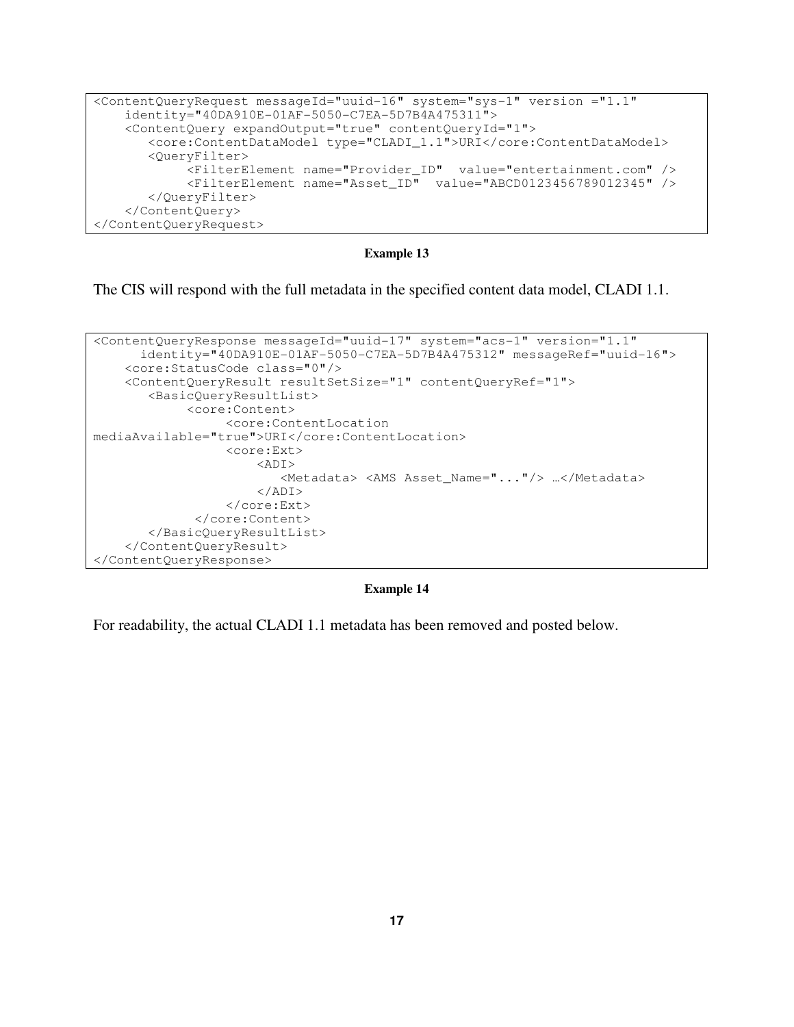```
<ContentQueryRequest messageId="uuid-16" system="sys-1" version ="1.1"
    identity="40DA910E-01AF-5050-C7EA-5D7B4A475311">
    <ContentQuery expandOutput="true" contentQueryId="1">
       <core:ContentDataModel type="CLADI_1.1">URI</core:ContentDataModel>
       <QueryFilter>
            <FilterElement name="Provider_ID"  value="entertainment.com" />
            <FilterElement name="Asset_ID"  value="ABCD0123456789012345" />
       </QueryFilter>
    </ContentQuery>
</ContentQueryRequest>
```

**Example 13**

The CIS will respond with the full metadata in the specified content data model, CLADI 1.1.

```
<ContentQueryResponse messageId="uuid-17" system="acs-1" version="1.1"
      identity="40DA910E-01AF-5050-C7EA-5D7B4A475312" messageRef="uuid-16">
    <core:StatusCode class="0"/>
    <ContentQueryResult resultSetSize="1" contentQueryRef="1">
       <BasicQueryResultList>
            <core:Content>
                 <core:ContentLocation
mediaAvailable="true">URI</core:ContentLocation>
                 <core:Ext>
                     <ADI>
                        <Metadata> <AMS Asset_Name="..."/> …</Metadata>
                     </ADI>
                 </core:Ext>
             </core:Content>
       </BasicQueryResultList>
    </ContentQueryResult>
</ContentQueryResponse>
```

**Example 14**

For readability, the actual CLADI 1.1 metadata has been removed and posted below.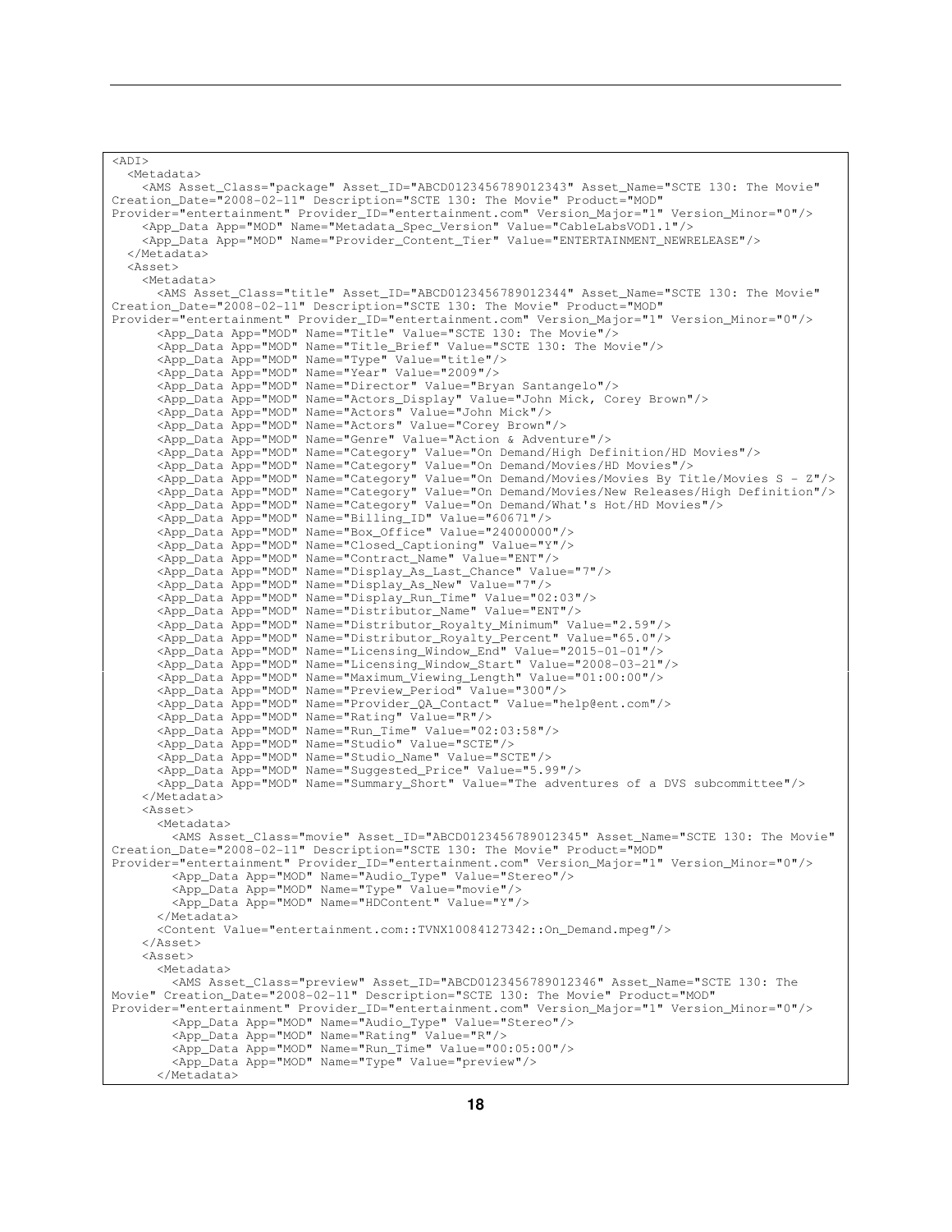```
<ADI>
  <Metadata>
    <AMS Asset_Class="package" Asset_ID="ABCD0123456789012343" Asset_Name="SCTE 130: The Movie"
Creation_Date="2008-02-11" Description="SCTE 130: The Movie" Product="MOD"
Provider="entertainment" Provider_ID="entertainment.com" Version_Major="1" Version_Minor="0"/>
    <App_Data App="MOD" Name="Metadata_Spec_Version" Value="CableLabsVOD1.1"/>
    <App_Data App="MOD" Name="Provider_Content_Tier" Value="ENTERTAINMENT_NEWRELEASE"/>
  </Metadata>
  <Asset>
    <Metadata>
      <AMS Asset_Class="title" Asset_ID="ABCD0123456789012344" Asset_Name="SCTE 130: The Movie"
Creation_Date="2008-02-11" Description="SCTE 130: The Movie" Product="MOD"
Provider="entertainment" Provider_ID="entertainment.com" Version_Major="1" Version_Minor="0"/>
      <App_Data App="MOD" Name="Title" Value="SCTE 130: The Movie"/>
      <App_Data App="MOD" Name="Title_Brief" Value="SCTE 130: The Movie"/>
      <App_Data App="MOD" Name="Type" Value="title"/>
      <App_Data App="MOD" Name="Year" Value="2009"/>
      <App_Data App="MOD" Name="Director" Value="Bryan Santangelo"/>
      <App_Data App="MOD" Name="Actors_Display" Value="John Mick, Corey Brown"/>
      <App_Data App="MOD" Name="Actors" Value="John Mick"/>
      <App_Data App="MOD" Name="Actors" Value="Corey Brown"/>
      <App_Data App="MOD" Name="Genre" Value="Action & Adventure"/>
      <App_Data App="MOD" Name="Category" Value="On Demand/High Definition/HD Movies"/>
      <App_Data App="MOD" Name="Category" Value="On Demand/Movies/HD Movies"/>
      <App_Data App="MOD" Name="Category" Value="On Demand/Movies/Movies By Title/Movies S - Z"/>
      <App_Data App="MOD" Name="Category" Value="On Demand/Movies/New Releases/High Definition"/>
      <App_Data App="MOD" Name="Category" Value="On Demand/What's Hot/HD Movies"/>
      <App_Data App="MOD" Name="Billing_ID" Value="60671"/>
      <App_Data App="MOD" Name="Box_Office" Value="24000000"/>
      <App_Data App="MOD" Name="Closed_Captioning" Value="Y"/>
      <App_Data App="MOD" Name="Contract_Name" Value="ENT"/>
      <App_Data App="MOD" Name="Display_As_Last_Chance" Value="7"/>
      <App_Data App="MOD" Name="Display_As_New" Value="7"/>
      <App_Data App="MOD" Name="Display_Run_Time" Value="02:03"/>
      <App_Data App="MOD" Name="Distributor_Name" Value="ENT"/>
      <App_Data App="MOD" Name="Distributor_Royalty_Minimum" Value="2.59"/>
      <App_Data App="MOD" Name="Distributor_Royalty_Percent" Value="65.0"/>
      <App_Data App="MOD" Name="Licensing_Window_End" Value="2015-01-01"/>
      <App_Data App="MOD" Name="Licensing_Window_Start" Value="2008-03-21"/>
      <App_Data App="MOD" Name="Maximum_Viewing_Length" Value="01:00:00"/>
      <App_Data App="MOD" Name="Preview_Period" Value="300"/>
      <App_Data App="MOD" Name="Provider_QA_Contact" Value="help@ent.com"/>
      <App_Data App="MOD" Name="Rating" Value="R"/>
      <App_Data App="MOD" Name="Run_Time" Value="02:03:58"/>
      <App_Data App="MOD" Name="Studio" Value="SCTE"/>
      <App_Data App="MOD" Name="Studio_Name" Value="SCTE"/>
      <App_Data App="MOD" Name="Suggested_Price" Value="5.99"/>
      <App_Data App="MOD" Name="Summary_Short" Value="The adventures of a DVS subcommittee"/>
    </Metadata>
    <Asset>
      <Metadata>
        <AMS Asset_Class="movie" Asset_ID="ABCD0123456789012345" Asset_Name="SCTE 130: The Movie"
Creation_Date="2008-02-11" Description="SCTE 130: The Movie" Product="MOD"
Provider="entertainment" Provider_ID="entertainment.com" Version_Major="1" Version_Minor="0"/>
        <App_Data App="MOD" Name="Audio_Type" Value="Stereo"/>
        <App_Data App="MOD" Name="Type" Value="movie"/>
        <App_Data App="MOD" Name="HDContent" Value="Y"/>
      </Metadata>
      <Content Value="entertainment.com::TVNX10084127342::On_Demand.mpeg"/>
    </Asset>
    <Asset>
      <Metadata>
        <AMS Asset_Class="preview" Asset_ID="ABCD0123456789012346" Asset_Name="SCTE 130: The
Movie" Creation_Date="2008-02-11" Description="SCTE 130: The Movie" Product="MOD"
Provider="entertainment" Provider_ID="entertainment.com" Version_Major="1" Version_Minor="0"/>
        <App_Data App="MOD" Name="Audio_Type" Value="Stereo"/>
        <App_Data App="MOD" Name="Rating" Value="R"/>
        <App_Data App="MOD" Name="Run_Time" Value="00:05:00"/>
        <App_Data App="MOD" Name="Type" Value="preview"/>
      </Metadata>
```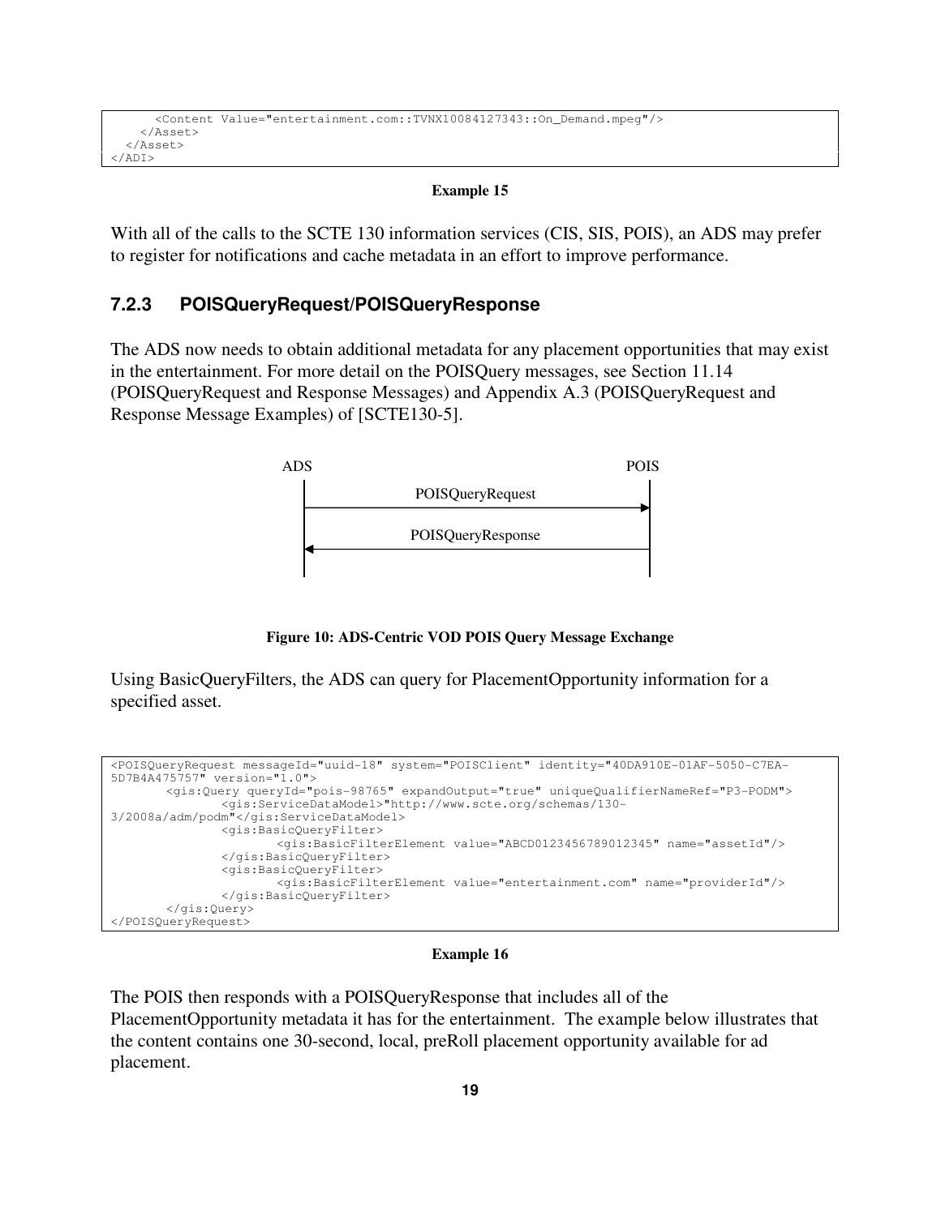```
      <Content Value="entertainment.com::TVNX10084127343::On_Demand.mpeg"/>
    </Asset>
  </Asset>
</ADI>
```

**Example 15**

With all of the calls to the SCTE 130 information services (CIS, SIS, POIS), an ADS may prefer to register for notifications and cache metadata in an effort to improve performance.

### 7.2.3 POISQueryRequest/POISQueryResponse

The ADS now needs to obtain additional metadata for any placement opportunities that may exist in the entertainment. For more detail on the POISQuery messages, see Section 11.14 (POISQueryRequest and Response Messages) and Appendix A.3 (POISQueryRequest and Response Message Examples) of [SCTE130-5].

```
ADS                                   POIS
 |          POISQueryRequest            |
 |------------------------------------->|
 |          POISQueryResponse           |
 |<-------------------------------------|
 |                                      |
```

**Figure 10: ADS-Centric VOD POIS Query Message Exchange**

Using BasicQueryFilters, the ADS can query for PlacementOpportunity information for a specified asset.

```
<POISQueryRequest messageId="uuid-18" system="POISClient" identity="40DA910E-01AF-5050-C7EA-5D7B4A475757" version="1.0">
       <gis:Query queryId="pois-98765" expandOutput="true" uniqueQualifierNameRef="P3-PODM">
              <gis:ServiceDataModel>"http://www.scte.org/schemas/130-3/2008a/adm/podm"</gis:ServiceDataModel>
              <gis:BasicQueryFilter>
                     <gis:BasicFilterElement value="ABCD0123456789012345" name="assetId"/>
              </gis:BasicQueryFilter>
              <gis:BasicQueryFilter>
                     <gis:BasicFilterElement value="entertainment.com" name="providerId"/>
              </gis:BasicQueryFilter>
       </gis:Query>
</POISQueryRequest>
```

**Example 16**

The POIS then responds with a POISQueryResponse that includes all of the PlacementOpportunity metadata it has for the entertainment. The example below illustrates that the content contains one 30-second, local, preRoll placement opportunity available for ad placement.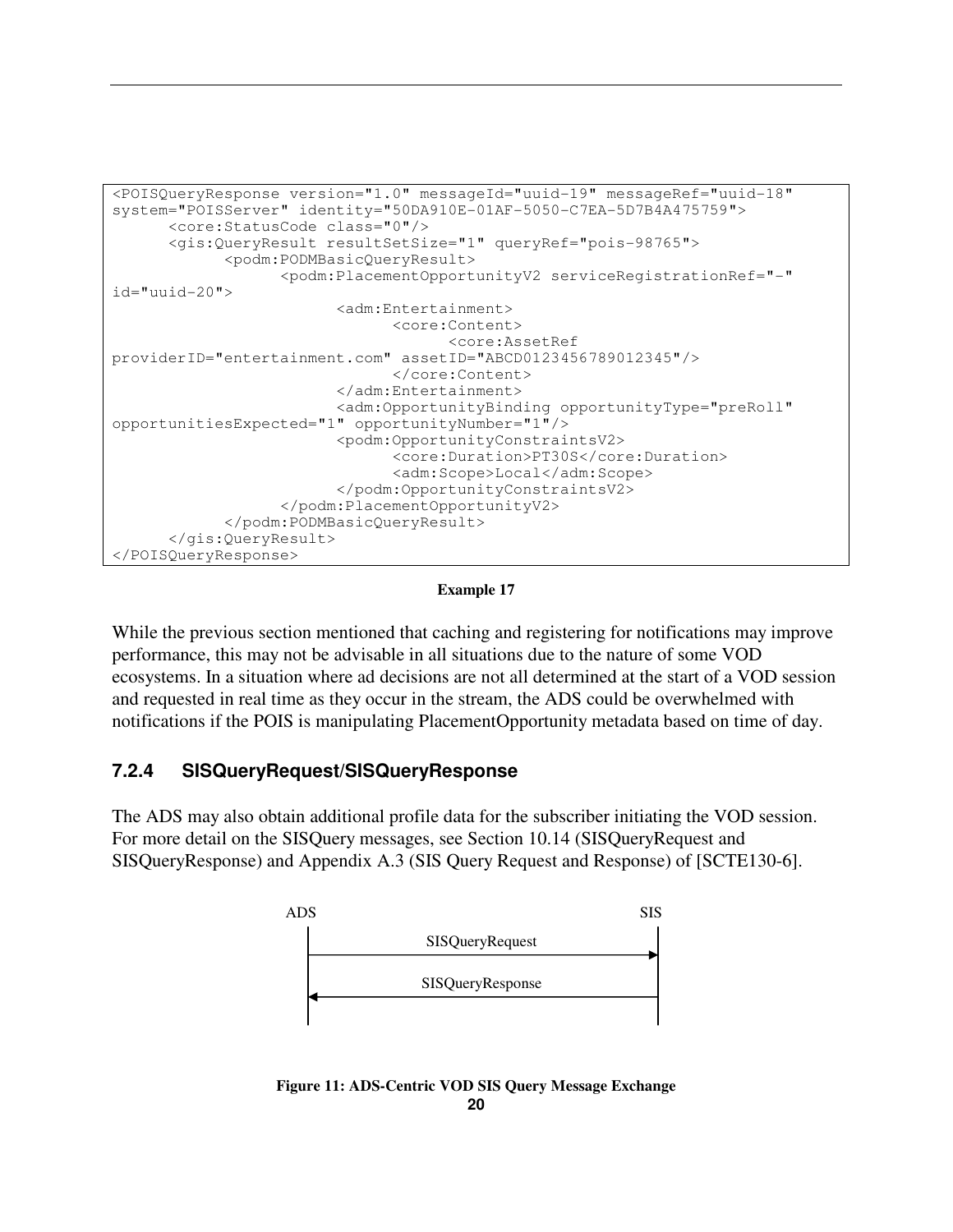```xml
<POISQueryResponse version="1.0" messageId="uuid-19" messageRef="uuid-18"
system="POISServer" identity="50DA910E-01AF-5050-C7EA-5D7B4A475759">
      <core:StatusCode class="0"/>
      <gis:QueryResult resultSetSize="1" queryRef="pois-98765">
            <podm:PODMBasicQueryResult>
                  <podm:PlacementOpportunityV2 serviceRegistrationRef="-"
id="uuid-20">
                        <adm:Entertainment>
                              <core:Content>
                                    <core:AssetRef
providerID="entertainment.com" assetID="ABCD0123456789012345"/>
                              </core:Content>
                        </adm:Entertainment>
                        <adm:OpportunityBinding opportunityType="preRoll"
opportunitiesExpected="1" opportunityNumber="1"/>
                        <podm:OpportunityConstraintsV2>
                              <core:Duration>PT30S</core:Duration>
                              <adm:Scope>Local</adm:Scope>
                        </podm:OpportunityConstraintsV2>
                  </podm:PlacementOpportunityV2>
            </podm:PODMBasicQueryResult>
      </gis:QueryResult>
</POISQueryResponse>
```

**Example 17**

While the previous section mentioned that caching and registering for notifications may improve performance, this may not be advisable in all situations due to the nature of some VOD ecosystems. In a situation where ad decisions are not all determined at the start of a VOD session and requested in real time as they occur in the stream, the ADS could be overwhelmed with notifications if the POIS is manipulating PlacementOpportunity metadata based on time of day.

### 7.2.4 SISQueryRequest/SISQueryResponse

The ADS may also obtain additional profile data for the subscriber initiating the VOD session. For more detail on the SISQuery messages, see Section 10.14 (SISQueryRequest and SISQueryResponse) and Appendix A.3 (SIS Query Request and Response) of [SCTE130-6].

ADS → SIS: SISQueryRequest

SIS → ADS: SISQueryResponse

**Figure 11: ADS-Centric VOD SIS Query Message Exchange**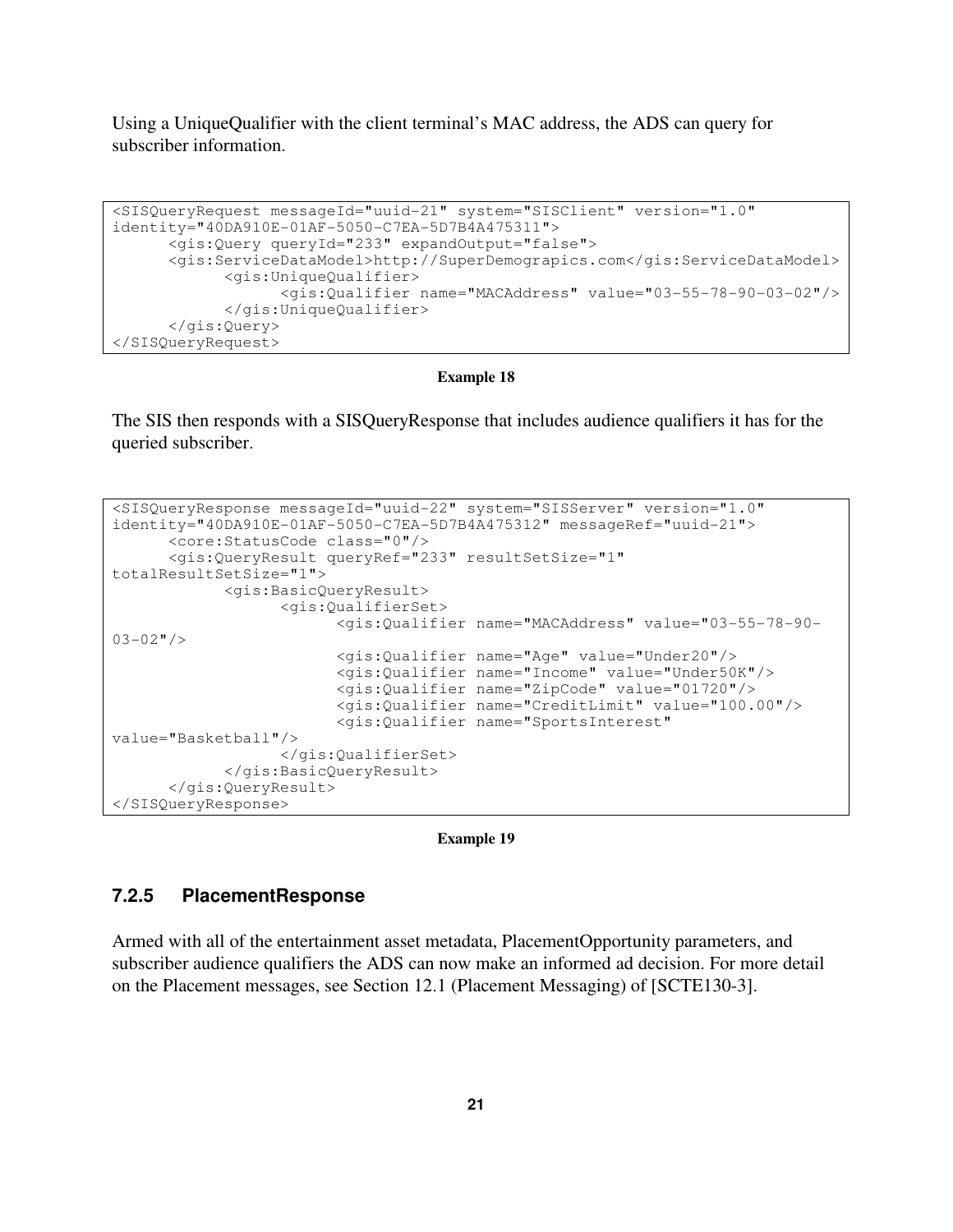Using a UniqueQualifier with the client terminal's MAC address, the ADS can query for subscriber information.

```
<SISQueryRequest messageId="uuid-21" system="SISClient" version="1.0"
identity="40DA910E-01AF-5050-C7EA-5D7B4A475311">
      <gis:Query queryId="233" expandOutput="false">
      <gis:ServiceDataModel>http://SuperDemograpics.com</gis:ServiceDataModel>
            <gis:UniqueQualifier>
                  <gis:Qualifier name="MACAddress" value="03-55-78-90-03-02"/>
            </gis:UniqueQualifier>
      </gis:Query>
</SISQueryRequest>
```

**Example 18**

The SIS then responds with a SISQueryResponse that includes audience qualifiers it has for the queried subscriber.

```
<SISQueryResponse messageId="uuid-22" system="SISServer" version="1.0"
identity="40DA910E-01AF-5050-C7EA-5D7B4A475312" messageRef="uuid-21">
      <core:StatusCode class="0"/>
      <gis:QueryResult queryRef="233" resultSetSize="1"
totalResultSetSize="1">
            <gis:BasicQueryResult>
                  <gis:QualifierSet>
                        <gis:Qualifier name="MACAddress" value="03-55-78-90-
03-02"/>
                        <gis:Qualifier name="Age" value="Under20"/>
                        <gis:Qualifier name="Income" value="Under50K"/>
                        <gis:Qualifier name="ZipCode" value="01720"/>
                        <gis:Qualifier name="CreditLimit" value="100.00"/>
                        <gis:Qualifier name="SportsInterest"
value="Basketball"/>
                  </gis:QualifierSet>
            </gis:BasicQueryResult>
      </gis:QueryResult>
</SISQueryResponse>
```

**Example 19**

### 7.2.5 PlacementResponse

Armed with all of the entertainment asset metadata, PlacementOpportunity parameters, and subscriber audience qualifiers the ADS can now make an informed ad decision. For more detail on the Placement messages, see Section 12.1 (Placement Messaging) of [SCTE130-3].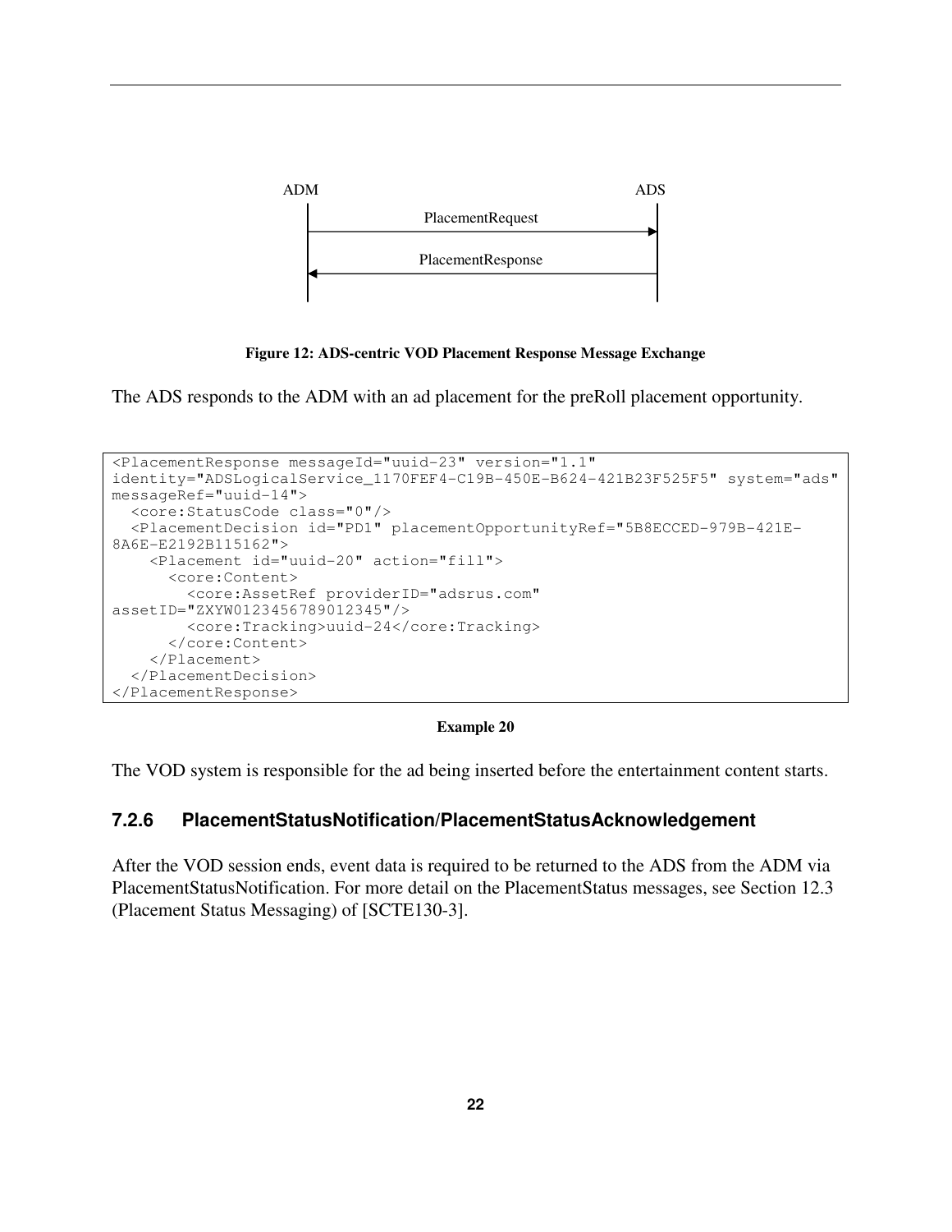ADM ADS

PlacementRequest

PlacementResponse

**Figure 12: ADS-centric VOD Placement Response Message Exchange**

The ADS responds to the ADM with an ad placement for the preRoll placement opportunity.

```
<PlacementResponse messageId="uuid-23" version="1.1"
identity="ADSLogicalService_1170FEF4-C19B-450E-B624-421B23F525F5" system="ads"
messageRef="uuid-14">
  <core:StatusCode class="0"/>
  <PlacementDecision id="PD1" placementOpportunityRef="5B8ECCED-979B-421E-
8A6E-E2192B115162">
    <Placement id="uuid-20" action="fill">
      <core:Content>
        <core:AssetRef providerID="adsrus.com"
assetID="ZXYW0123456789012345"/>
        <core:Tracking>uuid-24</core:Tracking>
      </core:Content>
    </Placement>
  </PlacementDecision>
</PlacementResponse>
```

**Example 20**

The VOD system is responsible for the ad being inserted before the entertainment content starts.

### 7.2.6 PlacementStatusNotification/PlacementStatusAcknowledgement

After the VOD session ends, event data is required to be returned to the ADS from the ADM via PlacementStatusNotification. For more detail on the PlacementStatus messages, see Section 12.3 (Placement Status Messaging) of [SCTE130-3].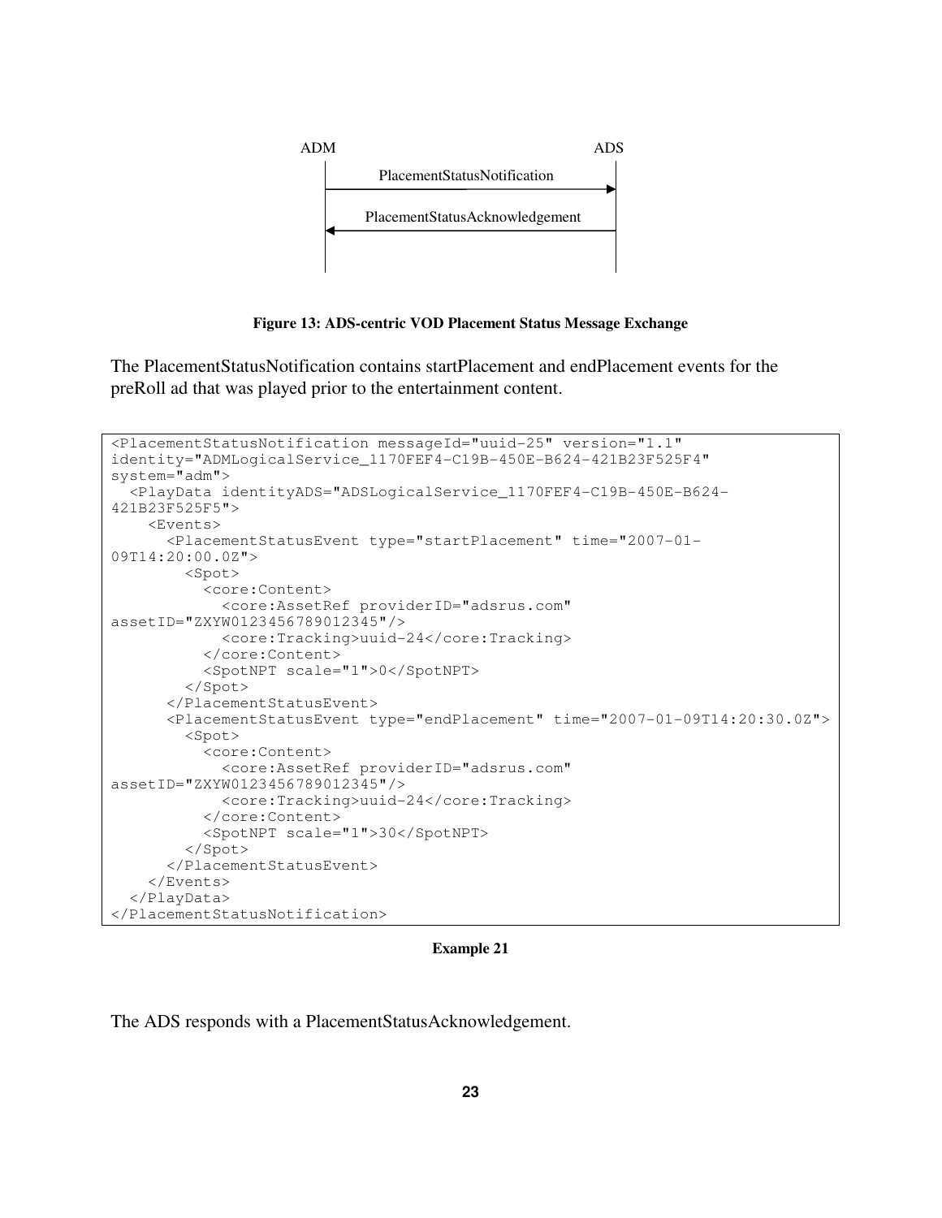ADM → ADS: PlacementStatusNotification

ADS → ADM: PlacementStatusAcknowledgement

**Figure 13: ADS-centric VOD Placement Status Message Exchange**

The PlacementStatusNotification contains startPlacement and endPlacement events for the preRoll ad that was played prior to the entertainment content.

```
<PlacementStatusNotification messageId="uuid-25" version="1.1"
identity="ADMLogicalService_1170FEF4-C19B-450E-B624-421B23F525F4"
system="adm">
  <PlayData identityADS="ADSLogicalService_1170FEF4-C19B-450E-B624-
421B23F525F5">
    <Events>
      <PlacementStatusEvent type="startPlacement" time="2007-01-
09T14:20:00.0Z">
        <Spot>
          <core:Content>
            <core:AssetRef providerID="adsrus.com"
assetID="ZXYW0123456789012345"/>
            <core:Tracking>uuid-24</core:Tracking>
          </core:Content>
          <SpotNPT scale="1">0</SpotNPT>
        </Spot>
      </PlacementStatusEvent>
      <PlacementStatusEvent type="endPlacement" time="2007-01-09T14:20:30.0Z">
        <Spot>
          <core:Content>
            <core:AssetRef providerID="adsrus.com"
assetID="ZXYW0123456789012345"/>
            <core:Tracking>uuid-24</core:Tracking>
          </core:Content>
          <SpotNPT scale="1">30</SpotNPT>
        </Spot>
      </PlacementStatusEvent>
    </Events>
  </PlayData>
</PlacementStatusNotification>
```

**Example 21**

The ADS responds with a PlacementStatusAcknowledgement.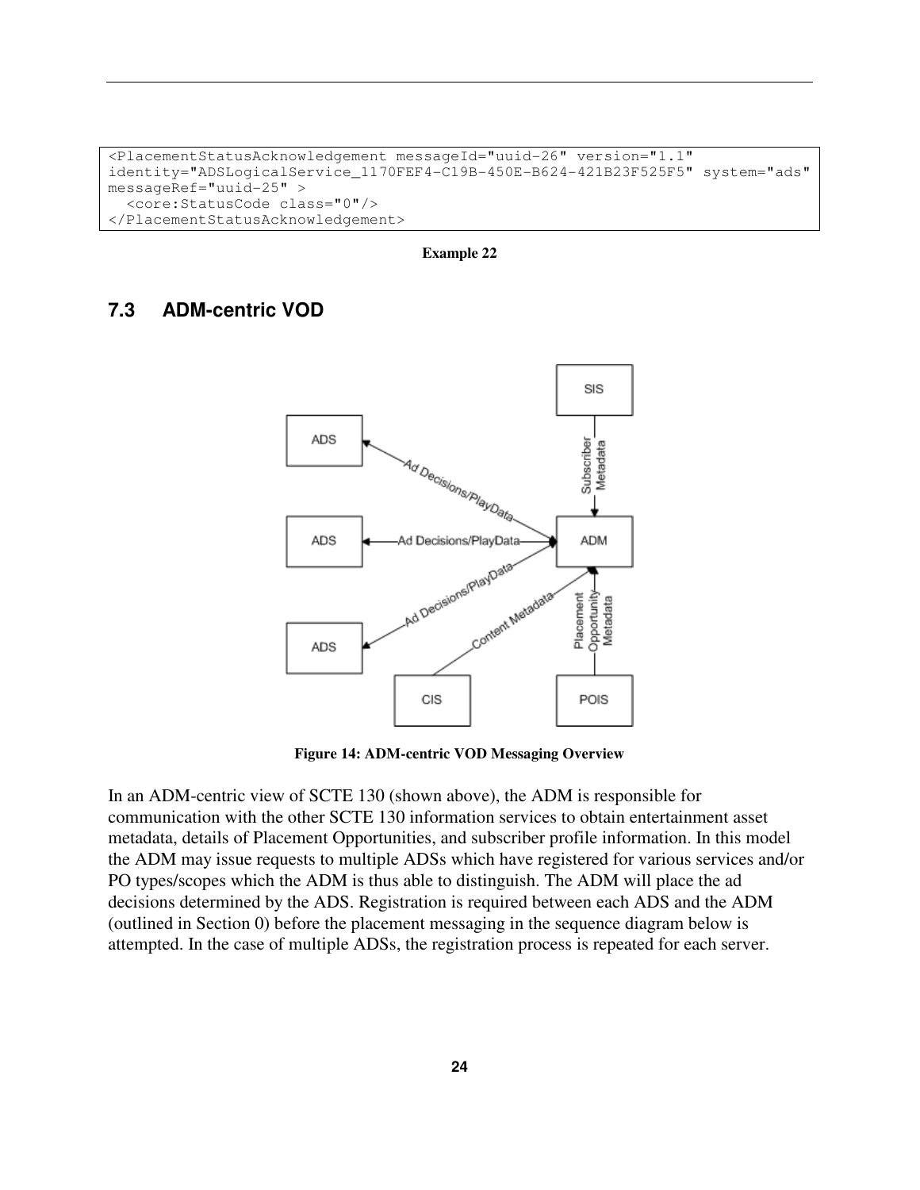```
<PlacementStatusAcknowledgement messageId="uuid-26" version="1.1"
identity="ADSLogicalService_1170FEF4-C19B-450E-B624-421B23F525F5" system="ads"
messageRef="uuid-25" >
  <core:StatusCode class="0"/>
</PlacementStatusAcknowledgement>
```

**Example 22**

## 7.3 ADM-centric VOD

**Figure 14: ADM-centric VOD Messaging Overview**

In an ADM-centric view of SCTE 130 (shown above), the ADM is responsible for communication with the other SCTE 130 information services to obtain entertainment asset metadata, details of Placement Opportunities, and subscriber profile information. In this model the ADM may issue requests to multiple ADSs which have registered for various services and/or PO types/scopes which the ADM is thus able to distinguish. The ADM will place the ad decisions determined by the ADS. Registration is required between each ADS and the ADM (outlined in Section 0) before the placement messaging in the sequence diagram below is attempted. In the case of multiple ADSs, the registration process is repeated for each server.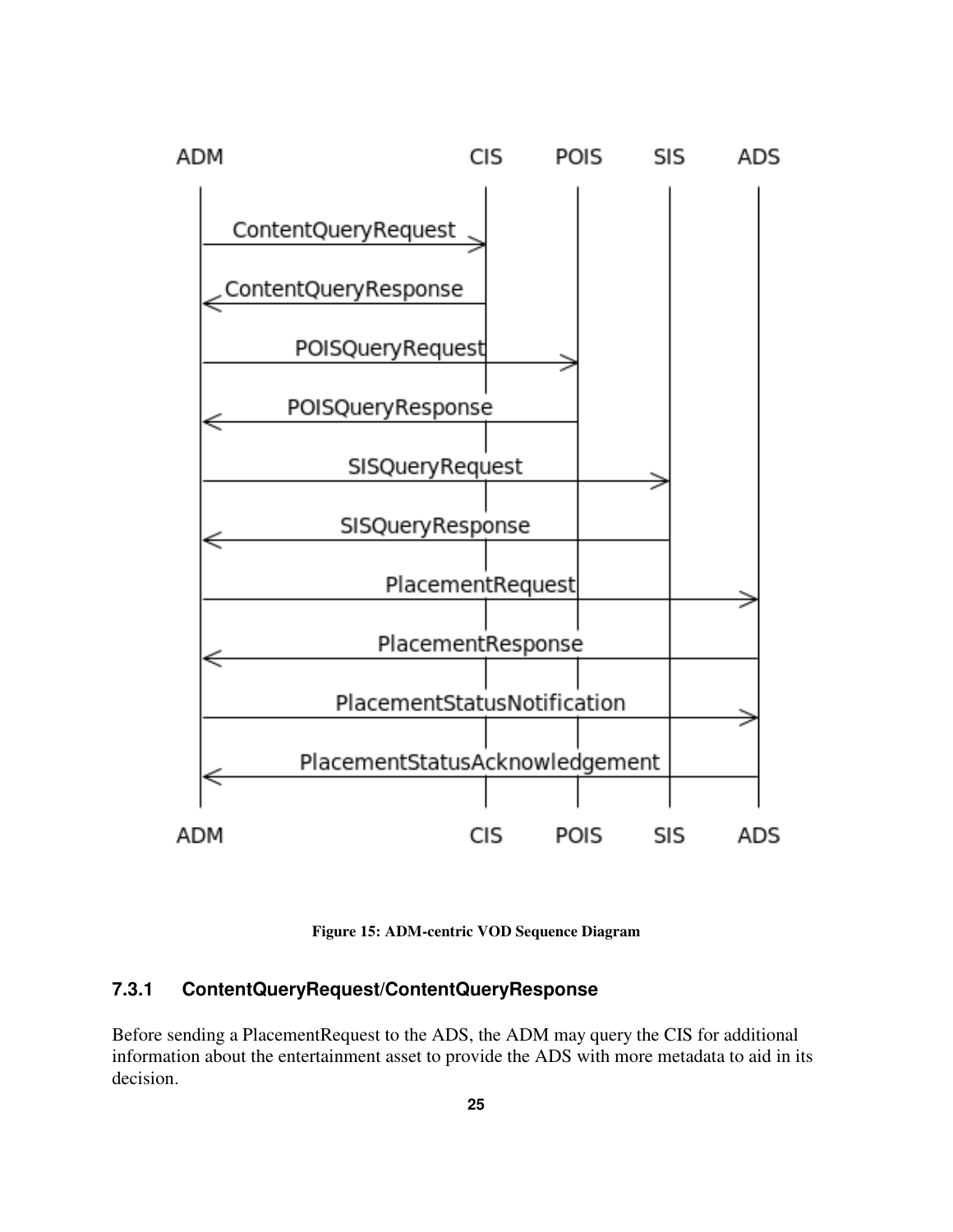Figure 15: ADM-centric VOD Sequence Diagram

### 7.3.1 ContentQueryRequest/ContentQueryResponse

Before sending a PlacementRequest to the ADS, the ADM may query the CIS for additional information about the entertainment asset to provide the ADS with more metadata to aid in its decision.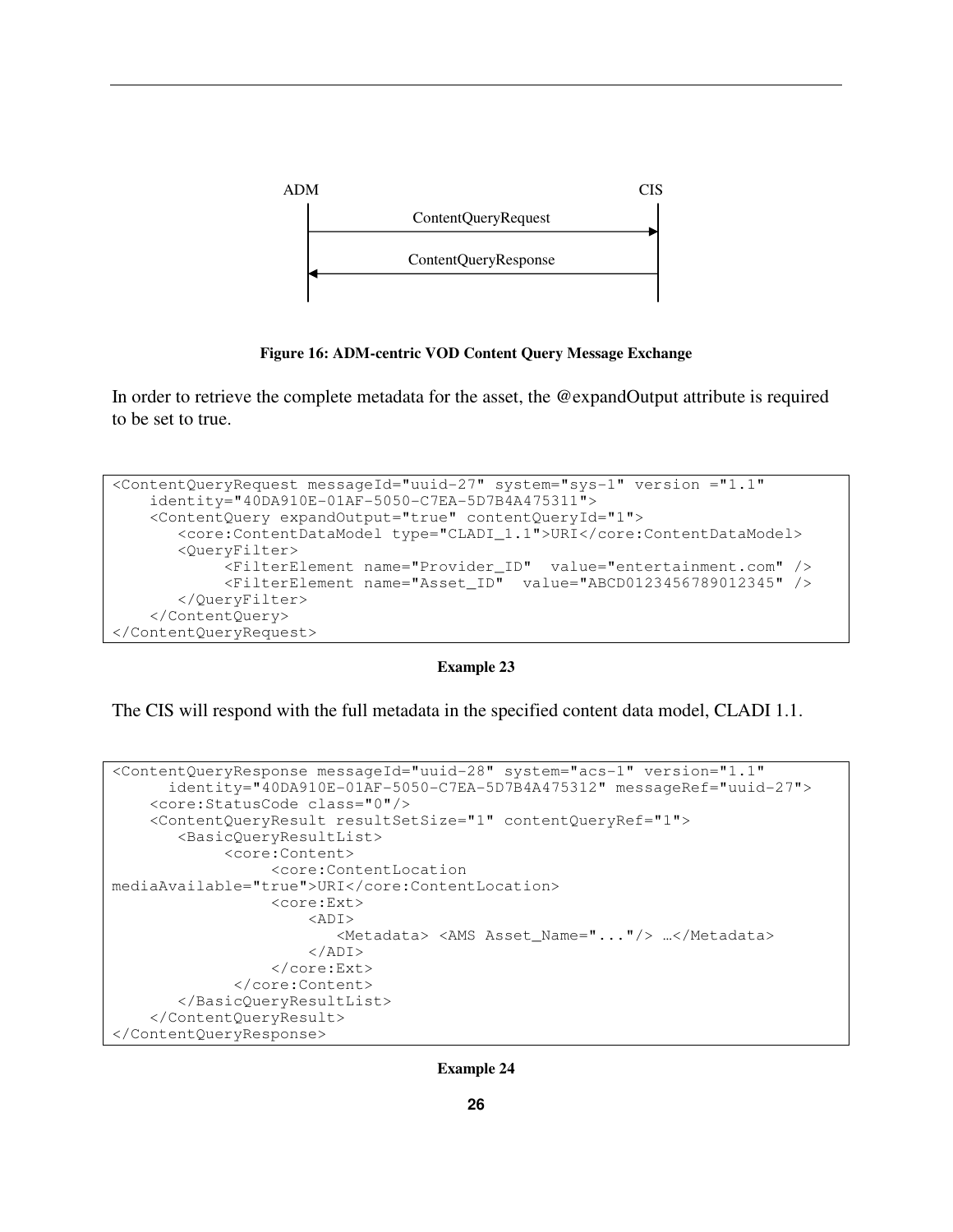ADM　　　　　　　　　　　　　　　　　　　　CIS

ContentQueryRequest →

← ContentQueryResponse

**Figure 16: ADM-centric VOD Content Query Message Exchange**

In order to retrieve the complete metadata for the asset, the @expandOutput attribute is required to be set to true.

```
<ContentQueryRequest messageId="uuid-27" system="sys-1" version ="1.1"
    identity="40DA910E-01AF-5050-C7EA-5D7B4A475311">
    <ContentQuery expandOutput="true" contentQueryId="1">
       <core:ContentDataModel type="CLADI_1.1">URI</core:ContentDataModel>
       <QueryFilter>
            <FilterElement name="Provider_ID"  value="entertainment.com" />
            <FilterElement name="Asset_ID"  value="ABCD0123456789012345" />
       </QueryFilter>
    </ContentQuery>
</ContentQueryRequest>
```

**Example 23**

The CIS will respond with the full metadata in the specified content data model, CLADI 1.1.

```
<ContentQueryResponse messageId="uuid-28" system="acs-1" version="1.1"
      identity="40DA910E-01AF-5050-C7EA-5D7B4A475312" messageRef="uuid-27">
    <core:StatusCode class="0"/>
    <ContentQueryResult resultSetSize="1" contentQueryRef="1">
       <BasicQueryResultList>
            <core:Content>
                 <core:ContentLocation
mediaAvailable="true">URI</core:ContentLocation>
                 <core:Ext>
                     <ADI>
                        <Metadata> <AMS Asset_Name="..."/> …</Metadata>
                     </ADI>
                 </core:Ext>
             </core:Content>
       </BasicQueryResultList>
    </ContentQueryResult>
</ContentQueryResponse>
```

**Example 24**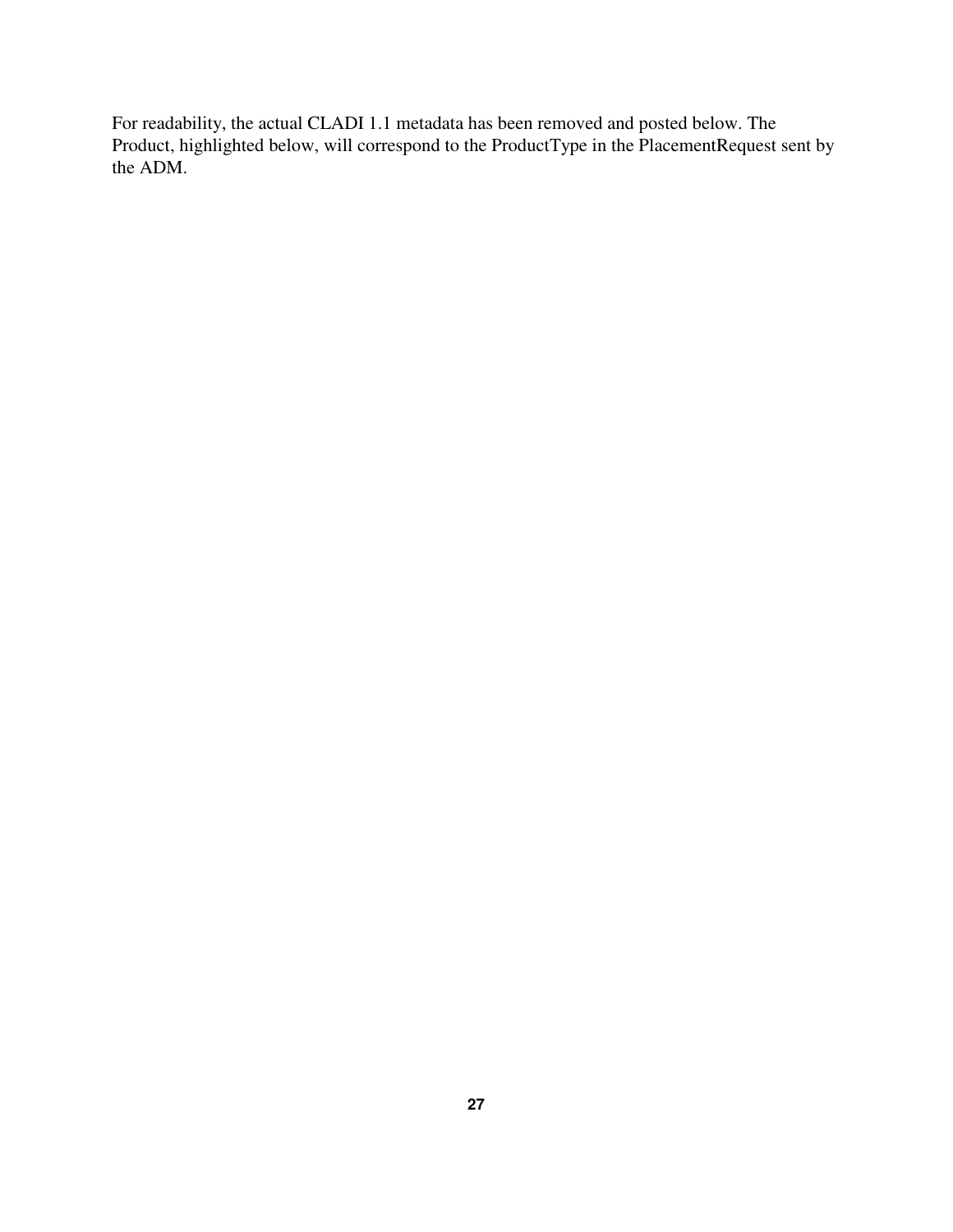For readability, the actual CLADI 1.1 metadata has been removed and posted below. The Product, highlighted below, will correspond to the ProductType in the PlacementRequest sent by the ADM.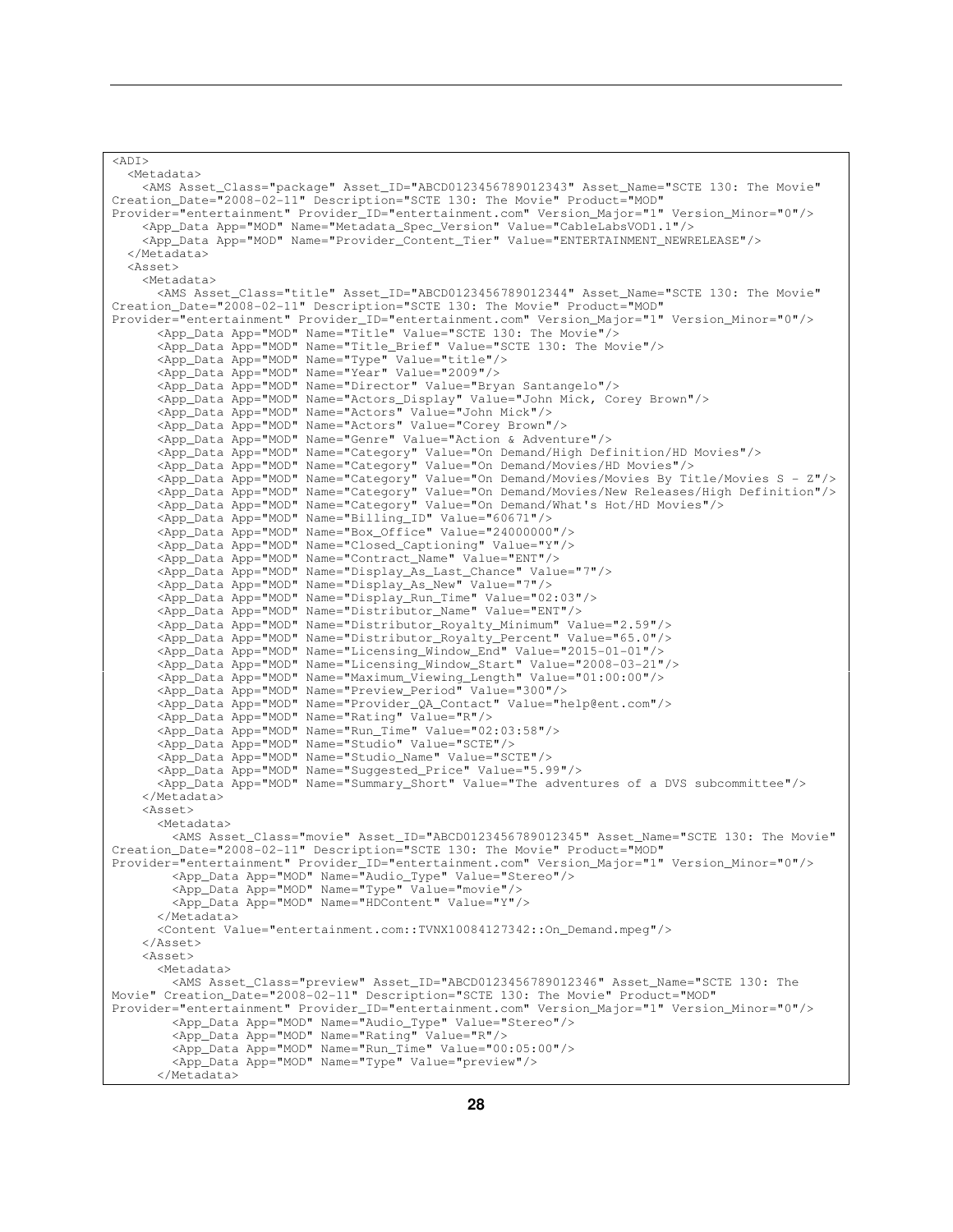```
<ADI>
  <Metadata>
    <AMS Asset_Class="package" Asset_ID="ABCD0123456789012343" Asset_Name="SCTE 130: The Movie"
Creation_Date="2008-02-11" Description="SCTE 130: The Movie" Product="MOD"
Provider="entertainment" Provider_ID="entertainment.com" Version_Major="1" Version_Minor="0"/>
    <App_Data App="MOD" Name="Metadata_Spec_Version" Value="CableLabsVOD1.1"/>
    <App_Data App="MOD" Name="Provider_Content_Tier" Value="ENTERTAINMENT_NEWRELEASE"/>
  </Metadata>
  <Asset>
    <Metadata>
      <AMS Asset_Class="title" Asset_ID="ABCD0123456789012344" Asset_Name="SCTE 130: The Movie"
Creation_Date="2008-02-11" Description="SCTE 130: The Movie" Product="MOD"
Provider="entertainment" Provider_ID="entertainment.com" Version_Major="1" Version_Minor="0"/>
      <App_Data App="MOD" Name="Title" Value="SCTE 130: The Movie"/>
      <App_Data App="MOD" Name="Title_Brief" Value="SCTE 130: The Movie"/>
      <App_Data App="MOD" Name="Type" Value="title"/>
      <App_Data App="MOD" Name="Year" Value="2009"/>
      <App_Data App="MOD" Name="Director" Value="Bryan Santangelo"/>
      <App_Data App="MOD" Name="Actors_Display" Value="John Mick, Corey Brown"/>
      <App_Data App="MOD" Name="Actors" Value="John Mick"/>
      <App_Data App="MOD" Name="Actors" Value="Corey Brown"/>
      <App_Data App="MOD" Name="Genre" Value="Action & Adventure"/>
      <App_Data App="MOD" Name="Category" Value="On Demand/High Definition/HD Movies"/>
      <App_Data App="MOD" Name="Category" Value="On Demand/Movies/HD Movies"/>
      <App_Data App="MOD" Name="Category" Value="On Demand/Movies/Movies By Title/Movies S - Z"/>
      <App_Data App="MOD" Name="Category" Value="On Demand/Movies/New Releases/High Definition"/>
      <App_Data App="MOD" Name="Category" Value="On Demand/What's Hot/HD Movies"/>
      <App_Data App="MOD" Name="Billing_ID" Value="60671"/>
      <App_Data App="MOD" Name="Box_Office" Value="24000000"/>
      <App_Data App="MOD" Name="Closed_Captioning" Value="Y"/>
      <App_Data App="MOD" Name="Contract_Name" Value="ENT"/>
      <App_Data App="MOD" Name="Display_As_Last_Chance" Value="7"/>
      <App_Data App="MOD" Name="Display_As_New" Value="7"/>
      <App_Data App="MOD" Name="Display_Run_Time" Value="02:03"/>
      <App_Data App="MOD" Name="Distributor_Name" Value="ENT"/>
      <App_Data App="MOD" Name="Distributor_Royalty_Minimum" Value="2.59"/>
      <App_Data App="MOD" Name="Distributor_Royalty_Percent" Value="65.0"/>
      <App_Data App="MOD" Name="Licensing_Window_End" Value="2015-01-01"/>
      <App_Data App="MOD" Name="Licensing_Window_Start" Value="2008-03-21"/>
      <App_Data App="MOD" Name="Maximum_Viewing_Length" Value="01:00:00"/>
      <App_Data App="MOD" Name="Preview_Period" Value="300"/>
      <App_Data App="MOD" Name="Provider_QA_Contact" Value="help@ent.com"/>
      <App_Data App="MOD" Name="Rating" Value="R"/>
      <App_Data App="MOD" Name="Run_Time" Value="02:03:58"/>
      <App_Data App="MOD" Name="Studio" Value="SCTE"/>
      <App_Data App="MOD" Name="Studio_Name" Value="SCTE"/>
      <App_Data App="MOD" Name="Suggested_Price" Value="5.99"/>
      <App_Data App="MOD" Name="Summary_Short" Value="The adventures of a DVS subcommittee"/>
    </Metadata>
    <Asset>
      <Metadata>
        <AMS Asset_Class="movie" Asset_ID="ABCD0123456789012345" Asset_Name="SCTE 130: The Movie"
Creation_Date="2008-02-11" Description="SCTE 130: The Movie" Product="MOD"
Provider="entertainment" Provider_ID="entertainment.com" Version_Major="1" Version_Minor="0"/>
        <App_Data App="MOD" Name="Audio_Type" Value="Stereo"/>
        <App_Data App="MOD" Name="Type" Value="movie"/>
        <App_Data App="MOD" Name="HDContent" Value="Y"/>
      </Metadata>
      <Content Value="entertainment.com::TVNX10084127342::On_Demand.mpeg"/>
    </Asset>
    <Asset>
      <Metadata>
        <AMS Asset_Class="preview" Asset_ID="ABCD0123456789012346" Asset_Name="SCTE 130: The
Movie" Creation_Date="2008-02-11" Description="SCTE 130: The Movie" Product="MOD"
Provider="entertainment" Provider_ID="entertainment.com" Version_Major="1" Version_Minor="0"/>
        <App_Data App="MOD" Name="Audio_Type" Value="Stereo"/>
        <App_Data App="MOD" Name="Rating" Value="R"/>
        <App_Data App="MOD" Name="Run_Time" Value="00:05:00"/>
        <App_Data App="MOD" Name="Type" Value="preview"/>
      </Metadata>
```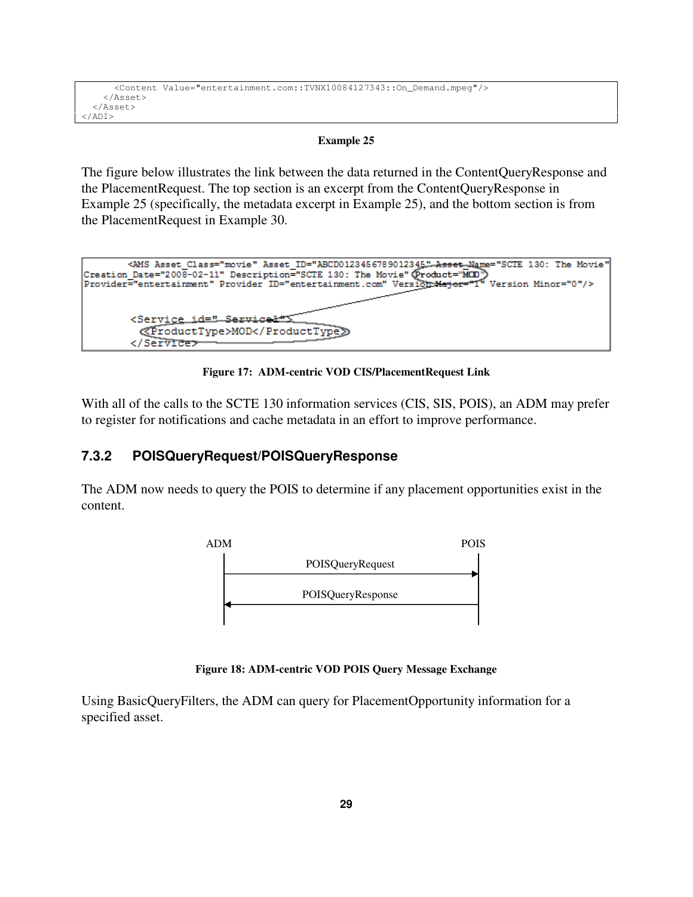```
      <Content Value="entertainment.com::TVNX10084127343::On_Demand.mpeg"/>
    </Asset>
  </Asset>
</ADI>
```

**Example 25**

The figure below illustrates the link between the data returned in the ContentQueryResponse and the PlacementRequest. The top section is an excerpt from the ContentQueryResponse in Example 25 (specifically, the metadata excerpt in Example 25), and the bottom section is from the PlacementRequest in Example 30.

```
<AMS Asset_Class="movie" Asset_ID="ABCD0123456789012345" Asset_Name="SCTE 130: The Movie"
Creation_Date="2008-02-11" Description="SCTE 130: The Movie" Product="MOD"
Provider="entertainment" Provider_ID="entertainment.com" Version_Major="1" Version_Minor="0"/>

<Service id="_Service1">
  <ProductType>MOD</ProductType>
</Service>
```

**Figure 17: ADM-centric VOD CIS/PlacementRequest Link**

With all of the calls to the SCTE 130 information services (CIS, SIS, POIS), an ADM may prefer to register for notifications and cache metadata in an effort to improve performance.

### 7.3.2 POISQueryRequest/POISQueryResponse

The ADM now needs to query the POIS to determine if any placement opportunities exist in the content.

ADM → POIS: POISQueryRequest

POIS → ADM: POISQueryResponse

**Figure 18: ADM-centric VOD POIS Query Message Exchange**

Using BasicQueryFilters, the ADM can query for PlacementOpportunity information for a specified asset.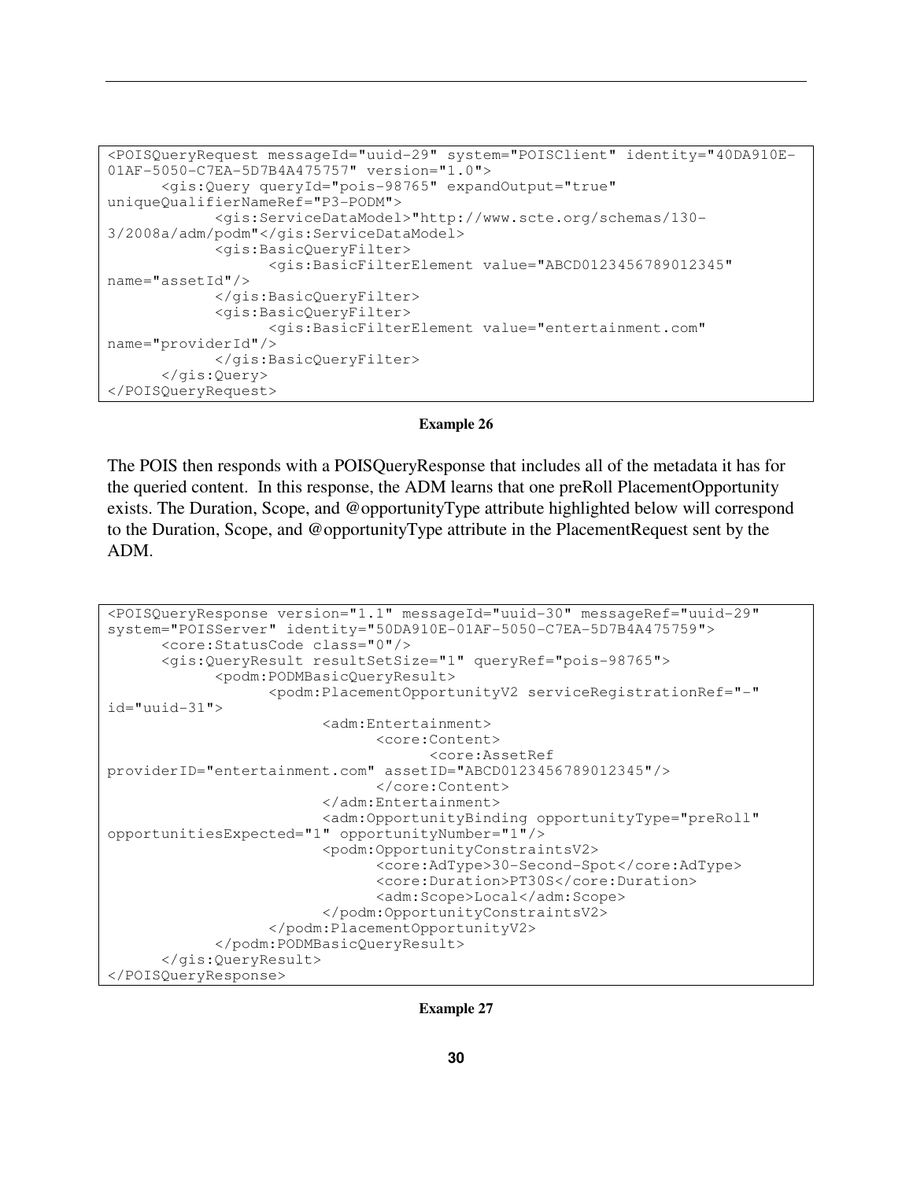```
<POISQueryRequest messageId="uuid-29" system="POISClient" identity="40DA910E-
01AF-5050-C7EA-5D7B4A475757" version="1.0">
      <gis:Query queryId="pois-98765" expandOutput="true"
uniqueQualifierNameRef="P3-PODM">
            <gis:ServiceDataModel>"http://www.scte.org/schemas/130-
3/2008a/adm/podm"</gis:ServiceDataModel>
            <gis:BasicQueryFilter>
                  <gis:BasicFilterElement value="ABCD0123456789012345"
name="assetId"/>
            </gis:BasicQueryFilter>
            <gis:BasicQueryFilter>
                  <gis:BasicFilterElement value="entertainment.com"
name="providerId"/>
            </gis:BasicQueryFilter>
      </gis:Query>
</POISQueryRequest>
```

**Example 26**

The POIS then responds with a POISQueryResponse that includes all of the metadata it has for the queried content. In this response, the ADM learns that one preRoll PlacementOpportunity exists. The Duration, Scope, and @opportunityType attribute highlighted below will correspond to the Duration, Scope, and @opportunityType attribute in the PlacementRequest sent by the ADM.

```
<POISQueryResponse version="1.1" messageId="uuid-30" messageRef="uuid-29"
system="POISServer" identity="50DA910E-01AF-5050-C7EA-5D7B4A475759">
      <core:StatusCode class="0"/>
      <gis:QueryResult resultSetSize="1" queryRef="pois-98765">
            <podm:PODMBasicQueryResult>
                  <podm:PlacementOpportunityV2 serviceRegistrationRef="-"
id="uuid-31">
                        <adm:Entertainment>
                              <core:Content>
                                    <core:AssetRef
providerID="entertainment.com" assetID="ABCD0123456789012345"/>
                              </core:Content>
                        </adm:Entertainment>
                        <adm:OpportunityBinding opportunityType="preRoll"
opportunitiesExpected="1" opportunityNumber="1"/>
                        <podm:OpportunityConstraintsV2>
                              <core:AdType>30-Second-Spot</core:AdType>
                              <core:Duration>PT30S</core:Duration>
                              <adm:Scope>Local</adm:Scope>
                        </podm:OpportunityConstraintsV2>
                  </podm:PlacementOpportunityV2>
            </podm:PODMBasicQueryResult>
      </gis:QueryResult>
</POISQueryResponse>
```

**Example 27**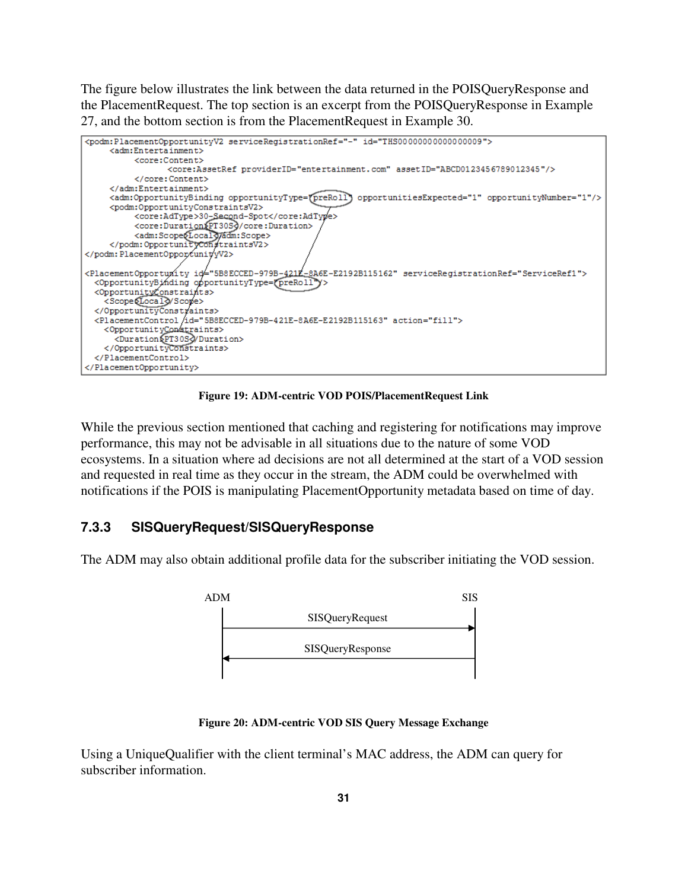The figure below illustrates the link between the data returned in the POISQueryResponse and the PlacementRequest. The top section is an excerpt from the POISQueryResponse in Example 27, and the bottom section is from the PlacementRequest in Example 30.

```
<podm:PlacementOpportunityV2 serviceRegistrationRef="-" id="THS00000000000000009">
     <adm:Entertainment>
          <core:Content>
               <core:AssetRef providerID="entertainment.com" assetID="ABCD0123456789012345"/>
          </core:Content>
     </adm:Entertainment>
     <adm:OpportunityBinding opportunityType="preRoll" opportunitiesExpected="1" opportunityNumber="1"/>
     <podm:OpportunityConstraintsV2>
          <core:AdType>30-Second-Spot</core:AdType>
          <core:Duration>PT30S</core:Duration>
          <adm:Scope>Local</adm:Scope>
     </podm:OpportunityConstraintsV2>
</podm:PlacementOpportunityV2>

<PlacementOpportunity id="5B8ECCED-979B-421E-8A6E-E2192B115162" serviceRegistrationRef="ServiceRef1">
  <OpportunityBinding opportunityType="preRoll"/>
  <OpportunityConstraints>
    <Scope>Local</Scope>
  </OpportunityConstraints>
  <PlacementControl id="5B8ECCED-979B-421E-8A6E-E2192B115163" action="fill">
    <OpportunityConstraints>
      <Duration>PT30S</Duration>
    </OpportunityConstraints>
  </PlacementControl>
</PlacementOpportunity>
```

**Figure 19: ADM-centric VOD POIS/PlacementRequest Link**

While the previous section mentioned that caching and registering for notifications may improve performance, this may not be advisable in all situations due to the nature of some VOD ecosystems. In a situation where ad decisions are not all determined at the start of a VOD session and requested in real time as they occur in the stream, the ADM could be overwhelmed with notifications if the POIS is manipulating PlacementOpportunity metadata based on time of day.

### 7.3.3 SISQueryRequest/SISQueryResponse

The ADM may also obtain additional profile data for the subscriber initiating the VOD session.

ADM → SIS: SISQueryRequest

SIS → ADM: SISQueryResponse

**Figure 20: ADM-centric VOD SIS Query Message Exchange**

Using a UniqueQualifier with the client terminal's MAC address, the ADM can query for subscriber information.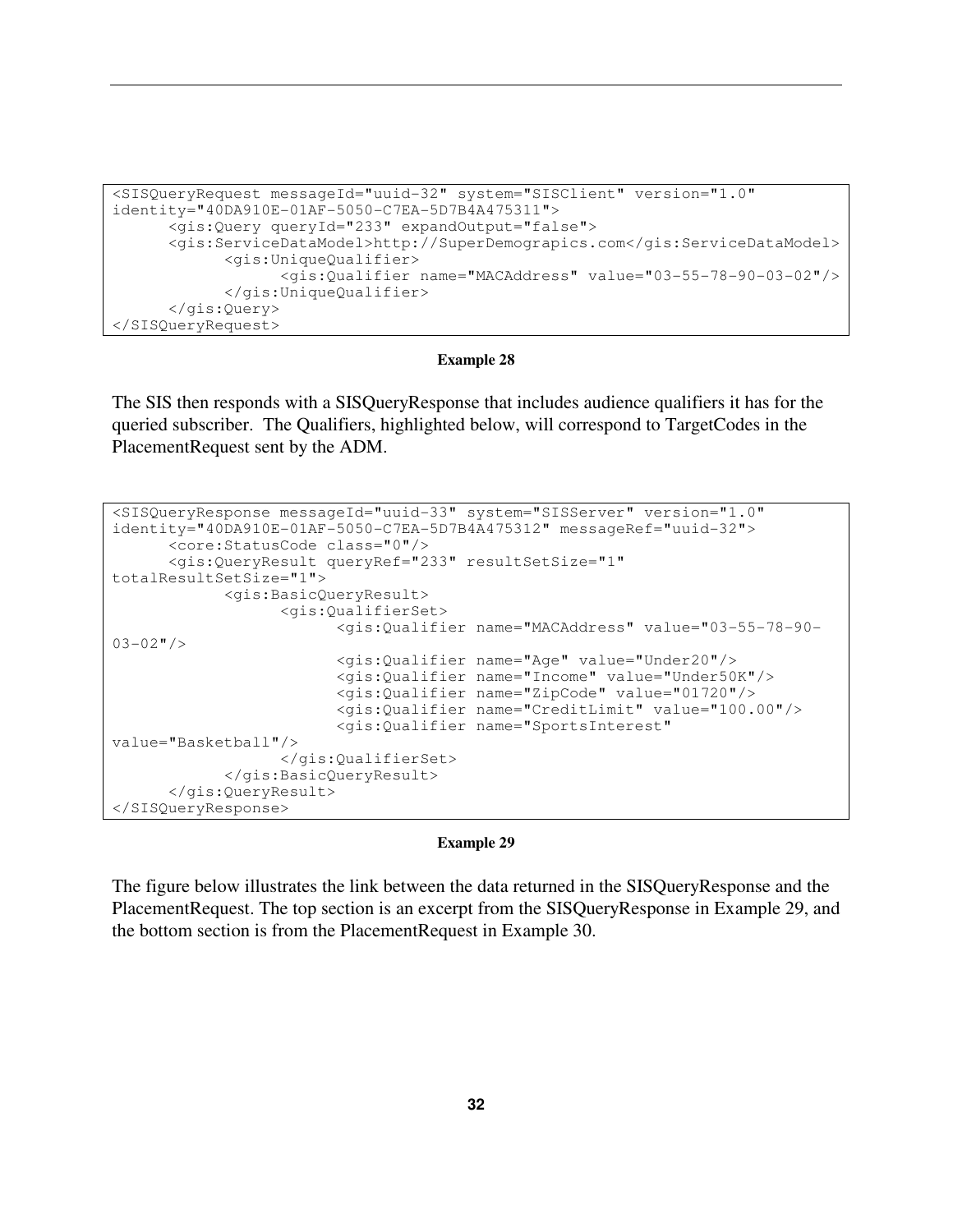```
<SISQueryRequest messageId="uuid-32" system="SISClient" version="1.0"
identity="40DA910E-01AF-5050-C7EA-5D7B4A475311">
      <gis:Query queryId="233" expandOutput="false">
      <gis:ServiceDataModel>http://SuperDemograpics.com</gis:ServiceDataModel>
            <gis:UniqueQualifier>
                  <gis:Qualifier name="MACAddress" value="03-55-78-90-03-02"/>
            </gis:UniqueQualifier>
      </gis:Query>
</SISQueryRequest>
```

**Example 28**

The SIS then responds with a SISQueryResponse that includes audience qualifiers it has for the queried subscriber. The Qualifiers, highlighted below, will correspond to TargetCodes in the PlacementRequest sent by the ADM.

```
<SISQueryResponse messageId="uuid-33" system="SISServer" version="1.0"
identity="40DA910E-01AF-5050-C7EA-5D7B4A475312" messageRef="uuid-32">
      <core:StatusCode class="0"/>
      <gis:QueryResult queryRef="233" resultSetSize="1"
totalResultSetSize="1">
            <gis:BasicQueryResult>
                  <gis:QualifierSet>
                        <gis:Qualifier name="MACAddress" value="03-55-78-90-
03-02"/>
                        <gis:Qualifier name="Age" value="Under20"/>
                        <gis:Qualifier name="Income" value="Under50K"/>
                        <gis:Qualifier name="ZipCode" value="01720"/>
                        <gis:Qualifier name="CreditLimit" value="100.00"/>
                        <gis:Qualifier name="SportsInterest"
value="Basketball"/>
                  </gis:QualifierSet>
            </gis:BasicQueryResult>
      </gis:QueryResult>
</SISQueryResponse>
```

**Example 29**

The figure below illustrates the link between the data returned in the SISQueryResponse and the PlacementRequest. The top section is an excerpt from the SISQueryResponse in Example 29, and the bottom section is from the PlacementRequest in Example 30.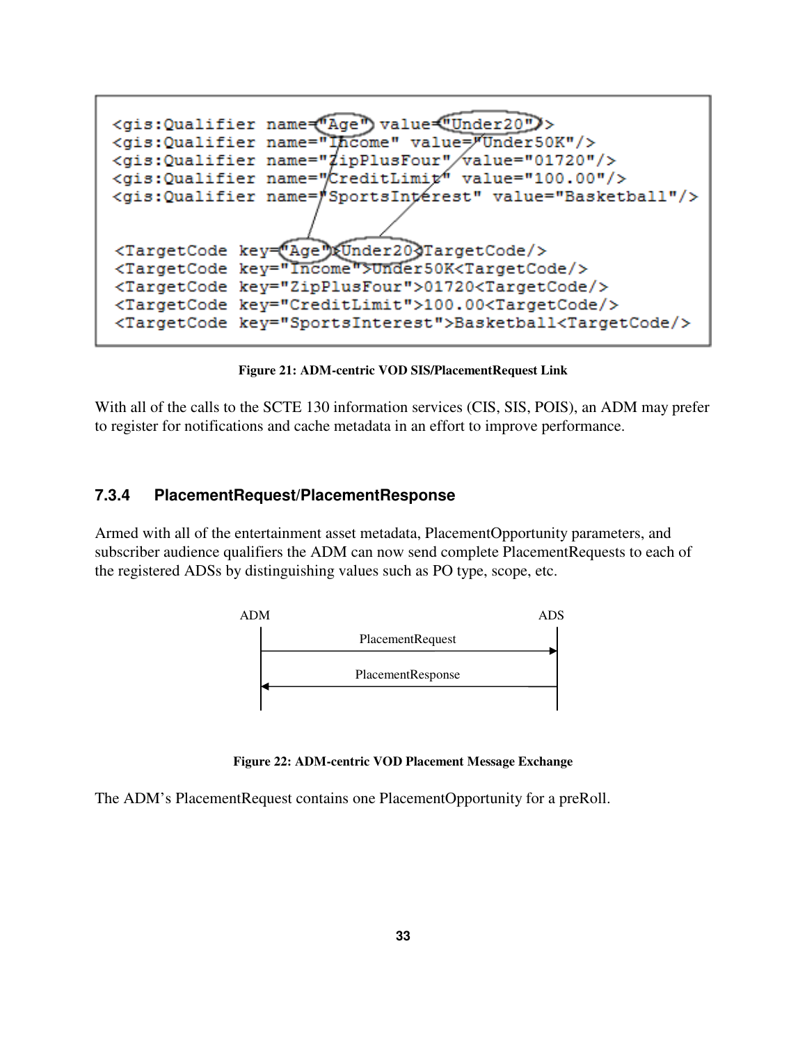```
<gis:Qualifier name="Age" value="Under20"/>
<gis:Qualifier name="Income" value="Under50K"/>
<gis:Qualifier name="ZipPlusFour" value="01720"/>
<gis:Qualifier name="CreditLimit" value="100.00"/>
<gis:Qualifier name="SportsInterest" value="Basketball"/>


<TargetCode key="Age">Under20<TargetCode/>
<TargetCode key="Income">Under50K<TargetCode/>
<TargetCode key="ZipPlusFour">01720<TargetCode/>
<TargetCode key="CreditLimit">100.00<TargetCode/>
<TargetCode key="SportsInterest">Basketball<TargetCode/>
```

**Figure 21: ADM-centric VOD SIS/PlacementRequest Link**

With all of the calls to the SCTE 130 information services (CIS, SIS, POIS), an ADM may prefer to register for notifications and cache metadata in an effort to improve performance.

### 7.3.4 PlacementRequest/PlacementResponse

Armed with all of the entertainment asset metadata, PlacementOpportunity parameters, and subscriber audience qualifiers the ADM can now send complete PlacementRequests to each of the registered ADSs by distinguishing values such as PO type, scope, etc.

```
ADM                                        ADS
 |            PlacementRequest              |
 |----------------------------------------->|
 |            PlacementResponse             |
 |<-----------------------------------------|
 |                                          |
```

**Figure 22: ADM-centric VOD Placement Message Exchange**

The ADM's PlacementRequest contains one PlacementOpportunity for a preRoll.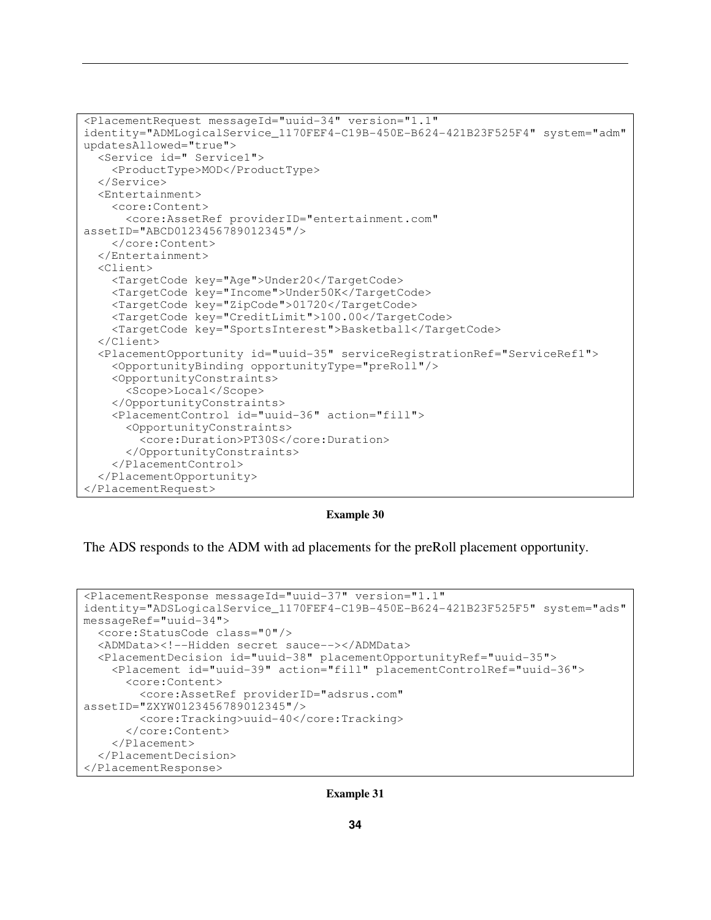```
<PlacementRequest messageId="uuid-34" version="1.1"
identity="ADMLogicalService_1170FEF4-C19B-450E-B624-421B23F525F4" system="adm"
updatesAllowed="true">
  <Service id=" Service1">
    <ProductType>MOD</ProductType>
  </Service>
  <Entertainment>
    <core:Content>
      <core:AssetRef providerID="entertainment.com"
assetID="ABCD0123456789012345"/>
    </core:Content>
  </Entertainment>
  <Client>
    <TargetCode key="Age">Under20</TargetCode>
    <TargetCode key="Income">Under50K</TargetCode>
    <TargetCode key="ZipCode">01720</TargetCode>
    <TargetCode key="CreditLimit">100.00</TargetCode>
    <TargetCode key="SportsInterest">Basketball</TargetCode>
  </Client>
  <PlacementOpportunity id="uuid-35" serviceRegistrationRef="ServiceRef1">
    <OpportunityBinding opportunityType="preRoll"/>
    <OpportunityConstraints>
      <Scope>Local</Scope>
    </OpportunityConstraints>
    <PlacementControl id="uuid-36" action="fill">
      <OpportunityConstraints>
        <core:Duration>PT30S</core:Duration>
      </OpportunityConstraints>
    </PlacementControl>
  </PlacementOpportunity>
</PlacementRequest>
```

**Example 30**

The ADS responds to the ADM with ad placements for the preRoll placement opportunity.

```
<PlacementResponse messageId="uuid-37" version="1.1"
identity="ADSLogicalService_1170FEF4-C19B-450E-B624-421B23F525F5" system="ads"
messageRef="uuid-34">
  <core:StatusCode class="0"/>
  <ADMData><!--Hidden secret sauce--></ADMData>
  <PlacementDecision id="uuid-38" placementOpportunityRef="uuid-35">
    <Placement id="uuid-39" action="fill" placementControlRef="uuid-36">
      <core:Content>
        <core:AssetRef providerID="adsrus.com"
assetID="ZXYW0123456789012345"/>
        <core:Tracking>uuid-40</core:Tracking>
      </core:Content>
    </Placement>
  </PlacementDecision>
</PlacementResponse>
```

**Example 31**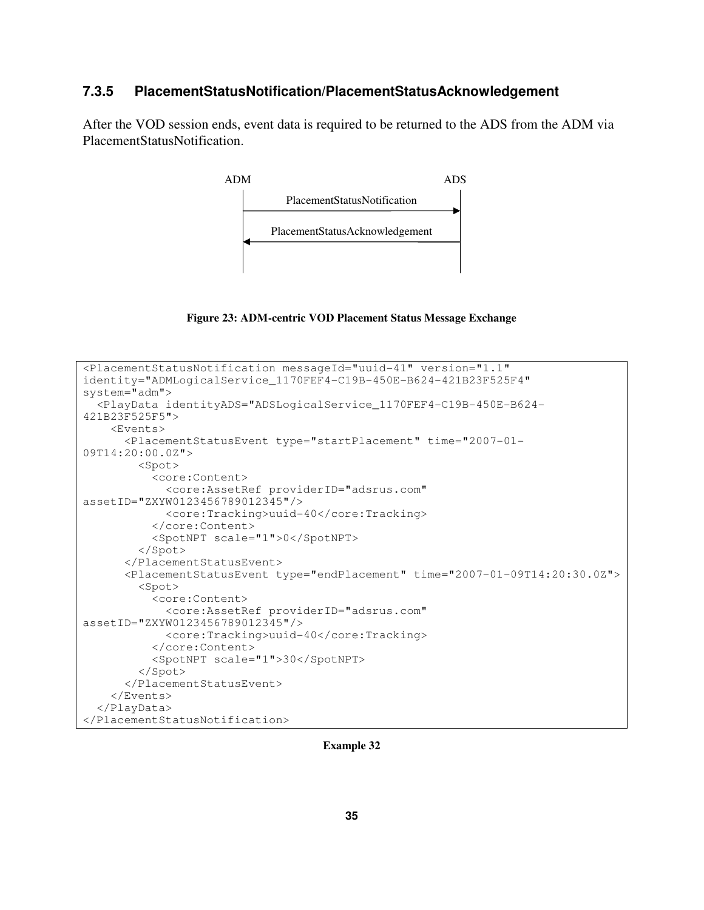### 7.3.5 PlacementStatusNotification/PlacementStatusAcknowledgement

After the VOD session ends, event data is required to be returned to the ADS from the ADM via PlacementStatusNotification.

ADM → ADS: PlacementStatusNotification

ADS → ADM: PlacementStatusAcknowledgement

**Figure 23: ADM-centric VOD Placement Status Message Exchange**

```
<PlacementStatusNotification messageId="uuid-41" version="1.1"
identity="ADMLogicalService_1170FEF4-C19B-450E-B624-421B23F525F4"
system="adm">
  <PlayData identityADS="ADSLogicalService_1170FEF4-C19B-450E-B624-
421B23F525F5">
    <Events>
      <PlacementStatusEvent type="startPlacement" time="2007-01-
09T14:20:00.0Z">
        <Spot>
          <core:Content>
            <core:AssetRef providerID="adsrus.com"
assetID="ZXYW0123456789012345"/>
            <core:Tracking>uuid-40</core:Tracking>
          </core:Content>
          <SpotNPT scale="1">0</SpotNPT>
        </Spot>
      </PlacementStatusEvent>
      <PlacementStatusEvent type="endPlacement" time="2007-01-09T14:20:30.0Z">
        <Spot>
          <core:Content>
            <core:AssetRef providerID="adsrus.com"
assetID="ZXYW0123456789012345"/>
            <core:Tracking>uuid-40</core:Tracking>
          </core:Content>
          <SpotNPT scale="1">30</SpotNPT>
        </Spot>
      </PlacementStatusEvent>
    </Events>
  </PlayData>
</PlacementStatusNotification>
```

**Example 32**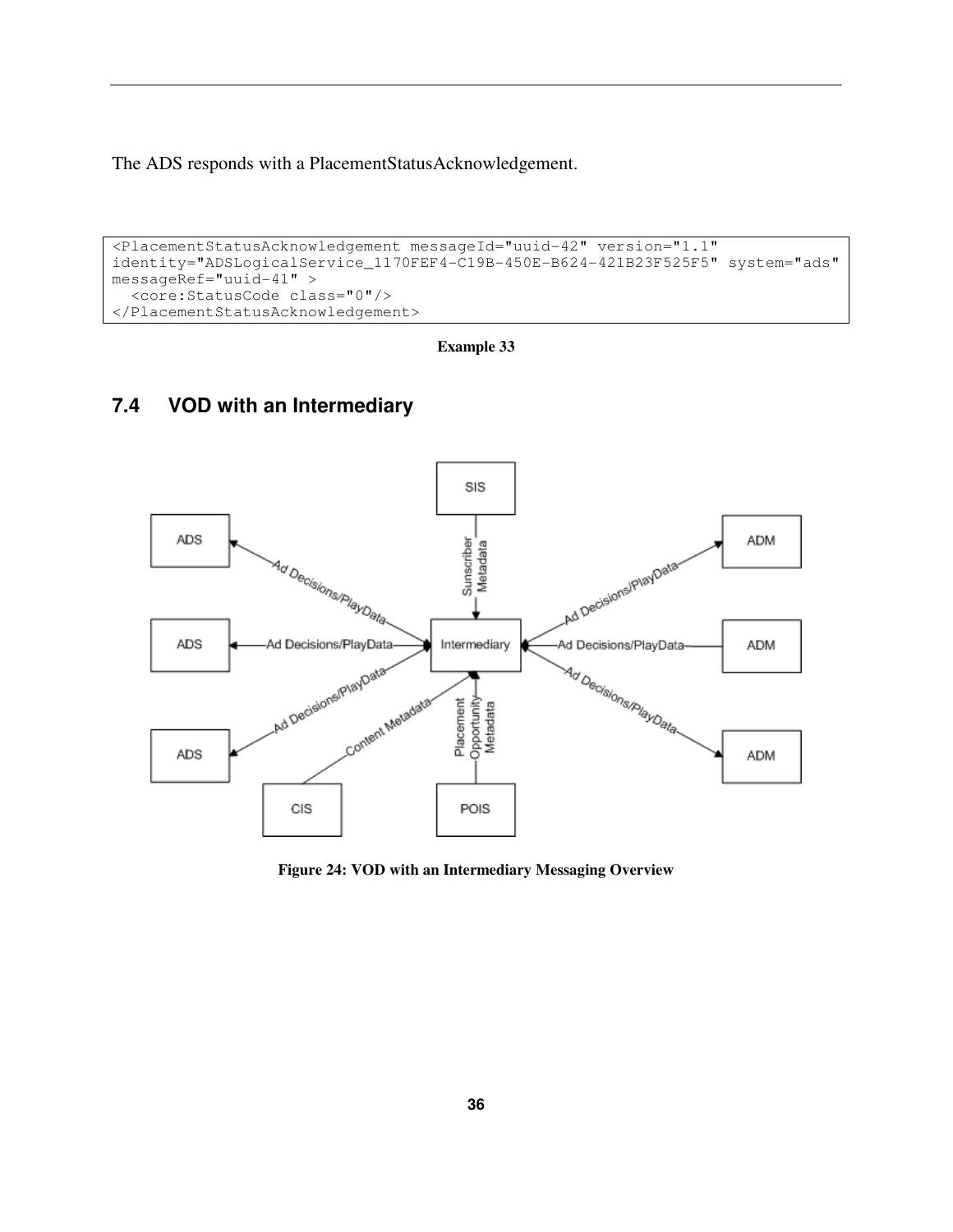The ADS responds with a PlacementStatusAcknowledgement.

```
<PlacementStatusAcknowledgement messageId="uuid-42" version="1.1"
identity="ADSLogicalService_1170FEF4-C19B-450E-B624-421B23F525F5" system="ads"
messageRef="uuid-41" >
  <core:StatusCode class="0"/>
</PlacementStatusAcknowledgement>
```

**Example 33**

## 7.4 VOD with an Intermediary

**Figure 24: VOD with an Intermediary Messaging Overview**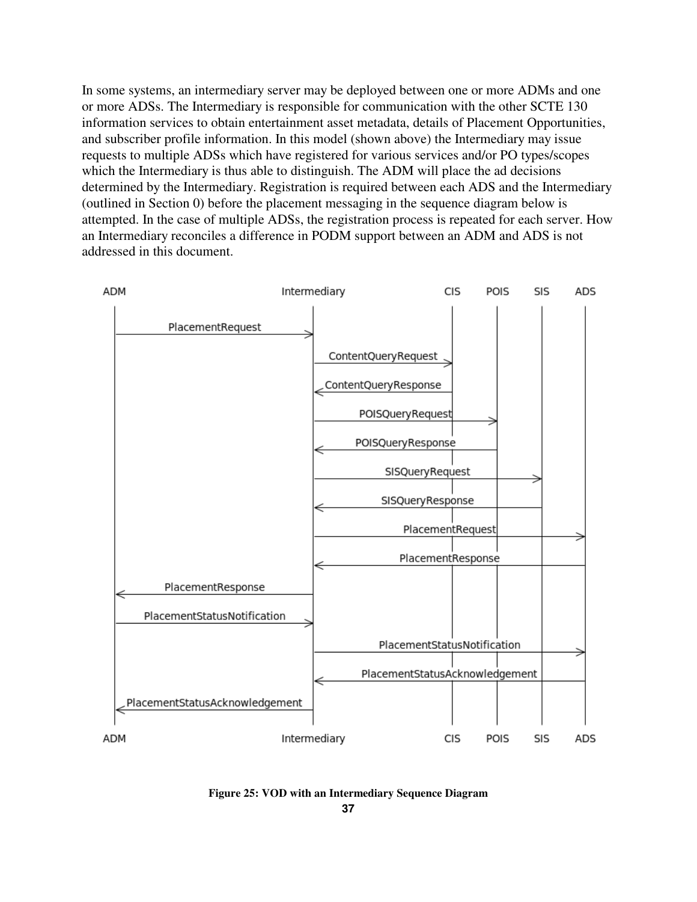In some systems, an intermediary server may be deployed between one or more ADMs and one or more ADSs. The Intermediary is responsible for communication with the other SCTE 130 information services to obtain entertainment asset metadata, details of Placement Opportunities, and subscriber profile information. In this model (shown above) the Intermediary may issue requests to multiple ADSs which have registered for various services and/or PO types/scopes which the Intermediary is thus able to distinguish. The ADM will place the ad decisions determined by the Intermediary. Registration is required between each ADS and the Intermediary (outlined in Section 0) before the placement messaging in the sequence diagram below is attempted. In the case of multiple ADSs, the registration process is repeated for each server. How an Intermediary reconciles a difference in PODM support between an ADM and ADS is not addressed in this document.

**Figure 25: VOD with an Intermediary Sequence Diagram**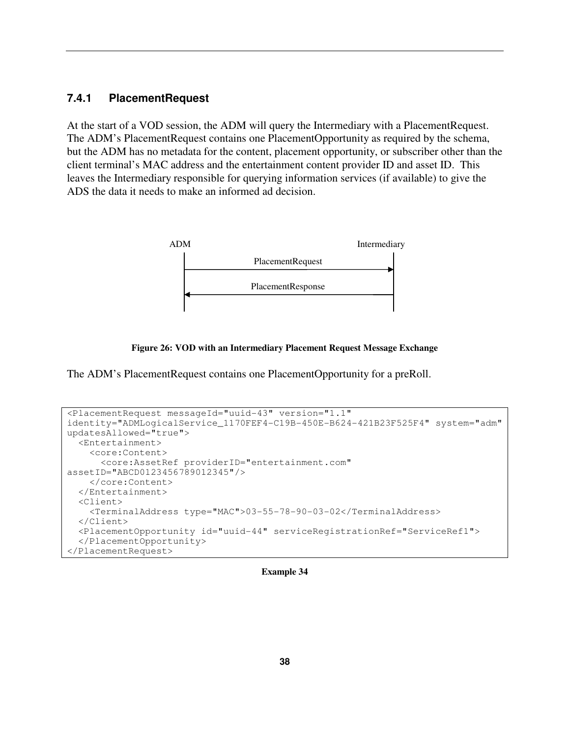### 7.4.1 PlacementRequest

At the start of a VOD session, the ADM will query the Intermediary with a PlacementRequest. The ADM's PlacementRequest contains one PlacementOpportunity as required by the schema, but the ADM has no metadata for the content, placement opportunity, or subscriber other than the client terminal's MAC address and the entertainment content provider ID and asset ID. This leaves the Intermediary responsible for querying information services (if available) to give the ADS the data it needs to make an informed ad decision.

ADM — Intermediary

PlacementRequest (ADM → Intermediary)

PlacementResponse (Intermediary → ADM)

**Figure 26: VOD with an Intermediary Placement Request Message Exchange**

The ADM's PlacementRequest contains one PlacementOpportunity for a preRoll.

```
<PlacementRequest messageId="uuid-43" version="1.1"
identity="ADMLogicalService_1170FEF4-C19B-450E-B624-421B23F525F4" system="adm"
updatesAllowed="true">
  <Entertainment>
    <core:Content>
      <core:AssetRef providerID="entertainment.com"
assetID="ABCD0123456789012345"/>
    </core:Content>
  </Entertainment>
  <Client>
    <TerminalAddress type="MAC">03-55-78-90-03-02</TerminalAddress>
  </Client>
  <PlacementOpportunity id="uuid-44" serviceRegistrationRef="ServiceRef1">
  </PlacementOpportunity>
</PlacementRequest>
```

**Example 34**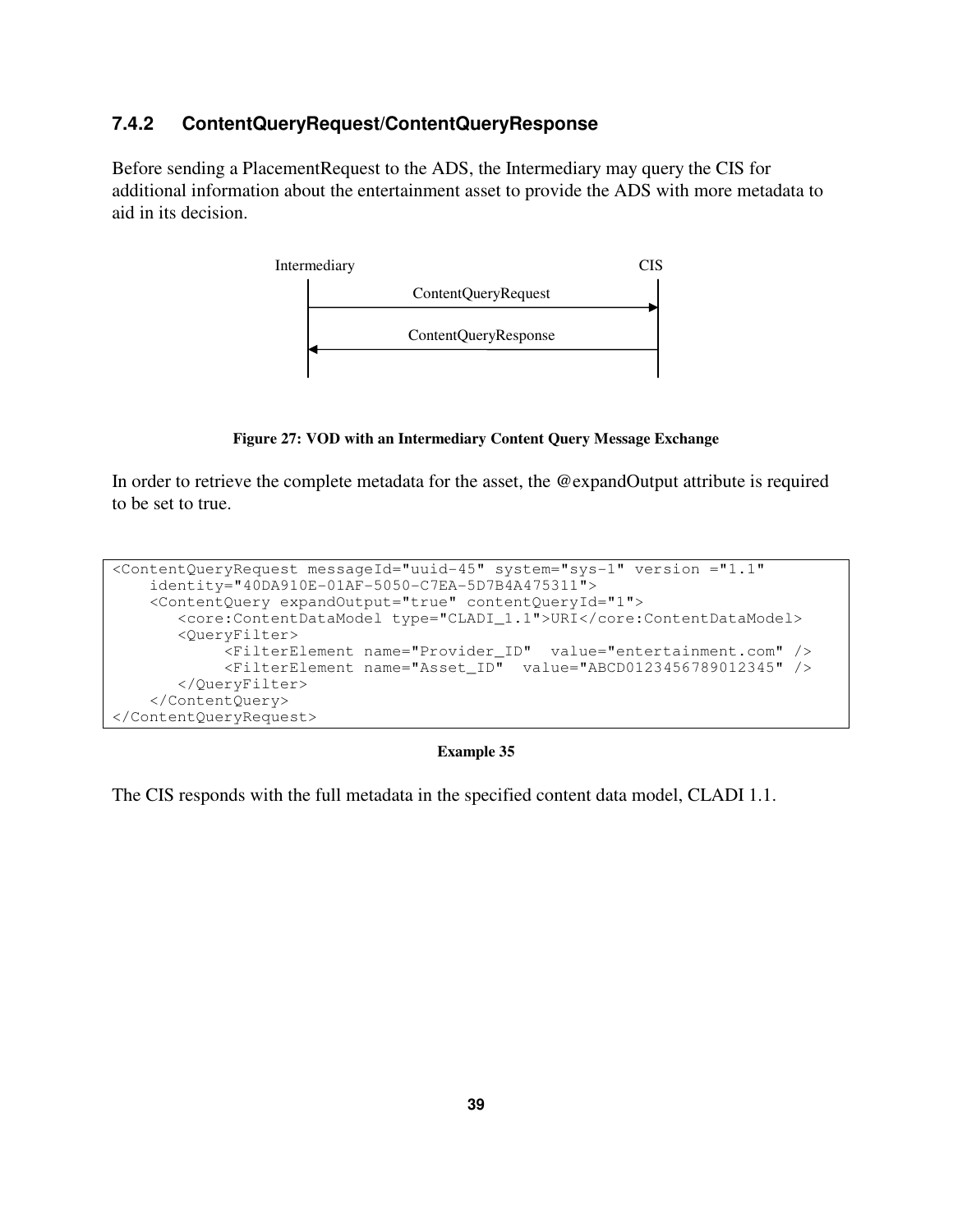### 7.4.2 ContentQueryRequest/ContentQueryResponse

Before sending a PlacementRequest to the ADS, the Intermediary may query the CIS for additional information about the entertainment asset to provide the ADS with more metadata to aid in its decision.

Intermediary → CIS: ContentQueryRequest

CIS → Intermediary: ContentQueryResponse

**Figure 27: VOD with an Intermediary Content Query Message Exchange**

In order to retrieve the complete metadata for the asset, the @expandOutput attribute is required to be set to true.

```
<ContentQueryRequest messageId="uuid-45" system="sys-1" version ="1.1"
    identity="40DA910E-01AF-5050-C7EA-5D7B4A475311">
    <ContentQuery expandOutput="true" contentQueryId="1">
       <core:ContentDataModel type="CLADI_1.1">URI</core:ContentDataModel>
       <QueryFilter>
            <FilterElement name="Provider_ID"  value="entertainment.com" />
            <FilterElement name="Asset_ID"  value="ABCD0123456789012345" />
       </QueryFilter>
    </ContentQuery>
</ContentQueryRequest>
```

**Example 35**

The CIS responds with the full metadata in the specified content data model, CLADI 1.1.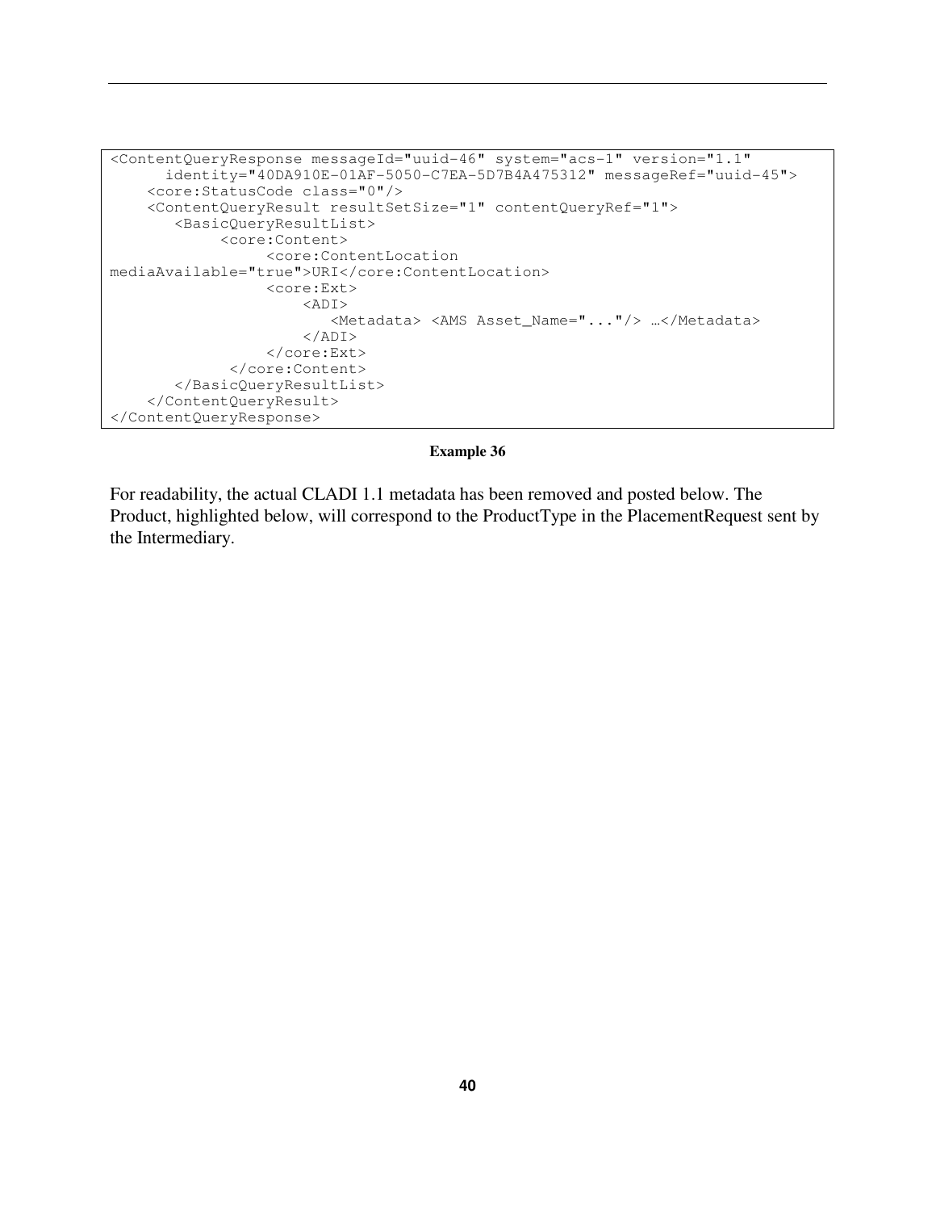```
<ContentQueryResponse messageId="uuid-46" system="acs-1" version="1.1"
      identity="40DA910E-01AF-5050-C7EA-5D7B4A475312" messageRef="uuid-45">
    <core:StatusCode class="0"/>
    <ContentQueryResult resultSetSize="1" contentQueryRef="1">
       <BasicQueryResultList>
            <core:Content>
                 <core:ContentLocation
mediaAvailable="true">URI</core:ContentLocation>
                 <core:Ext>
                     <ADI>
                        <Metadata> <AMS Asset_Name="..."/> …</Metadata>
                     </ADI>
                 </core:Ext>
             </core:Content>
       </BasicQueryResultList>
    </ContentQueryResult>
</ContentQueryResponse>
```

**Example 36**

For readability, the actual CLADI 1.1 metadata has been removed and posted below. The Product, highlighted below, will correspond to the ProductType in the PlacementRequest sent by the Intermediary.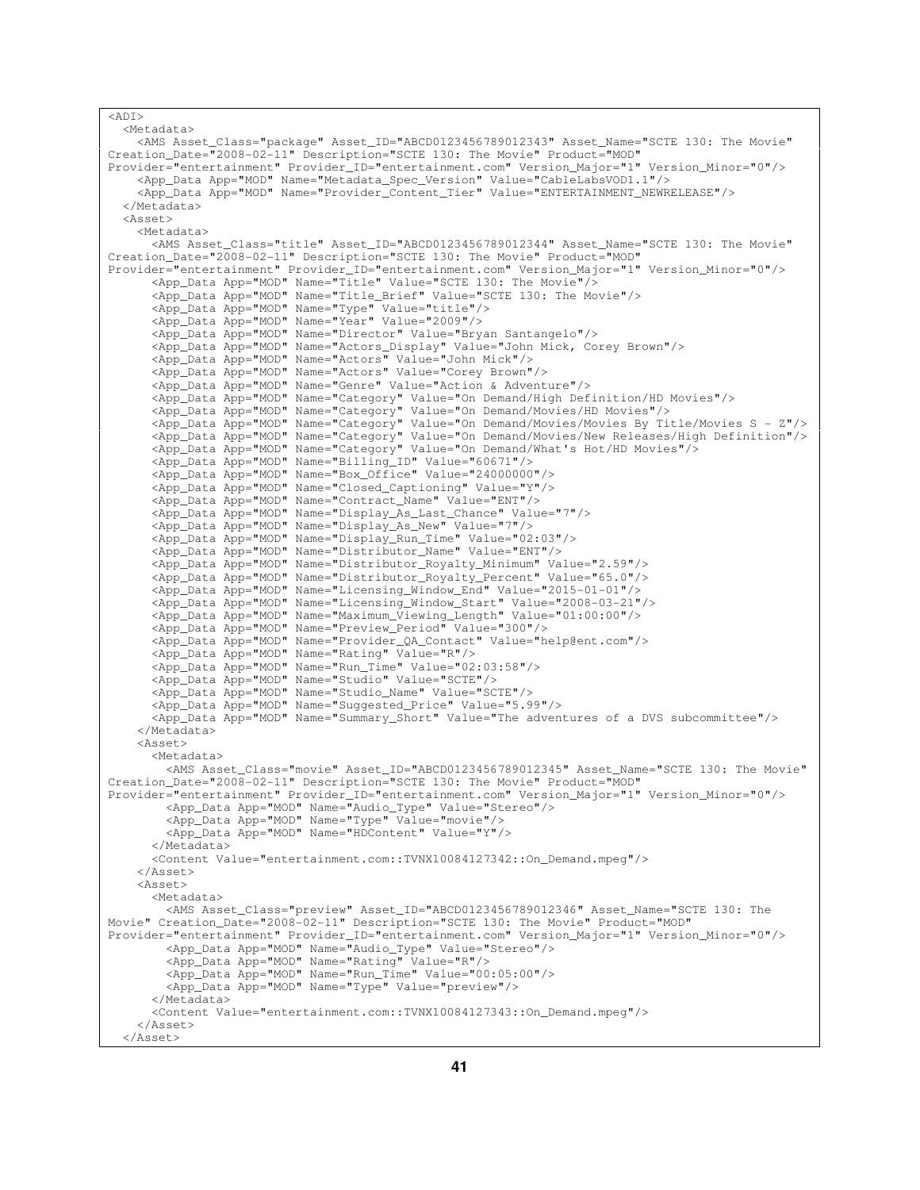```
<ADI>
  <Metadata>
    <AMS Asset_Class="package" Asset_ID="ABCD0123456789012343" Asset_Name="SCTE 130: The Movie"
Creation_Date="2008-02-11" Description="SCTE 130: The Movie" Product="MOD"
Provider="entertainment" Provider_ID="entertainment.com" Version_Major="1" Version_Minor="0"/>
    <App_Data App="MOD" Name="Metadata_Spec_Version" Value="CableLabsVOD1.1"/>
    <App_Data App="MOD" Name="Provider_Content_Tier" Value="ENTERTAINMENT_NEWRELEASE"/>
  </Metadata>
  <Asset>
    <Metadata>
      <AMS Asset_Class="title" Asset_ID="ABCD0123456789012344" Asset_Name="SCTE 130: The Movie"
Creation_Date="2008-02-11" Description="SCTE 130: The Movie" Product="MOD"
Provider="entertainment" Provider_ID="entertainment.com" Version_Major="1" Version_Minor="0"/>
      <App_Data App="MOD" Name="Title" Value="SCTE 130: The Movie"/>
      <App_Data App="MOD" Name="Title_Brief" Value="SCTE 130: The Movie"/>
      <App_Data App="MOD" Name="Type" Value="title"/>
      <App_Data App="MOD" Name="Year" Value="2009"/>
      <App_Data App="MOD" Name="Director" Value="Bryan Santangelo"/>
      <App_Data App="MOD" Name="Actors_Display" Value="John Mick, Corey Brown"/>
      <App_Data App="MOD" Name="Actors" Value="John Mick"/>
      <App_Data App="MOD" Name="Actors" Value="Corey Brown"/>
      <App_Data App="MOD" Name="Genre" Value="Action & Adventure"/>
      <App_Data App="MOD" Name="Category" Value="On Demand/High Definition/HD Movies"/>
      <App_Data App="MOD" Name="Category" Value="On Demand/Movies/HD Movies"/>
      <App_Data App="MOD" Name="Category" Value="On Demand/Movies/Movies By Title/Movies S - Z"/>
      <App_Data App="MOD" Name="Category" Value="On Demand/Movies/New Releases/High Definition"/>
      <App_Data App="MOD" Name="Category" Value="On Demand/What's Hot/HD Movies"/>
      <App_Data App="MOD" Name="Billing_ID" Value="60671"/>
      <App_Data App="MOD" Name="Box_Office" Value="24000000"/>
      <App_Data App="MOD" Name="Closed_Captioning" Value="Y"/>
      <App_Data App="MOD" Name="Contract_Name" Value="ENT"/>
      <App_Data App="MOD" Name="Display_As_Last_Chance" Value="7"/>
      <App_Data App="MOD" Name="Display_As_New" Value="7"/>
      <App_Data App="MOD" Name="Display_Run_Time" Value="02:03"/>
      <App_Data App="MOD" Name="Distributor_Name" Value="ENT"/>
      <App_Data App="MOD" Name="Distributor_Royalty_Minimum" Value="2.59"/>
      <App_Data App="MOD" Name="Distributor_Royalty_Percent" Value="65.0"/>
      <App_Data App="MOD" Name="Licensing_Window_End" Value="2015-01-01"/>
      <App_Data App="MOD" Name="Licensing_Window_Start" Value="2008-03-21"/>
      <App_Data App="MOD" Name="Maximum_Viewing_Length" Value="01:00:00"/>
      <App_Data App="MOD" Name="Preview_Period" Value="300"/>
      <App_Data App="MOD" Name="Provider_QA_Contact" Value="help@ent.com"/>
      <App_Data App="MOD" Name="Rating" Value="R"/>
      <App_Data App="MOD" Name="Run_Time" Value="02:03:58"/>
      <App_Data App="MOD" Name="Studio" Value="SCTE"/>
      <App_Data App="MOD" Name="Studio_Name" Value="SCTE"/>
      <App_Data App="MOD" Name="Suggested_Price" Value="5.99"/>
      <App_Data App="MOD" Name="Summary_Short" Value="The adventures of a DVS subcommittee"/>
    </Metadata>
    <Asset>
      <Metadata>
        <AMS Asset_Class="movie" Asset_ID="ABCD0123456789012345" Asset_Name="SCTE 130: The Movie"
Creation_Date="2008-02-11" Description="SCTE 130: The Movie" Product="MOD"
Provider="entertainment" Provider_ID="entertainment.com" Version_Major="1" Version_Minor="0"/>
        <App_Data App="MOD" Name="Audio_Type" Value="Stereo"/>
        <App_Data App="MOD" Name="Type" Value="movie"/>
        <App_Data App="MOD" Name="HDContent" Value="Y"/>
      </Metadata>
      <Content Value="entertainment.com::TVNX10084127342::On_Demand.mpeg"/>
    </Asset>
    <Asset>
      <Metadata>
        <AMS Asset_Class="preview" Asset_ID="ABCD0123456789012346" Asset_Name="SCTE 130: The
Movie" Creation_Date="2008-02-11" Description="SCTE 130: The Movie" Product="MOD"
Provider="entertainment" Provider_ID="entertainment.com" Version_Major="1" Version_Minor="0"/>
        <App_Data App="MOD" Name="Audio_Type" Value="Stereo"/>
        <App_Data App="MOD" Name="Rating" Value="R"/>
        <App_Data App="MOD" Name="Run_Time" Value="00:05:00"/>
        <App_Data App="MOD" Name="Type" Value="preview"/>
      </Metadata>
      <Content Value="entertainment.com::TVNX10084127343::On_Demand.mpeg"/>
    </Asset>
  </Asset>
```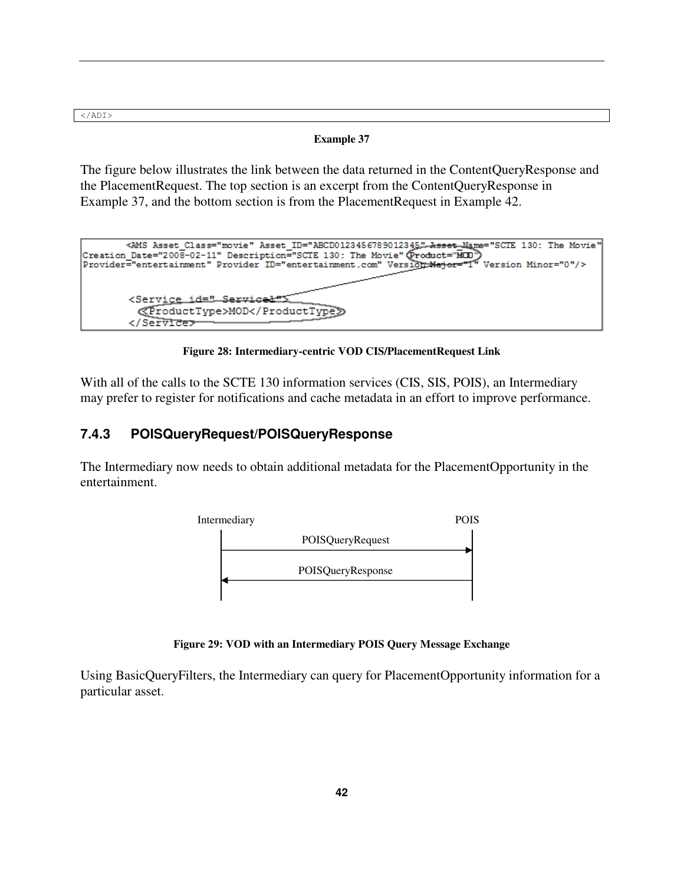```
</ADI>
```

**Example 37**

The figure below illustrates the link between the data returned in the ContentQueryResponse and the PlacementRequest. The top section is an excerpt from the ContentQueryResponse in Example 37, and the bottom section is from the PlacementRequest in Example 42.

```
<AMS Asset_Class="movie" Asset_ID="ABCD0123456789012345" Asset_Name="SCTE 130: The Movie"
Creation_Date="2008-02-11" Description="SCTE 130: The Movie" Product="MOD"
Provider="entertainment" Provider ID="entertainment.com" Version Major="1" Version Minor="0"/>


<Service id=" Service1">
  <ProductType>MOD</ProductType>
</Service>
```

**Figure 28: Intermediary-centric VOD CIS/PlacementRequest Link**

With all of the calls to the SCTE 130 information services (CIS, SIS, POIS), an Intermediary may prefer to register for notifications and cache metadata in an effort to improve performance.

### 7.4.3 POISQueryRequest/POISQueryResponse

The Intermediary now needs to obtain additional metadata for the PlacementOpportunity in the entertainment.

Intermediary → POIS: POISQueryRequest

POIS → Intermediary: POISQueryResponse

**Figure 29: VOD with an Intermediary POIS Query Message Exchange**

Using BasicQueryFilters, the Intermediary can query for PlacementOpportunity information for a particular asset.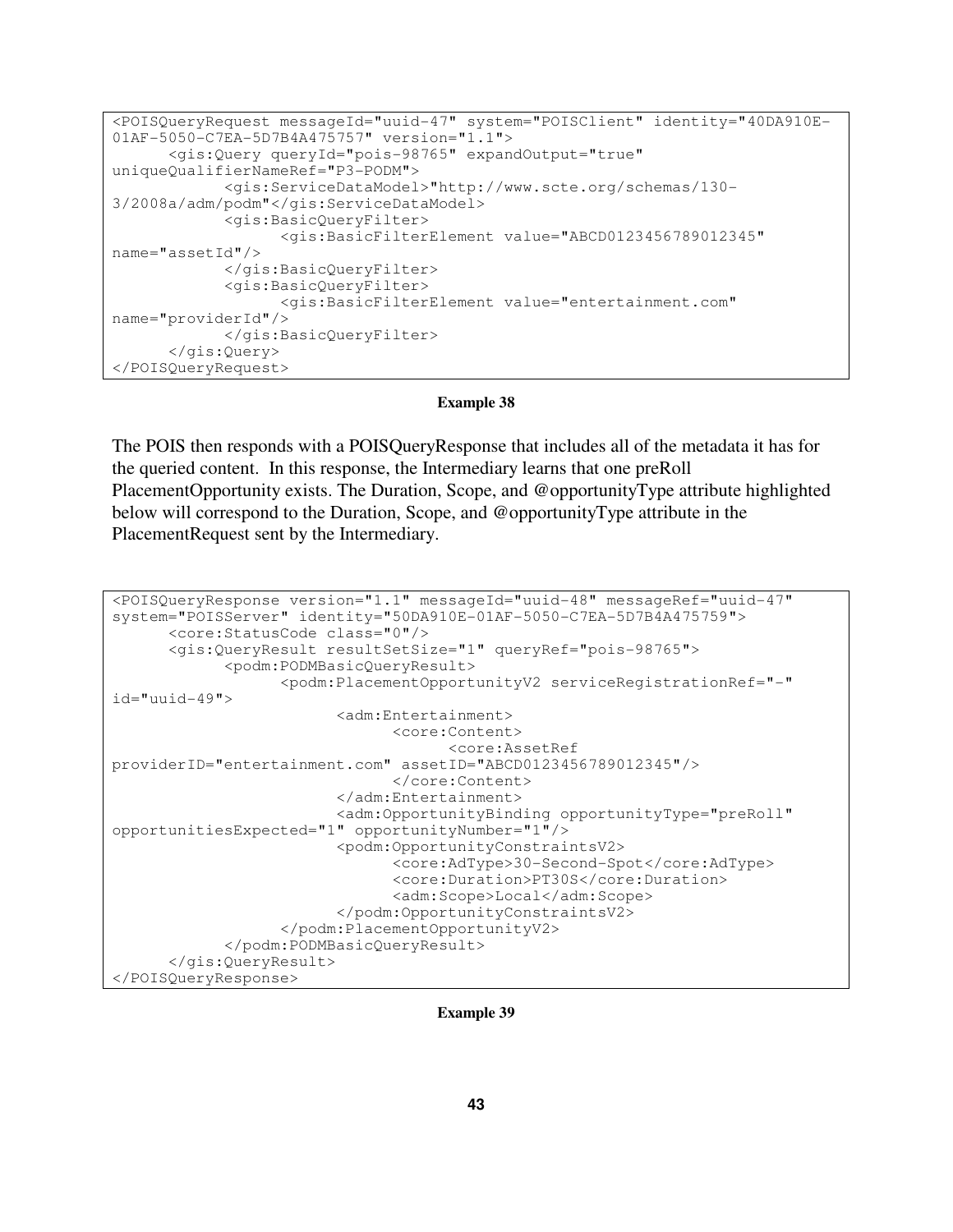```
<POISQueryRequest messageId="uuid-47" system="POISClient" identity="40DA910E-01AF-5050-C7EA-5D7B4A475757" version="1.1">
      <gis:Query queryId="pois-98765" expandOutput="true" uniqueQualifierNameRef="P3-PODM">
            <gis:ServiceDataModel>"http://www.scte.org/schemas/130-3/2008a/adm/podm"</gis:ServiceDataModel>
            <gis:BasicQueryFilter>
                  <gis:BasicFilterElement value="ABCD0123456789012345" name="assetId"/>
            </gis:BasicQueryFilter>
            <gis:BasicQueryFilter>
                  <gis:BasicFilterElement value="entertainment.com" name="providerId"/>
            </gis:BasicQueryFilter>
      </gis:Query>
</POISQueryRequest>
```

**Example 38**

The POIS then responds with a POISQueryResponse that includes all of the metadata it has for the queried content. In this response, the Intermediary learns that one preRoll PlacementOpportunity exists. The Duration, Scope, and @opportunityType attribute highlighted below will correspond to the Duration, Scope, and @opportunityType attribute in the PlacementRequest sent by the Intermediary.

```
<POISQueryResponse version="1.1" messageId="uuid-48" messageRef="uuid-47" system="POISServer" identity="50DA910E-01AF-5050-C7EA-5D7B4A475759">
      <core:StatusCode class="0"/>
      <gis:QueryResult resultSetSize="1" queryRef="pois-98765">
            <podm:PODMBasicQueryResult>
                  <podm:PlacementOpportunityV2 serviceRegistrationRef="-" id="uuid-49">
                        <adm:Entertainment>
                              <core:Content>
                                    <core:AssetRef providerID="entertainment.com" assetID="ABCD0123456789012345"/>
                              </core:Content>
                        </adm:Entertainment>
                        <adm:OpportunityBinding opportunityType="preRoll" opportunitiesExpected="1" opportunityNumber="1"/>
                        <podm:OpportunityConstraintsV2>
                              <core:AdType>30-Second-Spot</core:AdType>
                              <core:Duration>PT30S</core:Duration>
                              <adm:Scope>Local</adm:Scope>
                        </podm:OpportunityConstraintsV2>
                  </podm:PlacementOpportunityV2>
            </podm:PODMBasicQueryResult>
      </gis:QueryResult>
</POISQueryResponse>
```

**Example 39**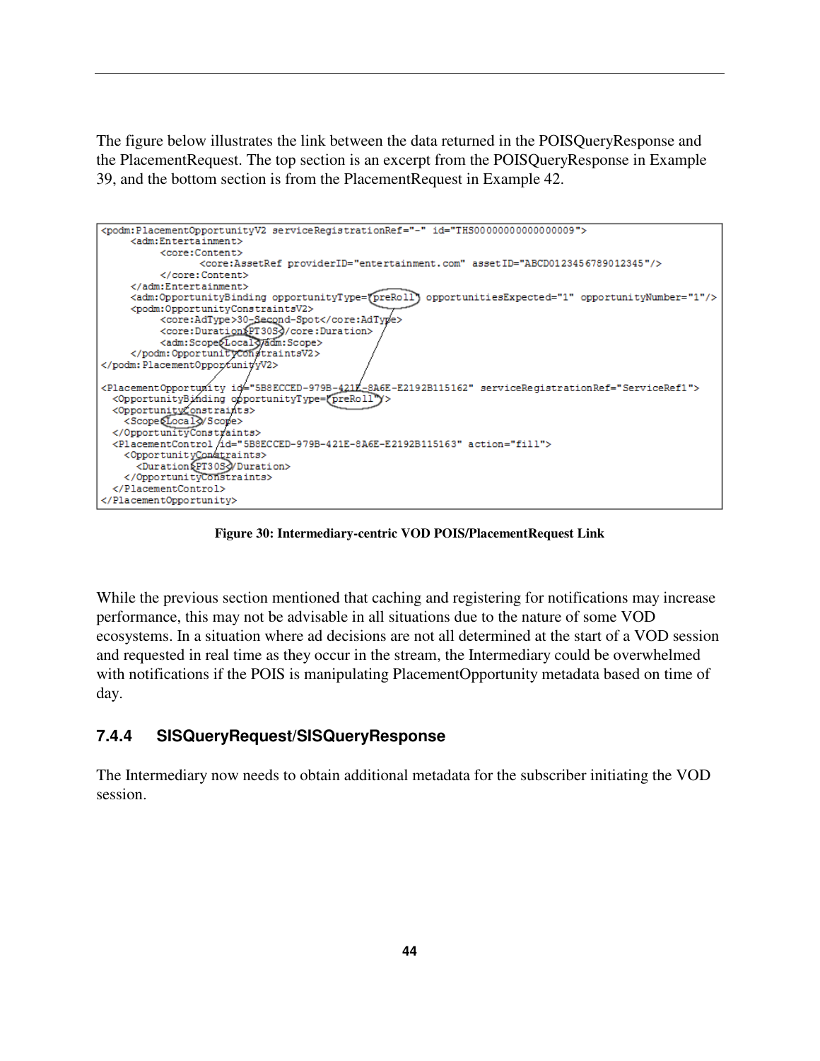The figure below illustrates the link between the data returned in the POISQueryResponse and the PlacementRequest. The top section is an excerpt from the POISQueryResponse in Example 39, and the bottom section is from the PlacementRequest in Example 42.

```
<podm:PlacementOpportunityV2 serviceRegistrationRef="-" id="THS00000000000000009">
     <adm:Entertainment>
          <core:Content>
               <core:AssetRef providerID="entertainment.com" assetID="ABCD0123456789012345"/>
          </core:Content>
     </adm:Entertainment>
     <adm:OpportunityBinding opportunityType="preRoll" opportunitiesExpected="1" opportunityNumber="1"/>
     <podm:OpportunityConstraintsV2>
          <core:AdType>30-Second-Spot</core:AdType>
          <core:Duration>PT30S</core:Duration>
          <adm:Scope>Local</adm:Scope>
     </podm:OpportunityConstraintsV2>
</podm:PlacementOpportunityV2>

<PlacementOpportunity id="5B8ECCED-979B-421E-8A6E-E2192B115162" serviceRegistrationRef="ServiceRef1">
  <OpportunityBinding opportunityType="preRoll"/>
  <OpportunityConstraints>
    <Scope>Local</Scope>
  </OpportunityConstraints>
  <PlacementControl id="5B8ECCED-979B-421E-8A6E-E2192B115163" action="fill">
    <OpportunityConstraints>
      <Duration>PT30S</Duration>
    </OpportunityConstraints>
  </PlacementControl>
</PlacementOpportunity>
```

**Figure 30: Intermediary-centric VOD POIS/PlacementRequest Link**

While the previous section mentioned that caching and registering for notifications may increase performance, this may not be advisable in all situations due to the nature of some VOD ecosystems. In a situation where ad decisions are not all determined at the start of a VOD session and requested in real time as they occur in the stream, the Intermediary could be overwhelmed with notifications if the POIS is manipulating PlacementOpportunity metadata based on time of day.

### 7.4.4 SISQueryRequest/SISQueryResponse

The Intermediary now needs to obtain additional metadata for the subscriber initiating the VOD session.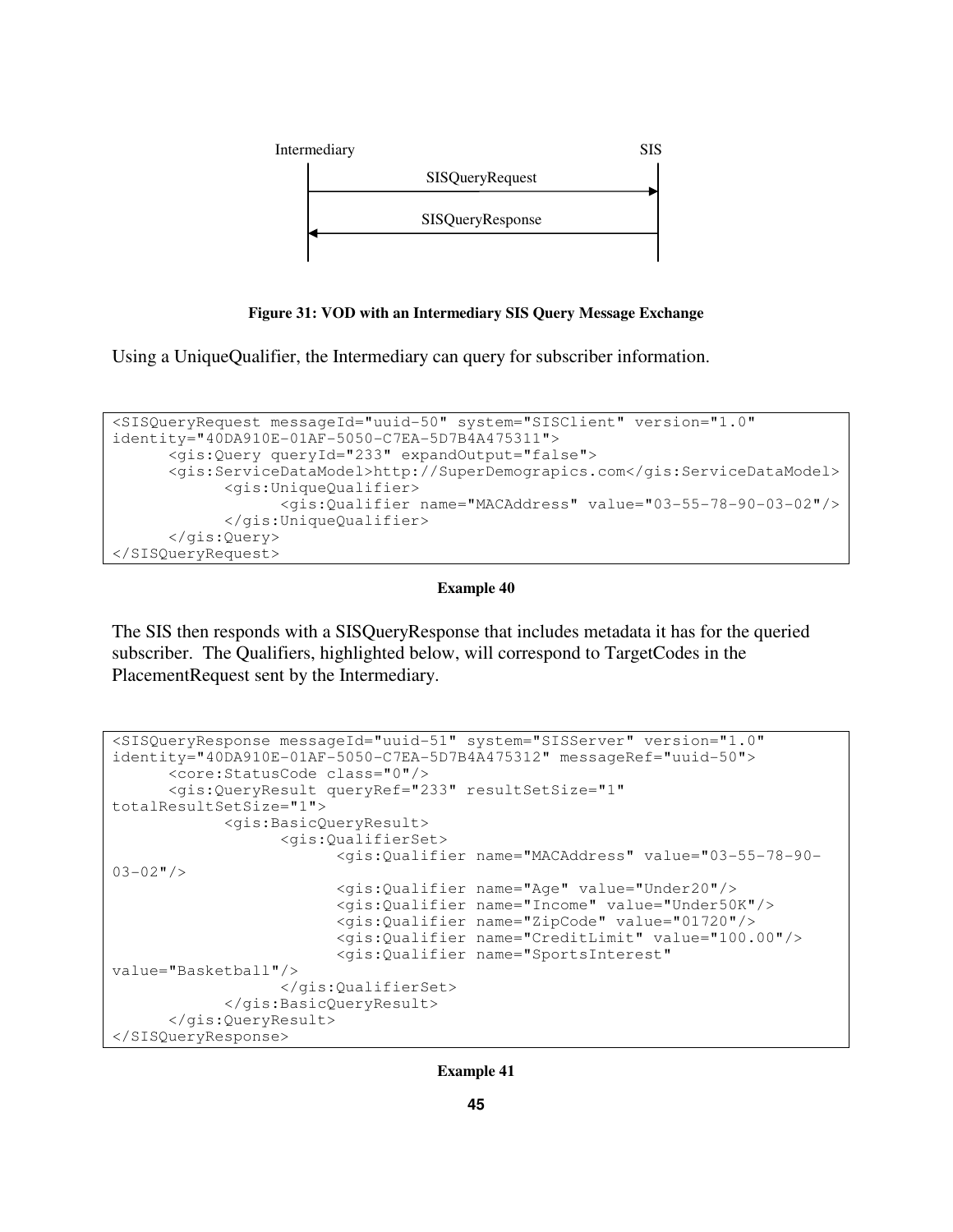Intermediary SIS

SISQueryRequest →

← SISQueryResponse

**Figure 31: VOD with an Intermediary SIS Query Message Exchange**

Using a UniqueQualifier, the Intermediary can query for subscriber information.

```
<SISQueryRequest messageId="uuid-50" system="SISClient" version="1.0"
identity="40DA910E-01AF-5050-C7EA-5D7B4A475311">
      <gis:Query queryId="233" expandOutput="false">
      <gis:ServiceDataModel>http://SuperDemograpics.com</gis:ServiceDataModel>
            <gis:UniqueQualifier>
                  <gis:Qualifier name="MACAddress" value="03-55-78-90-03-02"/>
            </gis:UniqueQualifier>
      </gis:Query>
</SISQueryRequest>
```

**Example 40**

The SIS then responds with a SISQueryResponse that includes metadata it has for the queried subscriber. The Qualifiers, highlighted below, will correspond to TargetCodes in the PlacementRequest sent by the Intermediary.

```
<SISQueryResponse messageId="uuid-51" system="SISServer" version="1.0"
identity="40DA910E-01AF-5050-C7EA-5D7B4A475312" messageRef="uuid-50">
      <core:StatusCode class="0"/>
      <gis:QueryResult queryRef="233" resultSetSize="1"
totalResultSetSize="1">
            <gis:BasicQueryResult>
                  <gis:QualifierSet>
                        <gis:Qualifier name="MACAddress" value="03-55-78-90-
03-02"/>
                        <gis:Qualifier name="Age" value="Under20"/>
                        <gis:Qualifier name="Income" value="Under50K"/>
                        <gis:Qualifier name="ZipCode" value="01720"/>
                        <gis:Qualifier name="CreditLimit" value="100.00"/>
                        <gis:Qualifier name="SportsInterest"
value="Basketball"/>
                  </gis:QualifierSet>
            </gis:BasicQueryResult>
      </gis:QueryResult>
</SISQueryResponse>
```

**Example 41**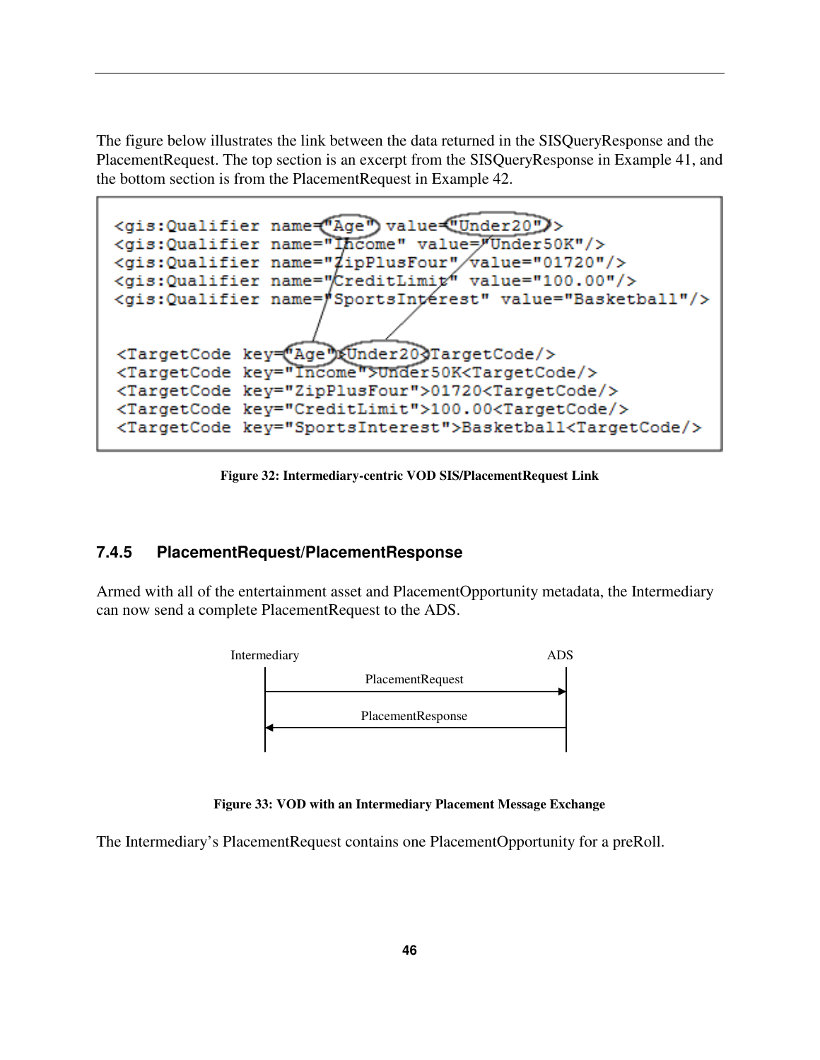The figure below illustrates the link between the data returned in the SISQueryResponse and the PlacementRequest. The top section is an excerpt from the SISQueryResponse in Example 41, and the bottom section is from the PlacementRequest in Example 42.

```
<gis:Qualifier name="Age" value="Under20"/>
<gis:Qualifier name="Income" value="Under50K"/>
<gis:Qualifier name="ZipPlusFour" value="01720"/>
<gis:Qualifier name="CreditLimit" value="100.00"/>
<gis:Qualifier name="SportsInterest" value="Basketball"/>


<TargetCode key="Age">Under20<TargetCode/>
<TargetCode key="Income">Under50K<TargetCode/>
<TargetCode key="ZipPlusFour">01720<TargetCode/>
<TargetCode key="CreditLimit">100.00<TargetCode/>
<TargetCode key="SportsInterest">Basketball<TargetCode/>
```

**Figure 32: Intermediary-centric VOD SIS/PlacementRequest Link**

### 7.4.5 PlacementRequest/PlacementResponse

Armed with all of the entertainment asset and PlacementOpportunity metadata, the Intermediary can now send a complete PlacementRequest to the ADS.

```
Intermediary                          ADS
     |        PlacementRequest         |
     |-------------------------------->|
     |        PlacementResponse        |
     |<--------------------------------|
     |                                 |
```

**Figure 33: VOD with an Intermediary Placement Message Exchange**

The Intermediary's PlacementRequest contains one PlacementOpportunity for a preRoll.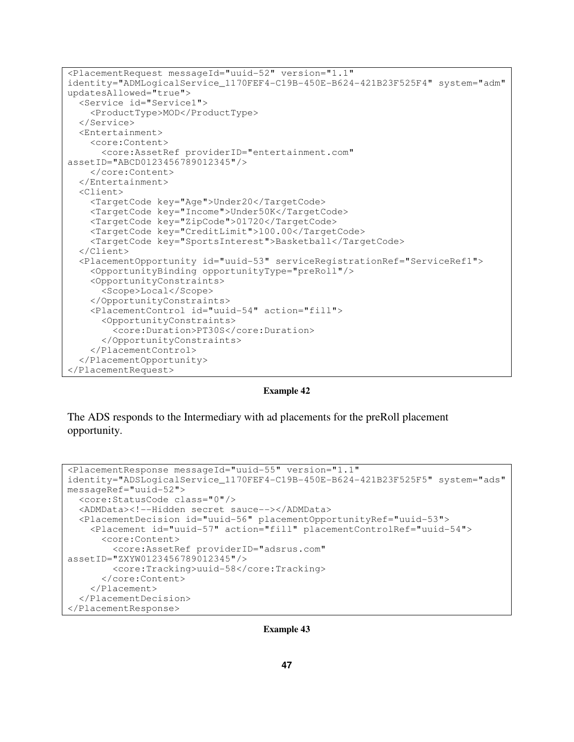```
<PlacementRequest messageId="uuid-52" version="1.1"
identity="ADMLogicalService_1170FEF4-C19B-450E-B624-421B23F525F4" system="adm"
updatesAllowed="true">
  <Service id="Service1">
    <ProductType>MOD</ProductType>
  </Service>
  <Entertainment>
    <core:Content>
      <core:AssetRef providerID="entertainment.com"
assetID="ABCD0123456789012345"/>
    </core:Content>
  </Entertainment>
  <Client>
    <TargetCode key="Age">Under20</TargetCode>
    <TargetCode key="Income">Under50K</TargetCode>
    <TargetCode key="ZipCode">01720</TargetCode>
    <TargetCode key="CreditLimit">100.00</TargetCode>
    <TargetCode key="SportsInterest">Basketball</TargetCode>
  </Client>
  <PlacementOpportunity id="uuid-53" serviceRegistrationRef="ServiceRef1">
    <OpportunityBinding opportunityType="preRoll"/>
    <OpportunityConstraints>
      <Scope>Local</Scope>
    </OpportunityConstraints>
    <PlacementControl id="uuid-54" action="fill">
      <OpportunityConstraints>
        <core:Duration>PT30S</core:Duration>
      </OpportunityConstraints>
    </PlacementControl>
  </PlacementOpportunity>
</PlacementRequest>
```

**Example 42**

The ADS responds to the Intermediary with ad placements for the preRoll placement opportunity.

```
<PlacementResponse messageId="uuid-55" version="1.1"
identity="ADSLogicalService_1170FEF4-C19B-450E-B624-421B23F525F5" system="ads"
messageRef="uuid-52">
  <core:StatusCode class="0"/>
  <ADMData><!--Hidden secret sauce--></ADMData>
  <PlacementDecision id="uuid-56" placementOpportunityRef="uuid-53">
    <Placement id="uuid-57" action="fill" placementControlRef="uuid-54">
      <core:Content>
        <core:AssetRef providerID="adsrus.com"
assetID="ZXYW0123456789012345"/>
        <core:Tracking>uuid-58</core:Tracking>
      </core:Content>
    </Placement>
  </PlacementDecision>
</PlacementResponse>
```

**Example 43**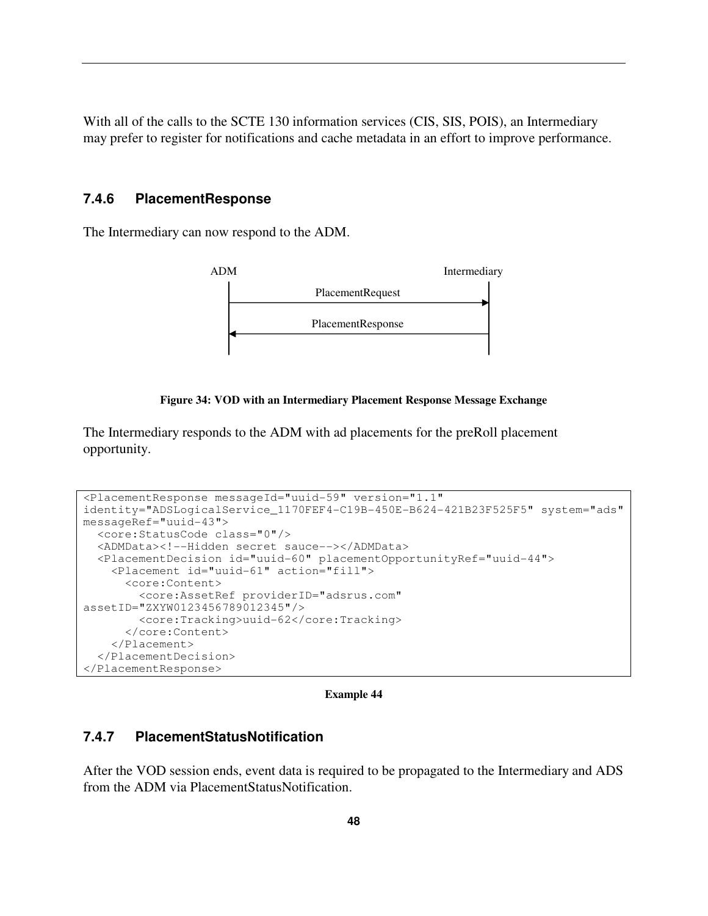With all of the calls to the SCTE 130 information services (CIS, SIS, POIS), an Intermediary may prefer to register for notifications and cache metadata in an effort to improve performance.

### 7.4.6 PlacementResponse

The Intermediary can now respond to the ADM.

ADM — Intermediary

PlacementRequest →

← PlacementResponse

**Figure 34: VOD with an Intermediary Placement Response Message Exchange**

The Intermediary responds to the ADM with ad placements for the preRoll placement opportunity.

```
<PlacementResponse messageId="uuid-59" version="1.1"
identity="ADSLogicalService_1170FEF4-C19B-450E-B624-421B23F525F5" system="ads"
messageRef="uuid-43">
  <core:StatusCode class="0"/>
  <ADMData><!--Hidden secret sauce--></ADMData>
  <PlacementDecision id="uuid-60" placementOpportunityRef="uuid-44">
    <Placement id="uuid-61" action="fill">
      <core:Content>
        <core:AssetRef providerID="adsrus.com"
assetID="ZXYW0123456789012345"/>
        <core:Tracking>uuid-62</core:Tracking>
      </core:Content>
    </Placement>
  </PlacementDecision>
</PlacementResponse>
```

**Example 44**

### 7.4.7 PlacementStatusNotification

After the VOD session ends, event data is required to be propagated to the Intermediary and ADS from the ADM via PlacementStatusNotification.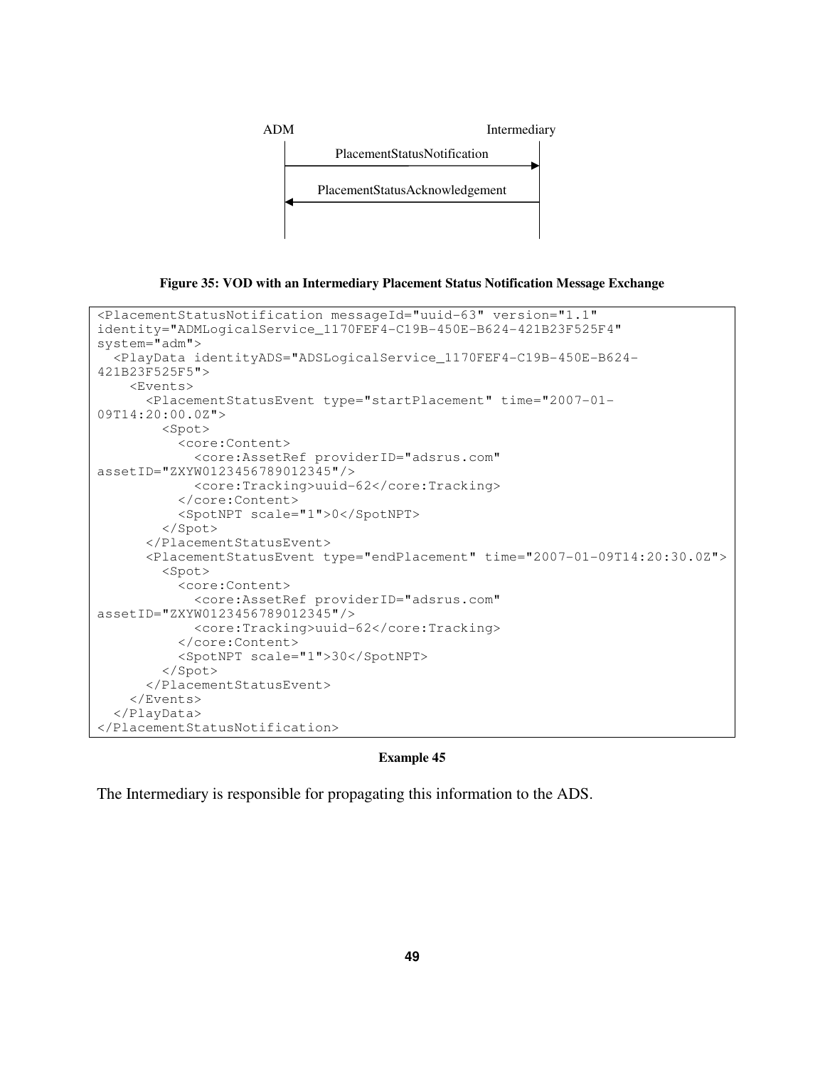ADM Intermediary

PlacementStatusNotification →

← PlacementStatusAcknowledgement

**Figure 35: VOD with an Intermediary Placement Status Notification Message Exchange**

```
<PlacementStatusNotification messageId="uuid-63" version="1.1"
identity="ADMLogicalService_1170FEF4-C19B-450E-B624-421B23F525F4"
system="adm">
  <PlayData identityADS="ADSLogicalService_1170FEF4-C19B-450E-B624-
421B23F525F5">
    <Events>
      <PlacementStatusEvent type="startPlacement" time="2007-01-
09T14:20:00.0Z">
        <Spot>
          <core:Content>
            <core:AssetRef providerID="adsrus.com"
assetID="ZXYW0123456789012345"/>
            <core:Tracking>uuid-62</core:Tracking>
          </core:Content>
          <SpotNPT scale="1">0</SpotNPT>
        </Spot>
      </PlacementStatusEvent>
      <PlacementStatusEvent type="endPlacement" time="2007-01-09T14:20:30.0Z">
        <Spot>
          <core:Content>
            <core:AssetRef providerID="adsrus.com"
assetID="ZXYW0123456789012345"/>
            <core:Tracking>uuid-62</core:Tracking>
          </core:Content>
          <SpotNPT scale="1">30</SpotNPT>
        </Spot>
      </PlacementStatusEvent>
    </Events>
  </PlayData>
</PlacementStatusNotification>
```

**Example 45**

The Intermediary is responsible for propagating this information to the ADS.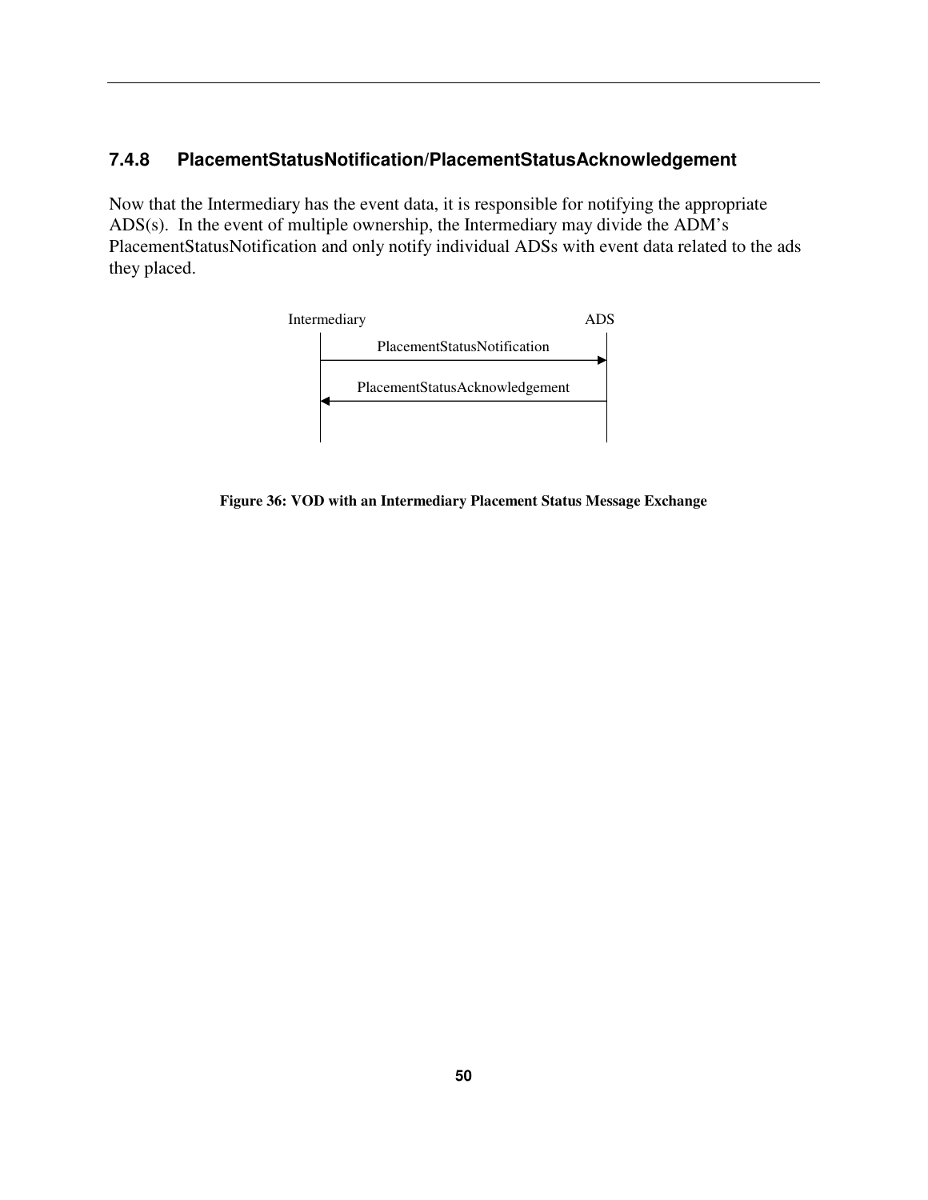### 7.4.8 PlacementStatusNotification/PlacementStatusAcknowledgement

Now that the Intermediary has the event data, it is responsible for notifying the appropriate ADS(s). In the event of multiple ownership, the Intermediary may divide the ADM's PlacementStatusNotification and only notify individual ADSs with event data related to the ads they placed.

Intermediary ADS

PlacementStatusNotification

PlacementStatusAcknowledgement

**Figure 36: VOD with an Intermediary Placement Status Message Exchange**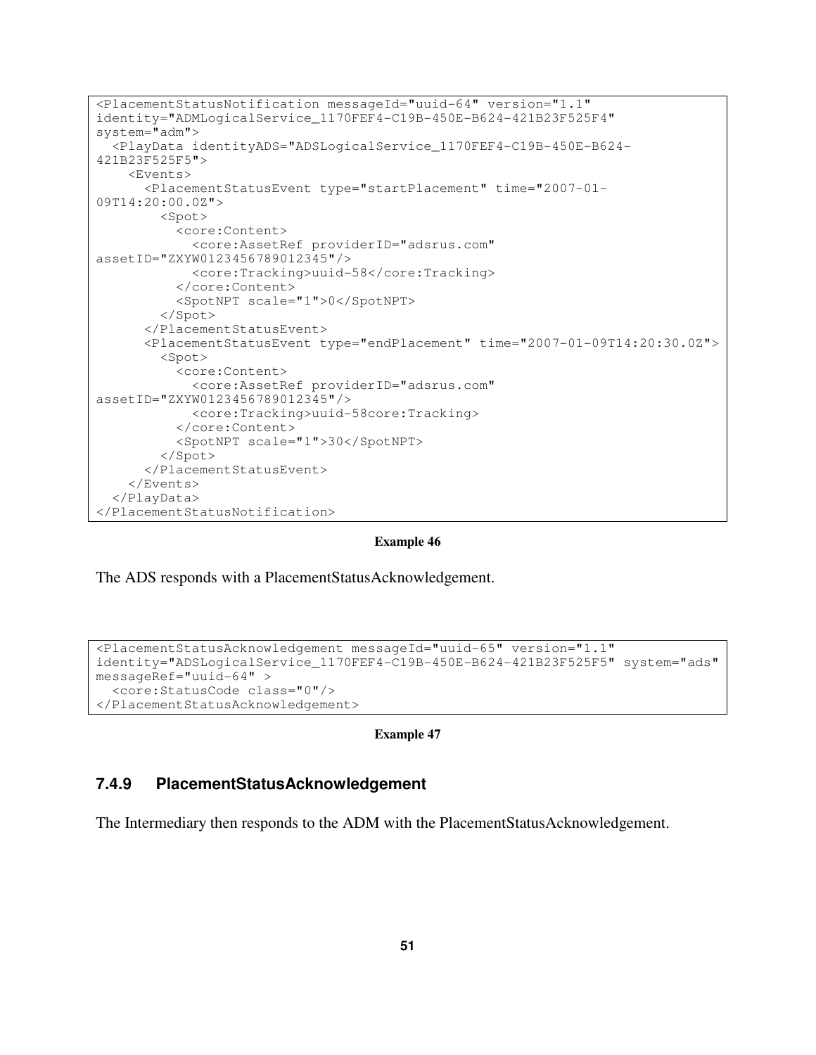```
<PlacementStatusNotification messageId="uuid-64" version="1.1"
identity="ADMLogicalService_1170FEF4-C19B-450E-B624-421B23F525F4"
system="adm">
  <PlayData identityADS="ADSLogicalService_1170FEF4-C19B-450E-B624-
421B23F525F5">
    <Events>
      <PlacementStatusEvent type="startPlacement" time="2007-01-
09T14:20:00.0Z">
        <Spot>
          <core:Content>
            <core:AssetRef providerID="adsrus.com"
assetID="ZXYW0123456789012345"/>
            <core:Tracking>uuid-58</core:Tracking>
          </core:Content>
          <SpotNPT scale="1">0</SpotNPT>
        </Spot>
      </PlacementStatusEvent>
      <PlacementStatusEvent type="endPlacement" time="2007-01-09T14:20:30.0Z">
        <Spot>
          <core:Content>
            <core:AssetRef providerID="adsrus.com"
assetID="ZXYW0123456789012345"/>
            <core:Tracking>uuid-58core:Tracking>
          </core:Content>
          <SpotNPT scale="1">30</SpotNPT>
        </Spot>
      </PlacementStatusEvent>
    </Events>
  </PlayData>
</PlacementStatusNotification>
```

**Example 46**

The ADS responds with a PlacementStatusAcknowledgement.

```
<PlacementStatusAcknowledgement messageId="uuid-65" version="1.1"
identity="ADSLogicalService_1170FEF4-C19B-450E-B624-421B23F525F5" system="ads"
messageRef="uuid-64" >
  <core:StatusCode class="0"/>
</PlacementStatusAcknowledgement>
```

**Example 47**

### 7.4.9 PlacementStatusAcknowledgement

The Intermediary then responds to the ADM with the PlacementStatusAcknowledgement.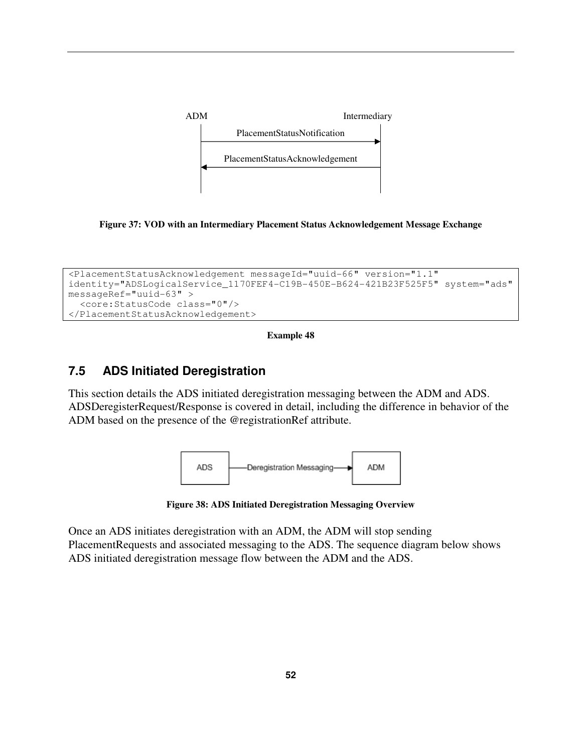Figure 37: VOD with an Intermediary Placement Status Acknowledgement Message Exchange

```
<PlacementStatusAcknowledgement messageId="uuid-66" version="1.1"
identity="ADSLogicalService_1170FEF4-C19B-450E-B624-421B23F525F5" system="ads"
messageRef="uuid-63" >
  <core:StatusCode class="0"/>
</PlacementStatusAcknowledgement>
```

**Example 48**

## 7.5 ADS Initiated Deregistration

This section details the ADS initiated deregistration messaging between the ADM and ADS. ADSDeregisterRequest/Response is covered in detail, including the difference in behavior of the ADM based on the presence of the @registrationRef attribute.

Figure 38: ADS Initiated Deregistration Messaging Overview

Once an ADS initiates deregistration with an ADM, the ADM will stop sending PlacementRequests and associated messaging to the ADS. The sequence diagram below shows ADS initiated deregistration message flow between the ADM and the ADS.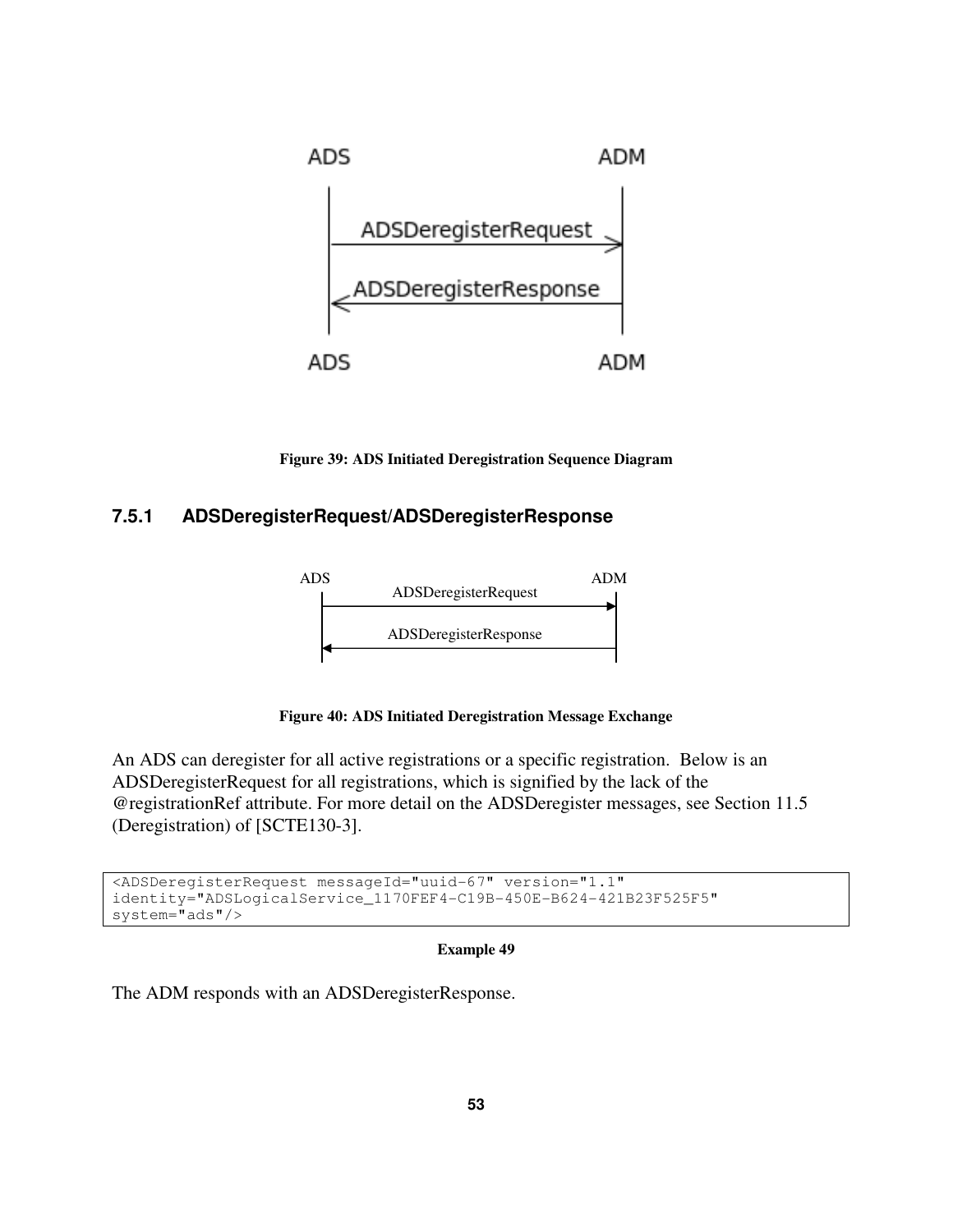Figure 39: ADS Initiated Deregistration Sequence Diagram

### 7.5.1 ADSDeregisterRequest/ADSDeregisterResponse

Figure 40: ADS Initiated Deregistration Message Exchange

An ADS can deregister for all active registrations or a specific registration. Below is an ADSDeregisterRequest for all registrations, which is signified by the lack of the @registrationRef attribute. For more detail on the ADSDeregister messages, see Section 11.5 (Deregistration) of [SCTE130-3].

```
<ADSDeregisterRequest messageId="uuid-67" version="1.1"
identity="ADSLogicalService_1170FEF4-C19B-450E-B624-421B23F525F5"
system="ads"/>
```

**Example 49**

The ADM responds with an ADSDeregisterResponse.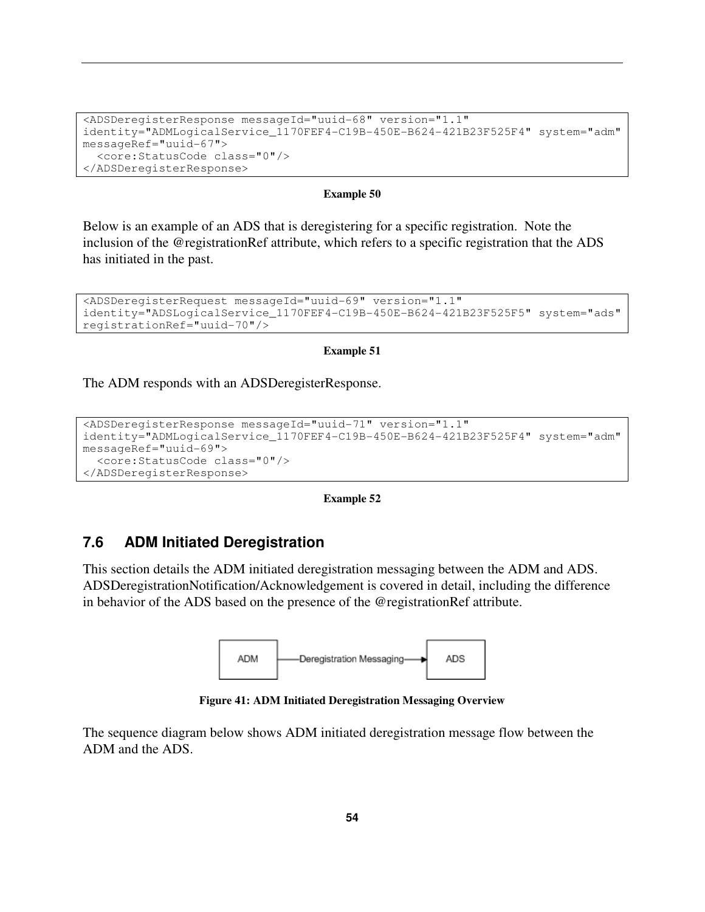```
<ADSDeregisterResponse messageId="uuid-68" version="1.1"
identity="ADMLogicalService_1170FEF4-C19B-450E-B624-421B23F525F4" system="adm"
messageRef="uuid-67">
  <core:StatusCode class="0"/>
</ADSDeregisterResponse>
```

**Example 50**

Below is an example of an ADS that is deregistering for a specific registration. Note the inclusion of the @registrationRef attribute, which refers to a specific registration that the ADS has initiated in the past.

```
<ADSDeregisterRequest messageId="uuid-69" version="1.1"
identity="ADSLogicalService_1170FEF4-C19B-450E-B624-421B23F525F5" system="ads"
registrationRef="uuid-70"/>
```

**Example 51**

The ADM responds with an ADSDeregisterResponse.

```
<ADSDeregisterResponse messageId="uuid-71" version="1.1"
identity="ADMLogicalService_1170FEF4-C19B-450E-B624-421B23F525F4" system="adm"
messageRef="uuid-69">
  <core:StatusCode class="0"/>
</ADSDeregisterResponse>
```

**Example 52**

## 7.6 ADM Initiated Deregistration

This section details the ADM initiated deregistration messaging between the ADM and ADS. ADSDeregistrationNotification/Acknowledgement is covered in detail, including the difference in behavior of the ADS based on the presence of the @registrationRef attribute.

ADM —Deregistration Messaging→ ADS

**Figure 41: ADM Initiated Deregistration Messaging Overview**

The sequence diagram below shows ADM initiated deregistration message flow between the ADM and the ADS.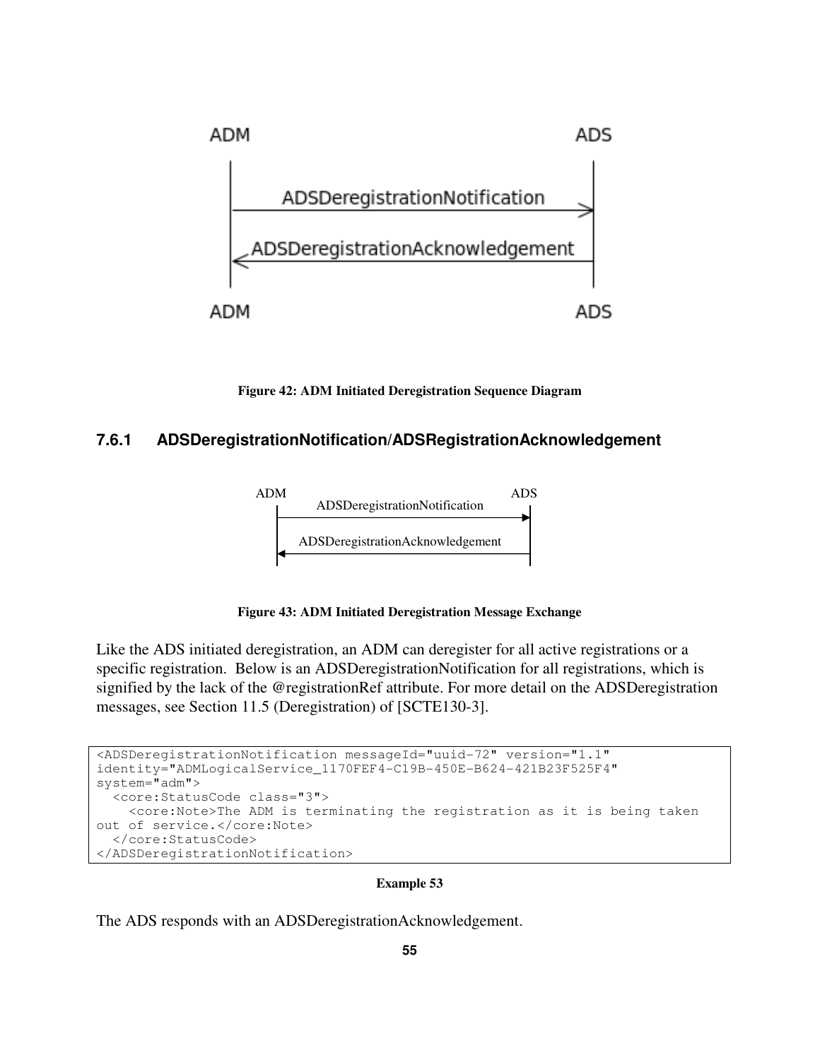Figure 42: ADM Initiated Deregistration Sequence Diagram

### 7.6.1 ADSDeregistrationNotification/ADSRegistrationAcknowledgement

Figure 43: ADM Initiated Deregistration Message Exchange

Like the ADS initiated deregistration, an ADM can deregister for all active registrations or a specific registration. Below is an ADSDeregistrationNotification for all registrations, which is signified by the lack of the @registrationRef attribute. For more detail on the ADSDeregistration messages, see Section 11.5 (Deregistration) of [SCTE130-3].

```
<ADSDeregistrationNotification messageId="uuid-72" version="1.1"
identity="ADMLogicalService_1170FEF4-C19B-450E-B624-421B23F525F4"
system="adm">
  <core:StatusCode class="3">
    <core:Note>The ADM is terminating the registration as it is being taken
out of service.</core:Note>
  </core:StatusCode>
</ADSDeregistrationNotification>
```

**Example 53**

The ADS responds with an ADSDeregistrationAcknowledgement.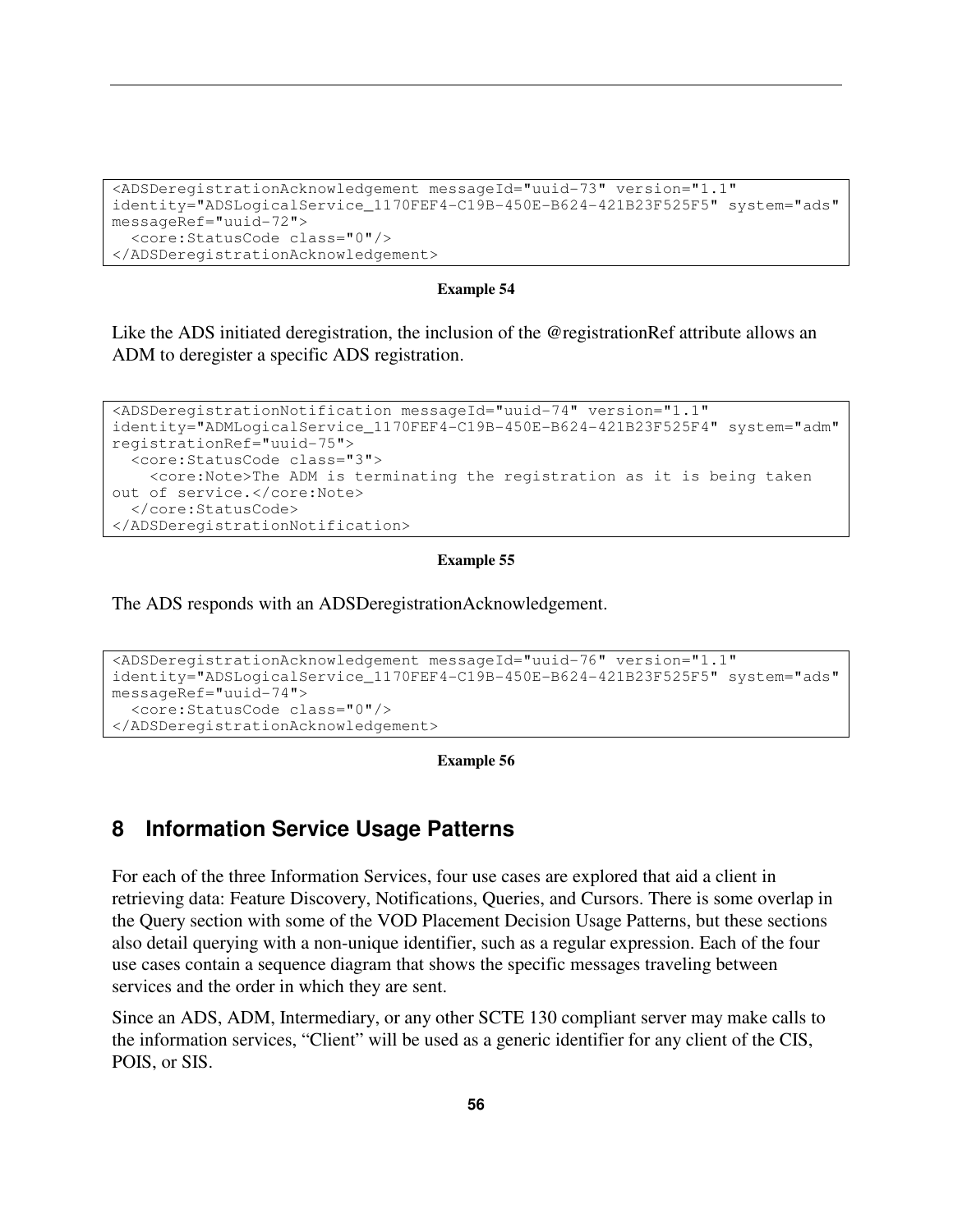```
<ADSDeregistrationAcknowledgement messageId="uuid-73" version="1.1"
identity="ADSLogicalService_1170FEF4-C19B-450E-B624-421B23F525F5" system="ads"
messageRef="uuid-72">
  <core:StatusCode class="0"/>
</ADSDeregistrationAcknowledgement>
```

**Example 54**

Like the ADS initiated deregistration, the inclusion of the @registrationRef attribute allows an ADM to deregister a specific ADS registration.

```
<ADSDeregistrationNotification messageId="uuid-74" version="1.1"
identity="ADMLogicalService_1170FEF4-C19B-450E-B624-421B23F525F4" system="adm"
registrationRef="uuid-75">
  <core:StatusCode class="3">
    <core:Note>The ADM is terminating the registration as it is being taken
out of service.</core:Note>
  </core:StatusCode>
</ADSDeregistrationNotification>
```

**Example 55**

The ADS responds with an ADSDeregistrationAcknowledgement.

```
<ADSDeregistrationAcknowledgement messageId="uuid-76" version="1.1"
identity="ADSLogicalService_1170FEF4-C19B-450E-B624-421B23F525F5" system="ads"
messageRef="uuid-74">
  <core:StatusCode class="0"/>
</ADSDeregistrationAcknowledgement>
```

**Example 56**

## 8 Information Service Usage Patterns

For each of the three Information Services, four use cases are explored that aid a client in retrieving data: Feature Discovery, Notifications, Queries, and Cursors. There is some overlap in the Query section with some of the VOD Placement Decision Usage Patterns, but these sections also detail querying with a non-unique identifier, such as a regular expression. Each of the four use cases contain a sequence diagram that shows the specific messages traveling between services and the order in which they are sent.

Since an ADS, ADM, Intermediary, or any other SCTE 130 compliant server may make calls to the information services, "Client" will be used as a generic identifier for any client of the CIS, POIS, or SIS.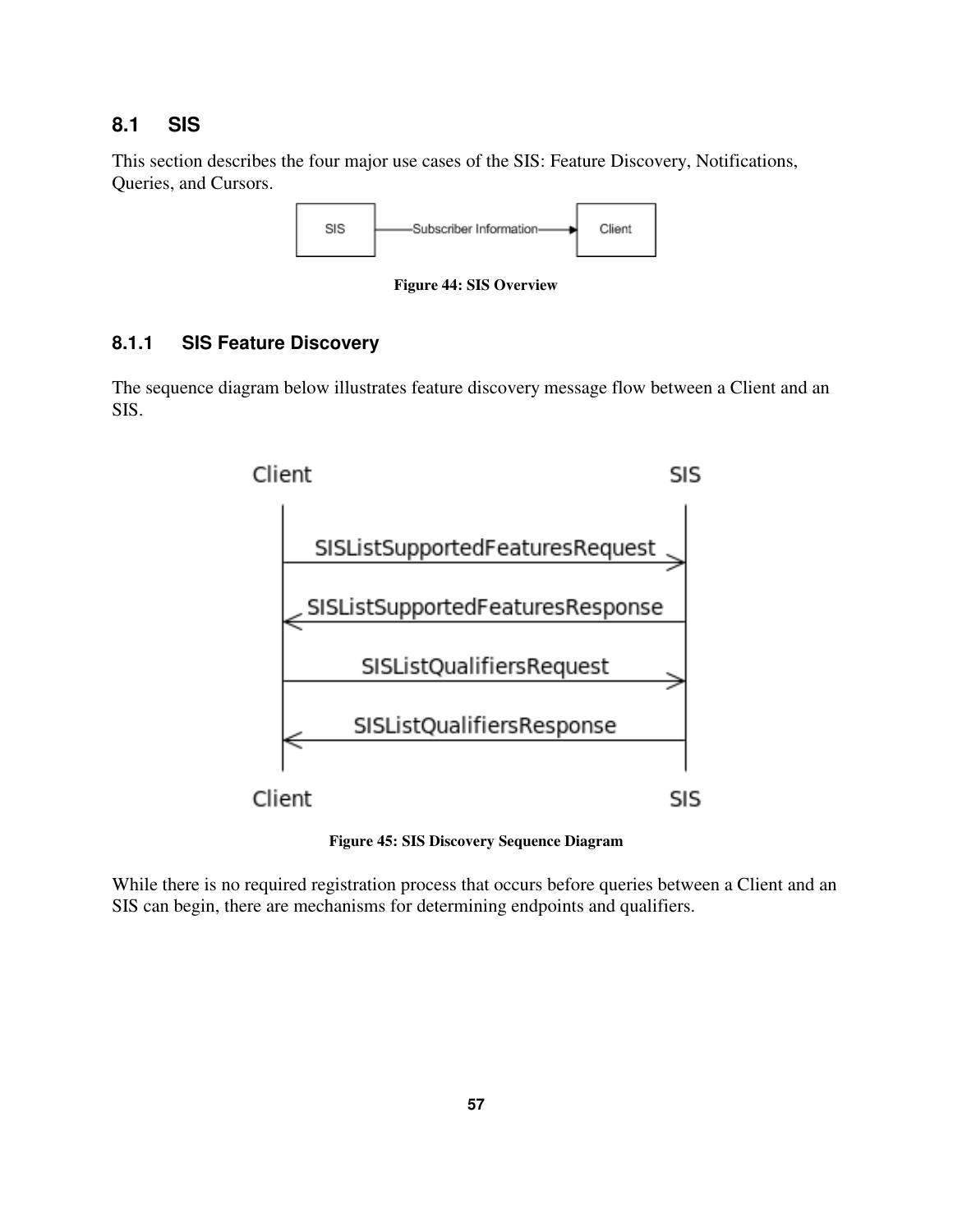## 8.1 SIS

This section describes the four major use cases of the SIS: Feature Discovery, Notifications, Queries, and Cursors.

**Figure 44: SIS Overview**

### 8.1.1 SIS Feature Discovery

The sequence diagram below illustrates feature discovery message flow between a Client and an SIS.

**Figure 45: SIS Discovery Sequence Diagram**

While there is no required registration process that occurs before queries between a Client and an SIS can begin, there are mechanisms for determining endpoints and qualifiers.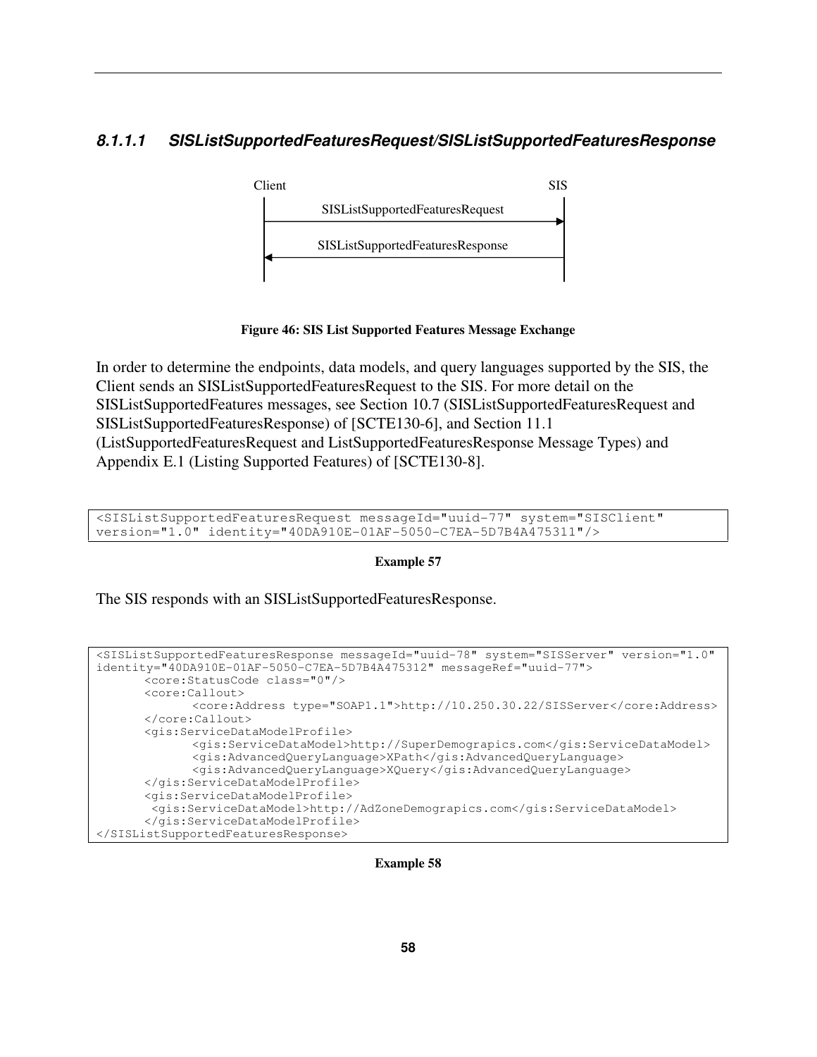#### *8.1.1.1 SISListSupportedFeaturesRequest/SISListSupportedFeaturesResponse*

Client SIS

SISListSupportedFeaturesRequest

SISListSupportedFeaturesResponse

**Figure 46: SIS List Supported Features Message Exchange**

In order to determine the endpoints, data models, and query languages supported by the SIS, the Client sends an SISListSupportedFeaturesRequest to the SIS. For more detail on the SISListSupportedFeatures messages, see Section 10.7 (SISListSupportedFeaturesRequest and SISListSupportedFeaturesResponse) of [SCTE130-6], and Section 11.1 (ListSupportedFeaturesRequest and ListSupportedFeaturesResponse Message Types) and Appendix E.1 (Listing Supported Features) of [SCTE130-8].

```
<SISListSupportedFeaturesRequest messageId="uuid-77" system="SISClient"
version="1.0" identity="40DA910E-01AF-5050-C7EA-5D7B4A475311"/>
```

**Example 57**

The SIS responds with an SISListSupportedFeaturesResponse.

```
<SISListSupportedFeaturesResponse messageId="uuid-78" system="SISServer" version="1.0"
identity="40DA910E-01AF-5050-C7EA-5D7B4A475312" messageRef="uuid-77">
	<core:StatusCode class="0"/>
	<core:Callout>
		<core:Address type="SOAP1.1">http://10.250.30.22/SISServer</core:Address>
	</core:Callout>
	<gis:ServiceDataModelProfile>
		<gis:ServiceDataModel>http://SuperDemograpics.com</gis:ServiceDataModel>
		<gis:AdvancedQueryLanguage>XPath</gis:AdvancedQueryLanguage>
		<gis:AdvancedQueryLanguage>XQuery</gis:AdvancedQueryLanguage>
	</gis:ServiceDataModelProfile>
	<gis:ServiceDataModelProfile>
	 <gis:ServiceDataModel>http://AdZoneDemograpics.com</gis:ServiceDataModel>
	</gis:ServiceDataModelProfile>
</SISListSupportedFeaturesResponse>
```

**Example 58**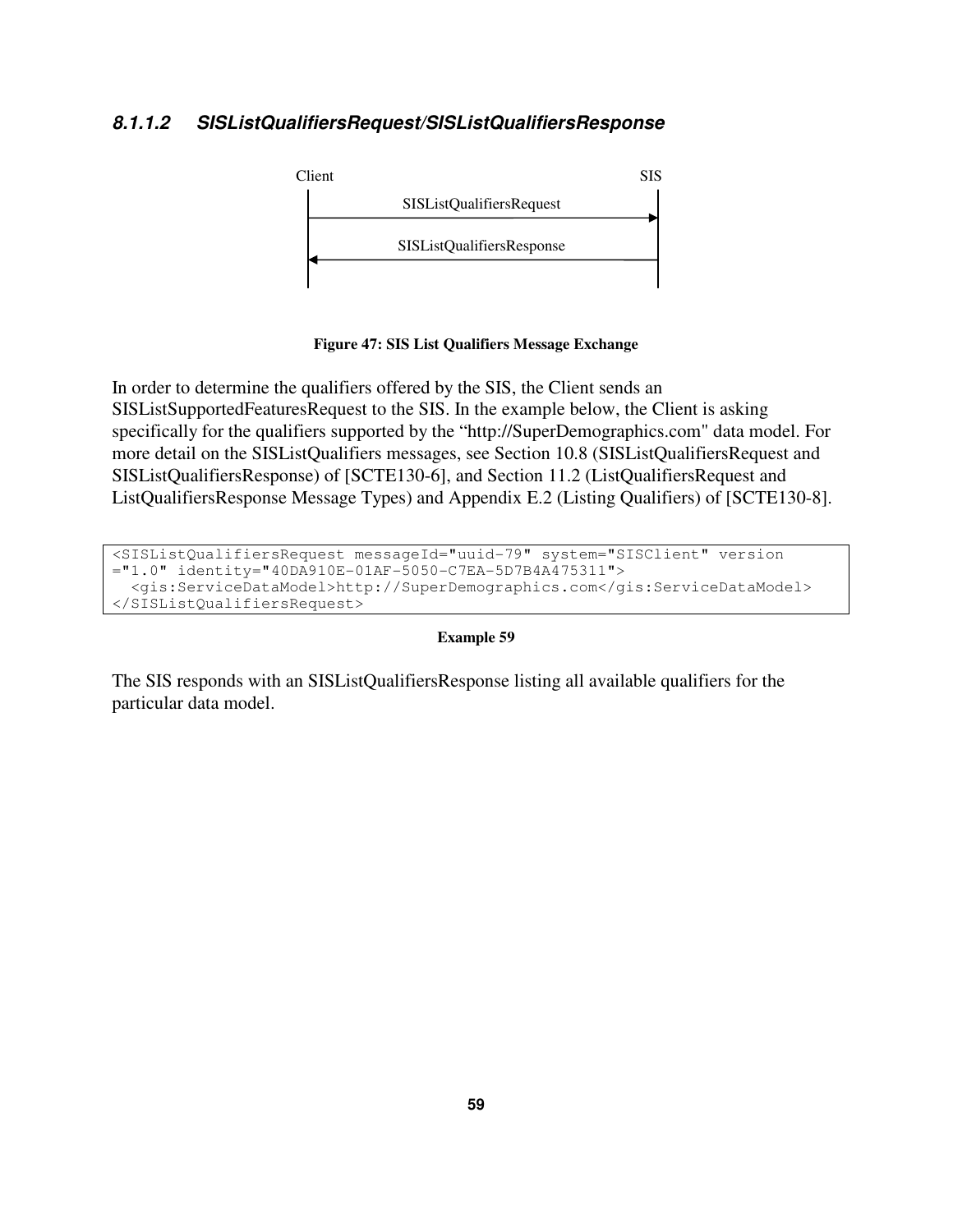### *8.1.1.2 SISListQualifiersRequest/SISListQualifiersResponse*

**Figure 47: SIS List Qualifiers Message Exchange**

In order to determine the qualifiers offered by the SIS, the Client sends an SISListSupportedFeaturesRequest to the SIS. In the example below, the Client is asking specifically for the qualifiers supported by the "http://SuperDemographics.com" data model. For more detail on the SISListQualifiers messages, see Section 10.8 (SISListQualifiersRequest and SISListQualifiersResponse) of [SCTE130-6], and Section 11.2 (ListQualifiersRequest and ListQualifiersResponse Message Types) and Appendix E.2 (Listing Qualifiers) of [SCTE130-8].

```
<SISListQualifiersRequest messageId="uuid-79" system="SISClient" version
="1.0" identity="40DA910E-01AF-5050-C7EA-5D7B4A475311">
  <gis:ServiceDataModel>http://SuperDemographics.com</gis:ServiceDataModel>
</SISListQualifiersRequest>
```

**Example 59**

The SIS responds with an SISListQualifiersResponse listing all available qualifiers for the particular data model.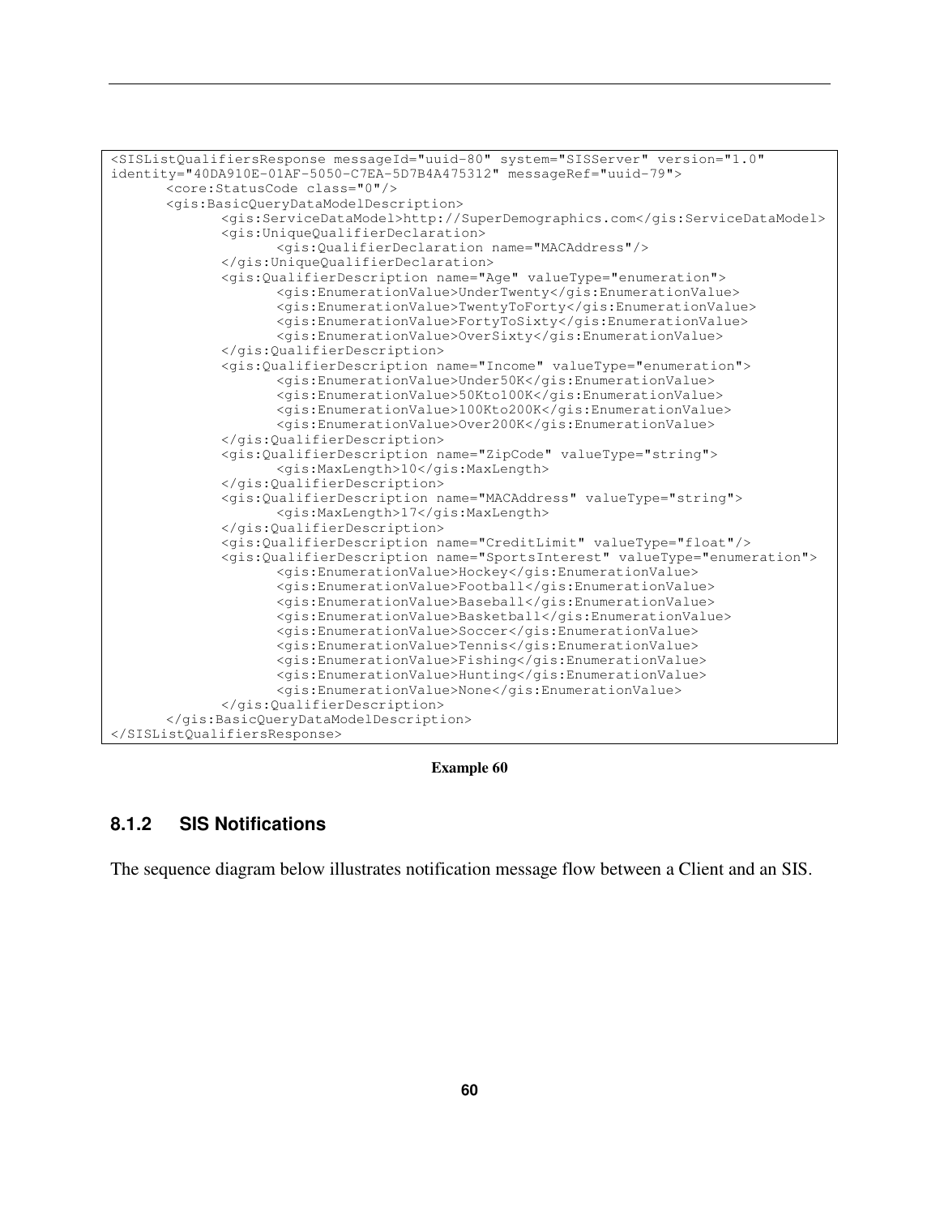```
<SISListQualifiersResponse messageId="uuid-80" system="SISServer" version="1.0"
identity="40DA910E-01AF-5050-C7EA-5D7B4A475312" messageRef="uuid-79">
	<core:StatusCode class="0"/>
	<gis:BasicQueryDataModelDescription>
		<gis:ServiceDataModel>http://SuperDemographics.com</gis:ServiceDataModel>
		<gis:UniqueQualifierDeclaration>
			<gis:QualifierDeclaration name="MACAddress"/>
		</gis:UniqueQualifierDeclaration>
		<gis:QualifierDescription name="Age" valueType="enumeration">
			<gis:EnumerationValue>UnderTwenty</gis:EnumerationValue>
			<gis:EnumerationValue>TwentyToForty</gis:EnumerationValue>
			<gis:EnumerationValue>FortyToSixty</gis:EnumerationValue>
			<gis:EnumerationValue>OverSixty</gis:EnumerationValue>
		</gis:QualifierDescription>
		<gis:QualifierDescription name="Income" valueType="enumeration">
			<gis:EnumerationValue>Under50K</gis:EnumerationValue>
			<gis:EnumerationValue>50Kto100K</gis:EnumerationValue>
			<gis:EnumerationValue>100Kto200K</gis:EnumerationValue>
			<gis:EnumerationValue>Over200K</gis:EnumerationValue>
		</gis:QualifierDescription>
		<gis:QualifierDescription name="ZipCode" valueType="string">
			<gis:MaxLength>10</gis:MaxLength>
		</gis:QualifierDescription>
		<gis:QualifierDescription name="MACAddress" valueType="string">
			<gis:MaxLength>17</gis:MaxLength>
		</gis:QualifierDescription>
		<gis:QualifierDescription name="CreditLimit" valueType="float"/>
		<gis:QualifierDescription name="SportsInterest" valueType="enumeration">
			<gis:EnumerationValue>Hockey</gis:EnumerationValue>
			<gis:EnumerationValue>Football</gis:EnumerationValue>
			<gis:EnumerationValue>Baseball</gis:EnumerationValue>
			<gis:EnumerationValue>Basketball</gis:EnumerationValue>
			<gis:EnumerationValue>Soccer</gis:EnumerationValue>
			<gis:EnumerationValue>Tennis</gis:EnumerationValue>
			<gis:EnumerationValue>Fishing</gis:EnumerationValue>
			<gis:EnumerationValue>Hunting</gis:EnumerationValue>
			<gis:EnumerationValue>None</gis:EnumerationValue>
		</gis:QualifierDescription>
	</gis:BasicQueryDataModelDescription>
</SISListQualifiersResponse>
```

**Example 60**

### 8.1.2 SIS Notifications

The sequence diagram below illustrates notification message flow between a Client and an SIS.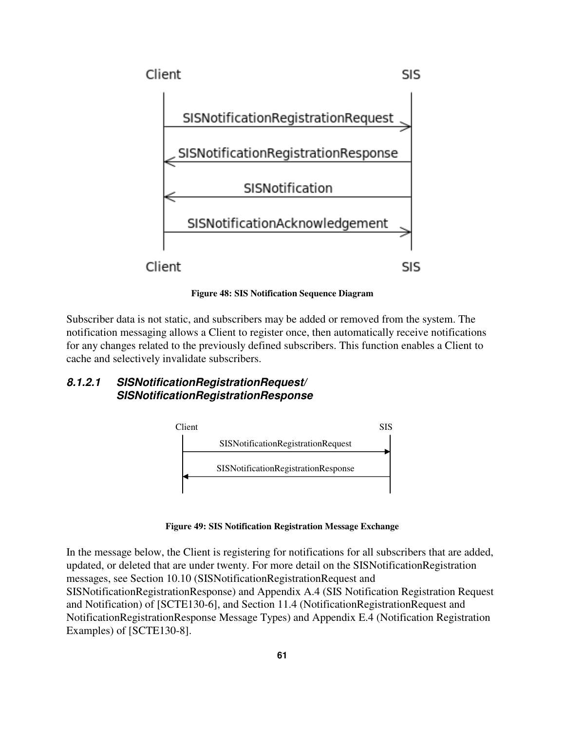Figure 48: SIS Notification Sequence Diagram

Subscriber data is not static, and subscribers may be added or removed from the system. The notification messaging allows a Client to register once, then automatically receive notifications for any changes related to the previously defined subscribers. This function enables a Client to cache and selectively invalidate subscribers.

#### *8.1.2.1 SISNotificationRegistrationRequest/ SISNotificationRegistrationResponse*

Figure 49: SIS Notification Registration Message Exchange

In the message below, the Client is registering for notifications for all subscribers that are added, updated, or deleted that are under twenty. For more detail on the SISNotificationRegistration messages, see Section 10.10 (SISNotificationRegistrationRequest and SISNotificationRegistrationResponse) and Appendix A.4 (SIS Notification Registration Request and Notification) of [SCTE130-6], and Section 11.4 (NotificationRegistrationRequest and NotificationRegistrationResponse Message Types) and Appendix E.4 (Notification Registration Examples) of [SCTE130-8].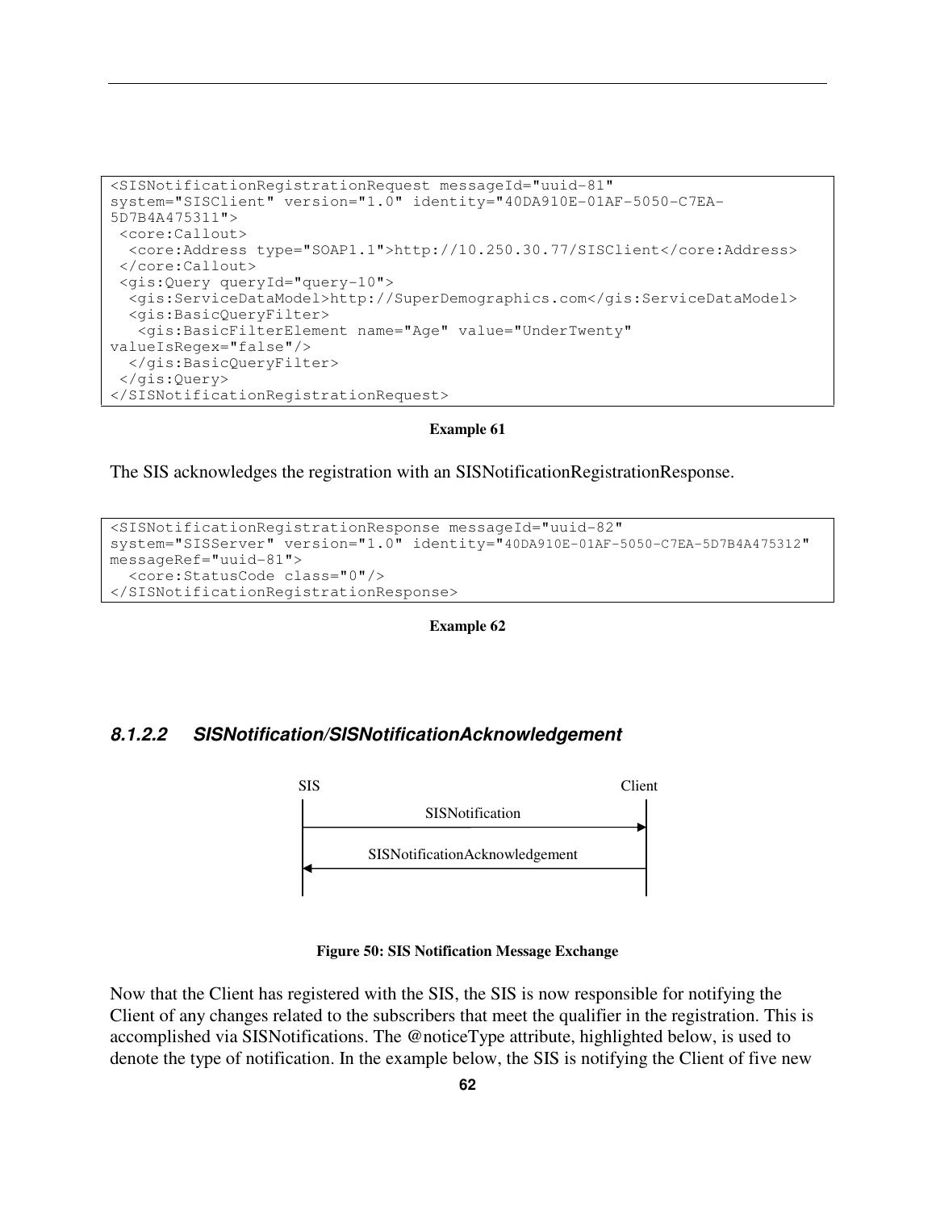```
<SISNotificationRegistrationRequest messageId="uuid-81"
system="SISClient" version="1.0" identity="40DA910E-01AF-5050-C7EA-
5D7B4A475311">
 <core:Callout>
  <core:Address type="SOAP1.1">http://10.250.30.77/SISClient</core:Address>
 </core:Callout>
 <gis:Query queryId="query-10">
  <gis:ServiceDataModel>http://SuperDemographics.com</gis:ServiceDataModel>
  <gis:BasicQueryFilter>
   <gis:BasicFilterElement name="Age" value="UnderTwenty"
valueIsRegex="false"/>
  </gis:BasicQueryFilter>
 </gis:Query>
</SISNotificationRegistrationRequest>
```

**Example 61**

The SIS acknowledges the registration with an SISNotificationRegistrationResponse.

```
<SISNotificationRegistrationResponse messageId="uuid-82"
system="SISServer" version="1.0" identity="40DA910E-01AF-5050-C7EA-5D7B4A475312"
messageRef="uuid-81">
  <core:StatusCode class="0"/>
</SISNotificationRegistrationResponse>
```

**Example 62**

#### *8.1.2.2 SISNotification/SISNotificationAcknowledgement*

```
SIS                                          Client
 |              SISNotification                |
 |-------------------------------------------->|
 |                                             |
 |       SISNotificationAcknowledgement        |
 |<--------------------------------------------|
 |                                             |
```

**Figure 50: SIS Notification Message Exchange**

Now that the Client has registered with the SIS, the SIS is now responsible for notifying the Client of any changes related to the subscribers that meet the qualifier in the registration. This is accomplished via SISNotifications. The @noticeType attribute, highlighted below, is used to denote the type of notification. In the example below, the SIS is notifying the Client of five new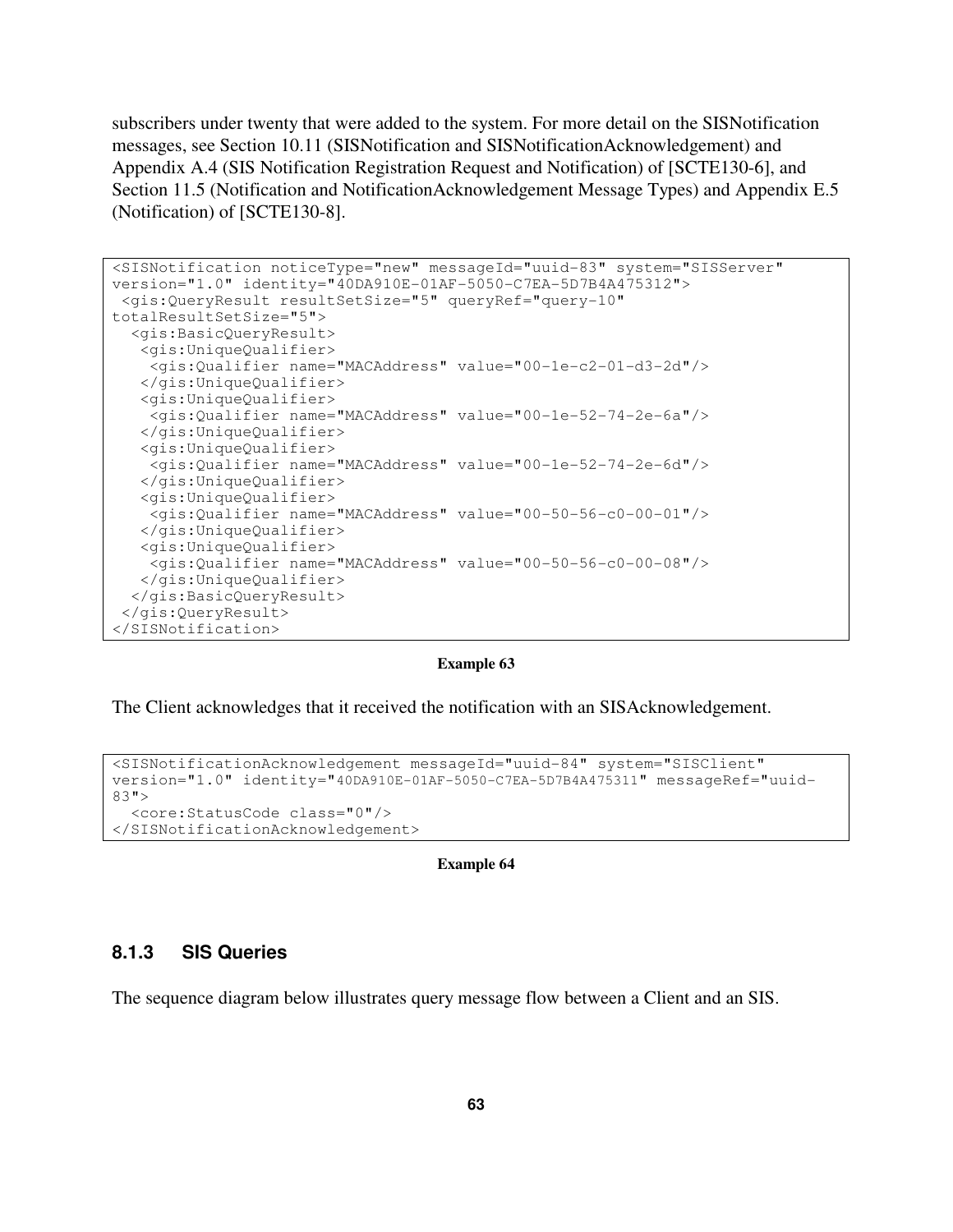subscribers under twenty that were added to the system. For more detail on the SISNotification messages, see Section 10.11 (SISNotification and SISNotificationAcknowledgement) and Appendix A.4 (SIS Notification Registration Request and Notification) of [SCTE130-6], and Section 11.5 (Notification and NotificationAcknowledgement Message Types) and Appendix E.5 (Notification) of [SCTE130-8].

```
<SISNotification noticeType="new" messageId="uuid-83" system="SISServer"
version="1.0" identity="40DA910E-01AF-5050-C7EA-5D7B4A475312">
 <gis:QueryResult resultSetSize="5" queryRef="query-10"
totalResultSetSize="5">
  <gis:BasicQueryResult>
   <gis:UniqueQualifier>
    <gis:Qualifier name="MACAddress" value="00-1e-c2-01-d3-2d"/>
   </gis:UniqueQualifier>
   <gis:UniqueQualifier>
    <gis:Qualifier name="MACAddress" value="00-1e-52-74-2e-6a"/>
   </gis:UniqueQualifier>
   <gis:UniqueQualifier>
    <gis:Qualifier name="MACAddress" value="00-1e-52-74-2e-6d"/>
   </gis:UniqueQualifier>
   <gis:UniqueQualifier>
    <gis:Qualifier name="MACAddress" value="00-50-56-c0-00-01"/>
   </gis:UniqueQualifier>
   <gis:UniqueQualifier>
    <gis:Qualifier name="MACAddress" value="00-50-56-c0-00-08"/>
   </gis:UniqueQualifier>
  </gis:BasicQueryResult>
 </gis:QueryResult>
</SISNotification>
```

**Example 63**

The Client acknowledges that it received the notification with an SISAcknowledgement.

```
<SISNotificationAcknowledgement messageId="uuid-84" system="SISClient"
version="1.0" identity="40DA910E-01AF-5050-C7EA-5D7B4A475311" messageRef="uuid-
83">
  <core:StatusCode class="0"/>
</SISNotificationAcknowledgement>
```

**Example 64**

### 8.1.3 SIS Queries

The sequence diagram below illustrates query message flow between a Client and an SIS.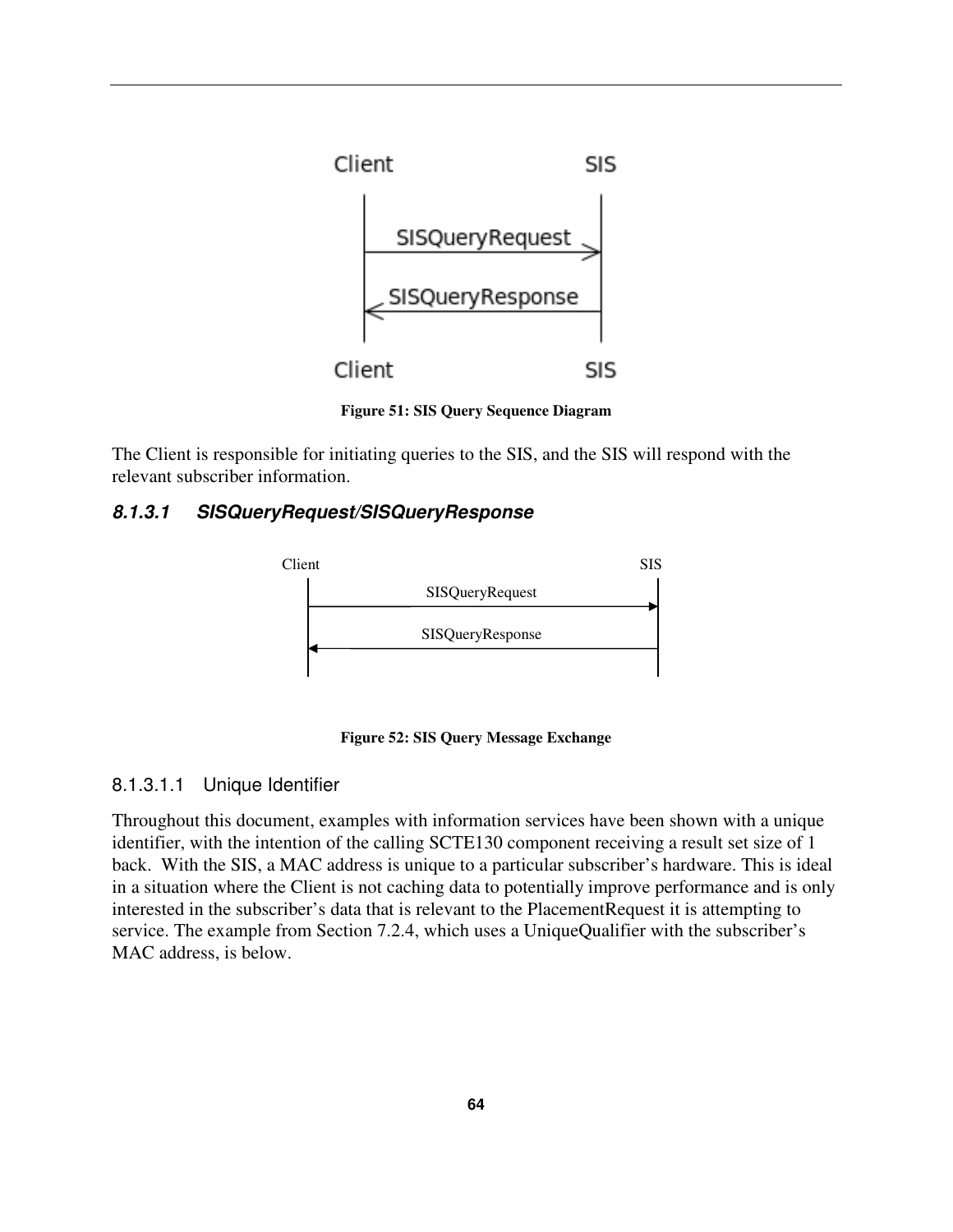Figure 51: SIS Query Sequence Diagram

The Client is responsible for initiating queries to the SIS, and the SIS will respond with the relevant subscriber information.

### 8.1.3.1 SISQueryRequest/SISQueryResponse

Figure 52: SIS Query Message Exchange

#### 8.1.3.1.1 Unique Identifier

Throughout this document, examples with information services have been shown with a unique identifier, with the intention of the calling SCTE130 component receiving a result set size of 1 back. With the SIS, a MAC address is unique to a particular subscriber's hardware. This is ideal in a situation where the Client is not caching data to potentially improve performance and is only interested in the subscriber's data that is relevant to the PlacementRequest it is attempting to service. The example from Section 7.2.4, which uses a UniqueQualifier with the subscriber's MAC address, is below.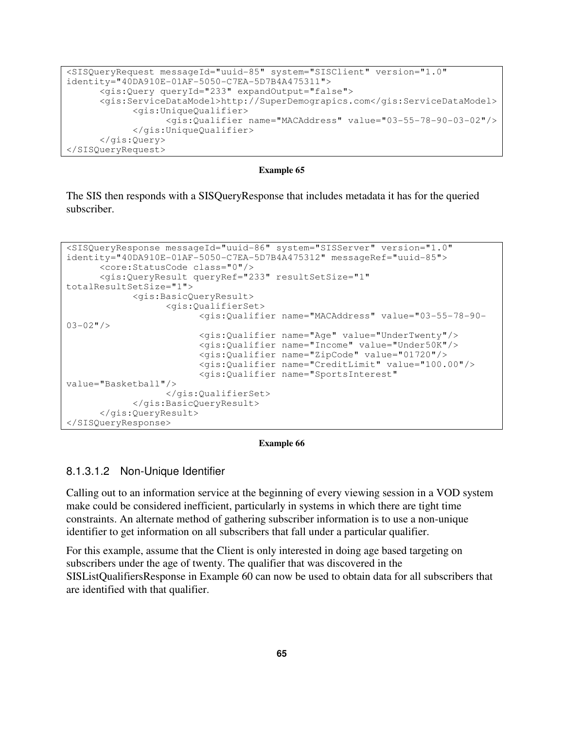```
<SISQueryRequest messageId="uuid-85" system="SISClient" version="1.0"
identity="40DA910E-01AF-5050-C7EA-5D7B4A475311">
      <gis:Query queryId="233" expandOutput="false">
      <gis:ServiceDataModel>http://SuperDemograpics.com</gis:ServiceDataModel>
            <gis:UniqueQualifier>
                  <gis:Qualifier name="MACAddress" value="03-55-78-90-03-02"/>
            </gis:UniqueQualifier>
      </gis:Query>
</SISQueryRequest>
```

**Example 65**

The SIS then responds with a SISQueryResponse that includes metadata it has for the queried subscriber.

```
<SISQueryResponse messageId="uuid-86" system="SISServer" version="1.0"
identity="40DA910E-01AF-5050-C7EA-5D7B4A475312" messageRef="uuid-85">
      <core:StatusCode class="0"/>
      <gis:QueryResult queryRef="233" resultSetSize="1"
totalResultSetSize="1">
            <gis:BasicQueryResult>
                  <gis:QualifierSet>
                        <gis:Qualifier name="MACAddress" value="03-55-78-90-
03-02"/>
                        <gis:Qualifier name="Age" value="UnderTwenty"/>
                        <gis:Qualifier name="Income" value="Under50K"/>
                        <gis:Qualifier name="ZipCode" value="01720"/>
                        <gis:Qualifier name="CreditLimit" value="100.00"/>
                        <gis:Qualifier name="SportsInterest"
value="Basketball"/>
                  </gis:QualifierSet>
            </gis:BasicQueryResult>
      </gis:QueryResult>
</SISQueryResponse>
```

**Example 66**

#### 8.1.3.1.2 Non-Unique Identifier

Calling out to an information service at the beginning of every viewing session in a VOD system make could be considered inefficient, particularly in systems in which there are tight time constraints. An alternate method of gathering subscriber information is to use a non-unique identifier to get information on all subscribers that fall under a particular qualifier.

For this example, assume that the Client is only interested in doing age based targeting on subscribers under the age of twenty. The qualifier that was discovered in the SISListQualifiersResponse in Example 60 can now be used to obtain data for all subscribers that are identified with that qualifier.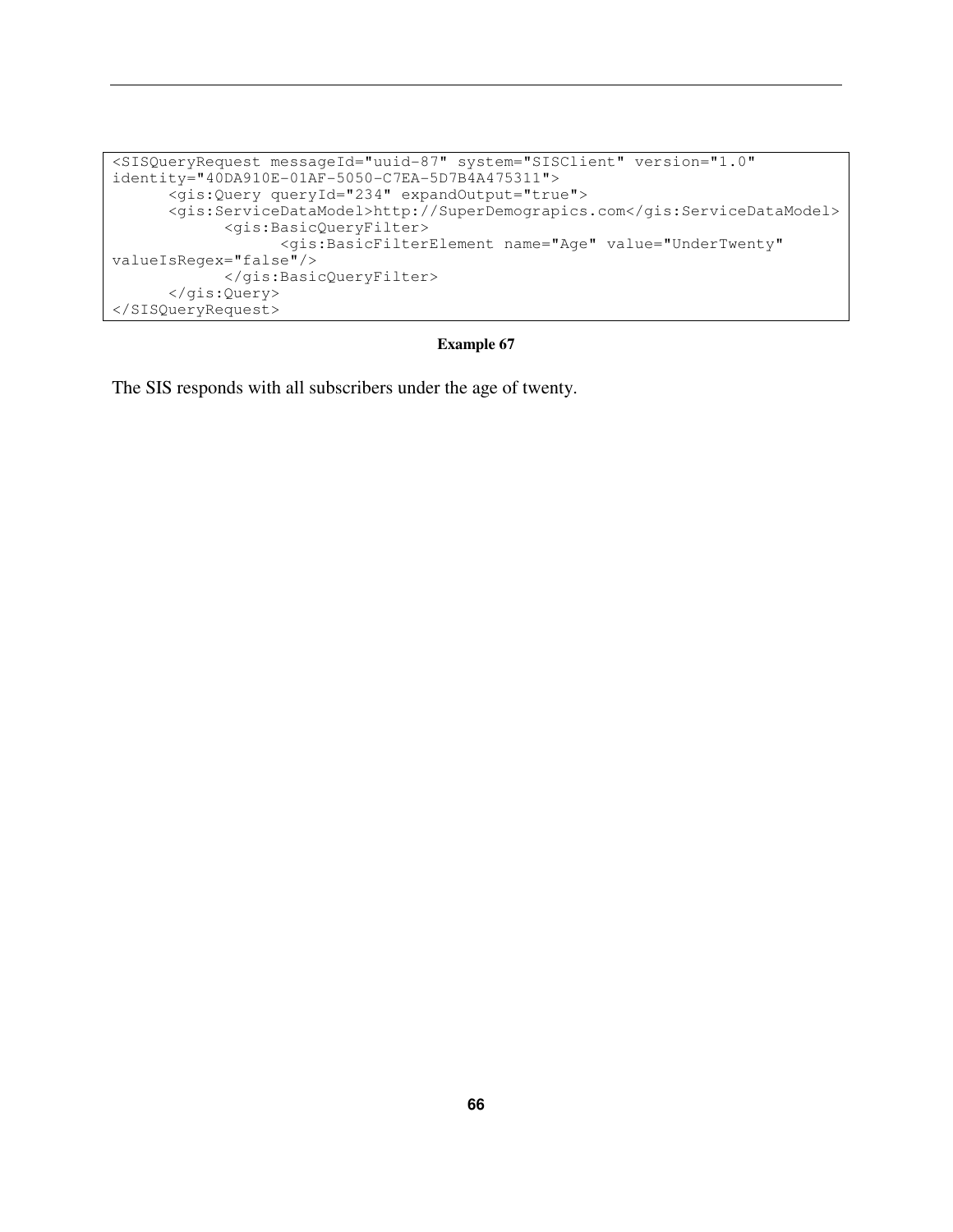```
<SISQueryRequest messageId="uuid-87" system="SISClient" version="1.0"
identity="40DA910E-01AF-5050-C7EA-5D7B4A475311">
      <gis:Query queryId="234" expandOutput="true">
      <gis:ServiceDataModel>http://SuperDemograpics.com</gis:ServiceDataModel>
            <gis:BasicQueryFilter>
                  <gis:BasicFilterElement name="Age" value="UnderTwenty"
valueIsRegex="false"/>
            </gis:BasicQueryFilter>
      </gis:Query>
</SISQueryRequest>
```

**Example 67**

The SIS responds with all subscribers under the age of twenty.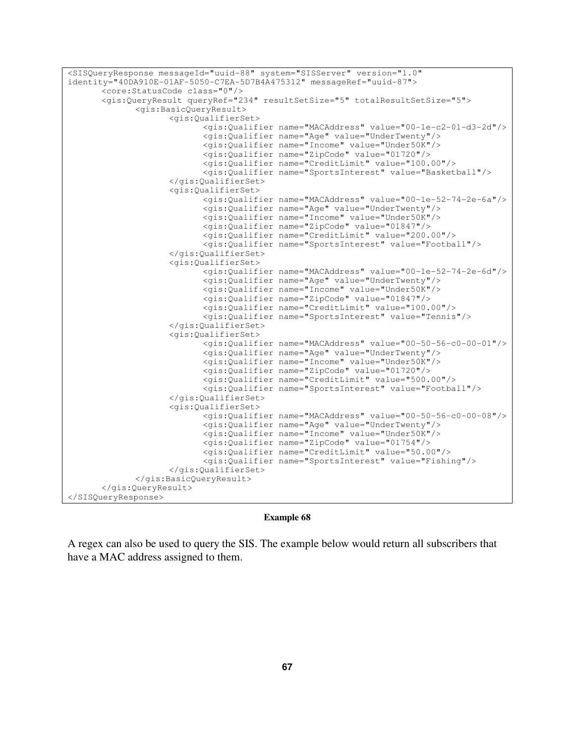```
<SISQueryResponse messageId="uuid-88" system="SISServer" version="1.0"
identity="40DA910E-01AF-5050-C7EA-5D7B4A475312" messageRef="uuid-87">
	<core:StatusCode class="0"/>
	<gis:QueryResult queryRef="234" resultSetSize="5" totalResultSetSize="5">
		<gis:BasicQueryResult>
			<gis:QualifierSet>
				<gis:Qualifier name="MACAddress" value="00-1e-c2-01-d3-2d"/>
				<gis:Qualifier name="Age" value="UnderTwenty"/>
				<gis:Qualifier name="Income" value="Under50K"/>
				<gis:Qualifier name="ZipCode" value="01720"/>
				<gis:Qualifier name="CreditLimit" value="100.00"/>
				<gis:Qualifier name="SportsInterest" value="Basketball"/>
			</gis:QualifierSet>
			<gis:QualifierSet>
				<gis:Qualifier name="MACAddress" value="00-1e-52-74-2e-6a"/>
				<gis:Qualifier name="Age" value="UnderTwenty"/>
				<gis:Qualifier name="Income" value="Under50K"/>
				<gis:Qualifier name="ZipCode" value="01847"/>
				<gis:Qualifier name="CreditLimit" value="200.00"/>
				<gis:Qualifier name="SportsInterest" value="Football"/>
			</gis:QualifierSet>
			<gis:QualifierSet>
				<gis:Qualifier name="MACAddress" value="00-1e-52-74-2e-6d"/>
				<gis:Qualifier name="Age" value="UnderTwenty"/>
				<gis:Qualifier name="Income" value="Under50K"/>
				<gis:Qualifier name="ZipCode" value="01847"/>
				<gis:Qualifier name="CreditLimit" value="100.00"/>
				<gis:Qualifier name="SportsInterest" value="Tennis"/>
			</gis:QualifierSet>
			<gis:QualifierSet>
				<gis:Qualifier name="MACAddress" value="00-50-56-c0-00-01"/>
				<gis:Qualifier name="Age" value="UnderTwenty"/>
				<gis:Qualifier name="Income" value="Under50K"/>
				<gis:Qualifier name="ZipCode" value="01720"/>
				<gis:Qualifier name="CreditLimit" value="500.00"/>
				<gis:Qualifier name="SportsInterest" value="Football"/>
			</gis:QualifierSet>
			<gis:QualifierSet>
				<gis:Qualifier name="MACAddress" value="00-50-56-c0-00-08"/>
				<gis:Qualifier name="Age" value="UnderTwenty"/>
				<gis:Qualifier name="Income" value="Under50K"/>
				<gis:Qualifier name="ZipCode" value="01754"/>
				<gis:Qualifier name="CreditLimit" value="50.00"/>
				<gis:Qualifier name="SportsInterest" value="Fishing"/>
			</gis:QualifierSet>
		</gis:BasicQueryResult>
	</gis:QueryResult>
</SISQueryResponse>
```

**Example 68**

A regex can also be used to query the SIS. The example below would return all subscribers that have a MAC address assigned to them.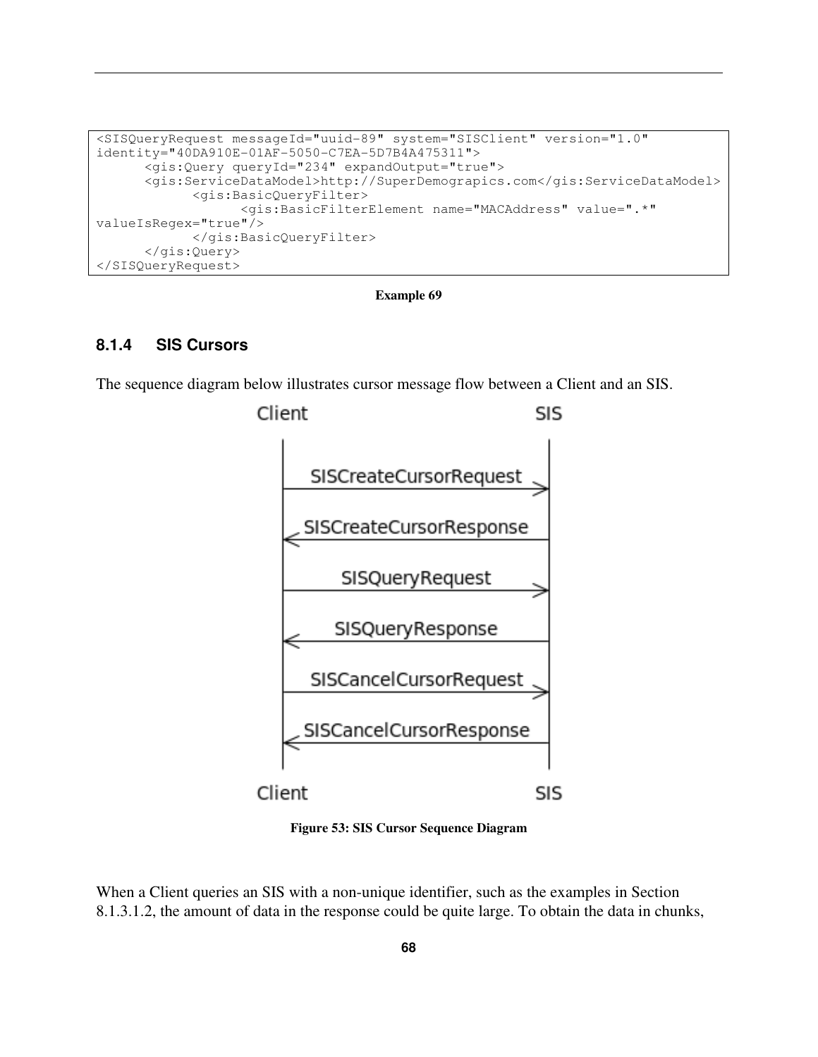```
<SISQueryRequest messageId="uuid-89" system="SISClient" version="1.0"
identity="40DA910E-01AF-5050-C7EA-5D7B4A475311">
      <gis:Query queryId="234" expandOutput="true">
      <gis:ServiceDataModel>http://SuperDemograpics.com</gis:ServiceDataModel>
            <gis:BasicQueryFilter>
                  <gis:BasicFilterElement name="MACAddress" value=".*"
valueIsRegex="true"/>
            </gis:BasicQueryFilter>
      </gis:Query>
</SISQueryRequest>
```

**Example 69**

### 8.1.4 SIS Cursors

The sequence diagram below illustrates cursor message flow between a Client and an SIS.

Client → SIS: SISCreateCursorRequest
SIS → Client: SISCreateCursorResponse
Client → SIS: SISQueryRequest
SIS → Client: SISQueryResponse
Client → SIS: SISCancelCursorRequest
SIS → Client: SISCancelCursorResponse

**Figure 53: SIS Cursor Sequence Diagram**

When a Client queries an SIS with a non-unique identifier, such as the examples in Section 8.1.3.1.2, the amount of data in the response could be quite large. To obtain the data in chunks,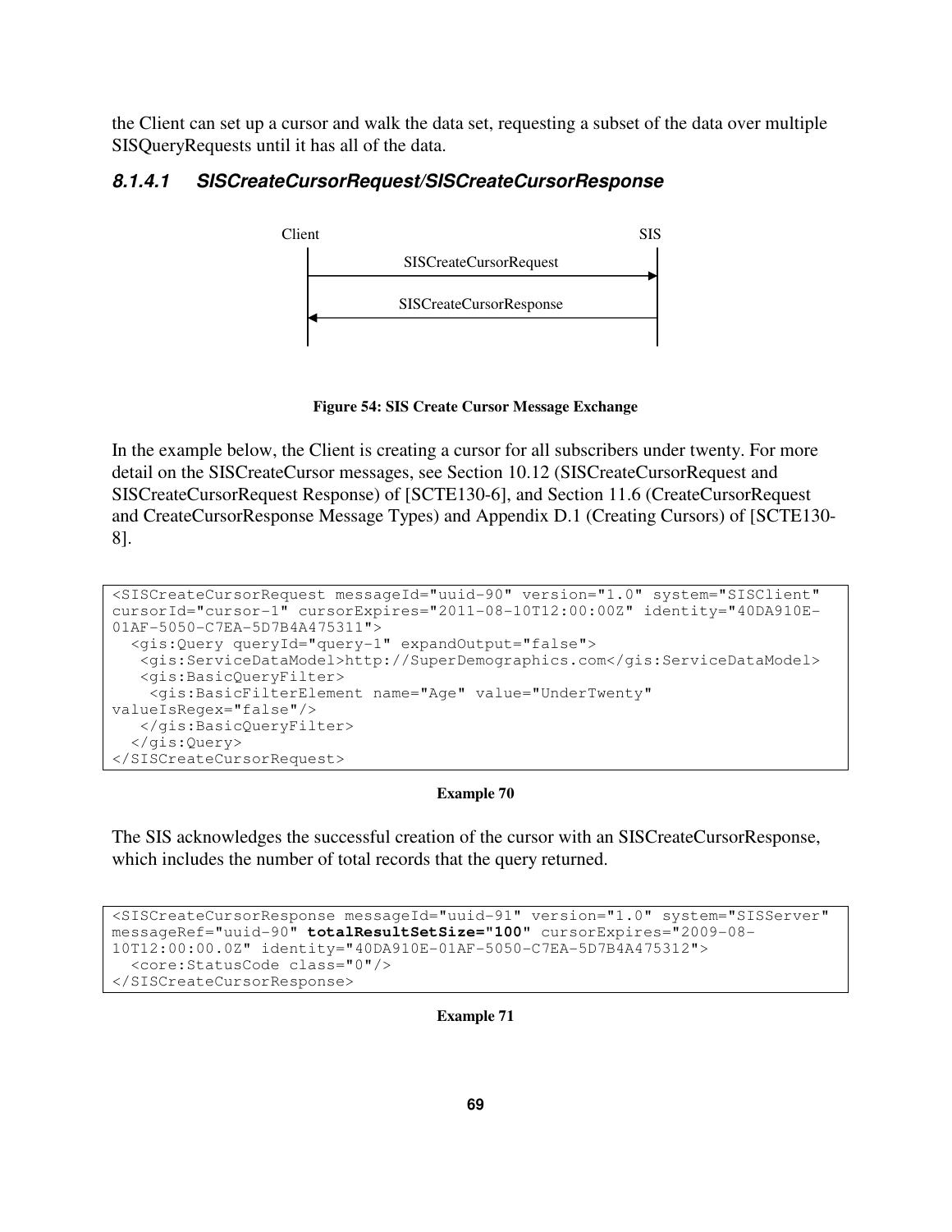the Client can set up a cursor and walk the data set, requesting a subset of the data over multiple SISQueryRequests until it has all of the data.

#### *8.1.4.1 SISCreateCursorRequest/SISCreateCursorResponse*

```
Client                                              SIS
  |              SISCreateCursorRequest              |
  |------------------------------------------------->|
  |              SISCreateCursorResponse             |
  |<-------------------------------------------------|
  |                                                  |
```

**Figure 54: SIS Create Cursor Message Exchange**

In the example below, the Client is creating a cursor for all subscribers under twenty. For more detail on the SISCreateCursor messages, see Section 10.12 (SISCreateCursorRequest and SISCreateCursorRequest Response) of [SCTE130-6], and Section 11.6 (CreateCursorRequest and CreateCursorResponse Message Types) and Appendix D.1 (Creating Cursors) of [SCTE130-8].

```
<SISCreateCursorRequest messageId="uuid-90" version="1.0" system="SISClient"
cursorId="cursor-1" cursorExpires="2011-08-10T12:00:00Z" identity="40DA910E-
01AF-5050-C7EA-5D7B4A475311">
  <gis:Query queryId="query-1" expandOutput="false">
   <gis:ServiceDataModel>http://SuperDemographics.com</gis:ServiceDataModel>
   <gis:BasicQueryFilter>
    <gis:BasicFilterElement name="Age" value="UnderTwenty"
valueIsRegex="false"/>
   </gis:BasicQueryFilter>
  </gis:Query>
</SISCreateCursorRequest>
```

**Example 70**

The SIS acknowledges the successful creation of the cursor with an SISCreateCursorResponse, which includes the number of total records that the query returned.

```
<SISCreateCursorResponse messageId="uuid-91" version="1.0" system="SISServer"
messageRef="uuid-90" totalResultSetSize="100" cursorExpires="2009-08-
10T12:00:00.0Z" identity="40DA910E-01AF-5050-C7EA-5D7B4A475312">
  <core:StatusCode class="0"/>
</SISCreateCursorResponse>
```

**Example 71**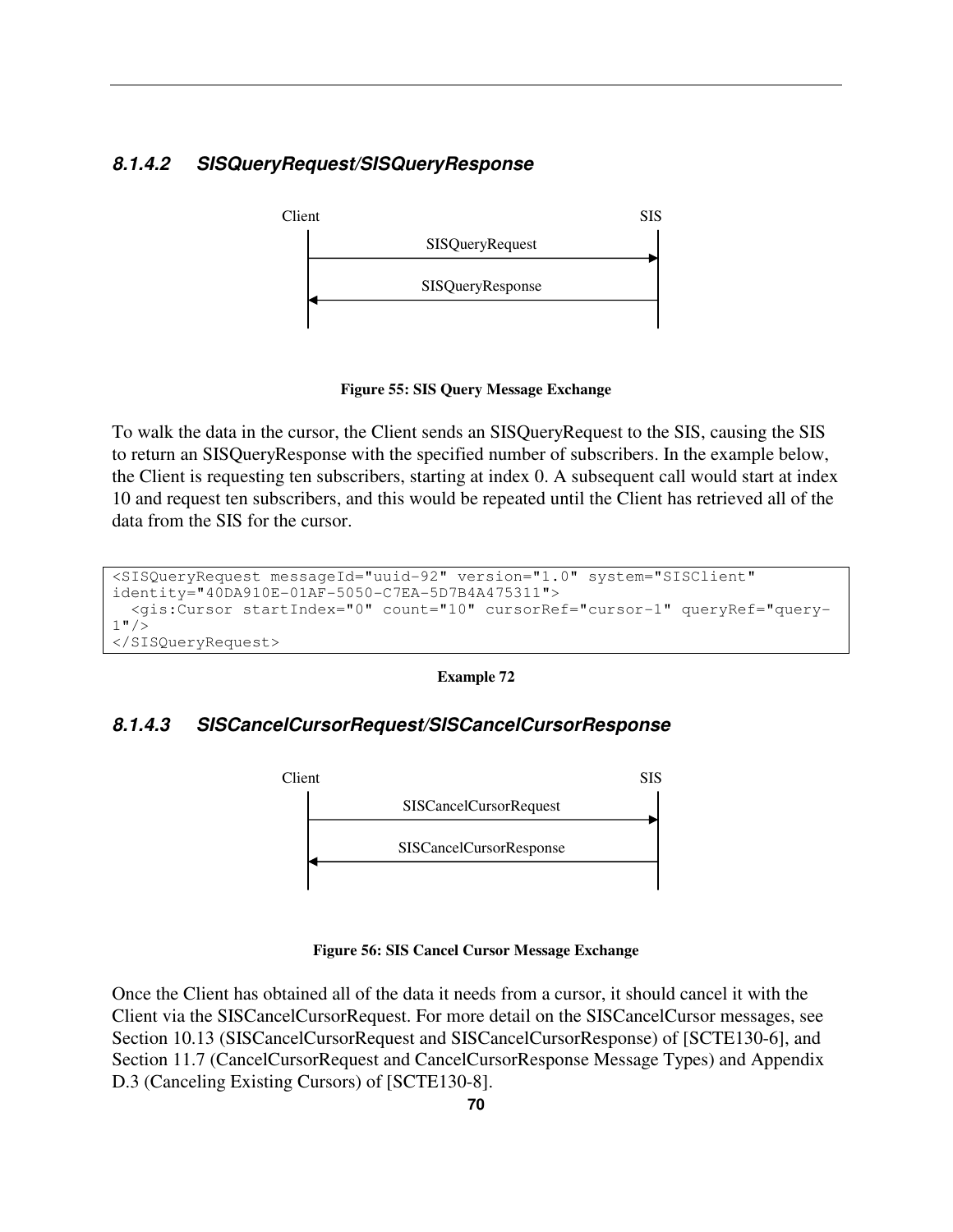#### 8.1.4.2 SISQueryRequest/SISQueryResponse

Figure 55: SIS Query Message Exchange

To walk the data in the cursor, the Client sends an SISQueryRequest to the SIS, causing the SIS to return an SISQueryResponse with the specified number of subscribers. In the example below, the Client is requesting ten subscribers, starting at index 0. A subsequent call would start at index 10 and request ten subscribers, and this would be repeated until the Client has retrieved all of the data from the SIS for the cursor.

```
<SISQueryRequest messageId="uuid-92" version="1.0" system="SISClient"
identity="40DA910E-01AF-5050-C7EA-5D7B4A475311">
  <gis:Cursor startIndex="0" count="10" cursorRef="cursor-1" queryRef="query-
1"/>
</SISQueryRequest>
```

**Example 72**

#### 8.1.4.3 SISCancelCursorRequest/SISCancelCursorResponse

Figure 56: SIS Cancel Cursor Message Exchange

Once the Client has obtained all of the data it needs from a cursor, it should cancel it with the Client via the SISCancelCursorRequest. For more detail on the SISCancelCursor messages, see Section 10.13 (SISCancelCursorRequest and SISCancelCursorResponse) of [SCTE130-6], and Section 11.7 (CancelCursorRequest and CancelCursorResponse Message Types) and Appendix D.3 (Canceling Existing Cursors) of [SCTE130-8].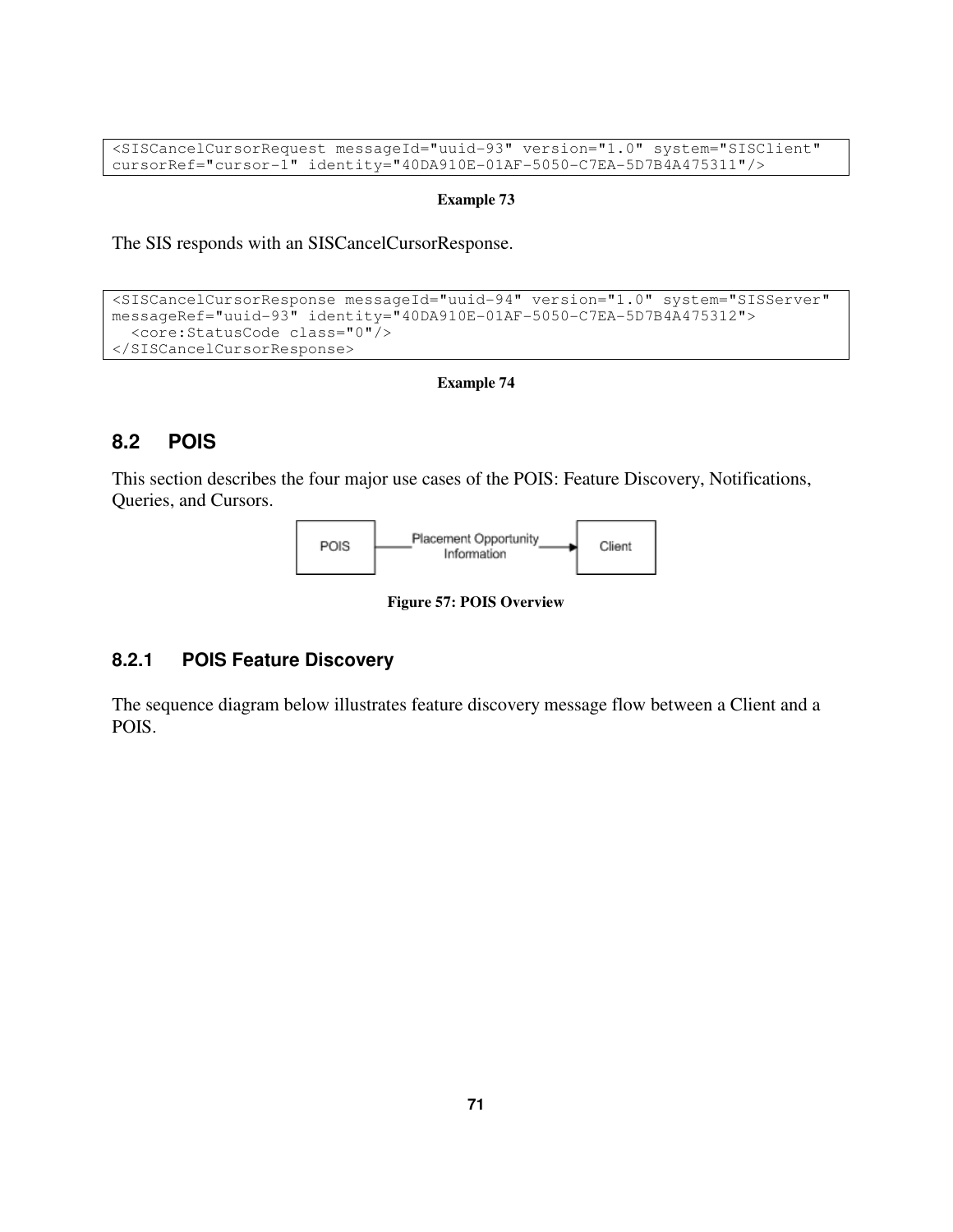```
<SISCancelCursorRequest messageId="uuid-93" version="1.0" system="SISClient"
cursorRef="cursor-1" identity="40DA910E-01AF-5050-C7EA-5D7B4A475311"/>
```

**Example 73**

The SIS responds with an SISCancelCursorResponse.

```
<SISCancelCursorResponse messageId="uuid-94" version="1.0" system="SISServer"
messageRef="uuid-93" identity="40DA910E-01AF-5050-C7EA-5D7B4A475312">
  <core:StatusCode class="0"/>
</SISCancelCursorResponse>
```

**Example 74**

## 8.2 POIS

This section describes the four major use cases of the POIS: Feature Discovery, Notifications, Queries, and Cursors.

**Figure 57: POIS Overview**

### 8.2.1 POIS Feature Discovery

The sequence diagram below illustrates feature discovery message flow between a Client and a POIS.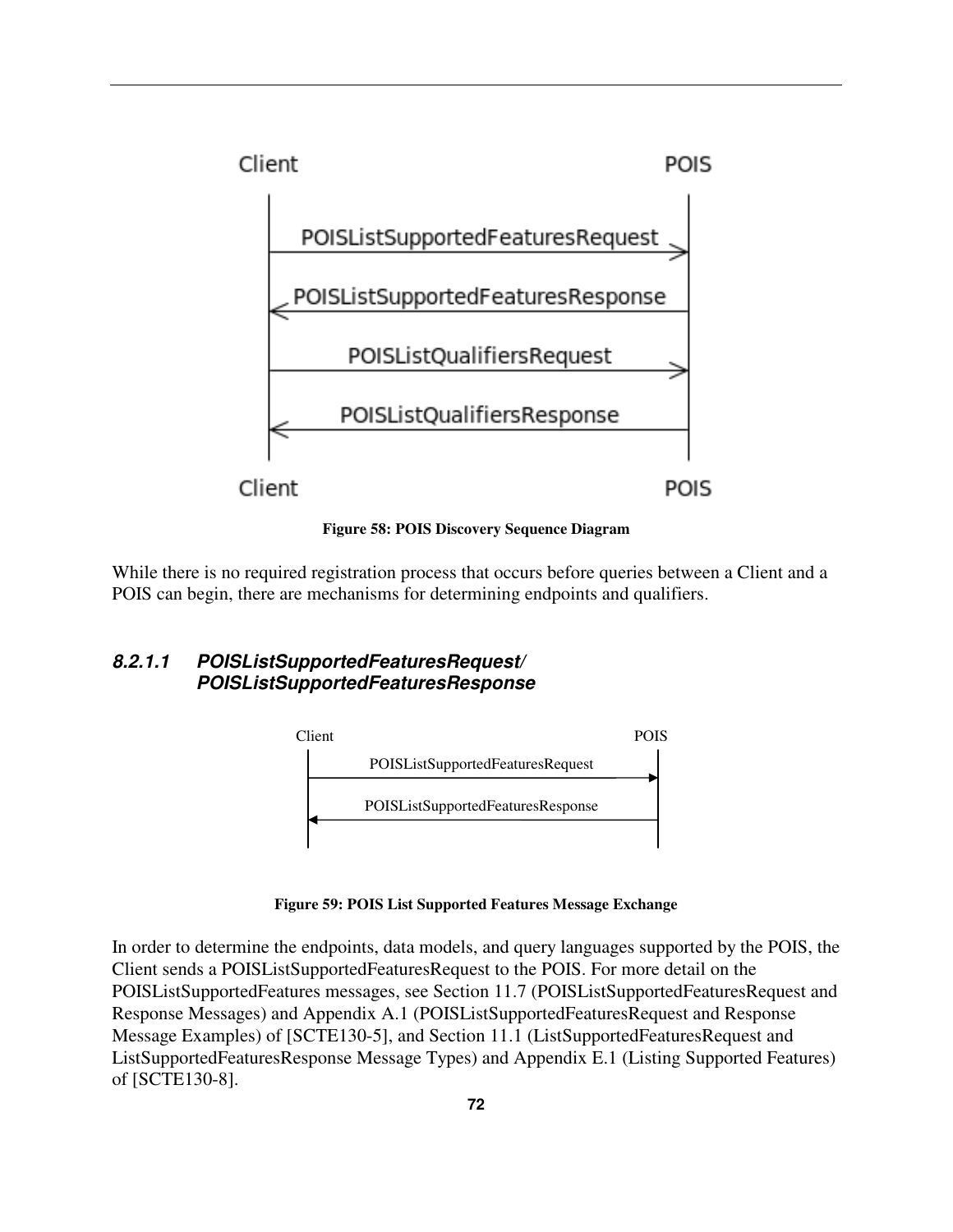Figure 58: POIS Discovery Sequence Diagram

While there is no required registration process that occurs before queries between a Client and a POIS can begin, there are mechanisms for determining endpoints and qualifiers.

#### *8.2.1.1 POISListSupportedFeaturesRequest/ POISListSupportedFeaturesResponse*

Figure 59: POIS List Supported Features Message Exchange

In order to determine the endpoints, data models, and query languages supported by the POIS, the Client sends a POISListSupportedFeaturesRequest to the POIS. For more detail on the POISListSupportedFeatures messages, see Section 11.7 (POISListSupportedFeaturesRequest and Response Messages) and Appendix A.1 (POISListSupportedFeaturesRequest and Response Message Examples) of [SCTE130-5], and Section 11.1 (ListSupportedFeaturesRequest and ListSupportedFeaturesResponse Message Types) and Appendix E.1 (Listing Supported Features) of [SCTE130-8].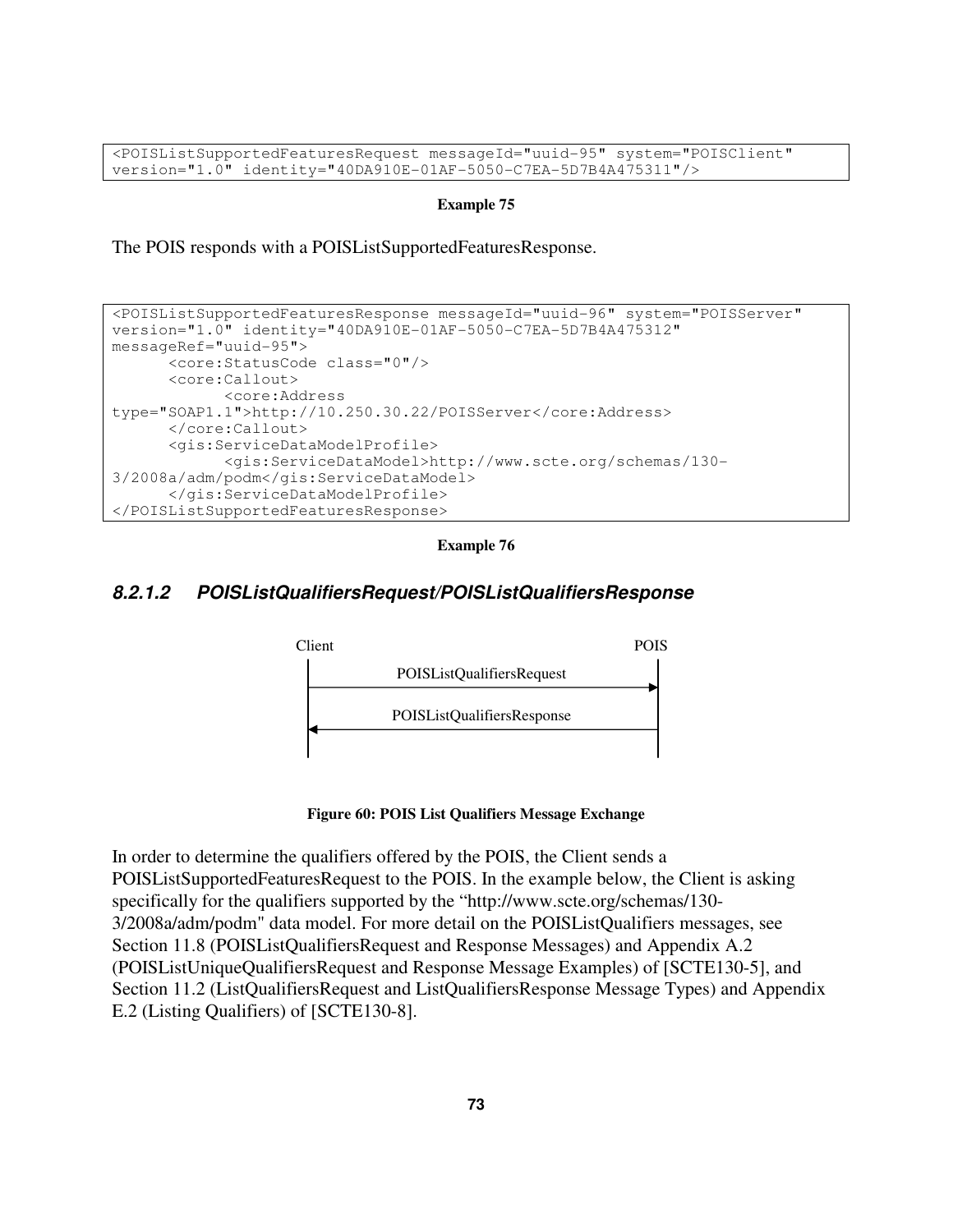```
<POISListSupportedFeaturesRequest messageId="uuid-95" system="POISClient"
version="1.0" identity="40DA910E-01AF-5050-C7EA-5D7B4A475311"/>
```

**Example 75**

The POIS responds with a POISListSupportedFeaturesResponse.

```
<POISListSupportedFeaturesResponse messageId="uuid-96" system="POISServer"
version="1.0" identity="40DA910E-01AF-5050-C7EA-5D7B4A475312"
messageRef="uuid-95">
      <core:StatusCode class="0"/>
      <core:Callout>
            <core:Address
type="SOAP1.1">http://10.250.30.22/POISServer</core:Address>
      </core:Callout>
      <gis:ServiceDataModelProfile>
            <gis:ServiceDataModel>http://www.scte.org/schemas/130-
3/2008a/adm/podm</gis:ServiceDataModel>
      </gis:ServiceDataModelProfile>
</POISListSupportedFeaturesResponse>
```

**Example 76**

#### *8.2.1.2 POISListQualifiersRequest/POISListQualifiersResponse*

Client → POIS: POISListQualifiersRequest

POIS → Client: POISListQualifiersResponse

**Figure 60: POIS List Qualifiers Message Exchange**

In order to determine the qualifiers offered by the POIS, the Client sends a POISListSupportedFeaturesRequest to the POIS. In the example below, the Client is asking specifically for the qualifiers supported by the "http://www.scte.org/schemas/130-3/2008a/adm/podm" data model. For more detail on the POISListQualifiers messages, see Section 11.8 (POISListQualifiersRequest and Response Messages) and Appendix A.2 (POISListUniqueQualifiersRequest and Response Message Examples) of [SCTE130-5], and Section 11.2 (ListQualifiersRequest and ListQualifiersResponse Message Types) and Appendix E.2 (Listing Qualifiers) of [SCTE130-8].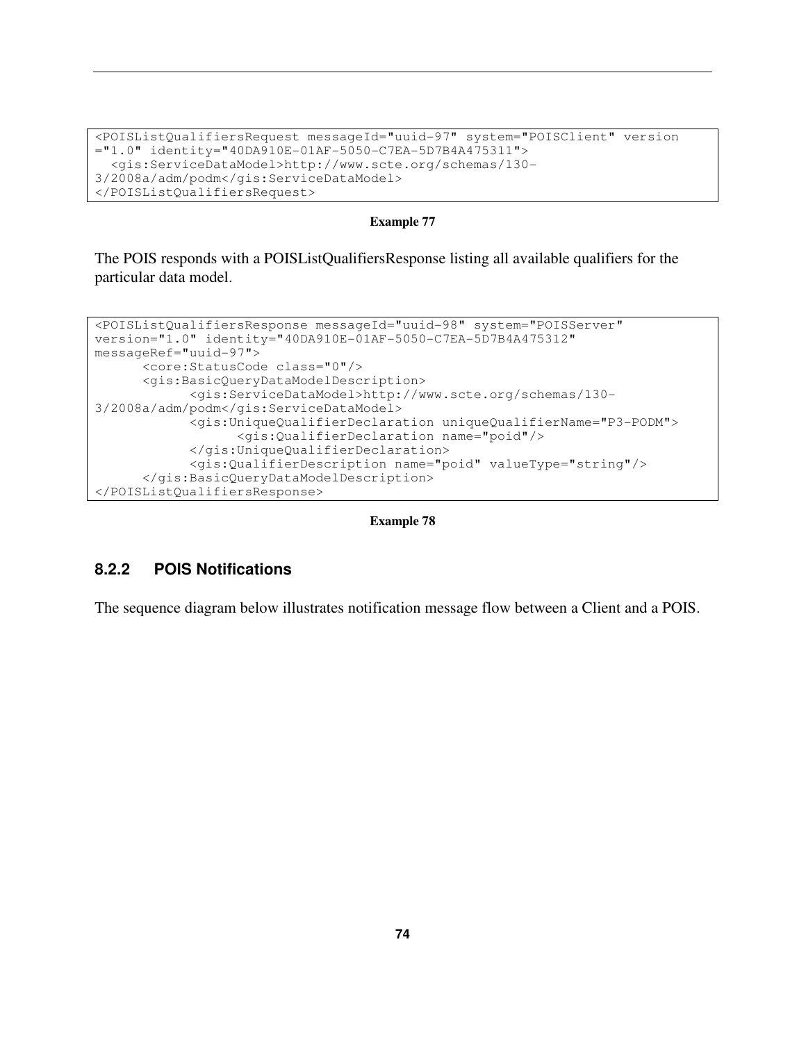```
<POISListQualifiersRequest messageId="uuid-97" system="POISClient" version
="1.0" identity="40DA910E-01AF-5050-C7EA-5D7B4A475311">
  <gis:ServiceDataModel>http://www.scte.org/schemas/130-
3/2008a/adm/podm</gis:ServiceDataModel>
</POISListQualifiersRequest>
```

**Example 77**

The POIS responds with a POISListQualifiersResponse listing all available qualifiers for the particular data model.

```
<POISListQualifiersResponse messageId="uuid-98" system="POISServer"
version="1.0" identity="40DA910E-01AF-5050-C7EA-5D7B4A475312"
messageRef="uuid-97">
      <core:StatusCode class="0"/>
      <gis:BasicQueryDataModelDescription>
            <gis:ServiceDataModel>http://www.scte.org/schemas/130-
3/2008a/adm/podm</gis:ServiceDataModel>
            <gis:UniqueQualifierDeclaration uniqueQualifierName="P3-PODM">
                  <gis:QualifierDeclaration name="poid"/>
            </gis:UniqueQualifierDeclaration>
            <gis:QualifierDescription name="poid" valueType="string"/>
      </gis:BasicQueryDataModelDescription>
</POISListQualifiersResponse>
```

**Example 78**

### 8.2.2 POIS Notifications

The sequence diagram below illustrates notification message flow between a Client and a POIS.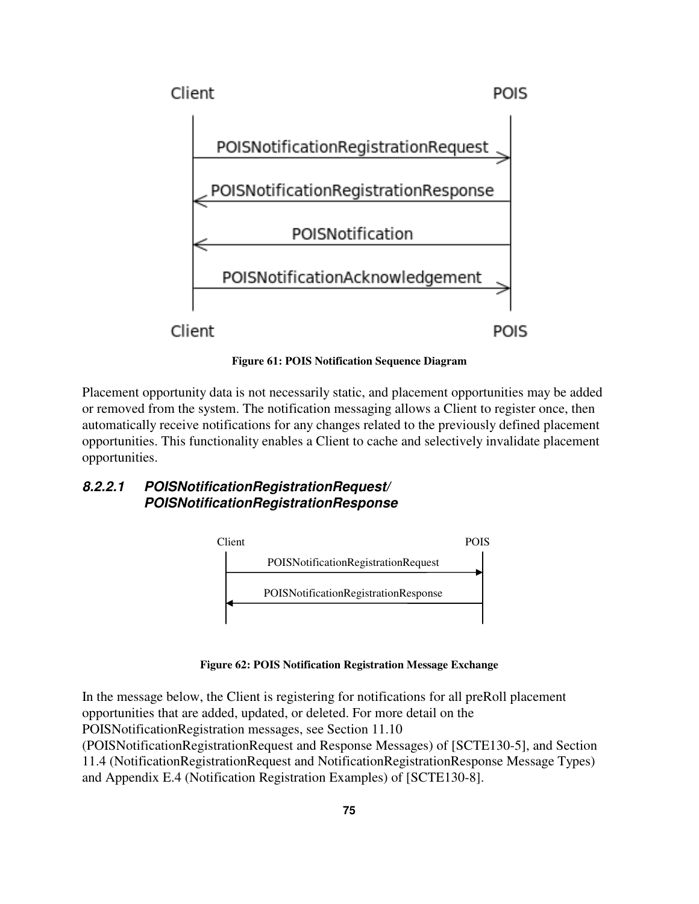Figure 61: POIS Notification Sequence Diagram

Placement opportunity data is not necessarily static, and placement opportunities may be added or removed from the system. The notification messaging allows a Client to register once, then automatically receive notifications for any changes related to the previously defined placement opportunities. This functionality enables a Client to cache and selectively invalidate placement opportunities.

#### 8.2.2.1 POISNotificationRegistrationRequest/ POISNotificationRegistrationResponse

Figure 62: POIS Notification Registration Message Exchange

In the message below, the Client is registering for notifications for all preRoll placement opportunities that are added, updated, or deleted. For more detail on the POISNotificationRegistration messages, see Section 11.10 (POISNotificationRegistrationRequest and Response Messages) of [SCTE130-5], and Section 11.4 (NotificationRegistrationRequest and NotificationRegistrationResponse Message Types) and Appendix E.4 (Notification Registration Examples) of [SCTE130-8].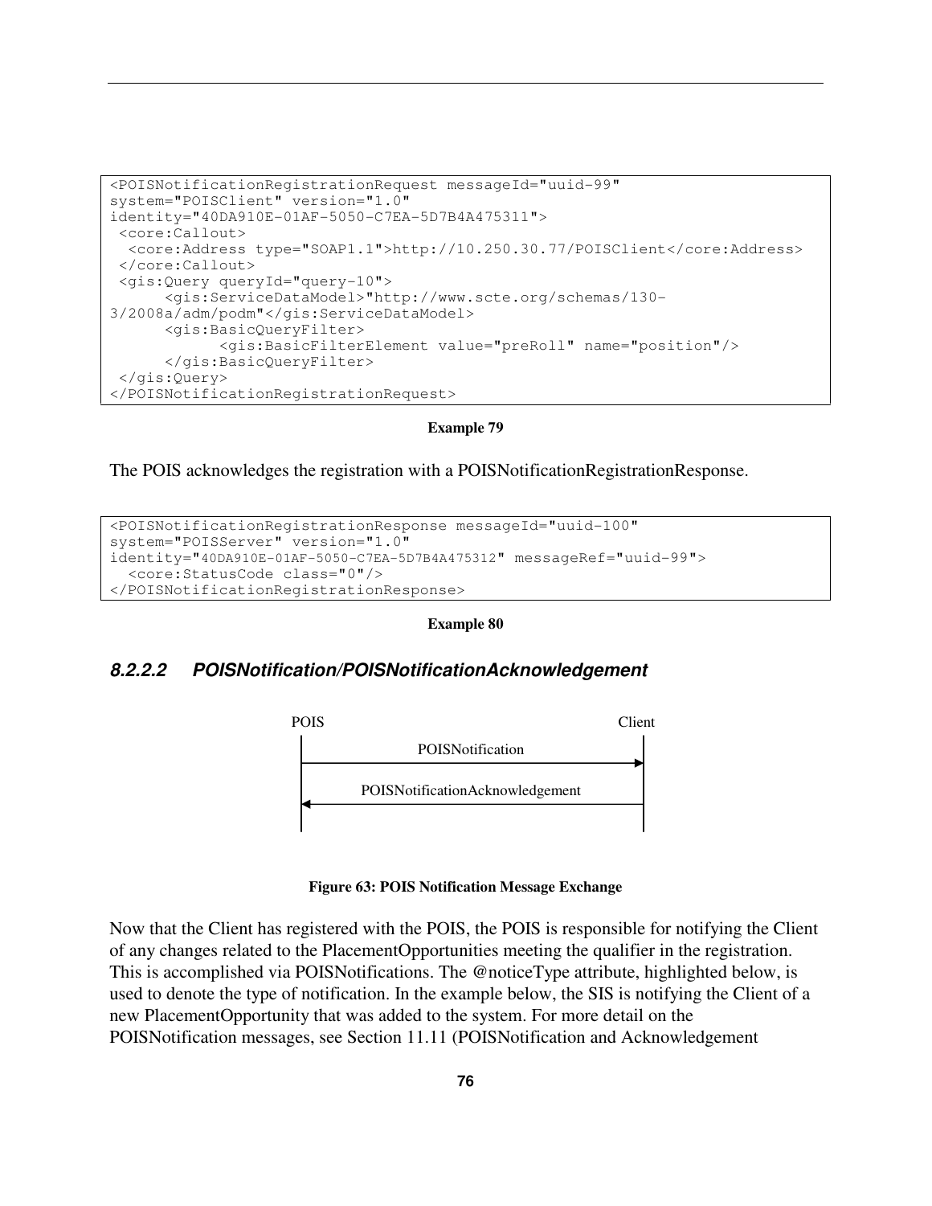```
<POISNotificationRegistrationRequest messageId="uuid-99"
system="POISClient" version="1.0"
identity="40DA910E-01AF-5050-C7EA-5D7B4A475311">
 <core:Callout>
  <core:Address type="SOAP1.1">http://10.250.30.77/POISClient</core:Address>
 </core:Callout>
 <gis:Query queryId="query-10">
      <gis:ServiceDataModel>"http://www.scte.org/schemas/130-
3/2008a/adm/podm"</gis:ServiceDataModel>
      <gis:BasicQueryFilter>
            <gis:BasicFilterElement value="preRoll" name="position"/>
      </gis:BasicQueryFilter>
 </gis:Query>
</POISNotificationRegistrationRequest>
```

**Example 79**

The POIS acknowledges the registration with a POISNotificationRegistrationResponse.

```
<POISNotificationRegistrationResponse messageId="uuid-100"
system="POISServer" version="1.0"
identity="40DA910E-01AF-5050-C7EA-5D7B4A475312" messageRef="uuid-99">
  <core:StatusCode class="0"/>
</POISNotificationRegistrationResponse>
```

**Example 80**

#### *8.2.2.2 POISNotification/POISNotificationAcknowledgement*

```
POIS                                              Client
 |                  POISNotification                 |
 |-------------------------------------------------->|
 |                                                   |
 |          POISNotificationAcknowledgement          |
 |<--------------------------------------------------|
 |                                                   |
```

**Figure 63: POIS Notification Message Exchange**

Now that the Client has registered with the POIS, the POIS is responsible for notifying the Client of any changes related to the PlacementOpportunities meeting the qualifier in the registration. This is accomplished via POISNotifications. The @noticeType attribute, highlighted below, is used to denote the type of notification. In the example below, the SIS is notifying the Client of a new PlacementOpportunity that was added to the system. For more detail on the POISNotification messages, see Section 11.11 (POISNotification and Acknowledgement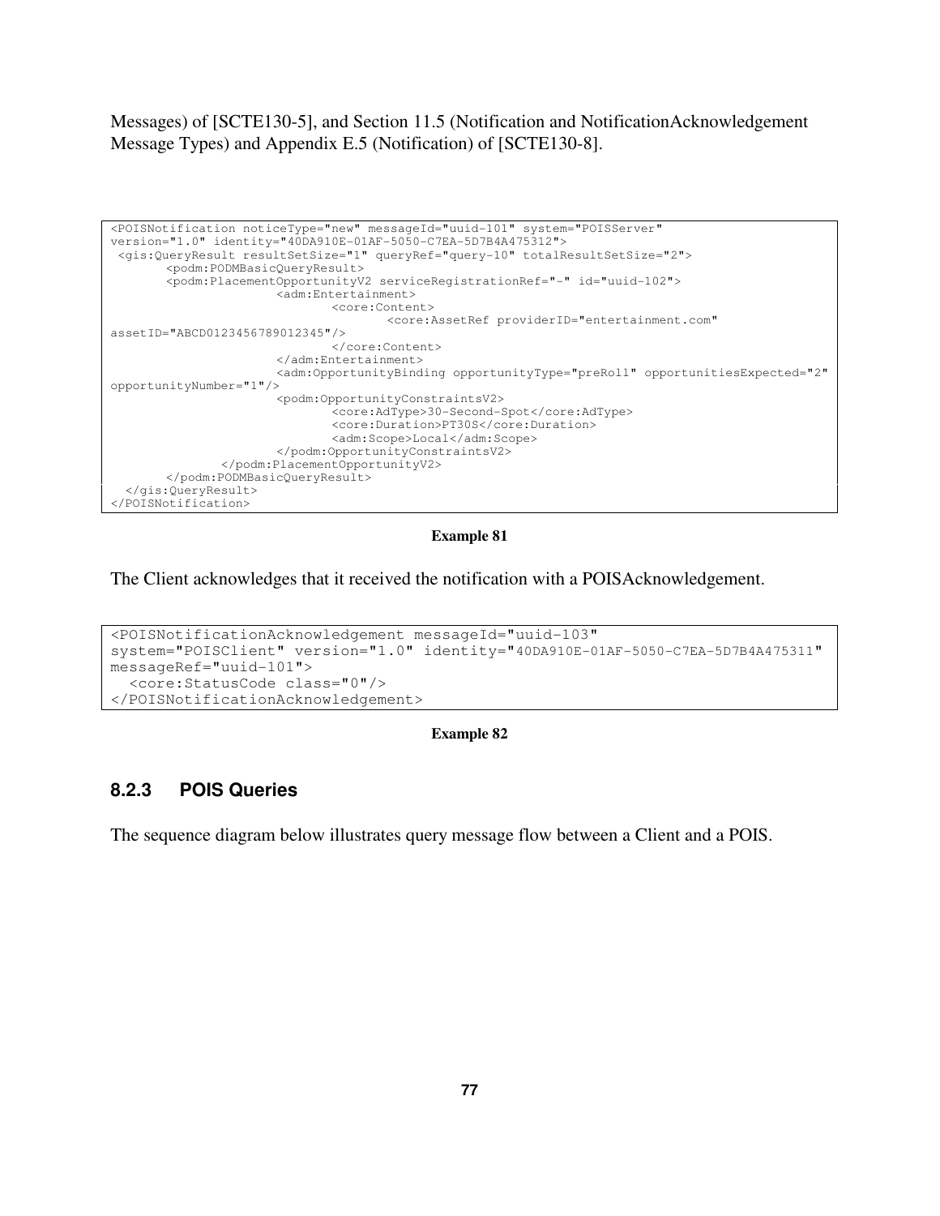Messages) of [SCTE130-5], and Section 11.5 (Notification and NotificationAcknowledgement Message Types) and Appendix E.5 (Notification) of [SCTE130-8].

```
<POISNotification noticeType="new" messageId="uuid-101" system="POISServer"
version="1.0" identity="40DA910E-01AF-5050-C7EA-5D7B4A475312">
 <gis:QueryResult resultSetSize="1" queryRef="query-10" totalResultSetSize="2">
       <podm:PODMBasicQueryResult>
       <podm:PlacementOpportunityV2 serviceRegistrationRef="-" id="uuid-102">
                     <adm:Entertainment>
                            <core:Content>
                                   <core:AssetRef providerID="entertainment.com"
assetID="ABCD0123456789012345"/>
                            </core:Content>
                     </adm:Entertainment>
                     <adm:OpportunityBinding opportunityType="preRoll" opportunitiesExpected="2"
opportunityNumber="1"/>
                     <podm:OpportunityConstraintsV2>
                            <core:AdType>30-Second-Spot</core:AdType>
                            <core:Duration>PT30S</core:Duration>
                            <adm:Scope>Local</adm:Scope>
                     </podm:OpportunityConstraintsV2>
              </podm:PlacementOpportunityV2>
       </podm:PODMBasicQueryResult>
  </gis:QueryResult>
</POISNotification>
```

**Example 81**

The Client acknowledges that it received the notification with a POISAcknowledgement.

```
<POISNotificationAcknowledgement messageId="uuid-103"
system="POISClient" version="1.0" identity="40DA910E-01AF-5050-C7EA-5D7B4A475311"
messageRef="uuid-101">
  <core:StatusCode class="0"/>
</POISNotificationAcknowledgement>
```

**Example 82**

### 8.2.3 POIS Queries

The sequence diagram below illustrates query message flow between a Client and a POIS.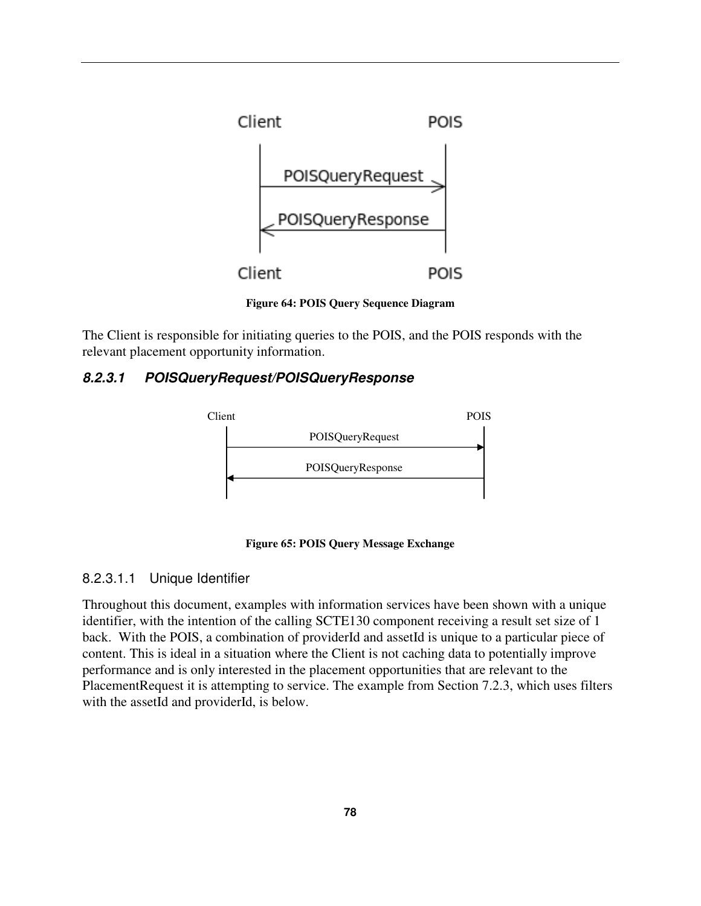Figure 64: POIS Query Sequence Diagram

The Client is responsible for initiating queries to the POIS, and the POIS responds with the relevant placement opportunity information.

### 8.2.3.1 POISQueryRequest/POISQueryResponse

Figure 65: POIS Query Message Exchange

#### 8.2.3.1.1 Unique Identifier

Throughout this document, examples with information services have been shown with a unique identifier, with the intention of the calling SCTE130 component receiving a result set size of 1 back. With the POIS, a combination of providerId and assetId is unique to a particular piece of content. This is ideal in a situation where the Client is not caching data to potentially improve performance and is only interested in the placement opportunities that are relevant to the PlacementRequest it is attempting to service. The example from Section 7.2.3, which uses filters with the assetId and providerId, is below.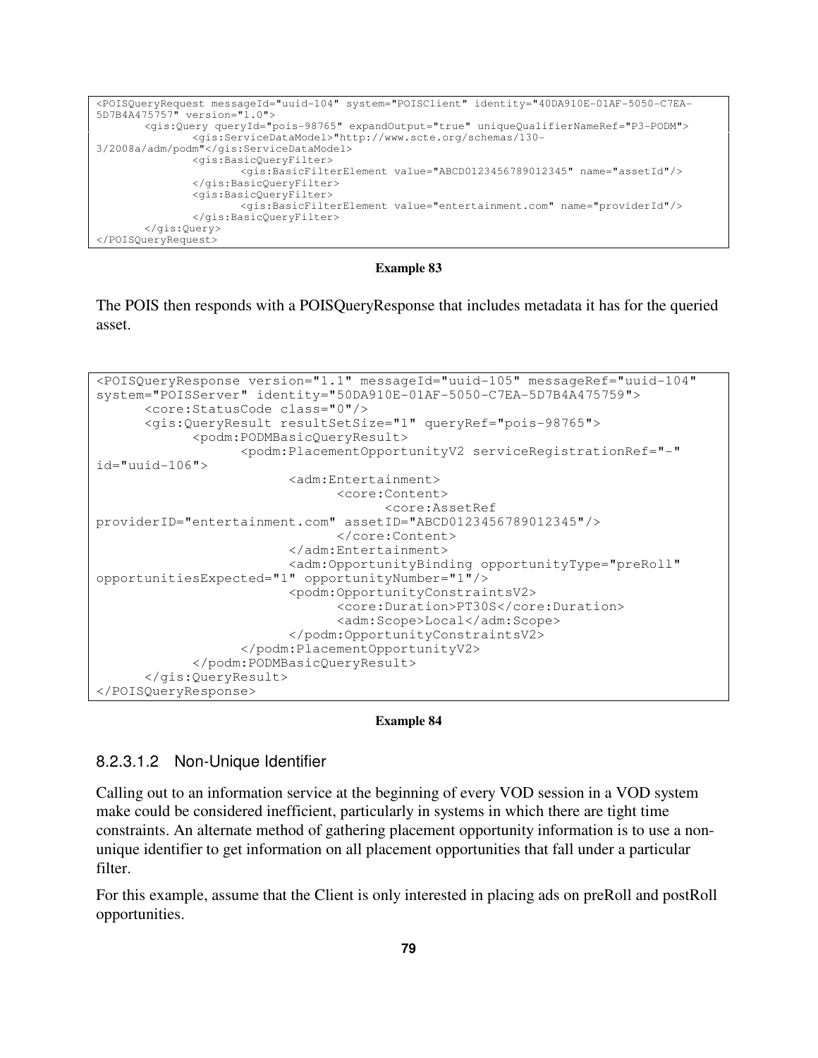```
<POISQueryRequest messageId="uuid-104" system="POISClient" identity="40DA910E-01AF-5050-C7EA-
5D7B4A475757" version="1.0">
	<gis:Query queryId="pois-98765" expandOutput="true" uniqueQualifierNameRef="P3-PODM">
		<gis:ServiceDataModel>"http://www.scte.org/schemas/130-
3/2008a/adm/podm"</gis:ServiceDataModel>
		<gis:BasicQueryFilter>
			<gis:BasicFilterElement value="ABCD0123456789012345" name="assetId"/>
		</gis:BasicQueryFilter>
		<gis:BasicQueryFilter>
			<gis:BasicFilterElement value="entertainment.com" name="providerId"/>
		</gis:BasicQueryFilter>
	</gis:Query>
</POISQueryRequest>
```

**Example 83**

The POIS then responds with a POISQueryResponse that includes metadata it has for the queried asset.

```
<POISQueryResponse version="1.1" messageId="uuid-105" messageRef="uuid-104"
system="POISServer" identity="50DA910E-01AF-5050-C7EA-5D7B4A475759">
	<core:StatusCode class="0"/>
	<gis:QueryResult resultSetSize="1" queryRef="pois-98765">
		<podm:PODMBasicQueryResult>
			<podm:PlacementOpportunityV2 serviceRegistrationRef="-"
id="uuid-106">
				<adm:Entertainment>
					<core:Content>
						<core:AssetRef
providerID="entertainment.com" assetID="ABCD0123456789012345"/>
					</core:Content>
				</adm:Entertainment>
				<adm:OpportunityBinding opportunityType="preRoll"
opportunitiesExpected="1" opportunityNumber="1"/>
				<podm:OpportunityConstraintsV2>
					<core:Duration>PT30S</core:Duration>
					<adm:Scope>Local</adm:Scope>
				</podm:OpportunityConstraintsV2>
			</podm:PlacementOpportunityV2>
		</podm:PODMBasicQueryResult>
	</gis:QueryResult>
</POISQueryResponse>
```

**Example 84**

#### 8.2.3.1.2 Non-Unique Identifier

Calling out to an information service at the beginning of every VOD session in a VOD system make could be considered inefficient, particularly in systems in which there are tight time constraints. An alternate method of gathering placement opportunity information is to use a non-unique identifier to get information on all placement opportunities that fall under a particular filter.

For this example, assume that the Client is only interested in placing ads on preRoll and postRoll opportunities.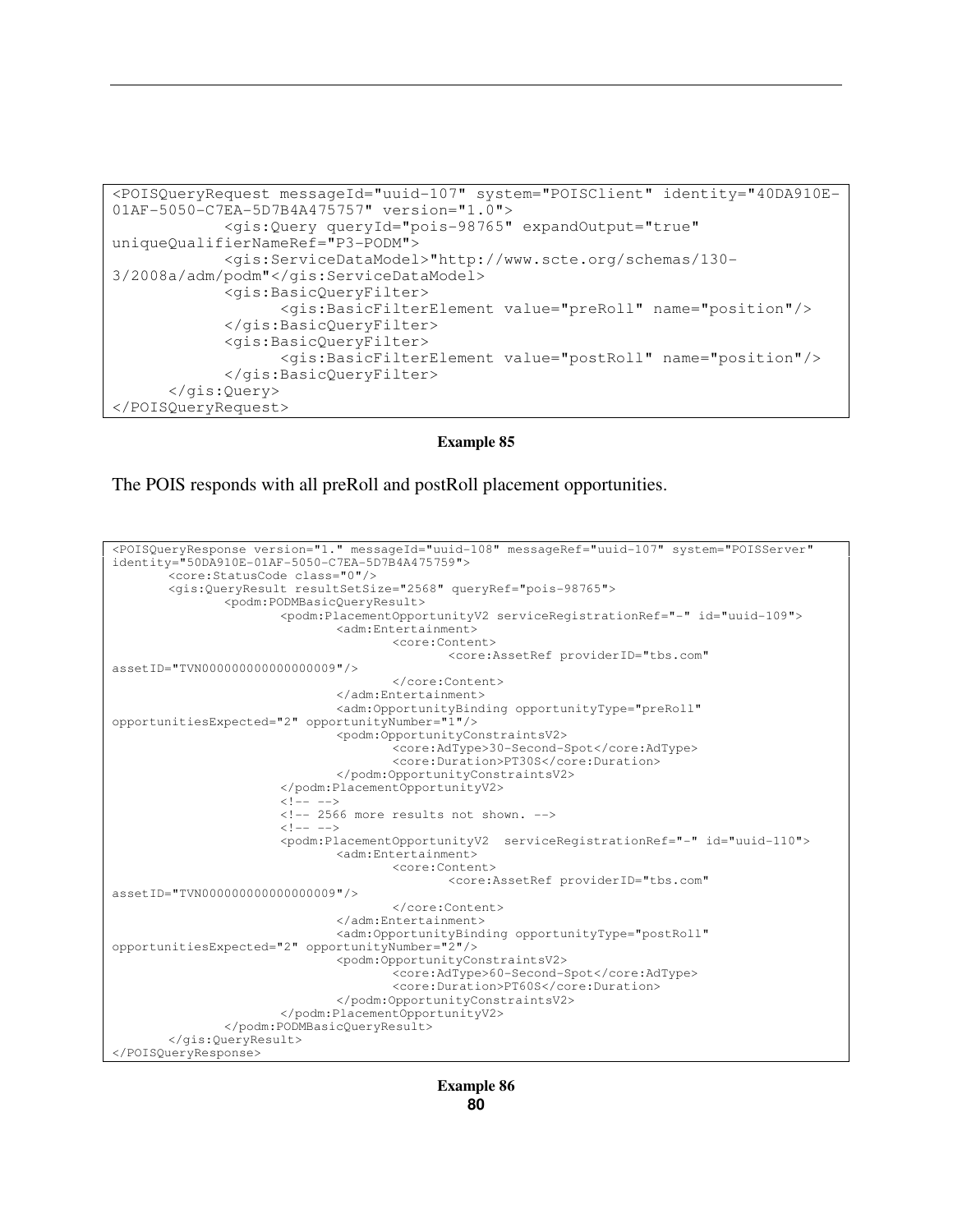```
<POISQueryRequest messageId="uuid-107" system="POISClient" identity="40DA910E-01AF-5050-C7EA-5D7B4A475757" version="1.0">
            <gis:Query queryId="pois-98765" expandOutput="true" uniqueQualifierNameRef="P3-PODM">
            <gis:ServiceDataModel>"http://www.scte.org/schemas/130-3/2008a/adm/podm"</gis:ServiceDataModel>
            <gis:BasicQueryFilter>
                  <gis:BasicFilterElement value="preRoll" name="position"/>
            </gis:BasicQueryFilter>
            <gis:BasicQueryFilter>
                  <gis:BasicFilterElement value="postRoll" name="position"/>
            </gis:BasicQueryFilter>
      </gis:Query>
</POISQueryRequest>
```

**Example 85**

The POIS responds with all preRoll and postRoll placement opportunities.

```
<POISQueryResponse version="1." messageId="uuid-108" messageRef="uuid-107" system="POISServer" identity="50DA910E-01AF-5050-C7EA-5D7B4A475759">
        <core:StatusCode class="0"/>
        <gis:QueryResult resultSetSize="2568" queryRef="pois-98765">
                <podm:PODMBasicQueryResult>
                        <podm:PlacementOpportunityV2 serviceRegistrationRef="-" id="uuid-109">
                                <adm:Entertainment>
                                        <core:Content>
                                                <core:AssetRef providerID="tbs.com" assetID="TVN000000000000000009"/>
                                        </core:Content>
                                </adm:Entertainment>
                                <adm:OpportunityBinding opportunityType="preRoll" opportunitiesExpected="2" opportunityNumber="1"/>
                                <podm:OpportunityConstraintsV2>
                                        <core:AdType>30-Second-Spot</core:AdType>
                                        <core:Duration>PT30S</core:Duration>
                                </podm:OpportunityConstraintsV2>
                        </podm:PlacementOpportunityV2>
                        <!-- -->
                        <!-- 2566 more results not shown. -->
                        <!-- -->
                        <podm:PlacementOpportunityV2  serviceRegistrationRef="-" id="uuid-110">
                                <adm:Entertainment>
                                        <core:Content>
                                                <core:AssetRef providerID="tbs.com" assetID="TVN000000000000000009"/>
                                        </core:Content>
                                </adm:Entertainment>
                                <adm:OpportunityBinding opportunityType="postRoll" opportunitiesExpected="2" opportunityNumber="2"/>
                                <podm:OpportunityConstraintsV2>
                                        <core:AdType>60-Second-Spot</core:AdType>
                                        <core:Duration>PT60S</core:Duration>
                                </podm:OpportunityConstraintsV2>
                        </podm:PlacementOpportunityV2>
                </podm:PODMBasicQueryResult>
        </gis:QueryResult>
</POISQueryResponse>
```

**Example 86**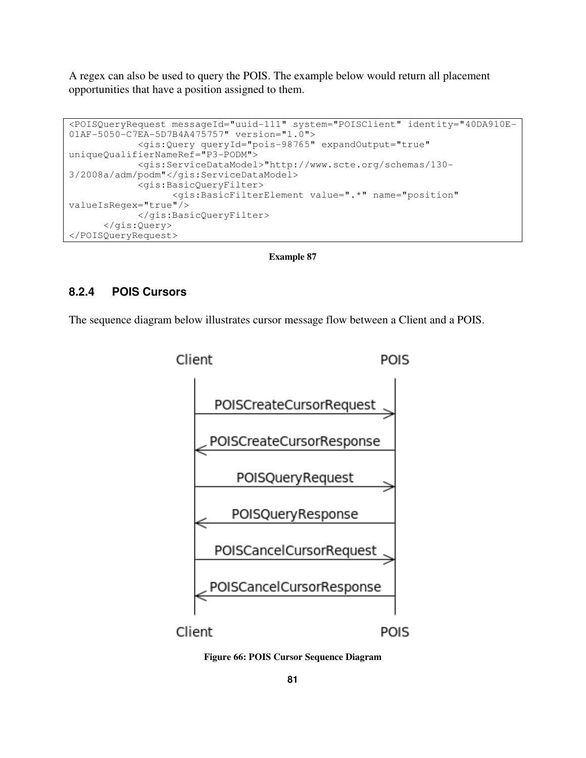A regex can also be used to query the POIS. The example below would return all placement opportunities that have a position assigned to them.

```
<POISQueryRequest messageId="uuid-111" system="POISClient" identity="40DA910E-01AF-5050-C7EA-5D7B4A475757" version="1.0">
            <gis:Query queryId="pois-98765" expandOutput="true" uniqueQualifierNameRef="P3-PODM">
            <gis:ServiceDataModel>"http://www.scte.org/schemas/130-3/2008a/adm/podm"</gis:ServiceDataModel>
            <gis:BasicQueryFilter>
                  <gis:BasicFilterElement value=".*" name="position" valueIsRegex="true"/>
            </gis:BasicQueryFilter>
      </gis:Query>
</POISQueryRequest>
```

**Example 87**

### 8.2.4 POIS Cursors

The sequence diagram below illustrates cursor message flow between a Client and a POIS.

Client → POIS: POISCreateCursorRequest
POIS → Client: POISCreateCursorResponse
Client → POIS: POISQueryRequest
POIS → Client: POISQueryResponse
Client → POIS: POISCancelCursorRequest
POIS → Client: POISCancelCursorResponse

**Figure 66: POIS Cursor Sequence Diagram**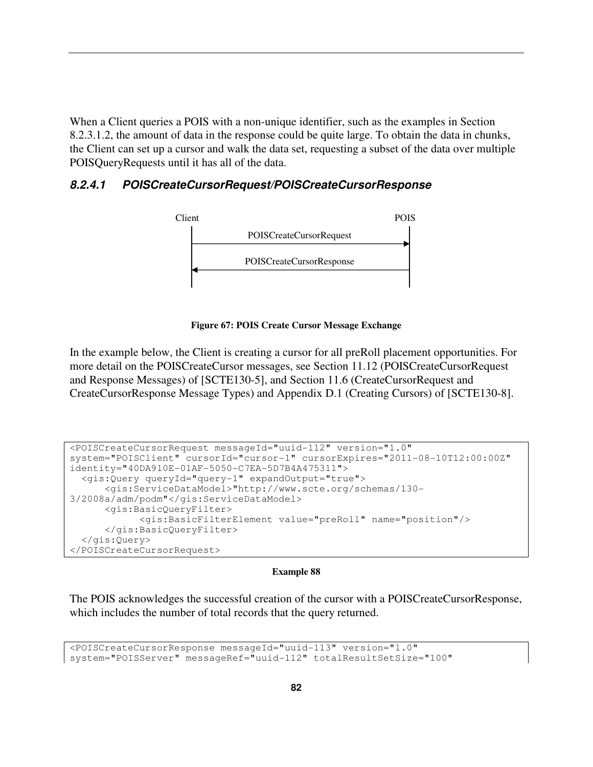When a Client queries a POIS with a non-unique identifier, such as the examples in Section 8.2.3.1.2, the amount of data in the response could be quite large. To obtain the data in chunks, the Client can set up a cursor and walk the data set, requesting a subset of the data over multiple POISQueryRequests until it has all of the data.

#### *8.2.4.1 POISCreateCursorRequest/POISCreateCursorResponse*

Client POIS

POISCreateCursorRequest

POISCreateCursorResponse

**Figure 67: POIS Create Cursor Message Exchange**

In the example below, the Client is creating a cursor for all preRoll placement opportunities. For more detail on the POISCreateCursor messages, see Section 11.12 (POISCreateCursorRequest and Response Messages) of [SCTE130-5], and Section 11.6 (CreateCursorRequest and CreateCursorResponse Message Types) and Appendix D.1 (Creating Cursors) of [SCTE130-8].

```
<POISCreateCursorRequest messageId="uuid-112" version="1.0"
system="POISClient" cursorId="cursor-1" cursorExpires="2011-08-10T12:00:00Z"
identity="40DA910E-01AF-5050-C7EA-5D7B4A475311">
  <gis:Query queryId="query-1" expandOutput="true">
      <gis:ServiceDataModel>"http://www.scte.org/schemas/130-
3/2008a/adm/podm"</gis:ServiceDataModel>
      <gis:BasicQueryFilter>
            <gis:BasicFilterElement value="preRoll" name="position"/>
      </gis:BasicQueryFilter>
  </gis:Query>
</POISCreateCursorRequest>
```

**Example 88**

The POIS acknowledges the successful creation of the cursor with a POISCreateCursorResponse, which includes the number of total records that the query returned.

```
<POISCreateCursorResponse messageId="uuid-113" version="1.0"
system="POISServer" messageRef="uuid-112" totalResultSetSize="100"
```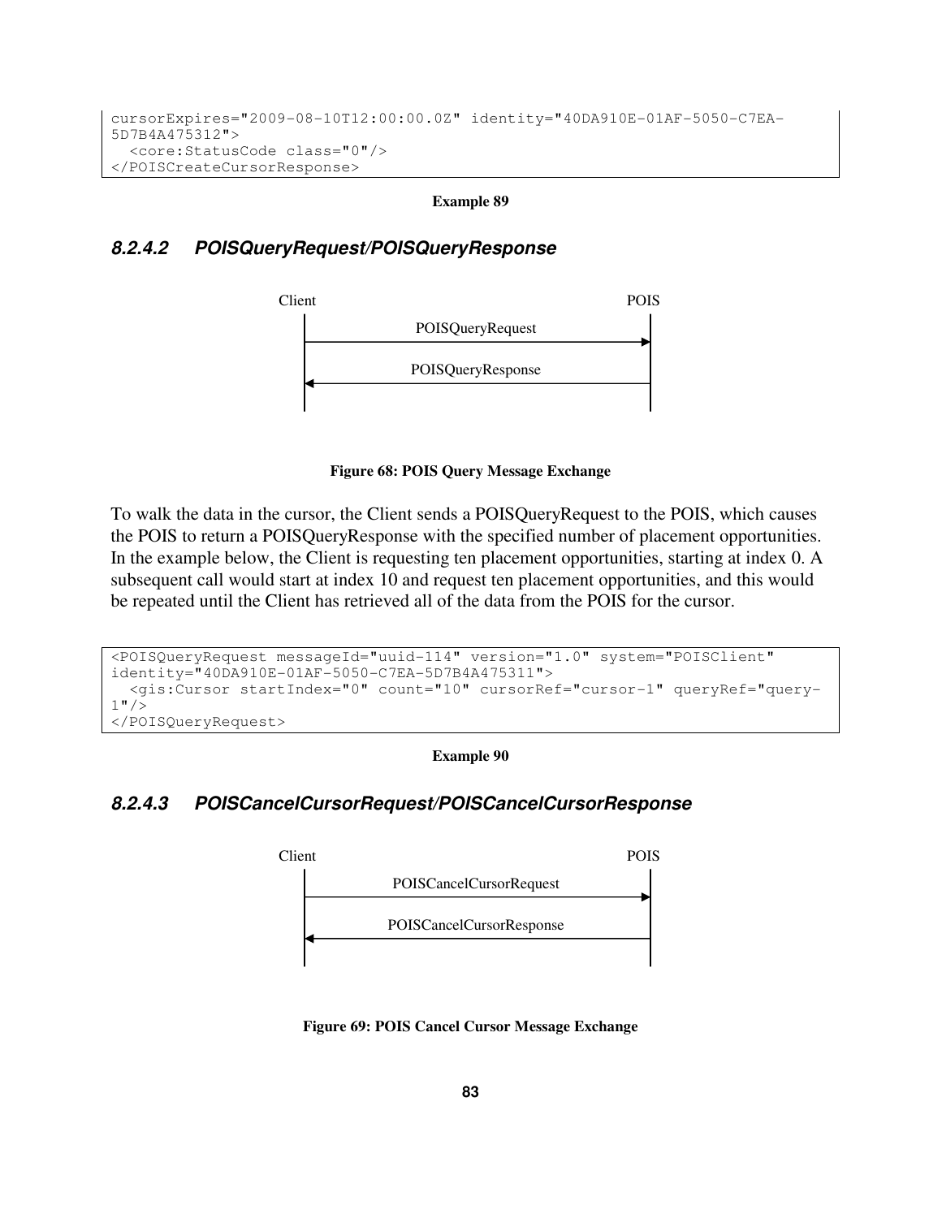```
cursorExpires="2009-08-10T12:00:00.0Z" identity="40DA910E-01AF-5050-C7EA-5D7B4A475312">
  <core:StatusCode class="0"/>
</POISCreateCursorResponse>
```

**Example 89**

#### 8.2.4.2 POISQueryRequest/POISQueryResponse

Client → POIS: POISQueryRequest

POIS → Client: POISQueryResponse

**Figure 68: POIS Query Message Exchange**

To walk the data in the cursor, the Client sends a POISQueryRequest to the POIS, which causes the POIS to return a POISQueryResponse with the specified number of placement opportunities. In the example below, the Client is requesting ten placement opportunities, starting at index 0. A subsequent call would start at index 10 and request ten placement opportunities, and this would be repeated until the Client has retrieved all of the data from the POIS for the cursor.

```
<POISQueryRequest messageId="uuid-114" version="1.0" system="POISClient"
identity="40DA910E-01AF-5050-C7EA-5D7B4A475311">
  <gis:Cursor startIndex="0" count="10" cursorRef="cursor-1" queryRef="query-1"/>
</POISQueryRequest>
```

**Example 90**

#### 8.2.4.3 POISCancelCursorRequest/POISCancelCursorResponse

Client → POIS: POISCancelCursorRequest

POIS → Client: POISCancelCursorResponse

**Figure 69: POIS Cancel Cursor Message Exchange**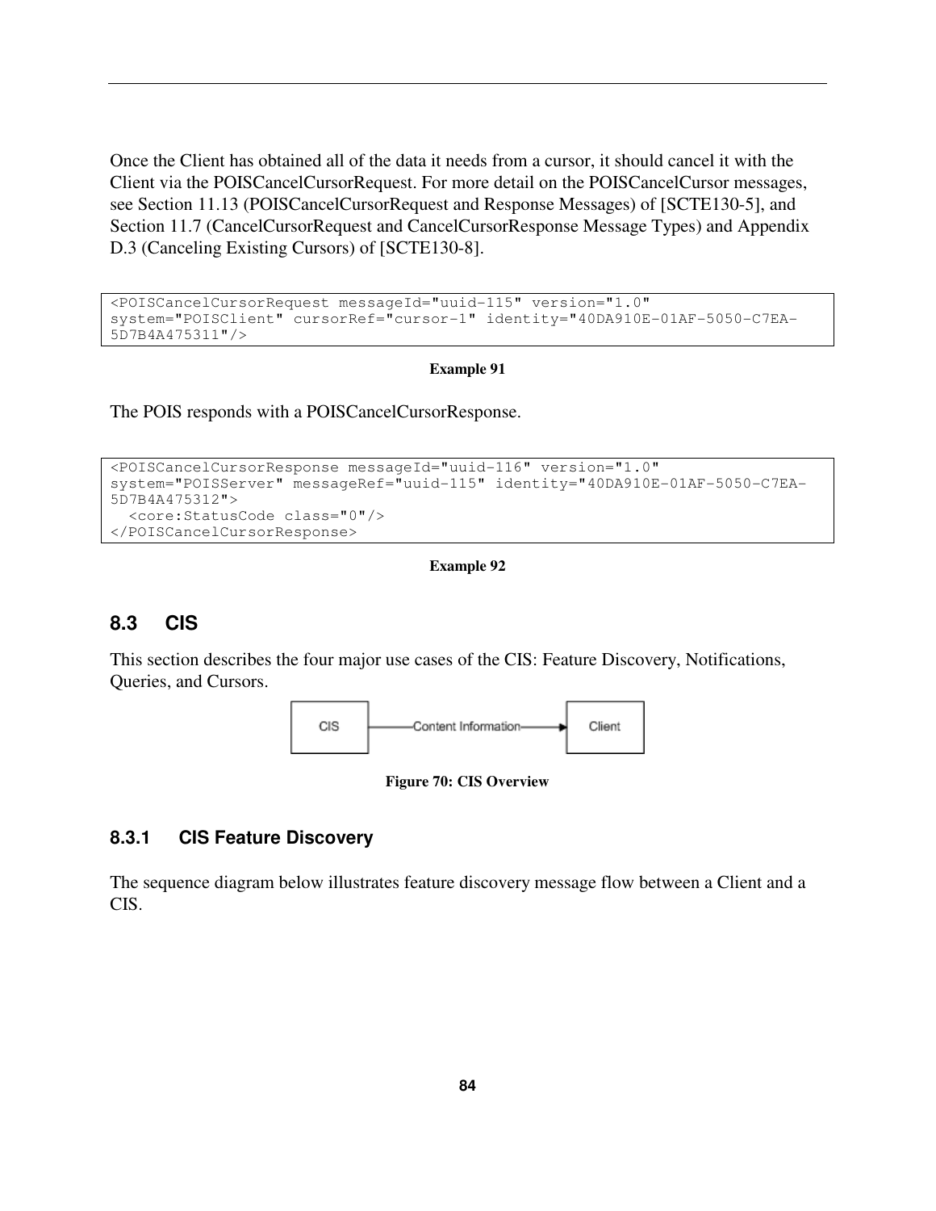Once the Client has obtained all of the data it needs from a cursor, it should cancel it with the Client via the POISCancelCursorRequest. For more detail on the POISCancelCursor messages, see Section 11.13 (POISCancelCursorRequest and Response Messages) of [SCTE130-5], and Section 11.7 (CancelCursorRequest and CancelCursorResponse Message Types) and Appendix D.3 (Canceling Existing Cursors) of [SCTE130-8].

```
<POISCancelCursorRequest messageId="uuid-115" version="1.0"
system="POISClient" cursorRef="cursor-1" identity="40DA910E-01AF-5050-C7EA-
5D7B4A475311"/>
```

**Example 91**

The POIS responds with a POISCancelCursorResponse.

```
<POISCancelCursorResponse messageId="uuid-116" version="1.0"
system="POISServer" messageRef="uuid-115" identity="40DA910E-01AF-5050-C7EA-
5D7B4A475312">
  <core:StatusCode class="0"/>
</POISCancelCursorResponse>
```

**Example 92**

## 8.3 CIS

This section describes the four major use cases of the CIS: Feature Discovery, Notifications, Queries, and Cursors.

CIS —Content Information→ Client

**Figure 70: CIS Overview**

### 8.3.1 CIS Feature Discovery

The sequence diagram below illustrates feature discovery message flow between a Client and a CIS.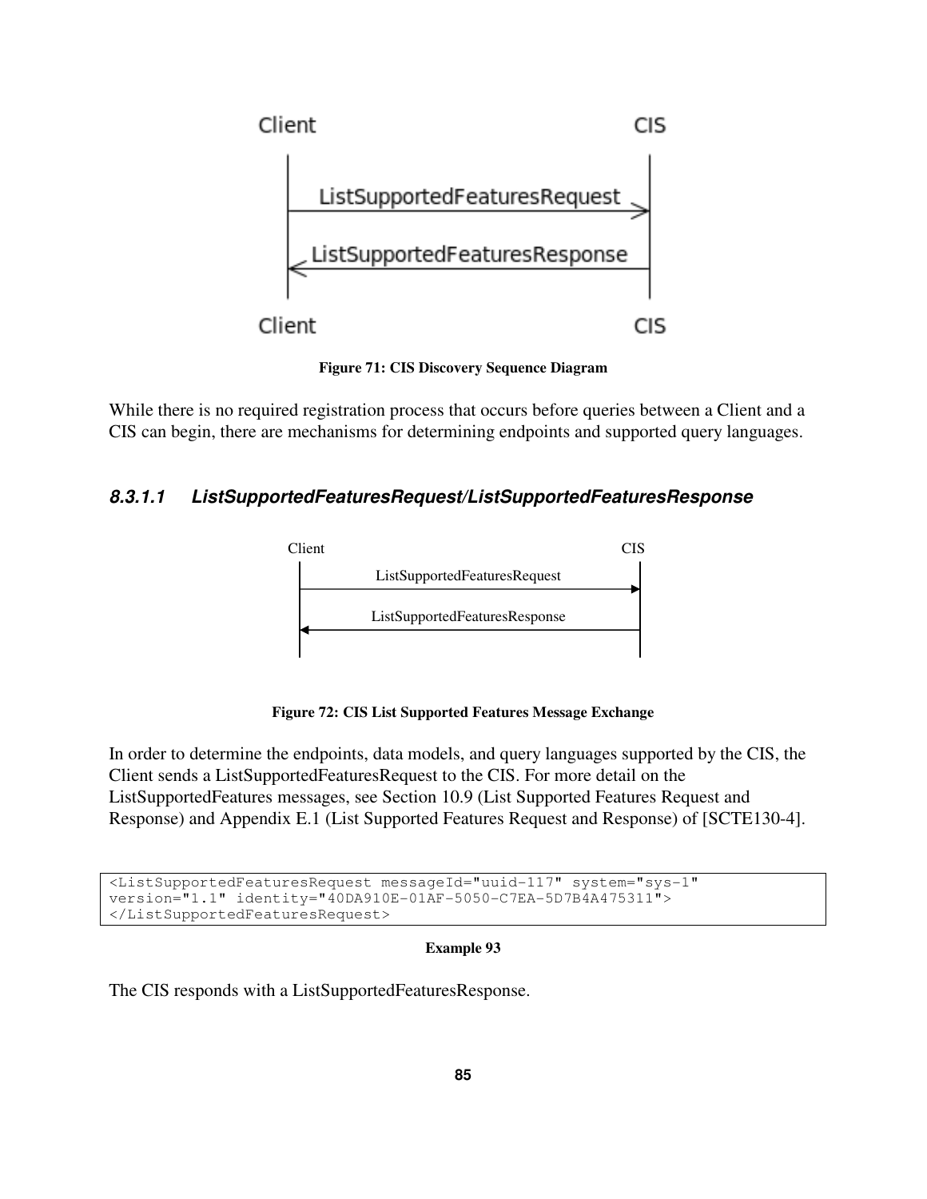Figure 71: CIS Discovery Sequence Diagram

While there is no required registration process that occurs before queries between a Client and a CIS can begin, there are mechanisms for determining endpoints and supported query languages.

#### *8.3.1.1 ListSupportedFeaturesRequest/ListSupportedFeaturesResponse*

Figure 72: CIS List Supported Features Message Exchange

In order to determine the endpoints, data models, and query languages supported by the CIS, the Client sends a ListSupportedFeaturesRequest to the CIS. For more detail on the ListSupportedFeatures messages, see Section 10.9 (List Supported Features Request and Response) and Appendix E.1 (List Supported Features Request and Response) of [SCTE130-4].

```
<ListSupportedFeaturesRequest messageId="uuid-117" system="sys-1"
version="1.1" identity="40DA910E-01AF-5050-C7EA-5D7B4A475311">
</ListSupportedFeaturesRequest>
```

**Example 93**

The CIS responds with a ListSupportedFeaturesResponse.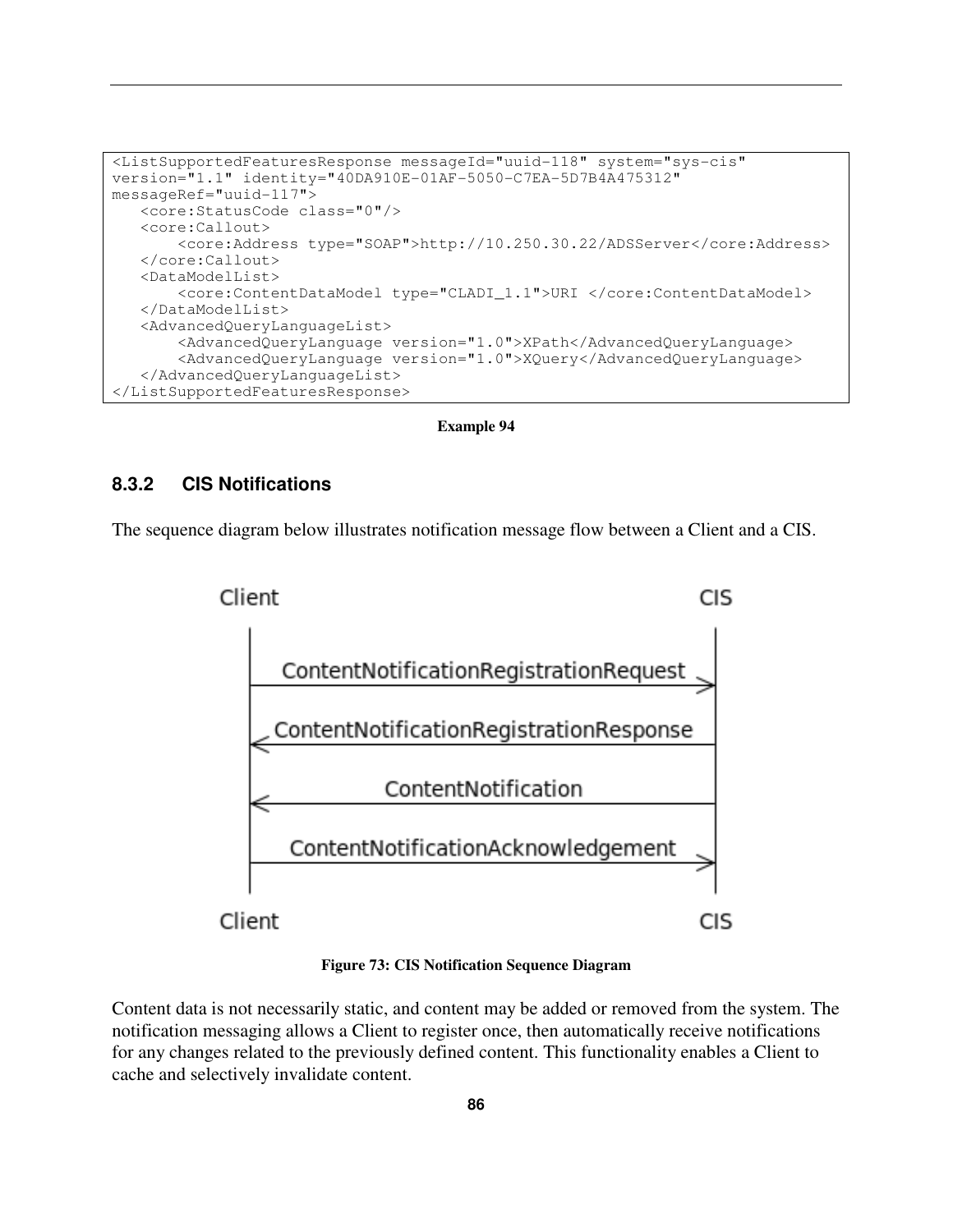```
<ListSupportedFeaturesResponse messageId="uuid-118" system="sys-cis"
version="1.1" identity="40DA910E-01AF-5050-C7EA-5D7B4A475312"
messageRef="uuid-117">
   <core:StatusCode class="0"/>
   <core:Callout>
       <core:Address type="SOAP">http://10.250.30.22/ADSServer</core:Address>
   </core:Callout>
   <DataModelList>
       <core:ContentDataModel type="CLADI_1.1">URI </core:ContentDataModel>
   </DataModelList>
   <AdvancedQueryLanguageList>
       <AdvancedQueryLanguage version="1.0">XPath</AdvancedQueryLanguage>
       <AdvancedQueryLanguage version="1.0">XQuery</AdvancedQueryLanguage>
   </AdvancedQueryLanguageList>
</ListSupportedFeaturesResponse>
```

**Example 94**

### 8.3.2 CIS Notifications

The sequence diagram below illustrates notification message flow between a Client and a CIS.

Client → CIS: ContentNotificationRegistrationRequest
CIS → Client: ContentNotificationRegistrationResponse
CIS → Client: ContentNotification
Client → CIS: ContentNotificationAcknowledgement

**Figure 73: CIS Notification Sequence Diagram**

Content data is not necessarily static, and content may be added or removed from the system. The notification messaging allows a Client to register once, then automatically receive notifications for any changes related to the previously defined content. This functionality enables a Client to cache and selectively invalidate content.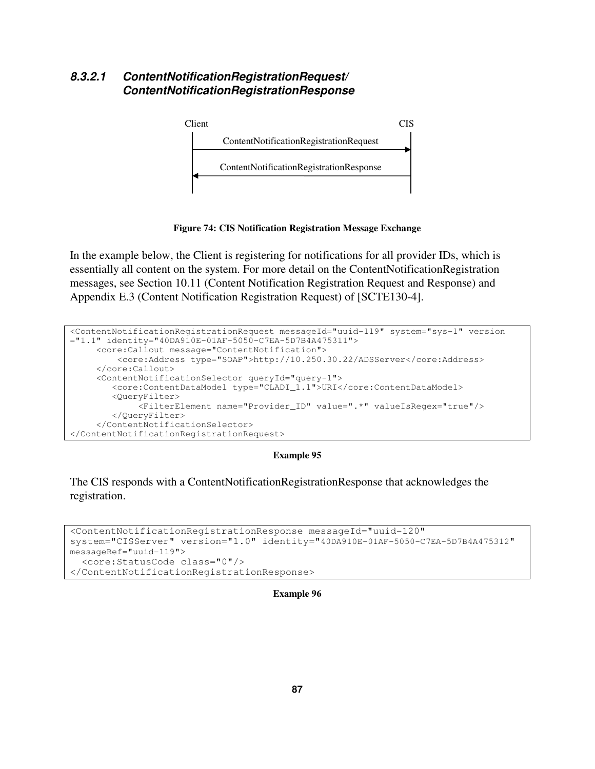#### *8.3.2.1 ContentNotificationRegistrationRequest/ ContentNotificationRegistrationResponse*

Client — CIS

ContentNotificationRegistrationRequest →

← ContentNotificationRegistrationResponse

**Figure 74: CIS Notification Registration Message Exchange**

In the example below, the Client is registering for notifications for all provider IDs, which is essentially all content on the system. For more detail on the ContentNotificationRegistration messages, see Section 10.11 (Content Notification Registration Request and Response) and Appendix E.3 (Content Notification Registration Request) of [SCTE130-4].

```
<ContentNotificationRegistrationRequest messageId="uuid-119" system="sys-1" version
="1.1" identity="40DA910E-01AF-5050-C7EA-5D7B4A475311">
     <core:Callout message="ContentNotification">
          <core:Address type="SOAP">http://10.250.30.22/ADSServer</core:Address>
     </core:Callout>
     <ContentNotificationSelector queryId="query-1">
        <core:ContentDataModel type="CLADI_1.1">URI</core:ContentDataModel>
        <QueryFilter>
             <FilterElement name="Provider_ID" value=".*" valueIsRegex="true"/>
        </QueryFilter>
     </ContentNotificationSelector>
</ContentNotificationRegistrationRequest>
```

**Example 95**

The CIS responds with a ContentNotificationRegistrationResponse that acknowledges the registration.

```
<ContentNotificationRegistrationResponse messageId="uuid-120"
system="CISServer" version="1.0" identity="40DA910E-01AF-5050-C7EA-5D7B4A475312"
messageRef="uuid-119">
  <core:StatusCode class="0"/>
</ContentNotificationRegistrationResponse>
```

**Example 96**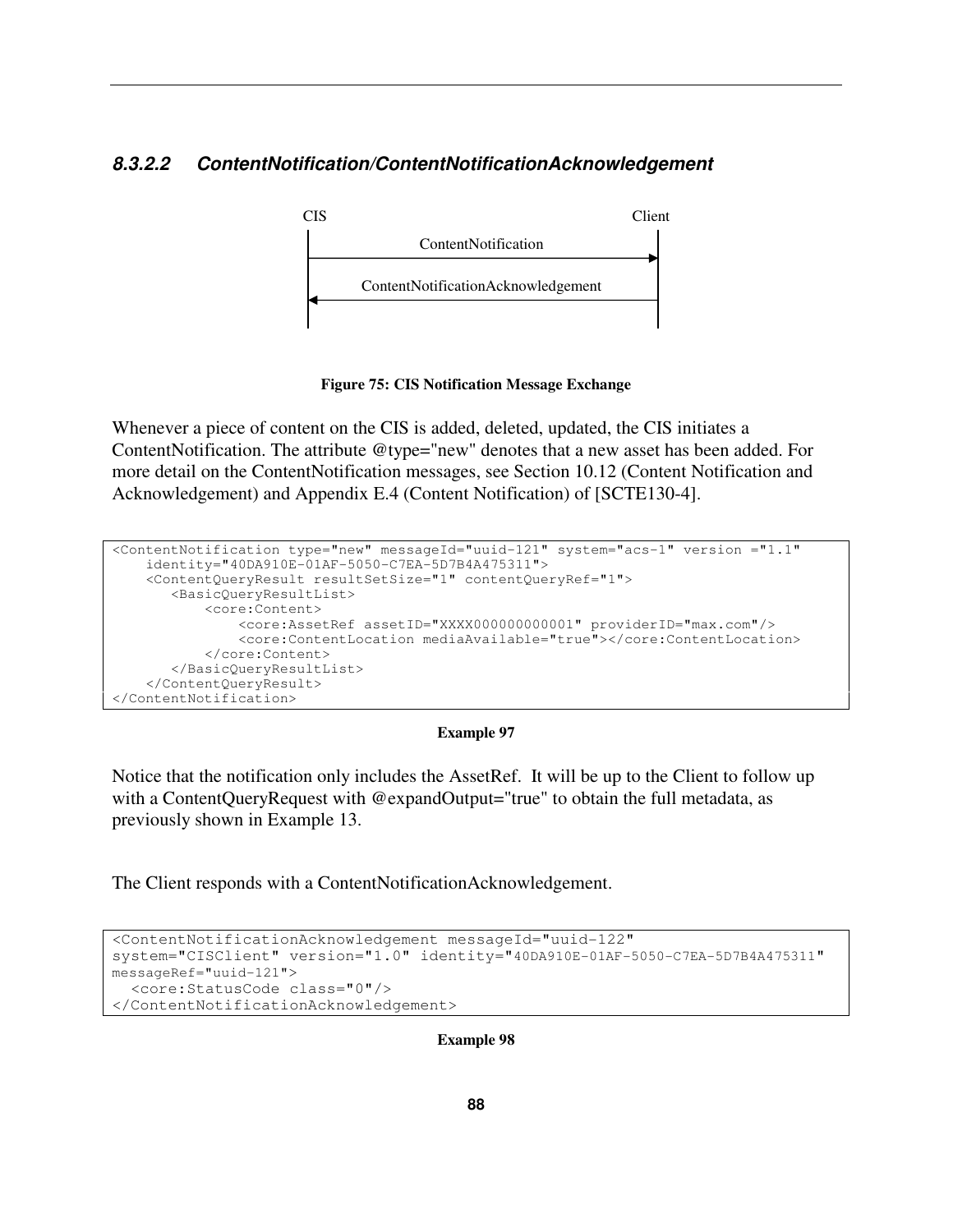#### 8.3.2.2 ContentNotification/ContentNotificationAcknowledgement

CIS | Client

ContentNotification →

← ContentNotificationAcknowledgement

**Figure 75: CIS Notification Message Exchange**

Whenever a piece of content on the CIS is added, deleted, updated, the CIS initiates a ContentNotification. The attribute @type="new" denotes that a new asset has been added. For more detail on the ContentNotification messages, see Section 10.12 (Content Notification and Acknowledgement) and Appendix E.4 (Content Notification) of [SCTE130-4].

```
<ContentNotification type="new" messageId="uuid-121" system="acs-1" version ="1.1"
    identity="40DA910E-01AF-5050-C7EA-5D7B4A475311">
    <ContentQueryResult resultSetSize="1" contentQueryRef="1">
       <BasicQueryResultList>
           <core:Content>
               <core:AssetRef assetID="XXXX000000000001" providerID="max.com"/>
               <core:ContentLocation mediaAvailable="true"></core:ContentLocation>
           </core:Content>
       </BasicQueryResultList>
    </ContentQueryResult>
</ContentNotification>
```

**Example 97**

Notice that the notification only includes the AssetRef. It will be up to the Client to follow up with a ContentQueryRequest with @expandOutput="true" to obtain the full metadata, as previously shown in Example 13.

The Client responds with a ContentNotificationAcknowledgement.

```
<ContentNotificationAcknowledgement messageId="uuid-122"
system="CISClient" version="1.0" identity="40DA910E-01AF-5050-C7EA-5D7B4A475311"
messageRef="uuid-121">
  <core:StatusCode class="0"/>
</ContentNotificationAcknowledgement>
```

**Example 98**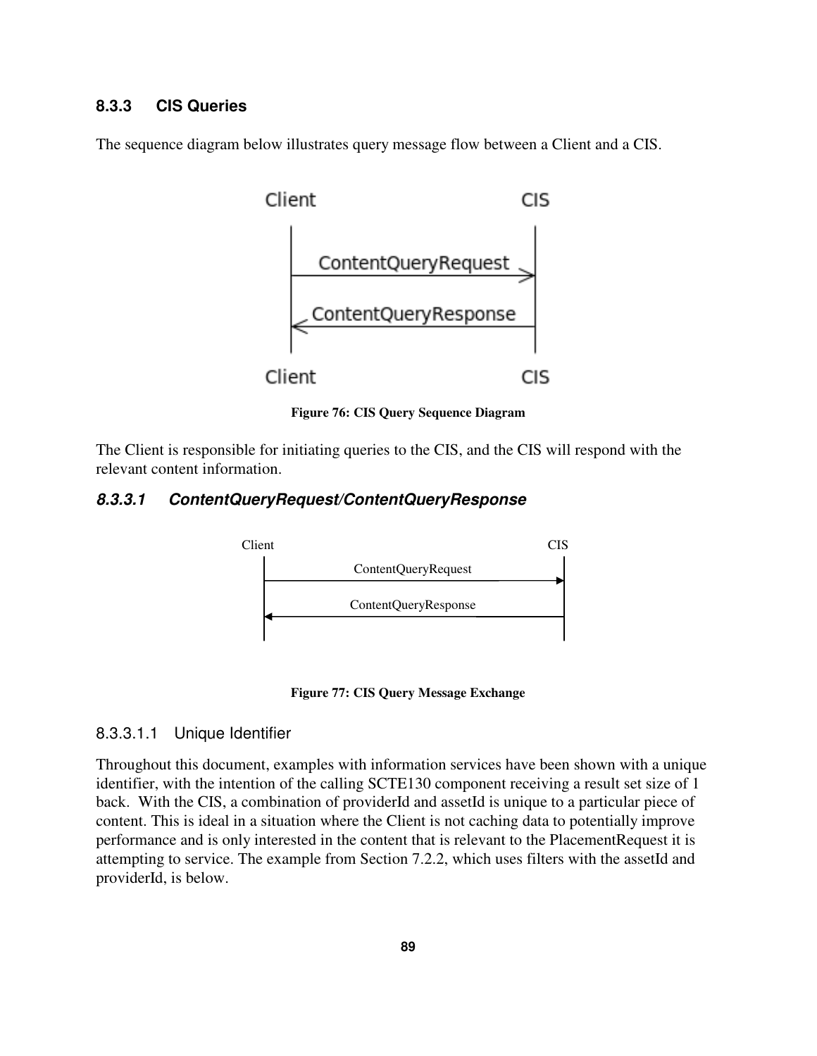### 8.3.3 CIS Queries

The sequence diagram below illustrates query message flow between a Client and a CIS.

Figure 76: CIS Query Sequence Diagram

The Client is responsible for initiating queries to the CIS, and the CIS will respond with the relevant content information.

#### *8.3.3.1 ContentQueryRequest/ContentQueryResponse*

Figure 77: CIS Query Message Exchange

##### 8.3.3.1.1 Unique Identifier

Throughout this document, examples with information services have been shown with a unique identifier, with the intention of the calling SCTE130 component receiving a result set size of 1 back. With the CIS, a combination of providerId and assetId is unique to a particular piece of content. This is ideal in a situation where the Client is not caching data to potentially improve performance and is only interested in the content that is relevant to the PlacementRequest it is attempting to service. The example from Section 7.2.2, which uses filters with the assetId and providerId, is below.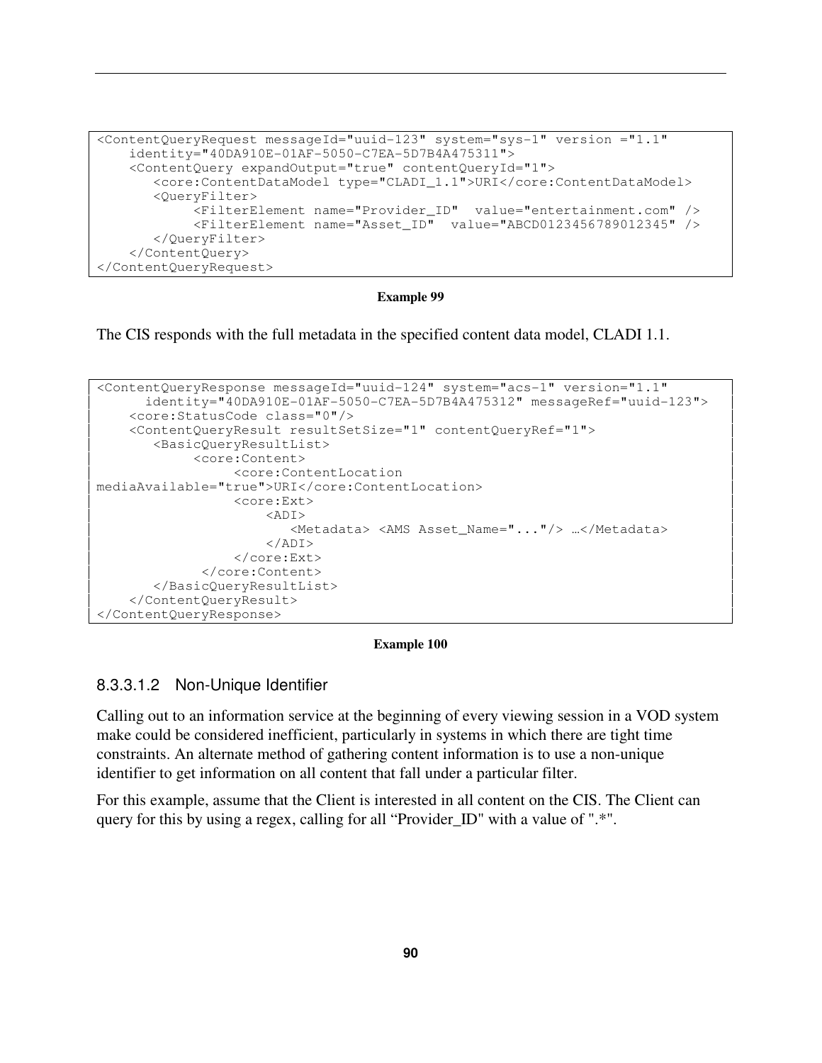```
<ContentQueryRequest messageId="uuid-123" system="sys-1" version ="1.1"
    identity="40DA910E-01AF-5050-C7EA-5D7B4A475311">
    <ContentQuery expandOutput="true" contentQueryId="1">
       <core:ContentDataModel type="CLADI_1.1">URI</core:ContentDataModel>
       <QueryFilter>
            <FilterElement name="Provider_ID"  value="entertainment.com" />
            <FilterElement name="Asset_ID"  value="ABCD0123456789012345" />
       </QueryFilter>
    </ContentQuery>
</ContentQueryRequest>
```

**Example 99**

The CIS responds with the full metadata in the specified content data model, CLADI 1.1.

```
<ContentQueryResponse messageId="uuid-124" system="acs-1" version="1.1"
      identity="40DA910E-01AF-5050-C7EA-5D7B4A475312" messageRef="uuid-123">
    <core:StatusCode class="0"/>
    <ContentQueryResult resultSetSize="1" contentQueryRef="1">
       <BasicQueryResultList>
            <core:Content>
                 <core:ContentLocation
mediaAvailable="true">URI</core:ContentLocation>
                 <core:Ext>
                     <ADI>
                        <Metadata> <AMS Asset_Name="..."/> …</Metadata>
                     </ADI>
                 </core:Ext>
             </core:Content>
       </BasicQueryResultList>
    </ContentQueryResult>
</ContentQueryResponse>
```

**Example 100**

#### 8.3.3.1.2 Non-Unique Identifier

Calling out to an information service at the beginning of every viewing session in a VOD system make could be considered inefficient, particularly in systems in which there are tight time constraints. An alternate method of gathering content information is to use a non-unique identifier to get information on all content that fall under a particular filter.

For this example, assume that the Client is interested in all content on the CIS. The Client can query for this by using a regex, calling for all "Provider_ID" with a value of ".*".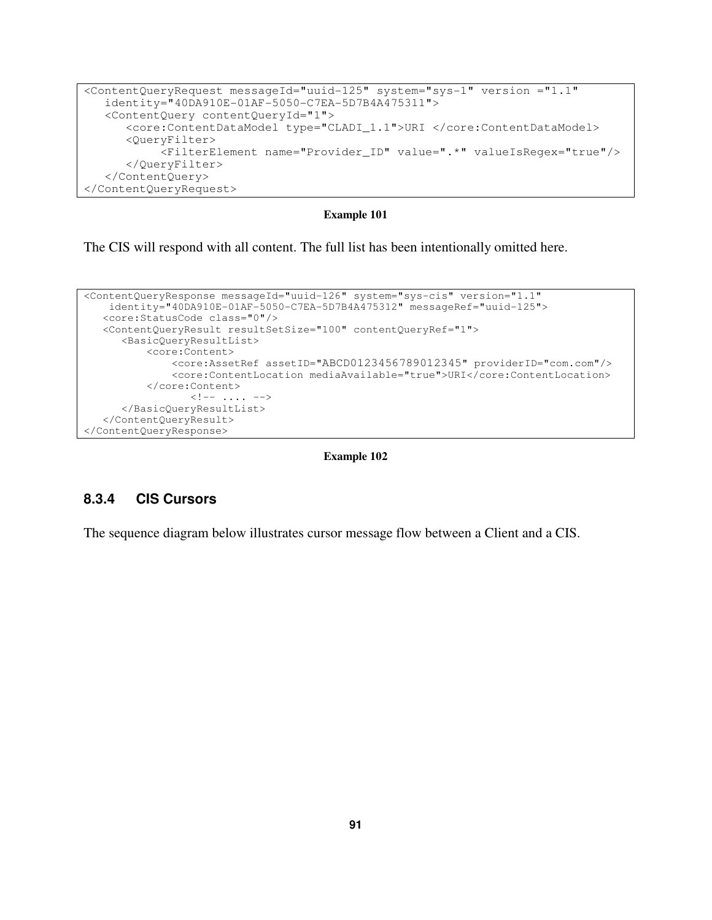```
<ContentQueryRequest messageId="uuid-125" system="sys-1" version ="1.1"
   identity="40DA910E-01AF-5050-C7EA-5D7B4A475311">
   <ContentQuery contentQueryId="1">
      <core:ContentDataModel type="CLADI_1.1">URI </core:ContentDataModel>
      <QueryFilter>
           <FilterElement name="Provider_ID" value=".*" valueIsRegex="true"/>
      </QueryFilter>
   </ContentQuery>
</ContentQueryRequest>
```

**Example 101**

The CIS will respond with all content. The full list has been intentionally omitted here.

```
<ContentQueryResponse messageId="uuid-126" system="sys-cis" version="1.1"
    identity="40DA910E-01AF-5050-C7EA-5D7B4A475312" messageRef="uuid-125">
   <core:StatusCode class="0"/>
   <ContentQueryResult resultSetSize="100" contentQueryRef="1">
      <BasicQueryResultList>
          <core:Content>
              <core:AssetRef assetID="ABCD0123456789012345" providerID="com.com"/>
              <core:ContentLocation mediaAvailable="true">URI</core:ContentLocation>
          </core:Content>
                 <!-- .... -->
      </BasicQueryResultList>
   </ContentQueryResult>
</ContentQueryResponse>
```

**Example 102**

### 8.3.4 CIS Cursors

The sequence diagram below illustrates cursor message flow between a Client and a CIS.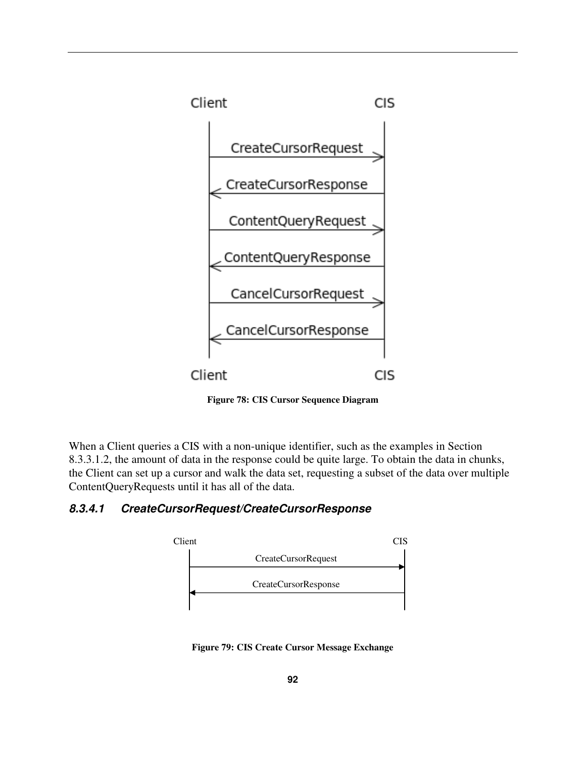Figure 78: CIS Cursor Sequence Diagram

When a Client queries a CIS with a non-unique identifier, such as the examples in Section 8.3.3.1.2, the amount of data in the response could be quite large. To obtain the data in chunks, the Client can set up a cursor and walk the data set, requesting a subset of the data over multiple ContentQueryRequests until it has all of the data.

#### *8.3.4.1 CreateCursorRequest/CreateCursorResponse*

Figure 79: CIS Create Cursor Message Exchange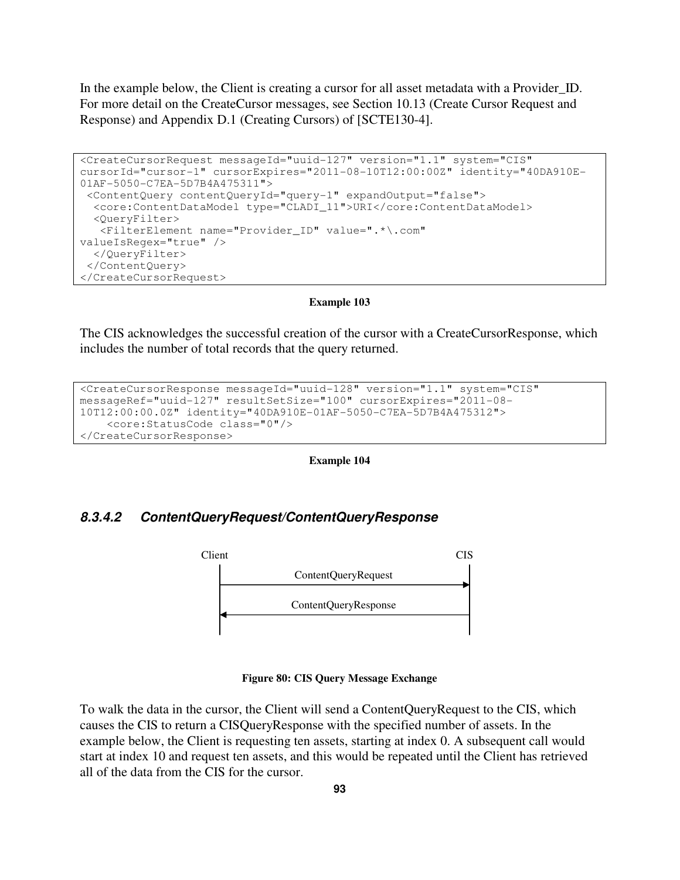In the example below, the Client is creating a cursor for all asset metadata with a Provider_ID. For more detail on the CreateCursor messages, see Section 10.13 (Create Cursor Request and Response) and Appendix D.1 (Creating Cursors) of [SCTE130-4].

```
<CreateCursorRequest messageId="uuid-127" version="1.1" system="CIS"
cursorId="cursor-1" cursorExpires="2011-08-10T12:00:00Z" identity="40DA910E-
01AF-5050-C7EA-5D7B4A475311">
 <ContentQuery contentQueryId="query-1" expandOutput="false">
  <core:ContentDataModel type="CLADI_11">URI</core:ContentDataModel>
  <QueryFilter>
   <FilterElement name="Provider_ID" value=".*\.com"
valueIsRegex="true" />
  </QueryFilter>
 </ContentQuery>
</CreateCursorRequest>
```

**Example 103**

The CIS acknowledges the successful creation of the cursor with a CreateCursorResponse, which includes the number of total records that the query returned.

```
<CreateCursorResponse messageId="uuid-128" version="1.1" system="CIS"
messageRef="uuid-127" resultSetSize="100" cursorExpires="2011-08-
10T12:00:00.0Z" identity="40DA910E-01AF-5050-C7EA-5D7B4A475312">
    <core:StatusCode class="0"/>
</CreateCursorResponse>
```

**Example 104**

#### *8.3.4.2 ContentQueryRequest/ContentQueryResponse*

```
Client                                          CIS
  |              ContentQueryRequest             |
  |--------------------------------------------->|
  |              ContentQueryResponse            |
  |<---------------------------------------------|
  |                                              |
```

**Figure 80: CIS Query Message Exchange**

To walk the data in the cursor, the Client will send a ContentQueryRequest to the CIS, which causes the CIS to return a CISQueryResponse with the specified number of assets. In the example below, the Client is requesting ten assets, starting at index 0. A subsequent call would start at index 10 and request ten assets, and this would be repeated until the Client has retrieved all of the data from the CIS for the cursor.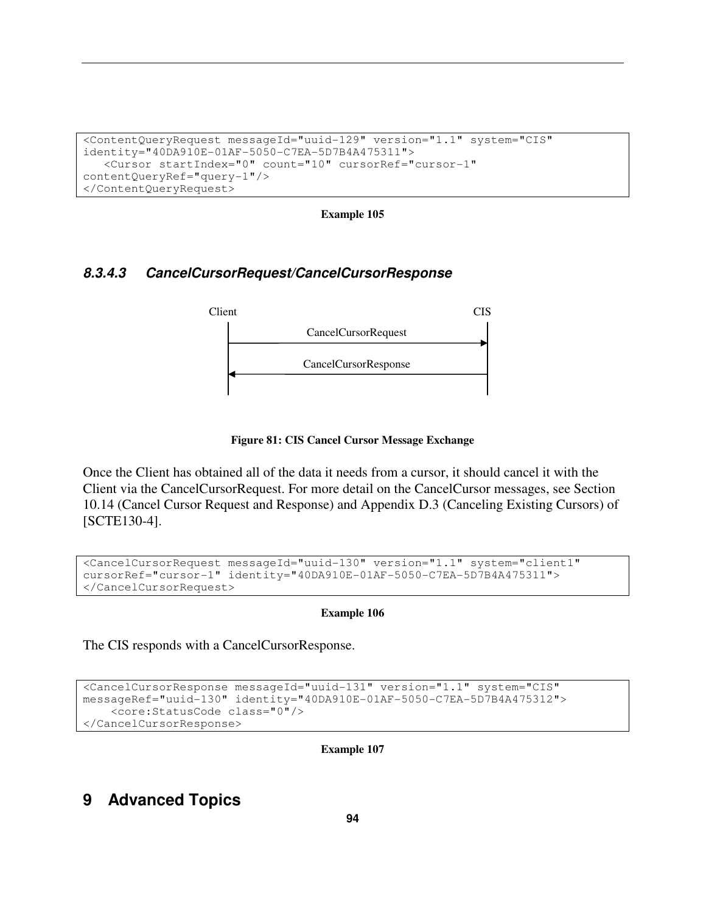```
<ContentQueryRequest messageId="uuid-129" version="1.1" system="CIS"
identity="40DA910E-01AF-5050-C7EA-5D7B4A475311">
   <Cursor startIndex="0" count="10" cursorRef="cursor-1"
contentQueryRef="query-1"/>
</ContentQueryRequest>
```

**Example 105**

#### *8.3.4.3 CancelCursorRequest/CancelCursorResponse*

Client → CIS: CancelCursorRequest

CIS → Client: CancelCursorResponse

**Figure 81: CIS Cancel Cursor Message Exchange**

Once the Client has obtained all of the data it needs from a cursor, it should cancel it with the Client via the CancelCursorRequest. For more detail on the CancelCursor messages, see Section 10.14 (Cancel Cursor Request and Response) and Appendix D.3 (Canceling Existing Cursors) of [SCTE130-4].

```
<CancelCursorRequest messageId="uuid-130" version="1.1" system="client1"
cursorRef="cursor-1" identity="40DA910E-01AF-5050-C7EA-5D7B4A475311">
</CancelCursorRequest>
```

**Example 106**

The CIS responds with a CancelCursorResponse.

```
<CancelCursorResponse messageId="uuid-131" version="1.1" system="CIS"
messageRef="uuid-130" identity="40DA910E-01AF-5050-C7EA-5D7B4A475312">
    <core:StatusCode class="0"/>
</CancelCursorResponse>
```

**Example 107**

# 9 Advanced Topics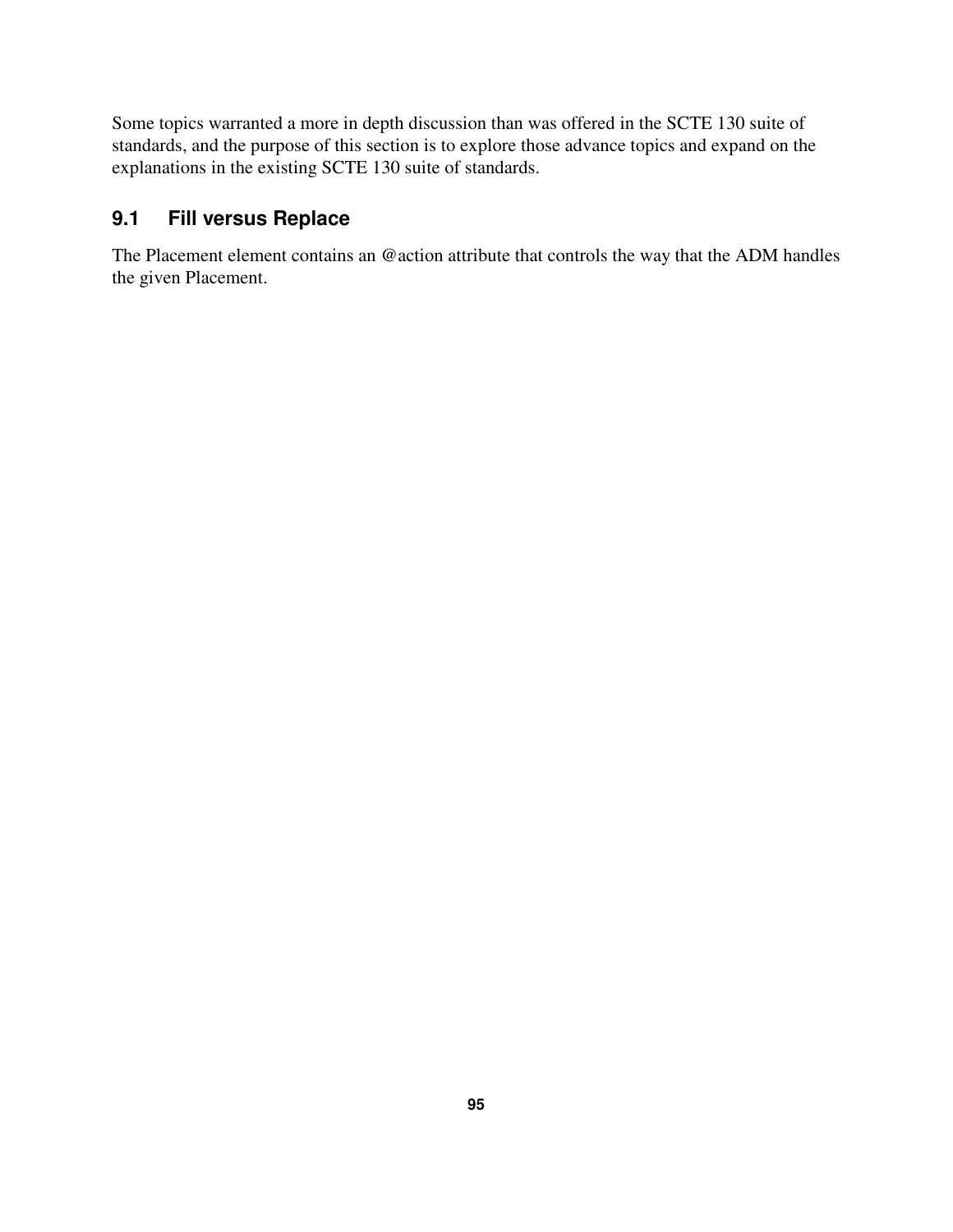Some topics warranted a more in depth discussion than was offered in the SCTE 130 suite of standards, and the purpose of this section is to explore those advance topics and expand on the explanations in the existing SCTE 130 suite of standards.

## 9.1 Fill versus Replace

The Placement element contains an @action attribute that controls the way that the ADM handles the given Placement.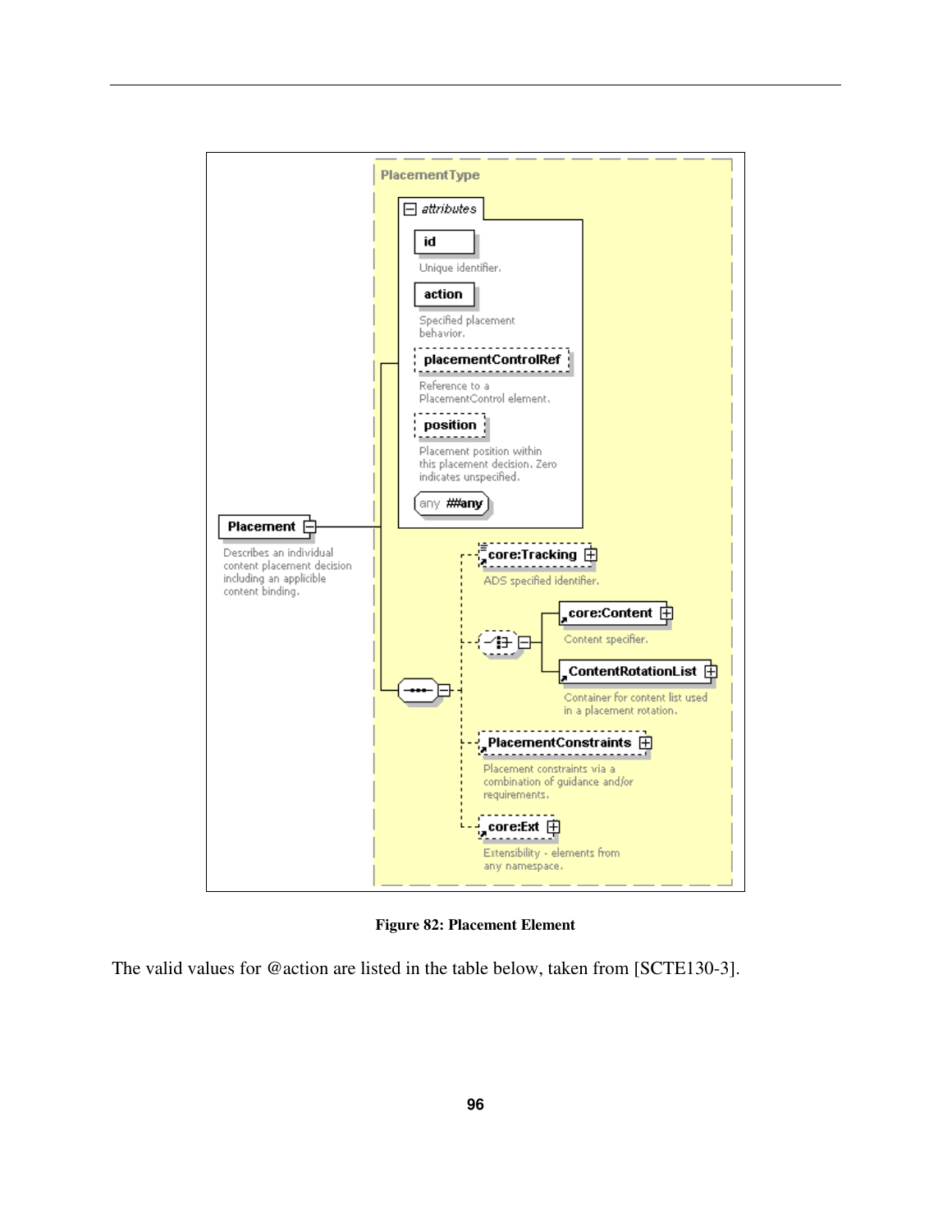**Figure 82: Placement Element**

The valid values for @action are listed in the table below, taken from [SCTE130-3].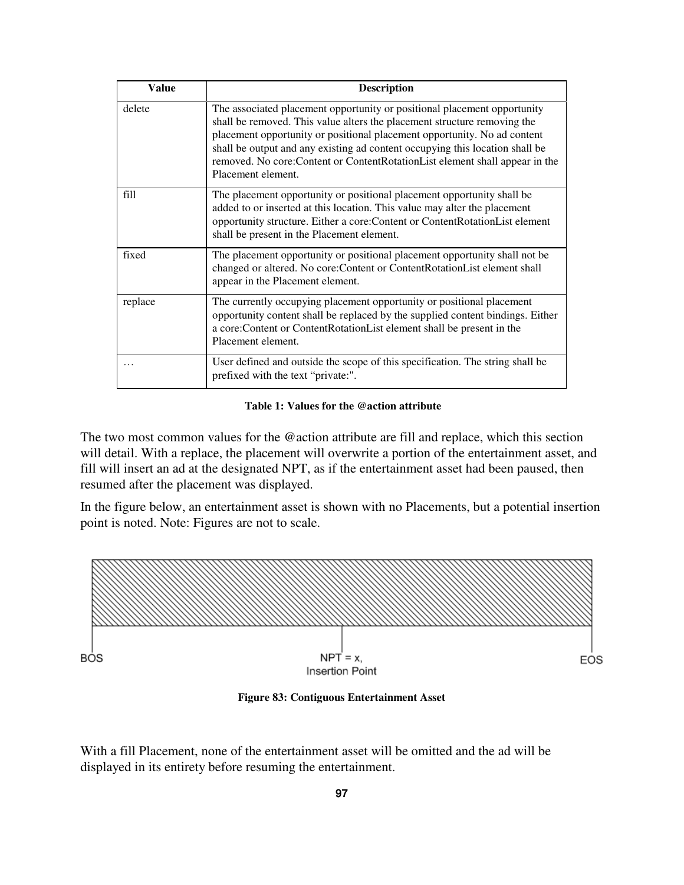| Value | Description |
| --- | --- |
| delete | The associated placement opportunity or positional placement opportunity shall be removed. This value alters the placement structure removing the placement opportunity or positional placement opportunity. No ad content shall be output and any existing ad content occupying this location shall be removed. No core:Content or ContentRotationList element shall appear in the Placement element. |
| fill | The placement opportunity or positional placement opportunity shall be added to or inserted at this location. This value may alter the placement opportunity structure. Either a core:Content or ContentRotationList element shall be present in the Placement element. |
| fixed | The placement opportunity or positional placement opportunity shall not be changed or altered. No core:Content or ContentRotationList element shall appear in the Placement element. |
| replace | The currently occupying placement opportunity or positional placement opportunity content shall be replaced by the supplied content bindings. Either a core:Content or ContentRotationList element shall be present in the Placement element. |
| … | User defined and outside the scope of this specification. The string shall be prefixed with the text “private:". |

**Table 1: Values for the @action attribute**

The two most common values for the @action attribute are fill and replace, which this section will detail. With a replace, the placement will overwrite a portion of the entertainment asset, and fill will insert an ad at the designated NPT, as if the entertainment asset had been paused, then resumed after the placement was displayed.

In the figure below, an entertainment asset is shown with no Placements, but a potential insertion point is noted. Note: Figures are not to scale.

BOS NPT = x, Insertion Point EOS

**Figure 83: Contiguous Entertainment Asset**

With a fill Placement, none of the entertainment asset will be omitted and the ad will be displayed in its entirety before resuming the entertainment.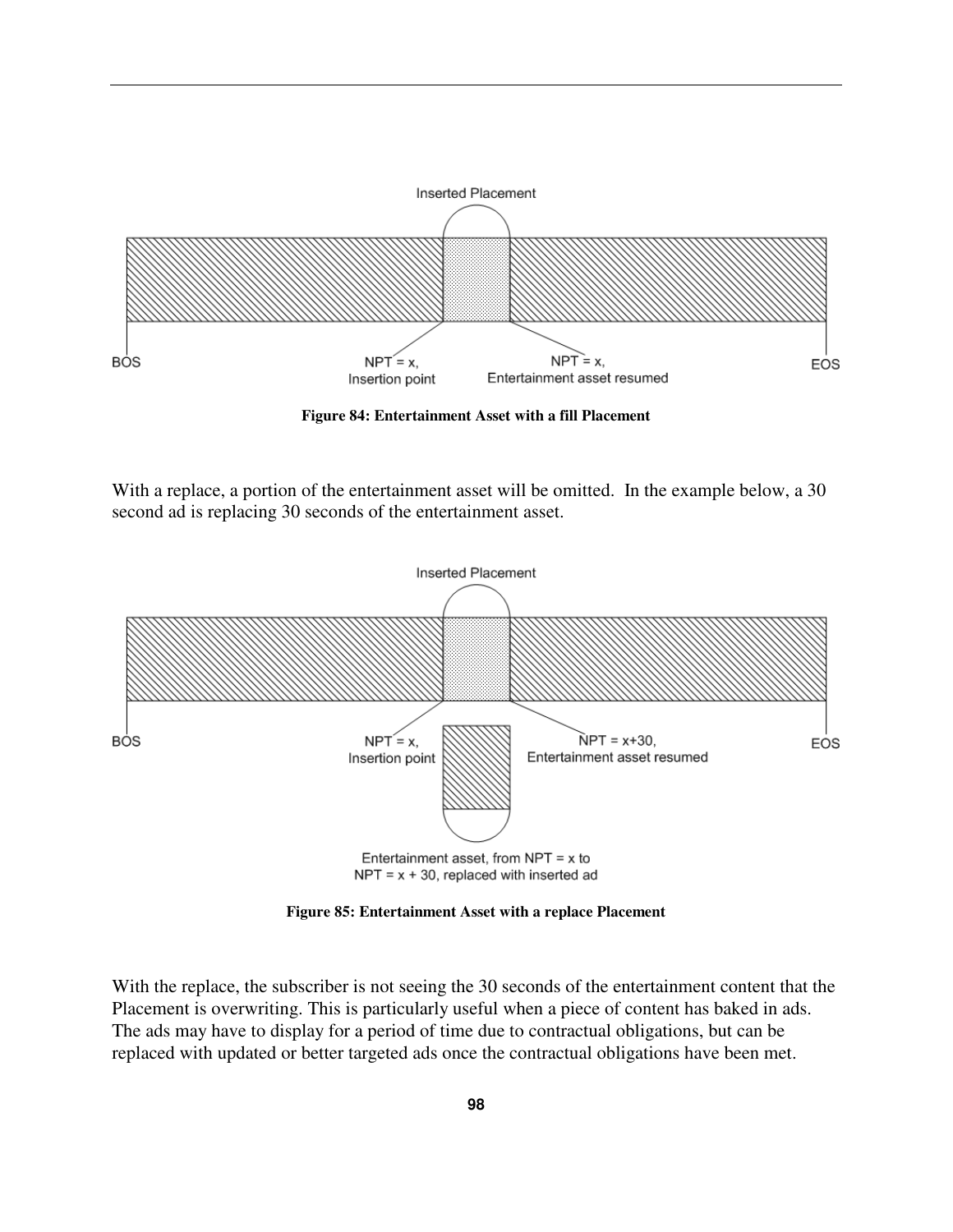**Figure 84: Entertainment Asset with a fill Placement**

With a replace, a portion of the entertainment asset will be omitted. In the example below, a 30 second ad is replacing 30 seconds of the entertainment asset.

**Figure 85: Entertainment Asset with a replace Placement**

With the replace, the subscriber is not seeing the 30 seconds of the entertainment content that the Placement is overwriting. This is particularly useful when a piece of content has baked in ads. The ads may have to display for a period of time due to contractual obligations, but can be replaced with updated or better targeted ads once the contractual obligations have been met.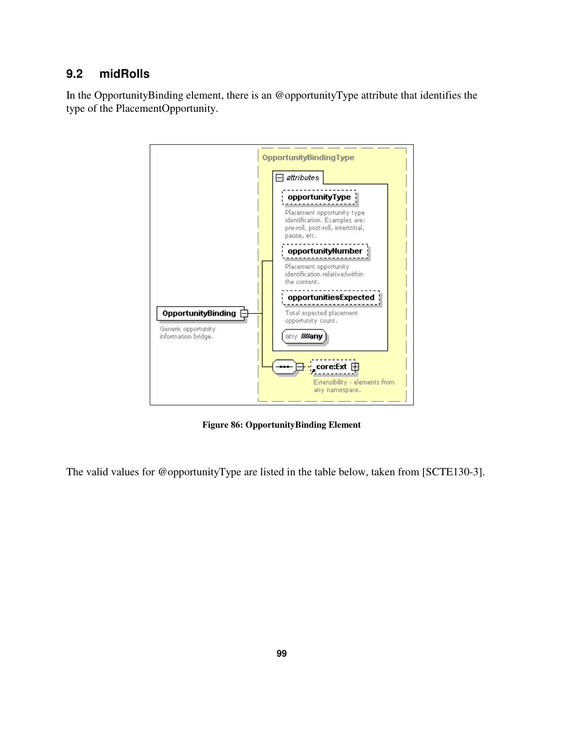## 9.2 midRolls

In the OpportunityBinding element, there is an @opportunityType attribute that identifies the type of the PlacementOpportunity.

**Figure 86: OpportunityBinding Element**

The valid values for @opportunityType are listed in the table below, taken from [SCTE130-3].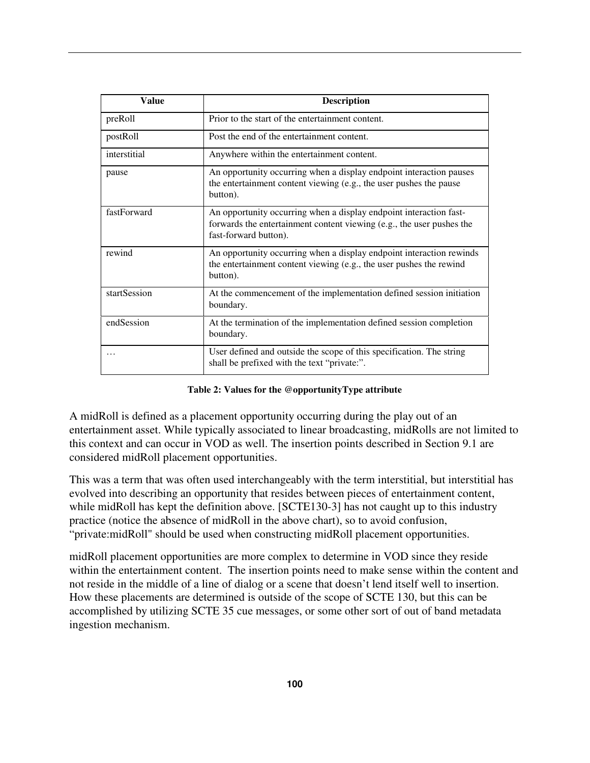| Value | Description |
| --- | --- |
| preRoll | Prior to the start of the entertainment content. |
| postRoll | Post the end of the entertainment content. |
| interstitial | Anywhere within the entertainment content. |
| pause | An opportunity occurring when a display endpoint interaction pauses the entertainment content viewing (e.g., the user pushes the pause button). |
| fastForward | An opportunity occurring when a display endpoint interaction fast-forwards the entertainment content viewing (e.g., the user pushes the fast-forward button). |
| rewind | An opportunity occurring when a display endpoint interaction rewinds the entertainment content viewing (e.g., the user pushes the rewind button). |
| startSession | At the commencement of the implementation defined session initiation boundary. |
| endSession | At the termination of the implementation defined session completion boundary. |
| … | User defined and outside the scope of this specification. The string shall be prefixed with the text “private:”. |

**Table 2: Values for the @opportunityType attribute**

A midRoll is defined as a placement opportunity occurring during the play out of an entertainment asset. While typically associated to linear broadcasting, midRolls are not limited to this context and can occur in VOD as well. The insertion points described in Section 9.1 are considered midRoll placement opportunities.

This was a term that was often used interchangeably with the term interstitial, but interstitial has evolved into describing an opportunity that resides between pieces of entertainment content, while midRoll has kept the definition above. [SCTE130-3] has not caught up to this industry practice (notice the absence of midRoll in the above chart), so to avoid confusion, “private:midRoll" should be used when constructing midRoll placement opportunities.

midRoll placement opportunities are more complex to determine in VOD since they reside within the entertainment content. The insertion points need to make sense within the content and not reside in the middle of a line of dialog or a scene that doesn’t lend itself well to insertion. How these placements are determined is outside of the scope of SCTE 130, but this can be accomplished by utilizing SCTE 35 cue messages, or some other sort of out of band metadata ingestion mechanism.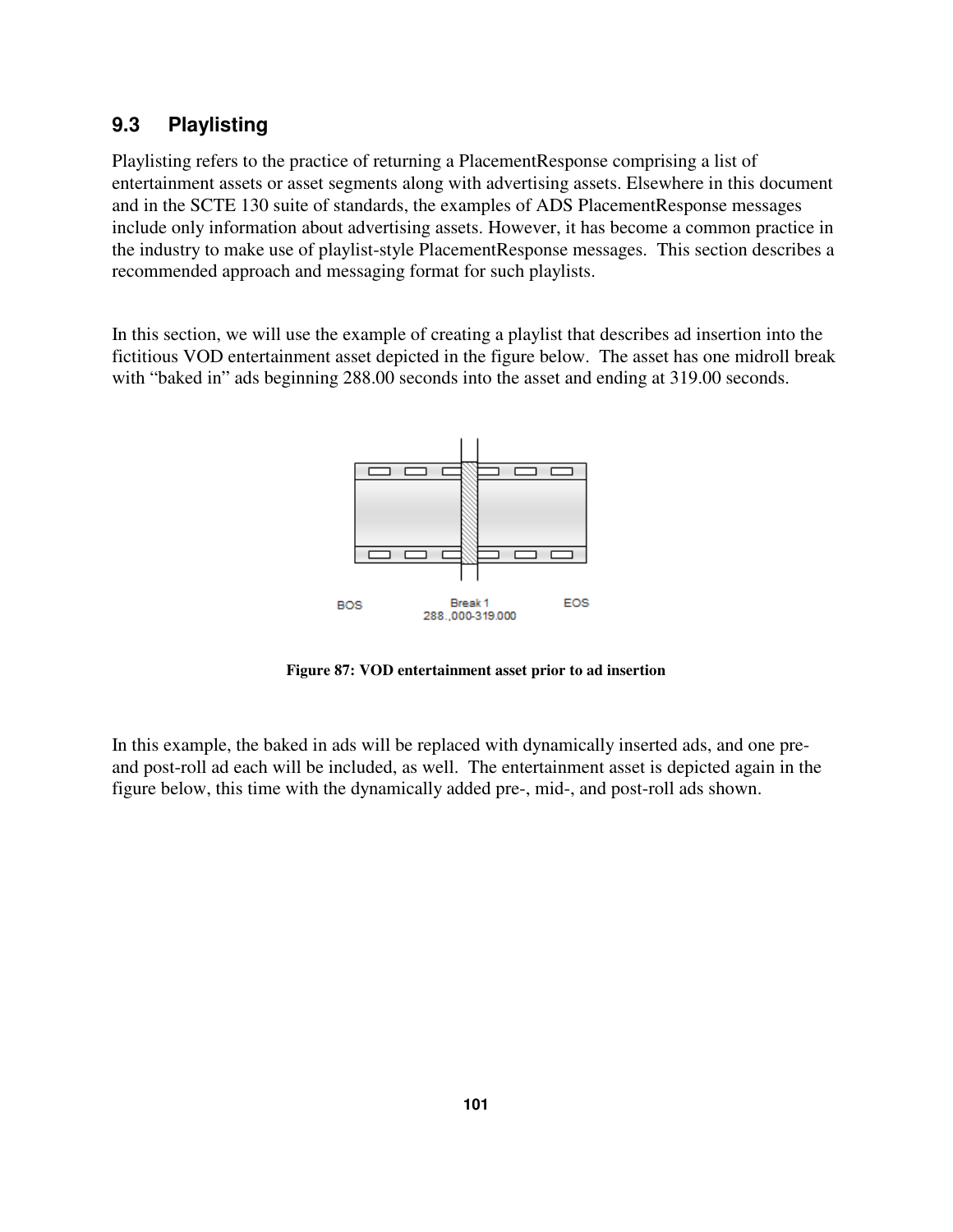## 9.3 Playlisting

Playlisting refers to the practice of returning a PlacementResponse comprising a list of entertainment assets or asset segments along with advertising assets. Elsewhere in this document and in the SCTE 130 suite of standards, the examples of ADS PlacementResponse messages include only information about advertising assets. However, it has become a common practice in the industry to make use of playlist-style PlacementResponse messages. This section describes a recommended approach and messaging format for such playlists.

In this section, we will use the example of creating a playlist that describes ad insertion into the fictitious VOD entertainment asset depicted in the figure below. The asset has one midroll break with "baked in" ads beginning 288.00 seconds into the asset and ending at 319.00 seconds.

BOS Break 1 288.,000-319.000 EOS

**Figure 87: VOD entertainment asset prior to ad insertion**

In this example, the baked in ads will be replaced with dynamically inserted ads, and one pre- and post-roll ad each will be included, as well. The entertainment asset is depicted again in the figure below, this time with the dynamically added pre-, mid-, and post-roll ads shown.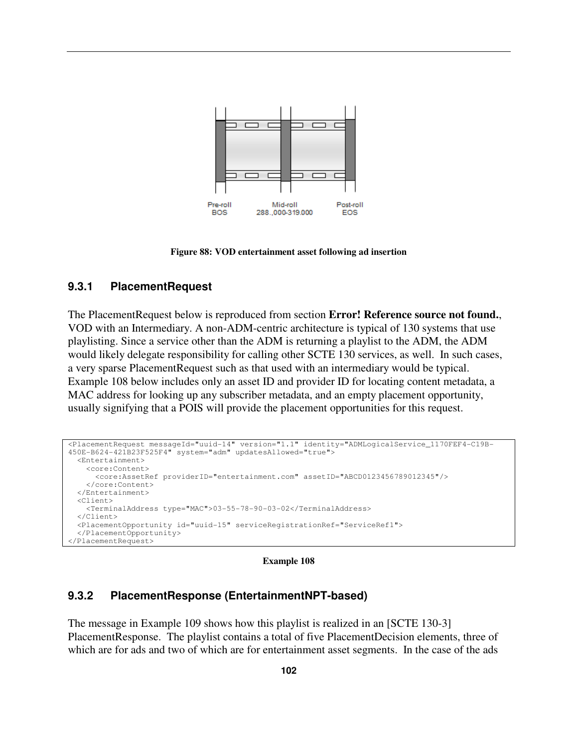Pre-roll
BOS

Mid-roll
288.,000-319.000

Post-roll
EOS

**Figure 88: VOD entertainment asset following ad insertion**

### 9.3.1 PlacementRequest

The PlacementRequest below is reproduced from section **Error! Reference source not found.**, VOD with an Intermediary. A non-ADM-centric architecture is typical of 130 systems that use playlisting. Since a service other than the ADM is returning a playlist to the ADM, the ADM would likely delegate responsibility for calling other SCTE 130 services, as well. In such cases, a very sparse PlacementRequest such as that used with an intermediary would be typical. Example 108 below includes only an asset ID and provider ID for locating content metadata, a MAC address for looking up any subscriber metadata, and an empty placement opportunity, usually signifying that a POIS will provide the placement opportunities for this request.

```
<PlacementRequest messageId="uuid-14" version="1.1" identity="ADMLogicalService_1170FEF4-C19B-
450E-B624-421B23F525F4" system="adm" updatesAllowed="true">
  <Entertainment>
    <core:Content>
      <core:AssetRef providerID="entertainment.com" assetID="ABCD0123456789012345"/>
    </core:Content>
  </Entertainment>
  <Client>
    <TerminalAddress type="MAC">03-55-78-90-03-02</TerminalAddress>
  </Client>
  <PlacementOpportunity id="uuid-15" serviceRegistrationRef="ServiceRef1">
  </PlacementOpportunity>
</PlacementRequest>
```

**Example 108**

### 9.3.2 PlacementResponse (EntertainmentNPT-based)

The message in Example 109 shows how this playlist is realized in an [SCTE 130-3] PlacementResponse. The playlist contains a total of five PlacementDecision elements, three of which are for ads and two of which are for entertainment asset segments. In the case of the ads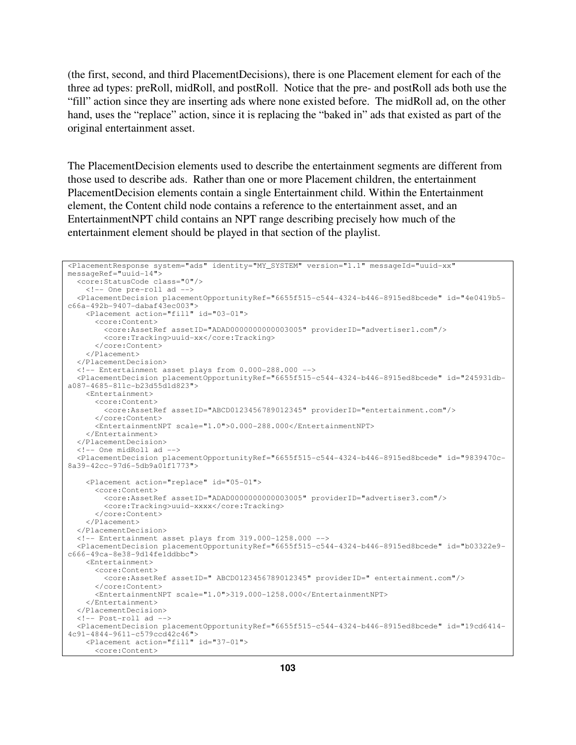(the first, second, and third PlacementDecisions), there is one Placement element for each of the three ad types: preRoll, midRoll, and postRoll. Notice that the pre- and postRoll ads both use the "fill" action since they are inserting ads where none existed before. The midRoll ad, on the other hand, uses the "replace" action, since it is replacing the "baked in" ads that existed as part of the original entertainment asset.

The PlacementDecision elements used to describe the entertainment segments are different from those used to describe ads. Rather than one or more Placement children, the entertainment PlacementDecision elements contain a single Entertainment child. Within the Entertainment element, the Content child node contains a reference to the entertainment asset, and an EntertainmentNPT child contains an NPT range describing precisely how much of the entertainment element should be played in that section of the playlist.

```
<PlacementResponse system="ads" identity="MY_SYSTEM" version="1.1" messageId="uuid-xx"
messageRef="uuid-14">
  <core:StatusCode class="0"/>
    <!-- One pre-roll ad -->
  <PlacementDecision placementOpportunityRef="6655f515-c544-4324-b446-8915ed8bcede" id="4e0419b5-
c66a-492b-9407-dabaf43ec003">
    <Placement action="fill" id="03-01">
      <core:Content>
        <core:AssetRef assetID="ADAD0000000000003005" providerID="advertiser1.com"/>
        <core:Tracking>uuid-xx</core:Tracking>
      </core:Content>
    </Placement>
  </PlacementDecision>
  <!-- Entertainment asset plays from 0.000-288.000 -->
  <PlacementDecision placementOpportunityRef="6655f515-c544-4324-b446-8915ed8bcede" id="245931db-
a087-4685-811c-b23d55d1d823">
    <Entertainment>
      <core:Content>
        <core:AssetRef assetID="ABCD0123456789012345" providerID="entertainment.com"/>
      </core:Content>
      <EntertainmentNPT scale="1.0">0.000-288.000</EntertainmentNPT>
    </Entertainment>
  </PlacementDecision>
  <!-- One midRoll ad -->
  <PlacementDecision placementOpportunityRef="6655f515-c544-4324-b446-8915ed8bcede" id="9839470c-
8a39-42cc-97d6-5db9a01f1773">

    <Placement action="replace" id="05-01">
      <core:Content>
        <core:AssetRef assetID="ADAD0000000000003005" providerID="advertiser3.com"/>
        <core:Tracking>uuid-xxxx</core:Tracking>
      </core:Content>
    </Placement>
  </PlacementDecision>
  <!-- Entertainment asset plays from 319.000-1258.000 -->
  <PlacementDecision placementOpportunityRef="6655f515-c544-4324-b446-8915ed8bcede" id="b03322e9-
c666-49ca-8e38-9d14fe1ddbbc">
    <Entertainment>
      <core:Content>
        <core:AssetRef assetID=" ABCD0123456789012345" providerID=" entertainment.com"/>
      </core:Content>
      <EntertainmentNPT scale="1.0">319.000-1258.000</EntertainmentNPT>
    </Entertainment>
  </PlacementDecision>
  <!-- Post-roll ad -->
  <PlacementDecision placementOpportunityRef="6655f515-c544-4324-b446-8915ed8bcede" id="19cd6414-
4c91-4844-9611-c579ccd42c46">
    <Placement action="fill" id="37-01">
      <core:Content>
```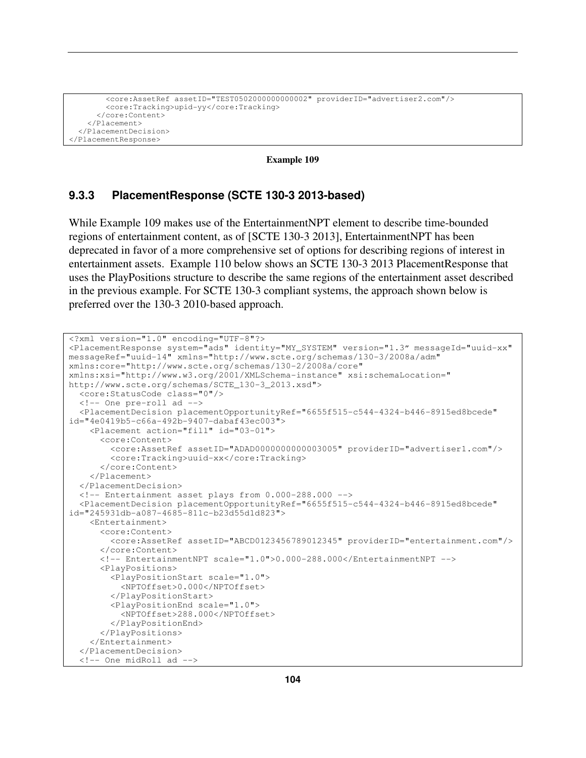```
        <core:AssetRef assetID="TEST0502000000000002" providerID="advertiser2.com"/>
        <core:Tracking>upid-yy</core:Tracking>
      </core:Content>
    </Placement>
  </PlacementDecision>
</PlacementResponse>
```

**Example 109**

### 9.3.3 PlacementResponse (SCTE 130-3 2013-based)

While Example 109 makes use of the EntertainmentNPT element to describe time-bounded regions of entertainment content, as of [SCTE 130-3 2013], EntertainmentNPT has been deprecated in favor of a more comprehensive set of options for describing regions of interest in entertainment assets. Example 110 below shows an SCTE 130-3 2013 PlacementResponse that uses the PlayPositions structure to describe the same regions of the entertainment asset described in the previous example. For SCTE 130-3 compliant systems, the approach shown below is preferred over the 130-3 2010-based approach.

```
<?xml version="1.0" encoding="UTF-8"?>
<PlacementResponse system="ads" identity="MY_SYSTEM" version="1.3″ messageId="uuid-xx"
messageRef="uuid-14" xmlns="http://www.scte.org/schemas/130-3/2008a/adm"
xmlns:core="http://www.scte.org/schemas/130-2/2008a/core"
xmlns:xsi="http://www.w3.org/2001/XMLSchema-instance" xsi:schemaLocation="
http://www.scte.org/schemas/SCTE_130-3_2013.xsd">
  <core:StatusCode class="0"/>
  <!-- One pre-roll ad -->
  <PlacementDecision placementOpportunityRef="6655f515-c544-4324-b446-8915ed8bcede"
id="4e0419b5-c66a-492b-9407-dabaf43ec003">
    <Placement action="fill" id="03-01">
      <core:Content>
        <core:AssetRef assetID="ADAD0000000000003005" providerID="advertiser1.com"/>
        <core:Tracking>uuid-xx</core:Tracking>
      </core:Content>
    </Placement>
  </PlacementDecision>
  <!-- Entertainment asset plays from 0.000-288.000 -->
  <PlacementDecision placementOpportunityRef="6655f515-c544-4324-b446-8915ed8bcede"
id="245931db-a087-4685-811c-b23d55d1d823">
    <Entertainment>
      <core:Content>
        <core:AssetRef assetID="ABCD0123456789012345" providerID="entertainment.com"/>
      </core:Content>
      <!-- EntertainmentNPT scale="1.0">0.000-288.000</EntertainmentNPT -->
      <PlayPositions>
        <PlayPositionStart scale="1.0">
          <NPTOffset>0.000</NPTOffset>
        </PlayPositionStart>
        <PlayPositionEnd scale="1.0">
          <NPTOffset>288.000</NPTOffset>
        </PlayPositionEnd>
      </PlayPositions>
    </Entertainment>
  </PlacementDecision>
  <!-- One midRoll ad -->
```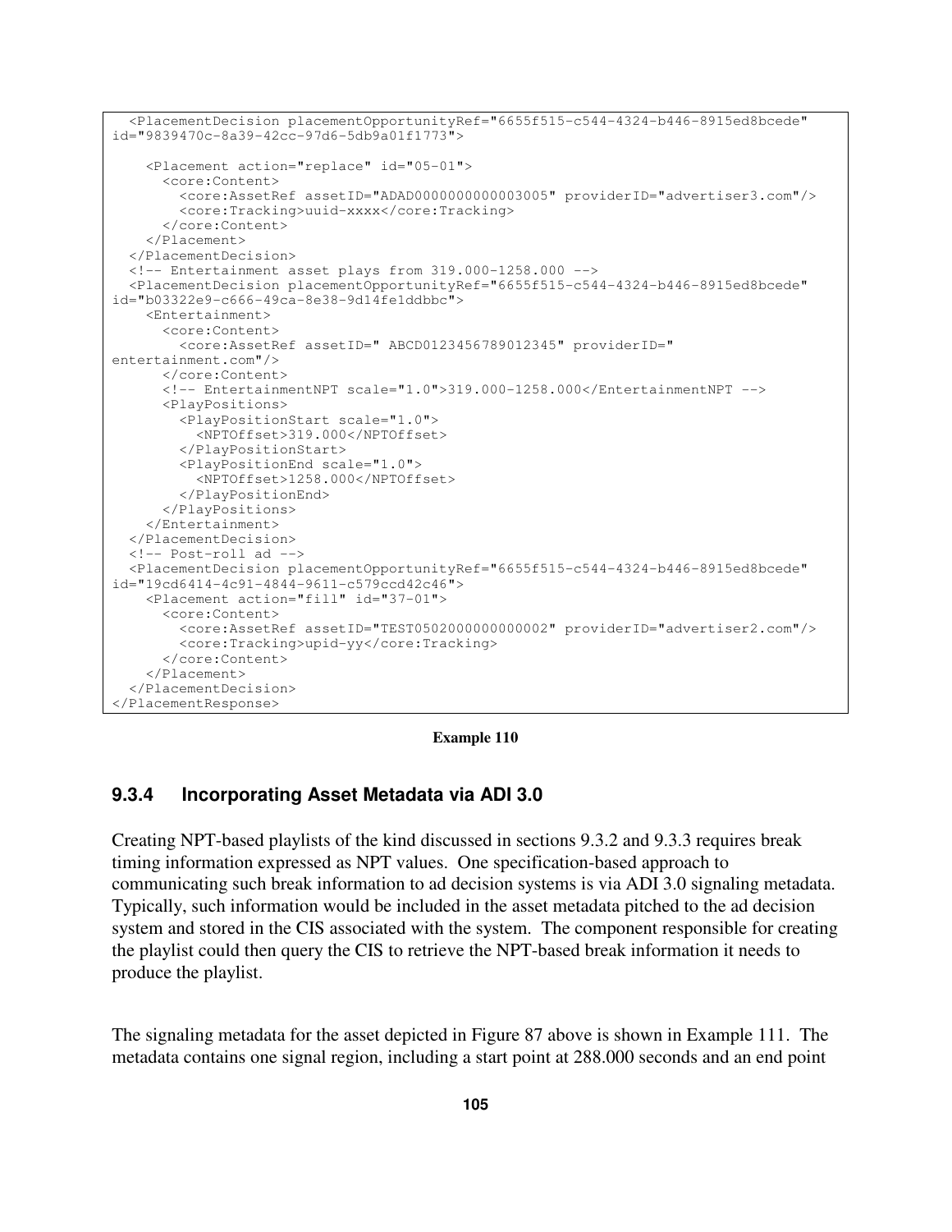```
  <PlacementDecision placementOpportunityRef="6655f515-c544-4324-b446-8915ed8bcede"
id="9839470c-8a39-42cc-97d6-5db9a01f1773">

    <Placement action="replace" id="05-01">
      <core:Content>
        <core:AssetRef assetID="ADAD0000000000003005" providerID="advertiser3.com"/>
        <core:Tracking>uuid-xxxx</core:Tracking>
      </core:Content>
    </Placement>
  </PlacementDecision>
  <!-- Entertainment asset plays from 319.000-1258.000 -->
  <PlacementDecision placementOpportunityRef="6655f515-c544-4324-b446-8915ed8bcede"
id="b03322e9-c666-49ca-8e38-9d14fe1ddbbc">
    <Entertainment>
      <core:Content>
        <core:AssetRef assetID=" ABCD0123456789012345" providerID="
entertainment.com"/>
      </core:Content>
      <!-- EntertainmentNPT scale="1.0">319.000-1258.000</EntertainmentNPT -->
      <PlayPositions>
        <PlayPositionStart scale="1.0">
          <NPTOffset>319.000</NPTOffset>
        </PlayPositionStart>
        <PlayPositionEnd scale="1.0">
          <NPTOffset>1258.000</NPTOffset>
        </PlayPositionEnd>
      </PlayPositions>
    </Entertainment>
  </PlacementDecision>
  <!-- Post-roll ad -->
  <PlacementDecision placementOpportunityRef="6655f515-c544-4324-b446-8915ed8bcede"
id="19cd6414-4c91-4844-9611-c579ccd42c46">
    <Placement action="fill" id="37-01">
      <core:Content>
        <core:AssetRef assetID="TEST0502000000000002" providerID="advertiser2.com"/>
        <core:Tracking>upid-yy</core:Tracking>
      </core:Content>
    </Placement>
  </PlacementDecision>
</PlacementResponse>
```

**Example 110**

### 9.3.4 Incorporating Asset Metadata via ADI 3.0

Creating NPT-based playlists of the kind discussed in sections 9.3.2 and 9.3.3 requires break timing information expressed as NPT values. One specification-based approach to communicating such break information to ad decision systems is via ADI 3.0 signaling metadata. Typically, such information would be included in the asset metadata pitched to the ad decision system and stored in the CIS associated with the system. The component responsible for creating the playlist could then query the CIS to retrieve the NPT-based break information it needs to produce the playlist.

The signaling metadata for the asset depicted in Figure 87 above is shown in Example 111. The metadata contains one signal region, including a start point at 288.000 seconds and an end point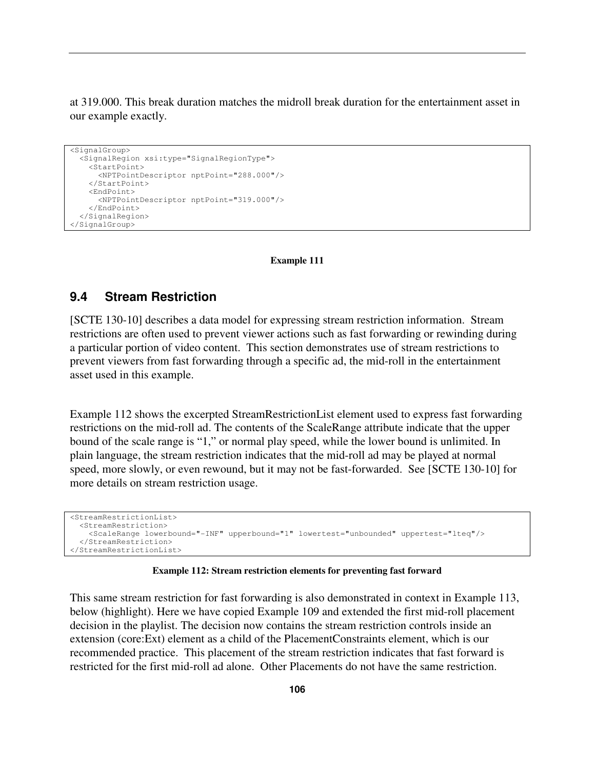at 319.000. This break duration matches the midroll break duration for the entertainment asset in our example exactly.

```
<SignalGroup>
  <SignalRegion xsi:type="SignalRegionType">
    <StartPoint>
      <NPTPointDescriptor nptPoint="288.000"/>
    </StartPoint>
    <EndPoint>
      <NPTPointDescriptor nptPoint="319.000"/>
    </EndPoint>
  </SignalRegion>
</SignalGroup>
```

**Example 111**

### 9.4 Stream Restriction

[SCTE 130-10] describes a data model for expressing stream restriction information. Stream restrictions are often used to prevent viewer actions such as fast forwarding or rewinding during a particular portion of video content. This section demonstrates use of stream restrictions to prevent viewers from fast forwarding through a specific ad, the mid-roll in the entertainment asset used in this example.

Example 112 shows the excerpted StreamRestrictionList element used to express fast forwarding restrictions on the mid-roll ad. The contents of the ScaleRange attribute indicate that the upper bound of the scale range is “1,” or normal play speed, while the lower bound is unlimited. In plain language, the stream restriction indicates that the mid-roll ad may be played at normal speed, more slowly, or even rewound, but it may not be fast-forwarded. See [SCTE 130-10] for more details on stream restriction usage.

```
<StreamRestrictionList>
  <StreamRestriction>
    <ScaleRange lowerbound="-INF" upperbound="1" lowertest="unbounded" uppertest="lteq"/>
  </StreamRestriction>
</StreamRestrictionList>
```

**Example 112: Stream restriction elements for preventing fast forward**

This same stream restriction for fast forwarding is also demonstrated in context in Example 113, below (highlight). Here we have copied Example 109 and extended the first mid-roll placement decision in the playlist. The decision now contains the stream restriction controls inside an extension (core:Ext) element as a child of the PlacementConstraints element, which is our recommended practice. This placement of the stream restriction indicates that fast forward is restricted for the first mid-roll ad alone. Other Placements do not have the same restriction.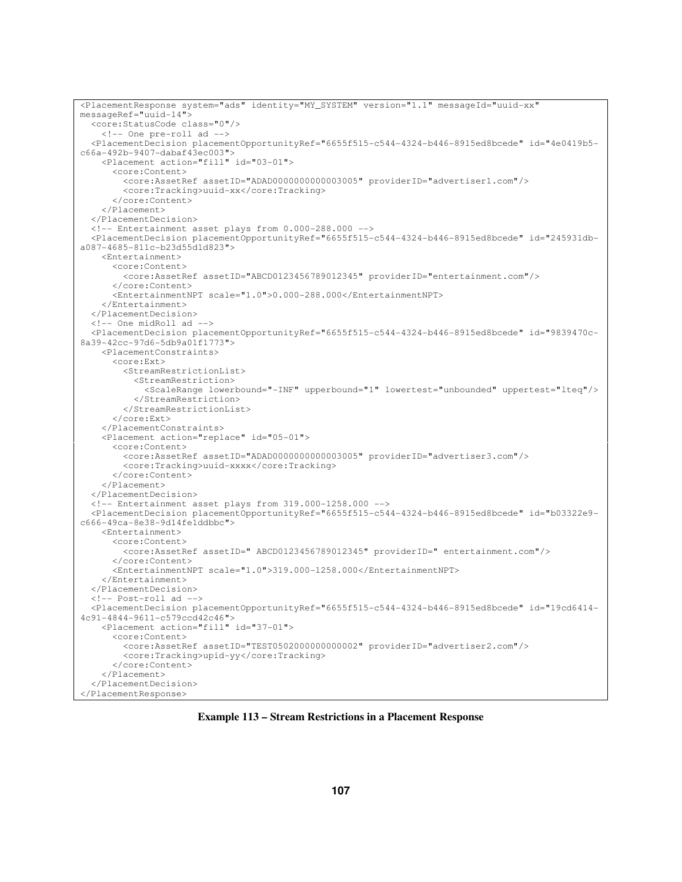```
<PlacementResponse system="ads" identity="MY_SYSTEM" version="1.1" messageId="uuid-xx"
messageRef="uuid-14">
  <core:StatusCode class="0"/>
    <!-- One pre-roll ad -->
  <PlacementDecision placementOpportunityRef="6655f515-c544-4324-b446-8915ed8bcede" id="4e0419b5-
c66a-492b-9407-dabaf43ec003">
    <Placement action="fill" id="03-01">
      <core:Content>
        <core:AssetRef assetID="ADAD0000000000003005" providerID="advertiser1.com"/>
        <core:Tracking>uuid-xx</core:Tracking>
      </core:Content>
    </Placement>
  </PlacementDecision>
  <!-- Entertainment asset plays from 0.000-288.000 -->
  <PlacementDecision placementOpportunityRef="6655f515-c544-4324-b446-8915ed8bcede" id="245931db-
a087-4685-811c-b23d55d1d823">
    <Entertainment>
      <core:Content>
        <core:AssetRef assetID="ABCD0123456789012345" providerID="entertainment.com"/>
      </core:Content>
      <EntertainmentNPT scale="1.0">0.000-288.000</EntertainmentNPT>
    </Entertainment>
  </PlacementDecision>
  <!-- One midRoll ad -->
  <PlacementDecision placementOpportunityRef="6655f515-c544-4324-b446-8915ed8bcede" id="9839470c-
8a39-42cc-97d6-5db9a01f1773">
    <PlacementConstraints>
      <core:Ext>
        <StreamRestrictionList>
          <StreamRestriction>
            <ScaleRange lowerbound="-INF" upperbound="1" lowertest="unbounded" uppertest="lteq"/>
          </StreamRestriction>
        </StreamRestrictionList>
      </core:Ext>
    </PlacementConstraints>
    <Placement action="replace" id="05-01">
      <core:Content>
        <core:AssetRef assetID="ADAD0000000000003005" providerID="advertiser3.com"/>
        <core:Tracking>uuid-xxxx</core:Tracking>
      </core:Content>
    </Placement>
  </PlacementDecision>
  <!-- Entertainment asset plays from 319.000-1258.000 -->
  <PlacementDecision placementOpportunityRef="6655f515-c544-4324-b446-8915ed8bcede" id="b03322e9-
c666-49ca-8e38-9d14fe1ddbbc">
    <Entertainment>
      <core:Content>
        <core:AssetRef assetID=" ABCD0123456789012345" providerID=" entertainment.com"/>
      </core:Content>
      <EntertainmentNPT scale="1.0">319.000-1258.000</EntertainmentNPT>
    </Entertainment>
  </PlacementDecision>
  <!-- Post-roll ad -->
  <PlacementDecision placementOpportunityRef="6655f515-c544-4324-b446-8915ed8bcede" id="19cd6414-
4c91-4844-9611-c579ccd42c46">
    <Placement action="fill" id="37-01">
      <core:Content>
        <core:AssetRef assetID="TEST0502000000000002" providerID="advertiser2.com"/>
        <core:Tracking>upid-yy</core:Tracking>
      </core:Content>
    </Placement>
  </PlacementDecision>
</PlacementResponse>
```

**Example 113 – Stream Restrictions in a Placement Response**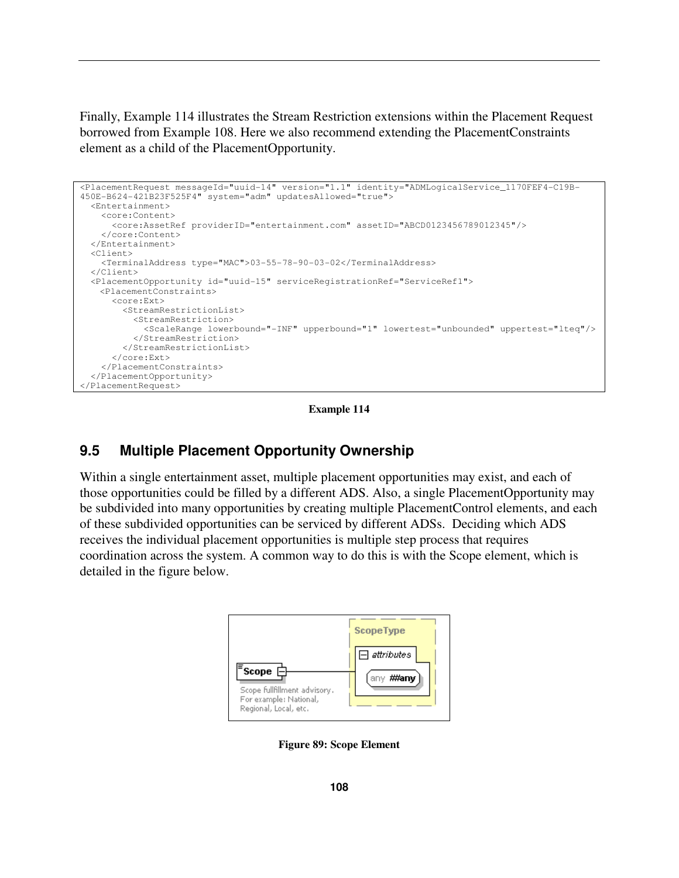Finally, Example 114 illustrates the Stream Restriction extensions within the Placement Request borrowed from Example 108. Here we also recommend extending the PlacementConstraints element as a child of the PlacementOpportunity.

```
<PlacementRequest messageId="uuid-14" version="1.1" identity="ADMLogicalService_1170FEF4-C19B-
450E-B624-421B23F525F4" system="adm" updatesAllowed="true">
  <Entertainment>
    <core:Content>
      <core:AssetRef providerID="entertainment.com" assetID="ABCD0123456789012345"/>
    </core:Content>
  </Entertainment>
  <Client>
    <TerminalAddress type="MAC">03-55-78-90-03-02</TerminalAddress>
  </Client>
  <PlacementOpportunity id="uuid-15" serviceRegistrationRef="ServiceRef1">
    <PlacementConstraints>
      <core:Ext>
        <StreamRestrictionList>
          <StreamRestriction>
            <ScaleRange lowerbound="-INF" upperbound="1" lowertest="unbounded" uppertest="lteq"/>
          </StreamRestriction>
        </StreamRestrictionList>
      </core:Ext>
    </PlacementConstraints>
  </PlacementOpportunity>
</PlacementRequest>
```

**Example 114**

## 9.5 Multiple Placement Opportunity Ownership

Within a single entertainment asset, multiple placement opportunities may exist, and each of those opportunities could be filled by a different ADS. Also, a single PlacementOpportunity may be subdivided into many opportunities by creating multiple PlacementControl elements, and each of these subdivided opportunities can be serviced by different ADSs. Deciding which ADS receives the individual placement opportunities is multiple step process that requires coordination across the system. A common way to do this is with the Scope element, which is detailed in the figure below.

Scope — Scope fullfillment advisory. For example: National, Regional, Local, etc.

ScopeType — attributes: any ##any

**Figure 89: Scope Element**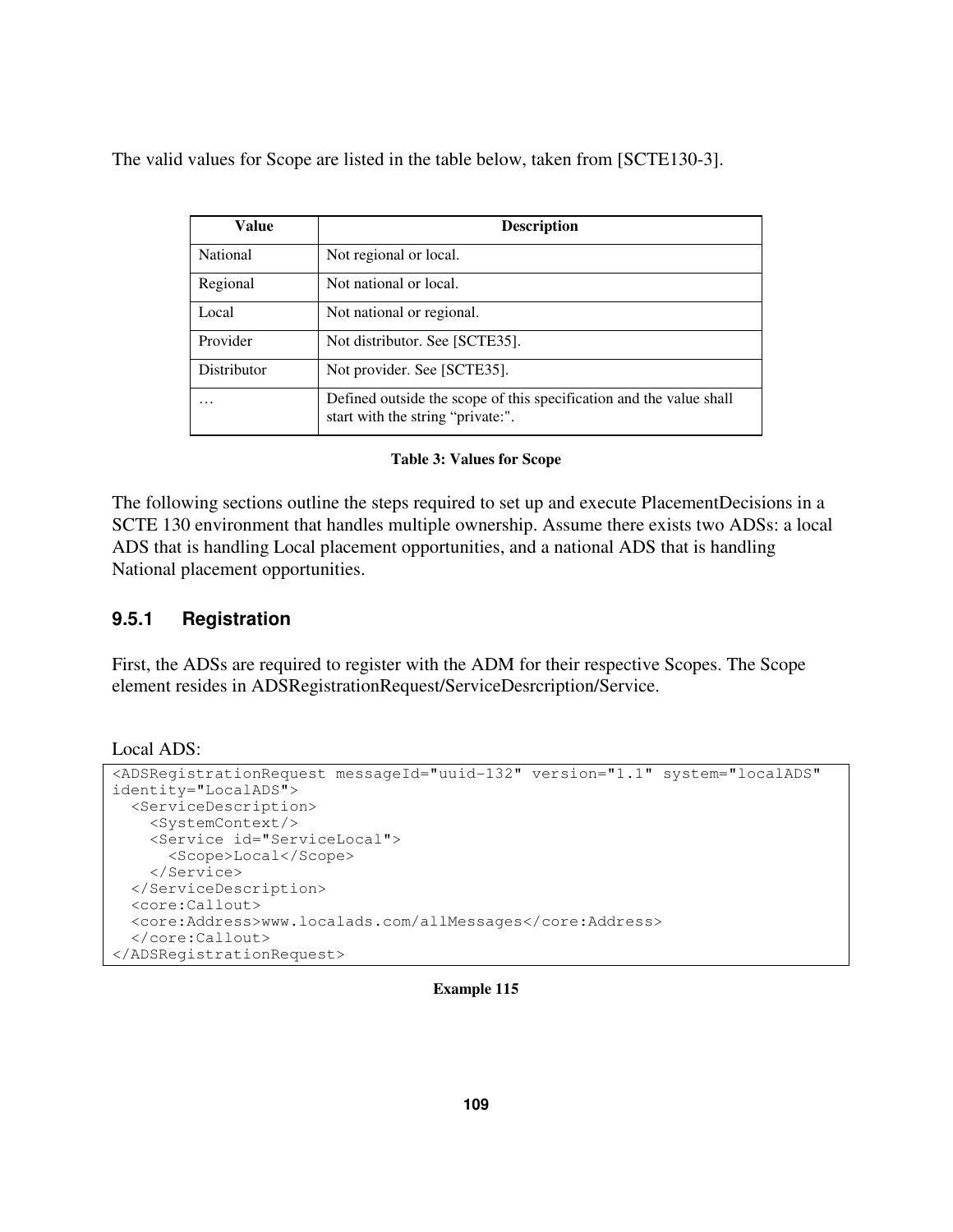The valid values for Scope are listed in the table below, taken from [SCTE130-3].

| Value | Description |
|---|---|
| National | Not regional or local. |
| Regional | Not national or local. |
| Local | Not national or regional. |
| Provider | Not distributor. See [SCTE35]. |
| Distributor | Not provider. See [SCTE35]. |
| … | Defined outside the scope of this specification and the value shall start with the string "private:". |

**Table 3: Values for Scope**

The following sections outline the steps required to set up and execute PlacementDecisions in a SCTE 130 environment that handles multiple ownership. Assume there exists two ADSs: a local ADS that is handling Local placement opportunities, and a national ADS that is handling National placement opportunities.

### 9.5.1 Registration

First, the ADSs are required to register with the ADM for their respective Scopes. The Scope element resides in ADSRegistrationRequest/ServiceDesrcription/Service.

Local ADS:

```
<ADSRegistrationRequest messageId="uuid-132" version="1.1" system="localADS"
identity="LocalADS">
  <ServiceDescription>
    <SystemContext/>
    <Service id="ServiceLocal">
      <Scope>Local</Scope>
    </Service>
  </ServiceDescription>
  <core:Callout>
  <core:Address>www.localads.com/allMessages</core:Address>
  </core:Callout>
</ADSRegistrationRequest>
```

**Example 115**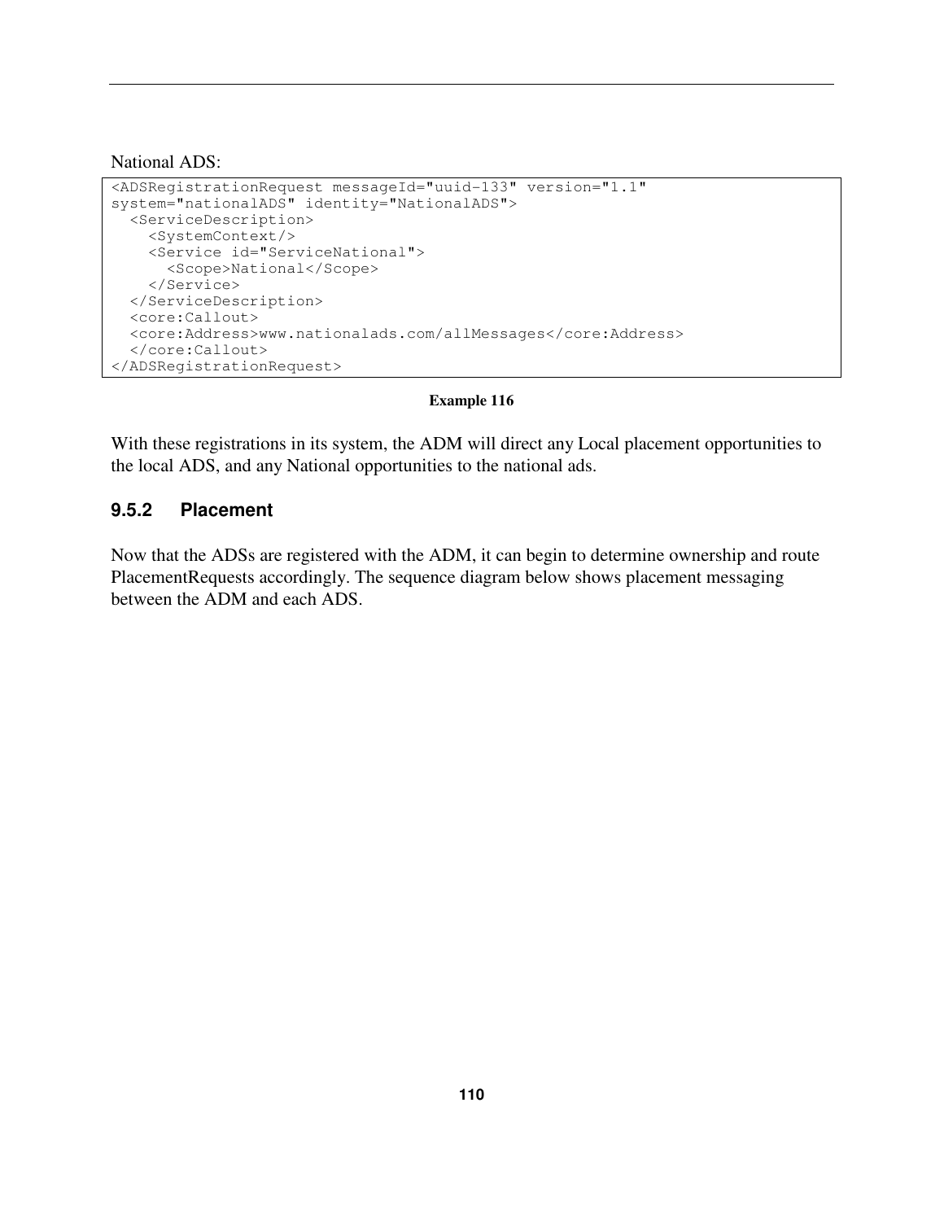National ADS:

```
<ADSRegistrationRequest messageId="uuid-133" version="1.1"
system="nationalADS" identity="NationalADS">
  <ServiceDescription>
    <SystemContext/>
    <Service id="ServiceNational">
      <Scope>National</Scope>
    </Service>
  </ServiceDescription>
  <core:Callout>
  <core:Address>www.nationalads.com/allMessages</core:Address>
  </core:Callout>
</ADSRegistrationRequest>
```

**Example 116**

With these registrations in its system, the ADM will direct any Local placement opportunities to the local ADS, and any National opportunities to the national ads.

### 9.5.2 Placement

Now that the ADSs are registered with the ADM, it can begin to determine ownership and route PlacementRequests accordingly. The sequence diagram below shows placement messaging between the ADM and each ADS.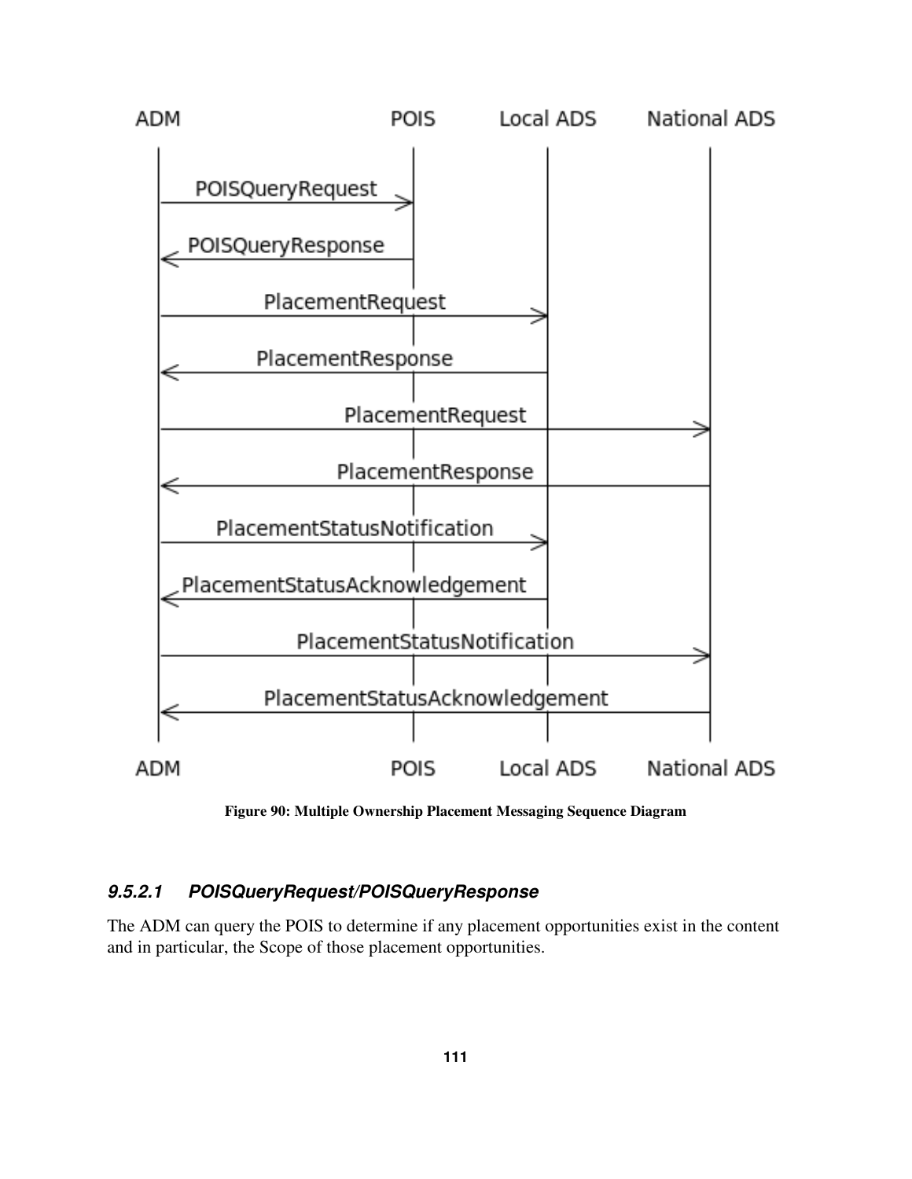Figure 90: Multiple Ownership Placement Messaging Sequence Diagram

#### *9.5.2.1 POISQueryRequest/POISQueryResponse*

The ADM can query the POIS to determine if any placement opportunities exist in the content and in particular, the Scope of those placement opportunities.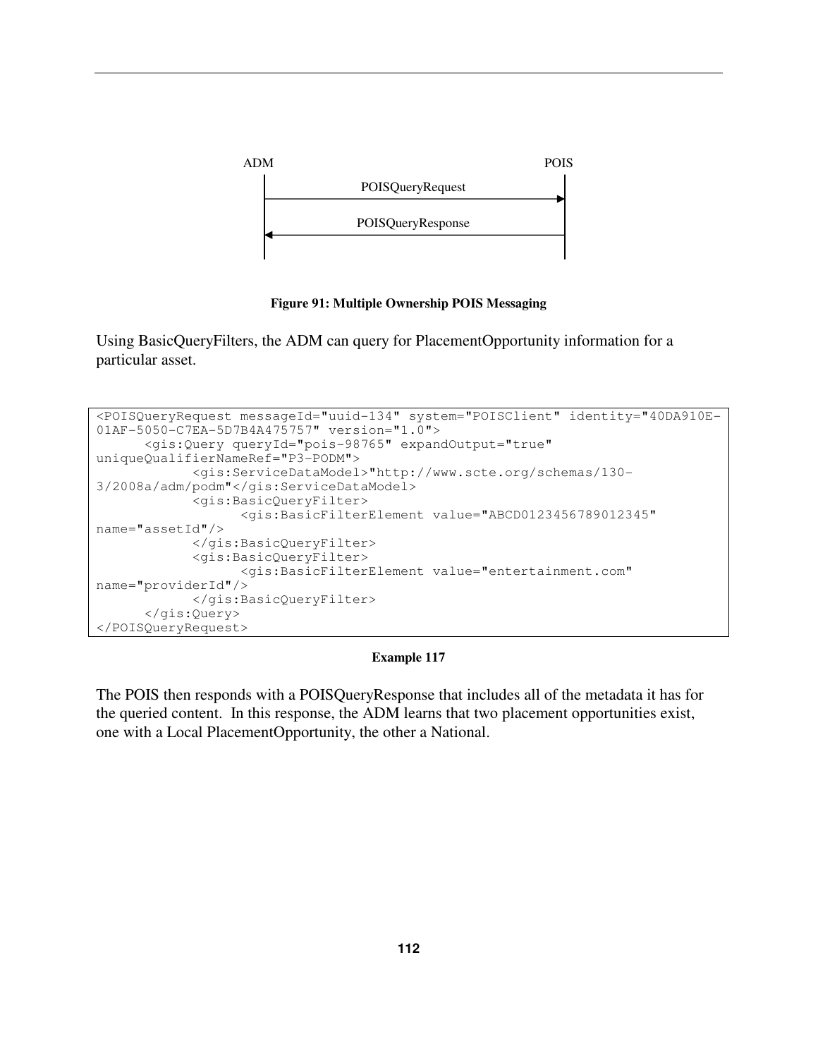ADM → POIS: POISQueryRequest

POIS → ADM: POISQueryResponse

**Figure 91: Multiple Ownership POIS Messaging**

Using BasicQueryFilters, the ADM can query for PlacementOpportunity information for a particular asset.

```
<POISQueryRequest messageId="uuid-134" system="POISClient" identity="40DA910E-
01AF-5050-C7EA-5D7B4A475757" version="1.0">
      <gis:Query queryId="pois-98765" expandOutput="true"
uniqueQualifierNameRef="P3-PODM">
            <gis:ServiceDataModel>"http://www.scte.org/schemas/130-
3/2008a/adm/podm"</gis:ServiceDataModel>
            <gis:BasicQueryFilter>
                  <gis:BasicFilterElement value="ABCD0123456789012345"
name="assetId"/>
            </gis:BasicQueryFilter>
            <gis:BasicQueryFilter>
                  <gis:BasicFilterElement value="entertainment.com"
name="providerId"/>
            </gis:BasicQueryFilter>
      </gis:Query>
</POISQueryRequest>
```

**Example 117**

The POIS then responds with a POISQueryResponse that includes all of the metadata it has for the queried content. In this response, the ADM learns that two placement opportunities exist, one with a Local PlacementOpportunity, the other a National.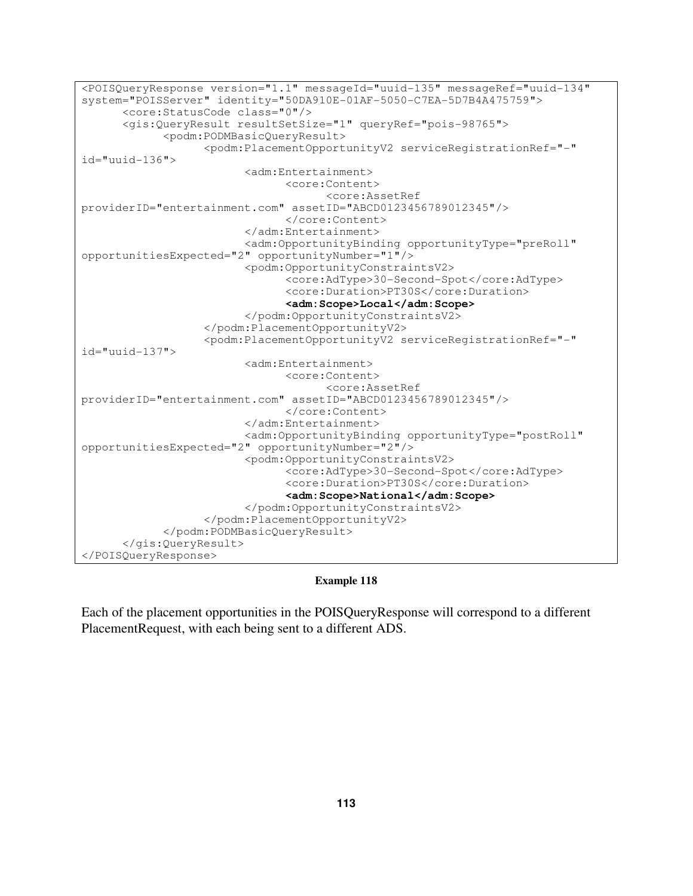```
<POISQueryResponse version="1.1" messageId="uuid-135" messageRef="uuid-134"
system="POISServer" identity="50DA910E-01AF-5050-C7EA-5D7B4A475759">
      <core:StatusCode class="0"/>
      <gis:QueryResult resultSetSize="1" queryRef="pois-98765">
            <podm:PODMBasicQueryResult>
                  <podm:PlacementOpportunityV2 serviceRegistrationRef="-"
id="uuid-136">
                        <adm:Entertainment>
                              <core:Content>
                                    <core:AssetRef
providerID="entertainment.com" assetID="ABCD0123456789012345"/>
                              </core:Content>
                        </adm:Entertainment>
                        <adm:OpportunityBinding opportunityType="preRoll"
opportunitiesExpected="2" opportunityNumber="1"/>
                        <podm:OpportunityConstraintsV2>
                              <core:AdType>30-Second-Spot</core:AdType>
                              <core:Duration>PT30S</core:Duration>
                              <adm:Scope>Local</adm:Scope>
                        </podm:OpportunityConstraintsV2>
                  </podm:PlacementOpportunityV2>
                  <podm:PlacementOpportunityV2 serviceRegistrationRef="-"
id="uuid-137">
                        <adm:Entertainment>
                              <core:Content>
                                    <core:AssetRef
providerID="entertainment.com" assetID="ABCD0123456789012345"/>
                              </core:Content>
                        </adm:Entertainment>
                        <adm:OpportunityBinding opportunityType="postRoll"
opportunitiesExpected="2" opportunityNumber="2"/>
                        <podm:OpportunityConstraintsV2>
                              <core:AdType>30-Second-Spot</core:AdType>
                              <core:Duration>PT30S</core:Duration>
                              <adm:Scope>National</adm:Scope>
                        </podm:OpportunityConstraintsV2>
                  </podm:PlacementOpportunityV2>
            </podm:PODMBasicQueryResult>
      </gis:QueryResult>
</POISQueryResponse>
```

**Example 118**

Each of the placement opportunities in the POISQueryResponse will correspond to a different PlacementRequest, with each being sent to a different ADS.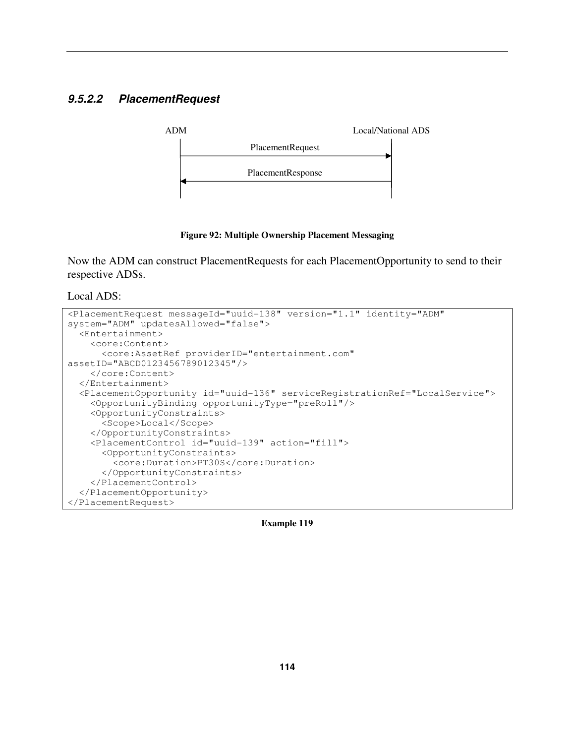#### *9.5.2.2 PlacementRequest*

ADM | Local/National ADS

PlacementRequest →

← PlacementResponse

**Figure 92: Multiple Ownership Placement Messaging**

Now the ADM can construct PlacementRequests for each PlacementOpportunity to send to their respective ADSs.

Local ADS:

```
<PlacementRequest messageId="uuid-138" version="1.1" identity="ADM"
system="ADM" updatesAllowed="false">
  <Entertainment>
    <core:Content>
      <core:AssetRef providerID="entertainment.com"
assetID="ABCD0123456789012345"/>
    </core:Content>
  </Entertainment>
  <PlacementOpportunity id="uuid-136" serviceRegistrationRef="LocalService">
    <OpportunityBinding opportunityType="preRoll"/>
    <OpportunityConstraints>
      <Scope>Local</Scope>
    </OpportunityConstraints>
    <PlacementControl id="uuid-139" action="fill">
      <OpportunityConstraints>
        <core:Duration>PT30S</core:Duration>
      </OpportunityConstraints>
    </PlacementControl>
  </PlacementOpportunity>
</PlacementRequest>
```

**Example 119**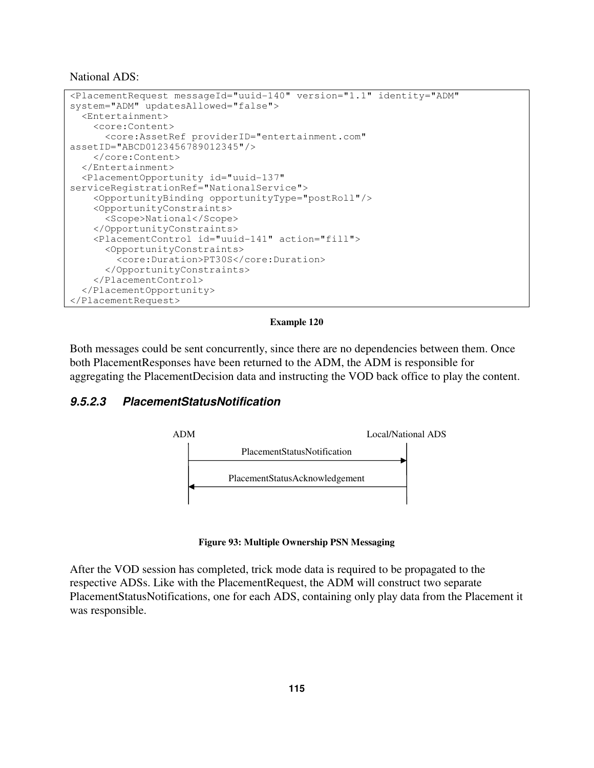National ADS:

```
<PlacementRequest messageId="uuid-140" version="1.1" identity="ADM"
system="ADM" updatesAllowed="false">
  <Entertainment>
    <core:Content>
      <core:AssetRef providerID="entertainment.com"
assetID="ABCD0123456789012345"/>
    </core:Content>
  </Entertainment>
  <PlacementOpportunity id="uuid-137"
serviceRegistrationRef="NationalService">
    <OpportunityBinding opportunityType="postRoll"/>
    <OpportunityConstraints>
      <Scope>National</Scope>
    </OpportunityConstraints>
    <PlacementControl id="uuid-141" action="fill">
      <OpportunityConstraints>
        <core:Duration>PT30S</core:Duration>
      </OpportunityConstraints>
    </PlacementControl>
  </PlacementOpportunity>
</PlacementRequest>
```

**Example 120**

Both messages could be sent concurrently, since there are no dependencies between them. Once both PlacementResponses have been returned to the ADM, the ADM is responsible for aggregating the PlacementDecision data and instructing the VOD back office to play the content.

#### *9.5.2.3 PlacementStatusNotification*

ADM → Local/National ADS: PlacementStatusNotification

Local/National ADS → ADM: PlacementStatusAcknowledgement

**Figure 93: Multiple Ownership PSN Messaging**

After the VOD session has completed, trick mode data is required to be propagated to the respective ADSs. Like with the PlacementRequest, the ADM will construct two separate PlacementStatusNotifications, one for each ADS, containing only play data from the Placement it was responsible.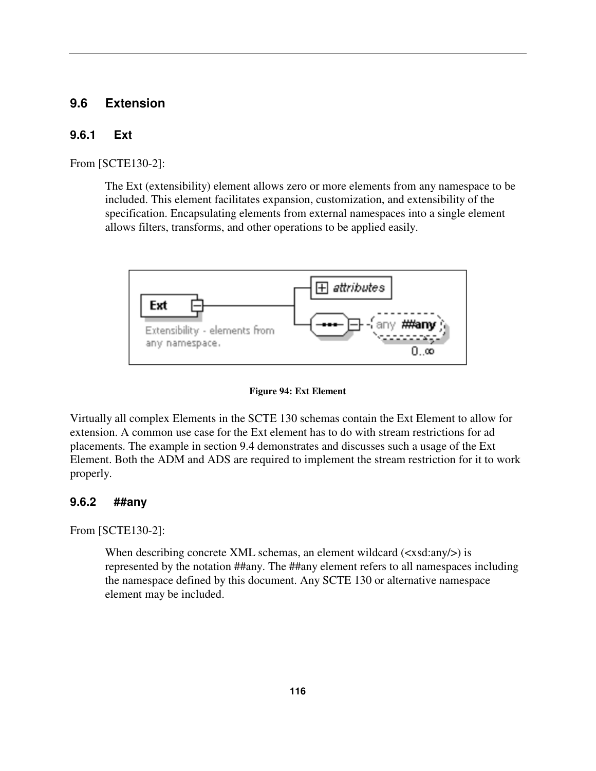## 9.6 Extension

### 9.6.1 Ext

From [SCTE130-2]:

> The Ext (extensibility) element allows zero or more elements from any namespace to be included. This element facilitates expansion, customization, and extensibility of the specification. Encapsulating elements from external namespaces into a single element allows filters, transforms, and other operations to be applied easily.

**Figure 94: Ext Element**

Virtually all complex Elements in the SCTE 130 schemas contain the Ext Element to allow for extension. A common use case for the Ext element has to do with stream restrictions for ad placements. The example in section 9.4 demonstrates and discusses such a usage of the Ext Element. Both the ADM and ADS are required to implement the stream restriction for it to work properly.

### 9.6.2 ##any

From [SCTE130-2]:

> When describing concrete XML schemas, an element wildcard (<xsd:any/>) is represented by the notation ##any. The ##any element refers to all namespaces including the namespace defined by this document. Any SCTE 130 or alternative namespace element may be included.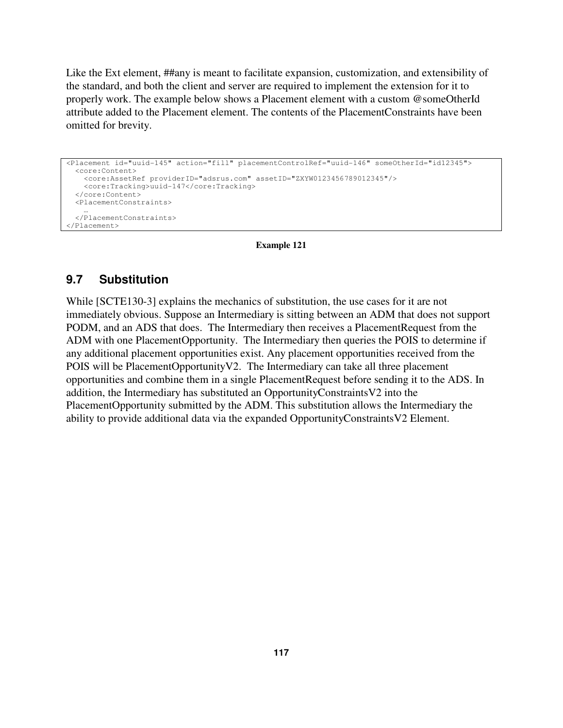Like the Ext element, ##any is meant to facilitate expansion, customization, and extensibility of the standard, and both the client and server are required to implement the extension for it to properly work. The example below shows a Placement element with a custom @someOtherId attribute added to the Placement element. The contents of the PlacementConstraints have been omitted for brevity.

```
<Placement id="uuid-145" action="fill" placementControlRef="uuid-146" someOtherId="id12345">
  <core:Content>
    <core:AssetRef providerID="adsrus.com" assetID="ZXYW0123456789012345"/>
    <core:Tracking>uuid-147</core:Tracking>
  </core:Content>
  <PlacementConstraints>
    …
  </PlacementConstraints>
</Placement>
```

**Example 121**

## 9.7 Substitution

While [SCTE130-3] explains the mechanics of substitution, the use cases for it are not immediately obvious. Suppose an Intermediary is sitting between an ADM that does not support PODM, and an ADS that does. The Intermediary then receives a PlacementRequest from the ADM with one PlacementOpportunity. The Intermediary then queries the POIS to determine if any additional placement opportunities exist. Any placement opportunities received from the POIS will be PlacementOpportunityV2. The Intermediary can take all three placement opportunities and combine them in a single PlacementRequest before sending it to the ADS. In addition, the Intermediary has substituted an OpportunityConstraintsV2 into the PlacementOpportunity submitted by the ADM. This substitution allows the Intermediary the ability to provide additional data via the expanded OpportunityConstraintsV2 Element.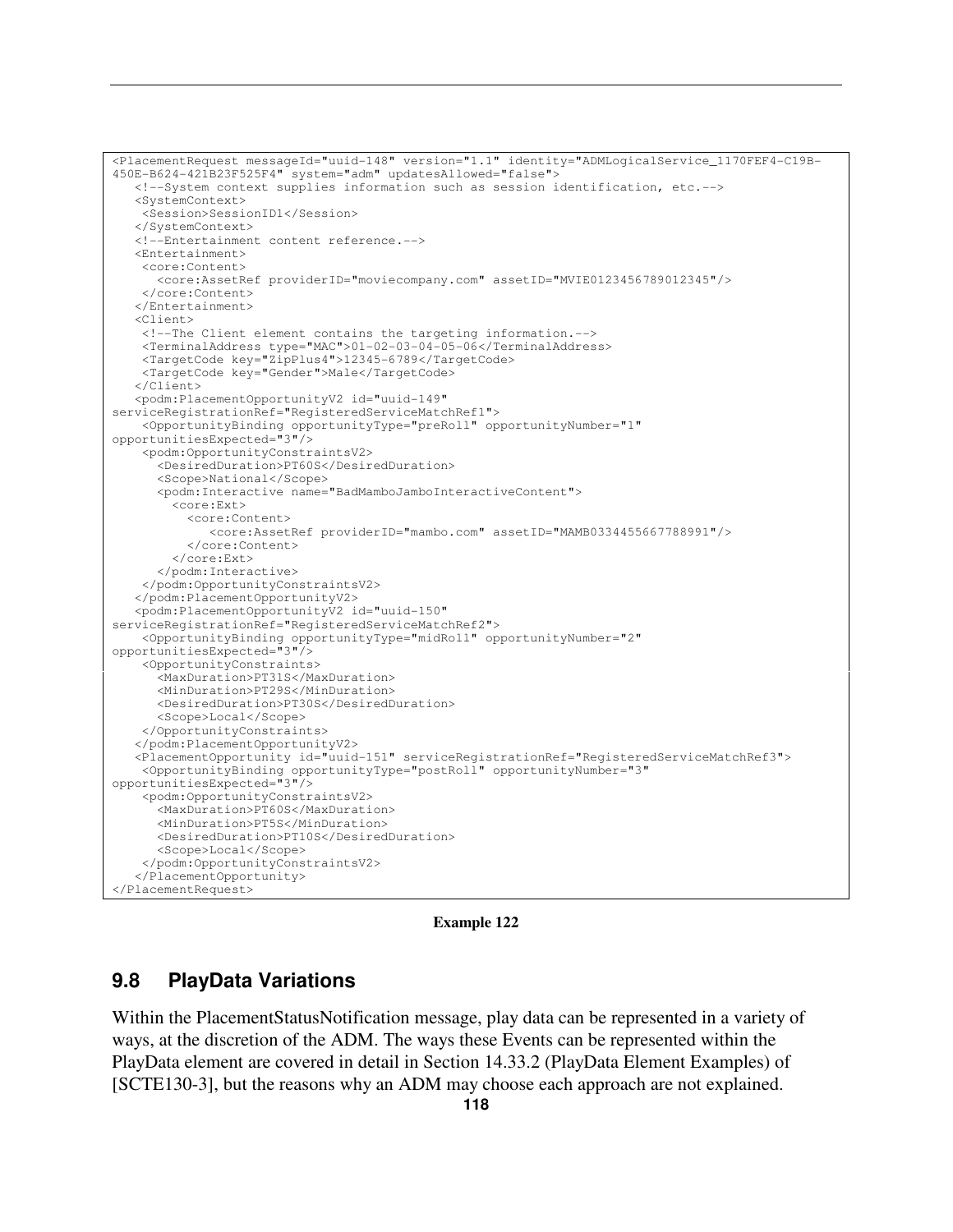```
<PlacementRequest messageId="uuid-148" version="1.1" identity="ADMLogicalService_1170FEF4-C19B-
450E-B624-421B23F525F4" system="adm" updatesAllowed="false">
   <!--System context supplies information such as session identification, etc.-->
   <SystemContext>
    <Session>SessionID1</Session>
   </SystemContext>
   <!--Entertainment content reference.-->
   <Entertainment>
    <core:Content>
      <core:AssetRef providerID="moviecompany.com" assetID="MVIE0123456789012345"/>
    </core:Content>
   </Entertainment>
   <Client>
    <!--The Client element contains the targeting information.-->
    <TerminalAddress type="MAC">01-02-03-04-05-06</TerminalAddress>
    <TargetCode key="ZipPlus4">12345-6789</TargetCode>
    <TargetCode key="Gender">Male</TargetCode>
   </Client>
   <podm:PlacementOpportunityV2 id="uuid-149"
serviceRegistrationRef="RegisteredServiceMatchRef1">
    <OpportunityBinding opportunityType="preRoll" opportunityNumber="1"
opportunitiesExpected="3"/>
    <podm:OpportunityConstraintsV2>
      <DesiredDuration>PT60S</DesiredDuration>
      <Scope>National</Scope>
      <podm:Interactive name="BadMamboJamboInteractiveContent">
        <core:Ext>
          <core:Content>
             <core:AssetRef providerID="mambo.com" assetID="MAMB0334455667788991"/>
          </core:Content>
        </core:Ext>
      </podm:Interactive>
    </podm:OpportunityConstraintsV2>
   </podm:PlacementOpportunityV2>
   <podm:PlacementOpportunityV2 id="uuid-150"
serviceRegistrationRef="RegisteredServiceMatchRef2">
    <OpportunityBinding opportunityType="midRoll" opportunityNumber="2"
opportunitiesExpected="3"/>
    <OpportunityConstraints>
      <MaxDuration>PT31S</MaxDuration>
      <MinDuration>PT29S</MinDuration>
      <DesiredDuration>PT30S</DesiredDuration>
      <Scope>Local</Scope>
    </OpportunityConstraints>
   </podm:PlacementOpportunityV2>
   <PlacementOpportunity id="uuid-151" serviceRegistrationRef="RegisteredServiceMatchRef3">
    <OpportunityBinding opportunityType="postRoll" opportunityNumber="3"
opportunitiesExpected="3"/>
    <podm:OpportunityConstraintsV2>
      <MaxDuration>PT60S</MaxDuration>
      <MinDuration>PT5S</MinDuration>
      <DesiredDuration>PT10S</DesiredDuration>
      <Scope>Local</Scope>
    </podm:OpportunityConstraintsV2>
   </PlacementOpportunity>
</PlacementRequest>
```

**Example 122**

## 9.8 PlayData Variations

Within the PlacementStatusNotification message, play data can be represented in a variety of ways, at the discretion of the ADM. The ways these Events can be represented within the PlayData element are covered in detail in Section 14.33.2 (PlayData Element Examples) of [SCTE130-3], but the reasons why an ADM may choose each approach are not explained.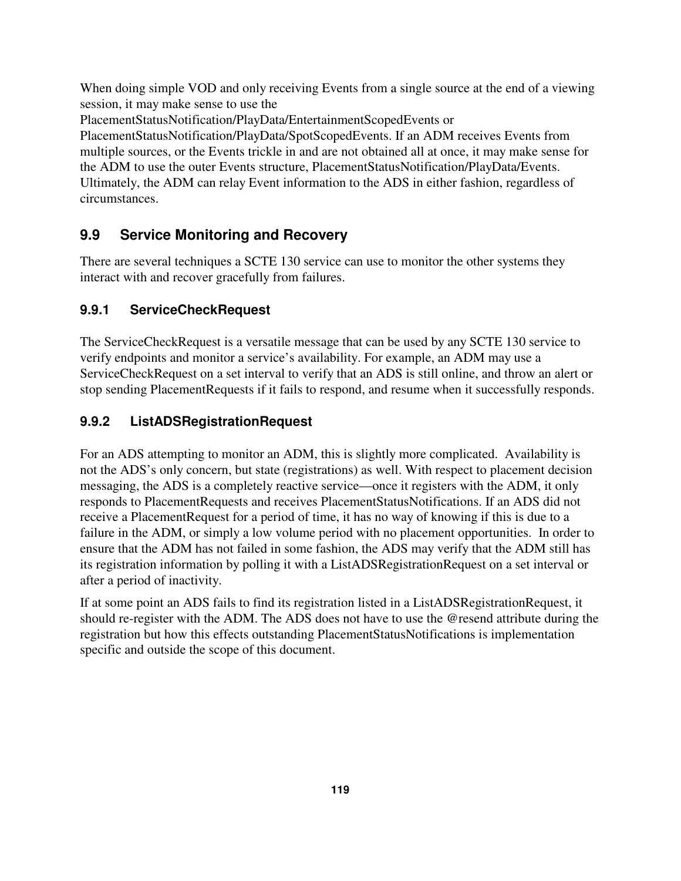When doing simple VOD and only receiving Events from a single source at the end of a viewing session, it may make sense to use the PlacementStatusNotification/PlayData/EntertainmentScopedEvents or PlacementStatusNotification/PlayData/SpotScopedEvents. If an ADM receives Events from multiple sources, or the Events trickle in and are not obtained all at once, it may make sense for the ADM to use the outer Events structure, PlacementStatusNotification/PlayData/Events. Ultimately, the ADM can relay Event information to the ADS in either fashion, regardless of circumstances.

## 9.9 Service Monitoring and Recovery

There are several techniques a SCTE 130 service can use to monitor the other systems they interact with and recover gracefully from failures.

### 9.9.1 ServiceCheckRequest

The ServiceCheckRequest is a versatile message that can be used by any SCTE 130 service to verify endpoints and monitor a service's availability. For example, an ADM may use a ServiceCheckRequest on a set interval to verify that an ADS is still online, and throw an alert or stop sending PlacementRequests if it fails to respond, and resume when it successfully responds.

### 9.9.2 ListADSRegistrationRequest

For an ADS attempting to monitor an ADM, this is slightly more complicated. Availability is not the ADS's only concern, but state (registrations) as well. With respect to placement decision messaging, the ADS is a completely reactive service—once it registers with the ADM, it only responds to PlacementRequests and receives PlacementStatusNotifications. If an ADS did not receive a PlacementRequest for a period of time, it has no way of knowing if this is due to a failure in the ADM, or simply a low volume period with no placement opportunities. In order to ensure that the ADM has not failed in some fashion, the ADS may verify that the ADM still has its registration information by polling it with a ListADSRegistrationRequest on a set interval or after a period of inactivity.

If at some point an ADS fails to find its registration listed in a ListADSRegistrationRequest, it should re-register with the ADM. The ADS does not have to use the @resend attribute during the registration but how this effects outstanding PlacementStatusNotifications is implementation specific and outside the scope of this document.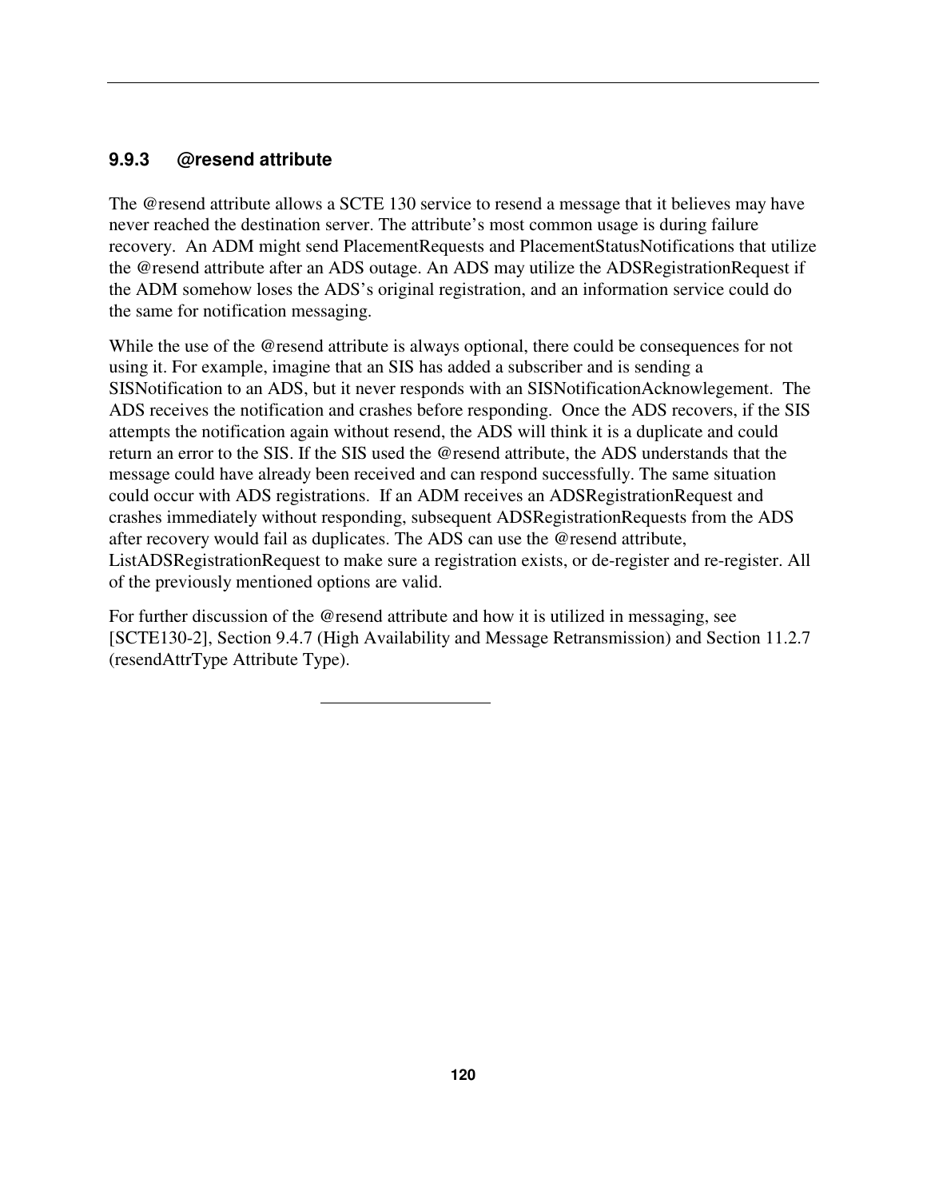### 9.9.3 @resend attribute

The @resend attribute allows a SCTE 130 service to resend a message that it believes may have never reached the destination server. The attribute's most common usage is during failure recovery. An ADM might send PlacementRequests and PlacementStatusNotifications that utilize the @resend attribute after an ADS outage. An ADS may utilize the ADSRegistrationRequest if the ADM somehow loses the ADS's original registration, and an information service could do the same for notification messaging.

While the use of the @resend attribute is always optional, there could be consequences for not using it. For example, imagine that an SIS has added a subscriber and is sending a SISNotification to an ADS, but it never responds with an SISNotificationAcknowlegement. The ADS receives the notification and crashes before responding. Once the ADS recovers, if the SIS attempts the notification again without resend, the ADS will think it is a duplicate and could return an error to the SIS. If the SIS used the @resend attribute, the ADS understands that the message could have already been received and can respond successfully. The same situation could occur with ADS registrations. If an ADM receives an ADSRegistrationRequest and crashes immediately without responding, subsequent ADSRegistrationRequests from the ADS after recovery would fail as duplicates. The ADS can use the @resend attribute, ListADSRegistrationRequest to make sure a registration exists, or de-register and re-register. All of the previously mentioned options are valid.

For further discussion of the @resend attribute and how it is utilized in messaging, see [SCTE130-2], Section 9.4.7 (High Availability and Message Retransmission) and Section 11.2.7 (resendAttrType Attribute Type).